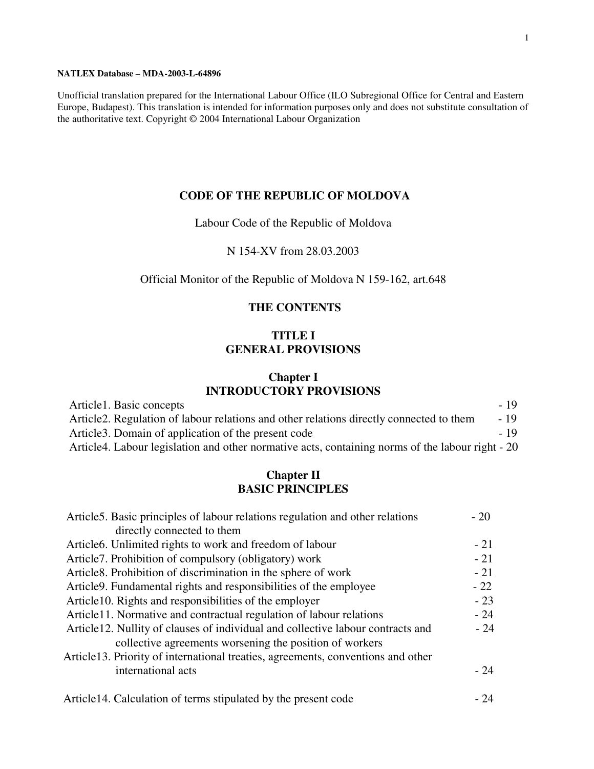**NATLEX Database – MDA-2003-L-64896**

Unofficial translation prepared for the International Labour Office (ILO Subregional Office for Central and Eastern Europe, Budapest). This translation is intended for information purposes only and does not substitute consultation of the authoritative text. Copyright © 2004 International Labour Organization

# CODE OF THE REPUBLIC OF MOLDOVA

Labour Code of the Republic of Moldova

N 154-XV from 28.03.2003

Official Monitor of the Republic of Moldova N 159-162, art.648

## THE CONTENTS

## TITLE I
## GENERAL PROVISIONS

### Chapter I
### INTRODUCTORY PROVISIONS

Article1. Basic concepts - 19
Article2. Regulation of labour relations and other relations directly connected to them - 19
Article3. Domain of application of the present code - 19
Article4. Labour legislation and other normative acts, containing norms of the labour right - 20

### Chapter II
### BASIC PRINCIPLES

Article5. Basic principles of labour relations regulation and other relations directly connected to them - 20
Article6. Unlimited rights to work and freedom of labour - 21
Article7. Prohibition of compulsory (obligatory) work - 21
Article8. Prohibition of discrimination in the sphere of work - 21
Article9. Fundamental rights and responsibilities of the employee - 22
Article10. Rights and responsibilities of the employer - 23
Article11. Normative and contractual regulation of labour relations - 24
Article12. Nullity of clauses of individual and collective labour contracts and collective agreements worsening the position of workers - 24
Article13. Priority of international treaties, agreements, conventions and other international acts - 24

Article14. Calculation of terms stipulated by the present code - 24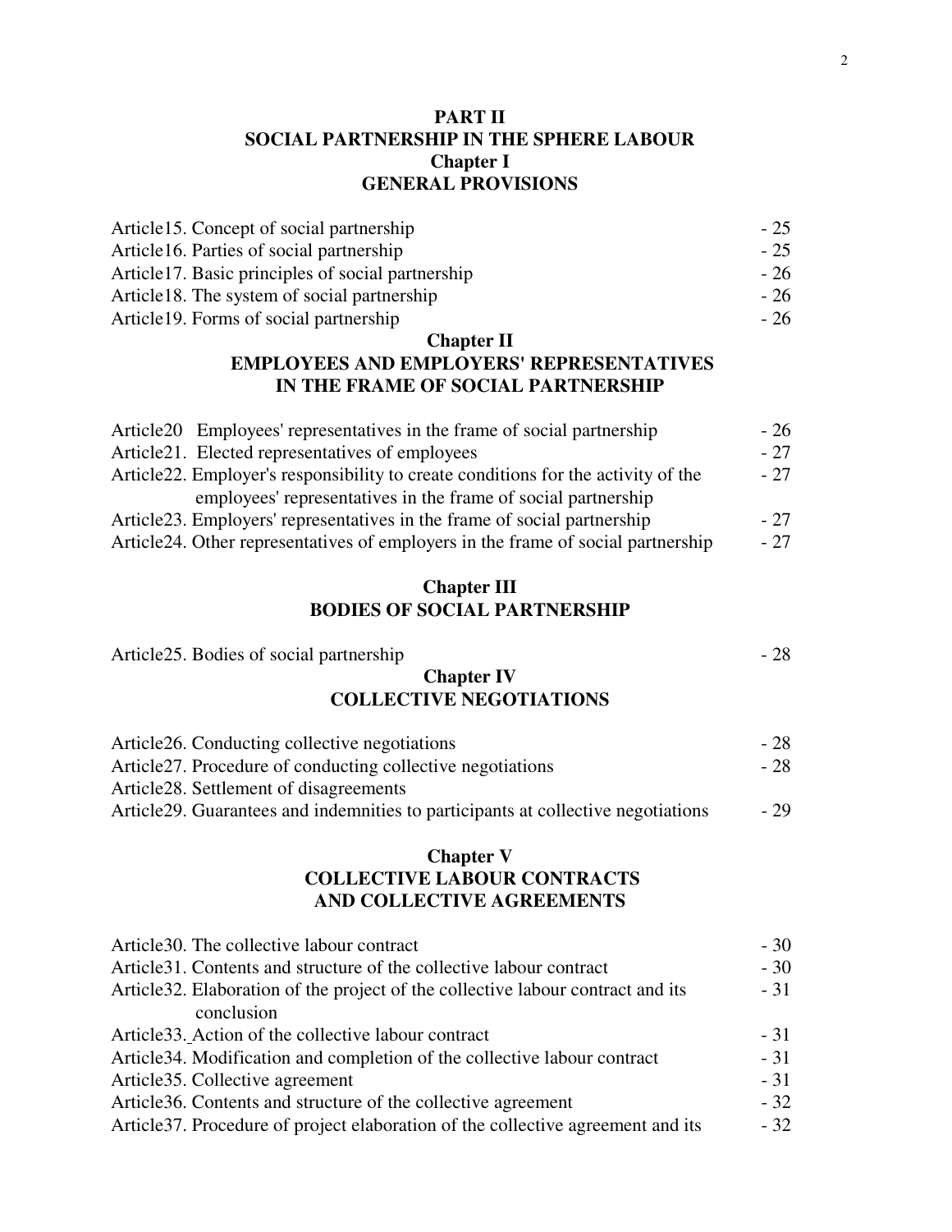## PART II
## SOCIAL PARTNERSHIP IN THE SPHERE LABOUR
### Chapter I
### GENERAL PROVISIONS

| | |
|---|---|
| Article15. Concept of social partnership | - 25 |
| Article16. Parties of social partnership | - 25 |
| Article17. Basic principles of social partnership | - 26 |
| Article18. The system of social partnership | - 26 |
| Article19. Forms of social partnership | - 26 |

### Chapter II
### EMPLOYEES AND EMPLOYERS' REPRESENTATIVES IN THE FRAME OF SOCIAL PARTNERSHIP

| | |
|---|---|
| Article20 Employees' representatives in the frame of social partnership | - 26 |
| Article21. Elected representatives of employees | - 27 |
| Article22. Employer's responsibility to create conditions for the activity of the employees' representatives in the frame of social partnership | - 27 |
| Article23. Employers' representatives in the frame of social partnership | - 27 |
| Article24. Other representatives of employers in the frame of social partnership | - 27 |

### Chapter III
### BODIES OF SOCIAL PARTNERSHIP

| | |
|---|---|
| Article25. Bodies of social partnership | - 28 |

### Chapter IV
### COLLECTIVE NEGOTIATIONS

| | |
|---|---|
| Article26. Conducting collective negotiations | - 28 |
| Article27. Procedure of conducting collective negotiations | - 28 |
| Article28. Settlement of disagreements | |
| Article29. Guarantees and indemnities to participants at collective negotiations | - 29 |

### Chapter V
### COLLECTIVE LABOUR CONTRACTS AND COLLECTIVE AGREEMENTS

| | |
|---|---|
| Article30. The collective labour contract | - 30 |
| Article31. Contents and structure of the collective labour contract | - 30 |
| Article32. Elaboration of the project of the collective labour contract and its conclusion | - 31 |
| Article33. Action of the collective labour contract | - 31 |
| Article34. Modification and completion of the collective labour contract | - 31 |
| Article35. Collective agreement | - 31 |
| Article36. Contents and structure of the collective agreement | - 32 |
| Article37. Procedure of project elaboration of the collective agreement and its | - 32 |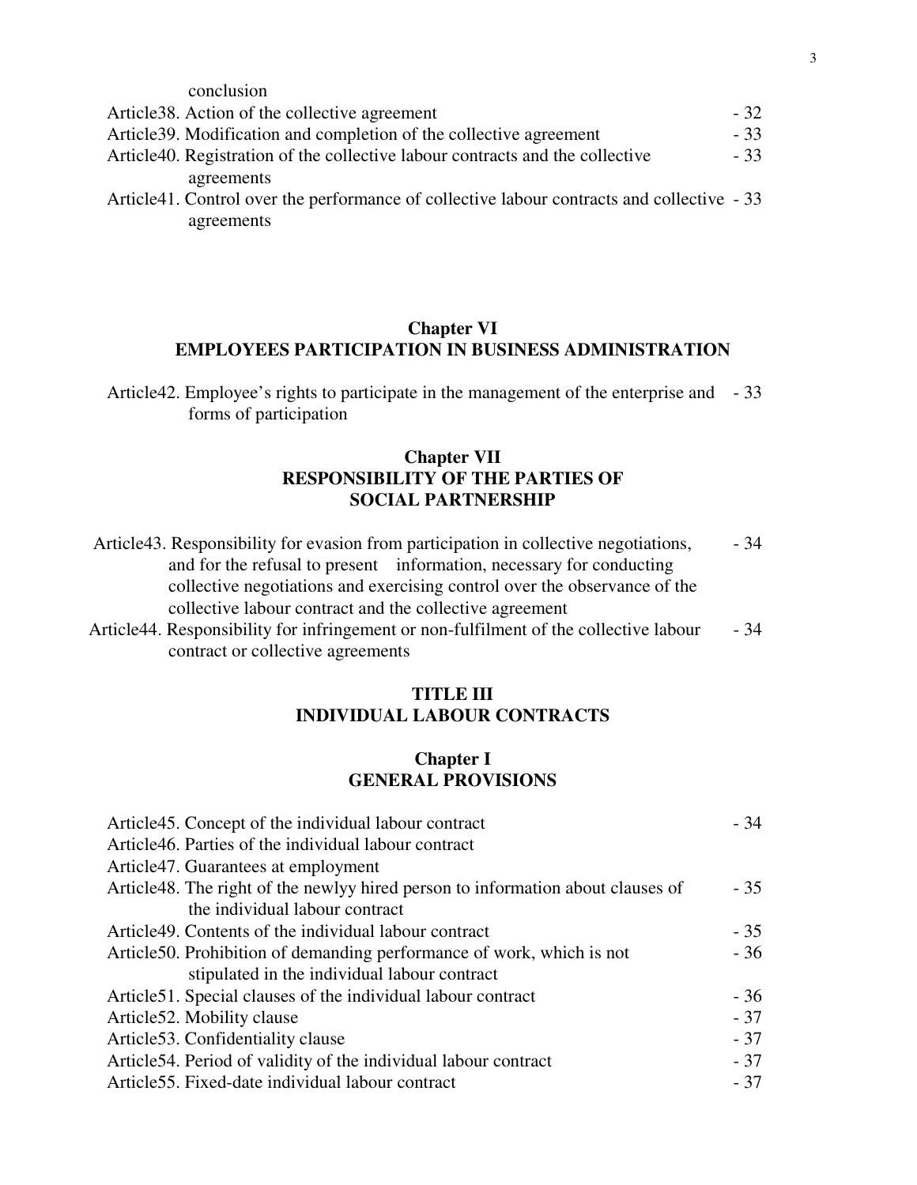conclusion

Article38. Action of the collective agreement - 32

Article39. Modification and completion of the collective agreement - 33

Article40. Registration of the collective labour contracts and the collective agreements - 33

Article41. Control over the performance of collective labour contracts and collective agreements - 33

## Chapter VI
## EMPLOYEES PARTICIPATION IN BUSINESS ADMINISTRATION

Article42. Employee's rights to participate in the management of the enterprise and forms of participation - 33

## Chapter VII
## RESPONSIBILITY OF THE PARTIES OF SOCIAL PARTNERSHIP

Article43. Responsibility for evasion from participation in collective negotiations, and for the refusal to present information, necessary for conducting collective negotiations and exercising control over the observance of the collective labour contract and the collective agreement - 34

Article44. Responsibility for infringement or non-fulfilment of the collective labour contract or collective agreements - 34

# TITLE III
# INDIVIDUAL LABOUR CONTRACTS

## Chapter I
## GENERAL PROVISIONS

Article45. Concept of the individual labour contract - 34

Article46. Parties of the individual labour contract

Article47. Guarantees at employment

Article48. The right of the newlyy hired person to information about clauses of the individual labour contract - 35

Article49. Contents of the individual labour contract - 35

Article50. Prohibition of demanding performance of work, which is not stipulated in the individual labour contract - 36

Article51. Special clauses of the individual labour contract - 36

Article52. Mobility clause - 37

Article53. Confidentiality clause - 37

Article54. Period of validity of the individual labour contract - 37

Article55. Fixed-date individual labour contract - 37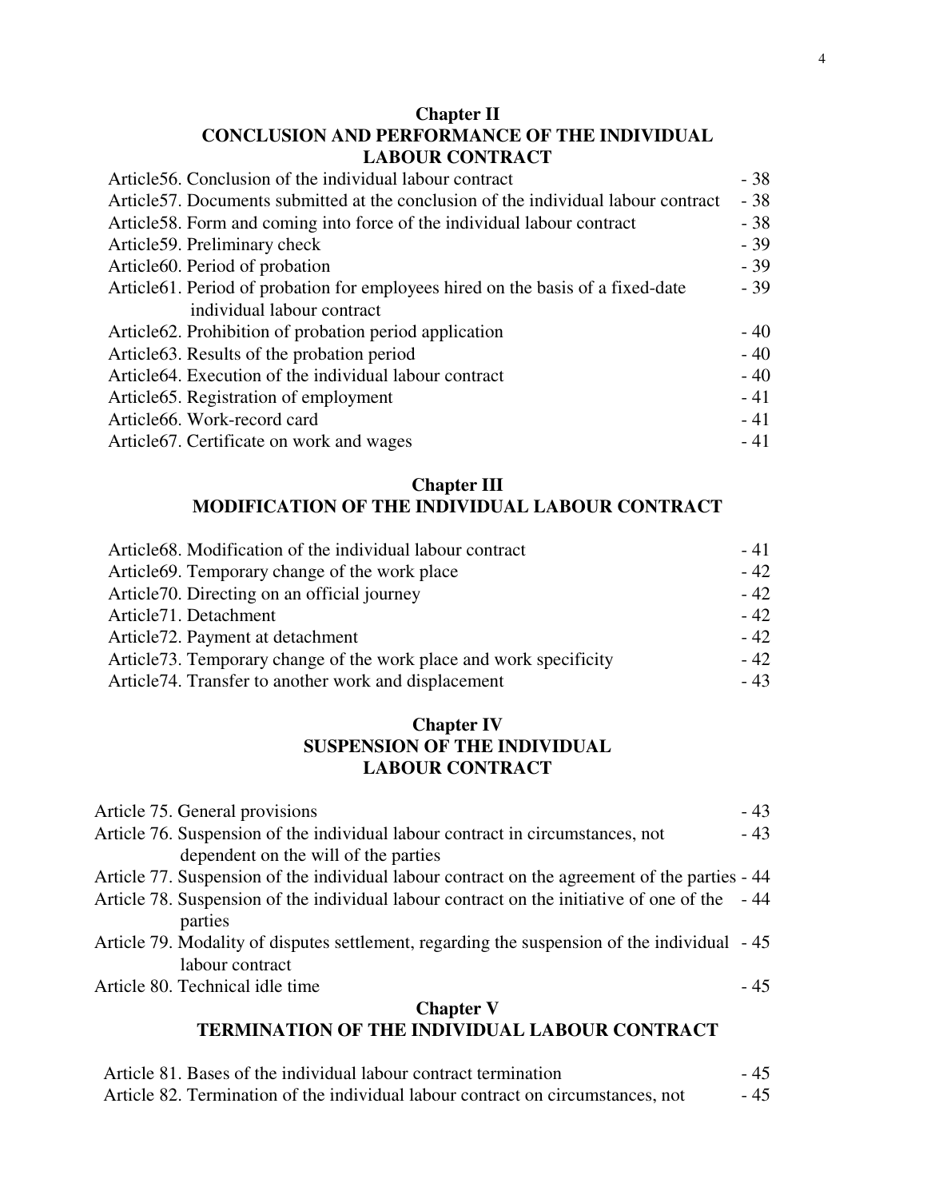## Chapter II
## CONCLUSION AND PERFORMANCE OF THE INDIVIDUAL LABOUR CONTRACT

| | |
|---|---|
| Article56. Conclusion of the individual labour contract | - 38 |
| Article57. Documents submitted at the conclusion of the individual labour contract | - 38 |
| Article58. Form and coming into force of the individual labour contract | - 38 |
| Article59. Preliminary check | - 39 |
| Article60. Period of probation | - 39 |
| Article61. Period of probation for employees hired on the basis of a fixed-date individual labour contract | - 39 |
| Article62. Prohibition of probation period application | - 40 |
| Article63. Results of the probation period | - 40 |
| Article64. Execution of the individual labour contract | - 40 |
| Article65. Registration of employment | - 41 |
| Article66. Work-record card | - 41 |
| Article67. Certificate on work and wages | - 41 |

## Chapter III
## MODIFICATION OF THE INDIVIDUAL LABOUR CONTRACT

| | |
|---|---|
| Article68. Modification of the individual labour contract | - 41 |
| Article69. Temporary change of the work place | - 42 |
| Article70. Directing on an official journey | - 42 |
| Article71. Detachment | - 42 |
| Article72. Payment at detachment | - 42 |
| Article73. Temporary change of the work place and work specificity | - 42 |
| Article74. Transfer to another work and displacement | - 43 |

## Chapter IV
## SUSPENSION OF THE INDIVIDUAL LABOUR CONTRACT

| | |
|---|---|
| Article 75. General provisions | - 43 |
| Article 76. Suspension of the individual labour contract in circumstances, not dependent on the will of the parties | - 43 |
| Article 77. Suspension of the individual labour contract on the agreement of the parties | - 44 |
| Article 78. Suspension of the individual labour contract on the initiative of one of the parties | - 44 |
| Article 79. Modality of disputes settlement, regarding the suspension of the individual labour contract | - 45 |
| Article 80. Technical idle time | - 45 |

## Chapter V
## TERMINATION OF THE INDIVIDUAL LABOUR CONTRACT

| | |
|---|---|
| Article 81. Bases of the individual labour contract termination | - 45 |
| Article 82. Termination of the individual labour contract on circumstances, not | - 45 |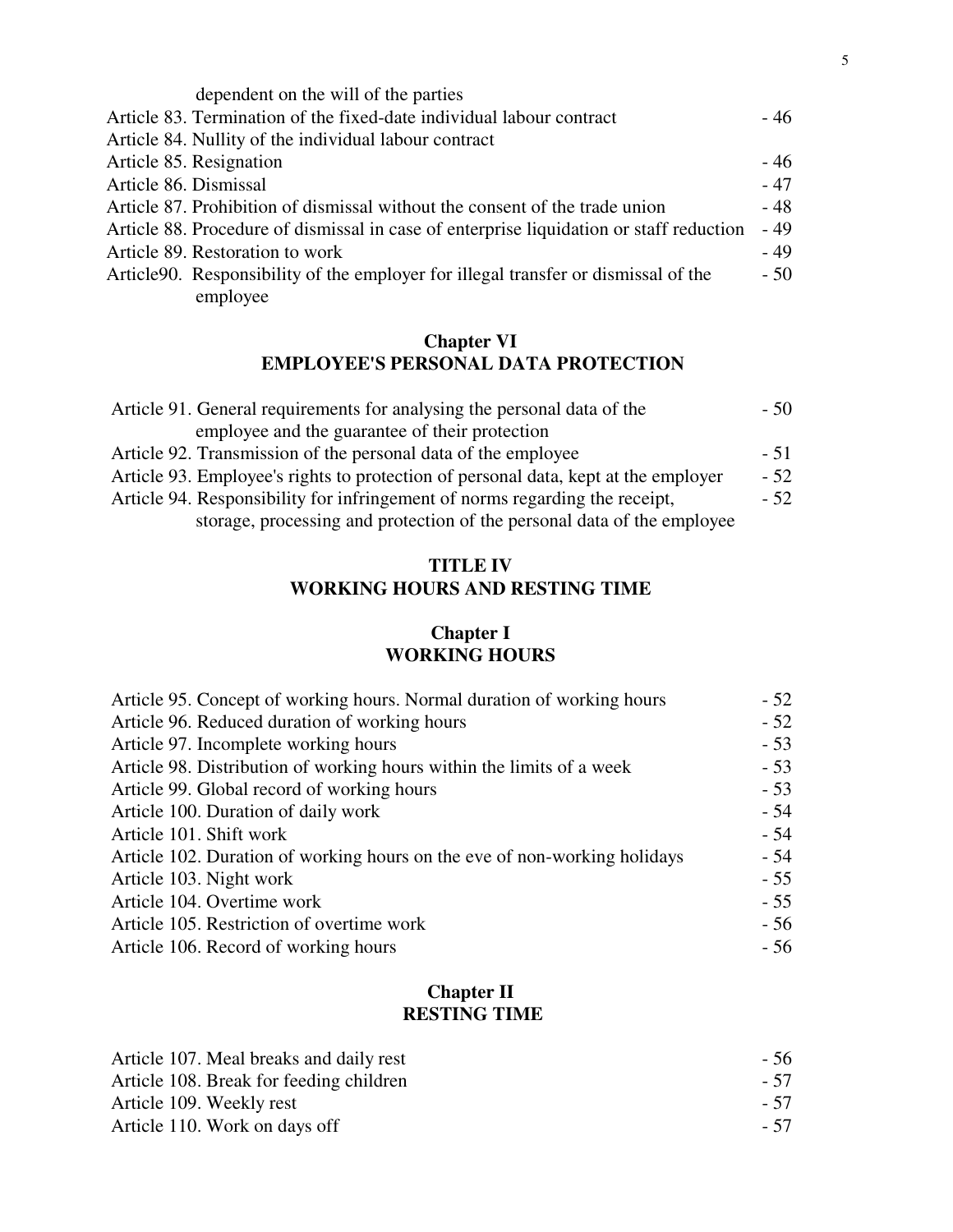dependent on the will of the parties

Article 83. Termination of the fixed-date individual labour contract - 46

Article 84. Nullity of the individual labour contract

Article 85. Resignation - 46

Article 86. Dismissal - 47

Article 87. Prohibition of dismissal without the consent of the trade union - 48

Article 88. Procedure of dismissal in case of enterprise liquidation or staff reduction - 49

Article 89. Restoration to work - 49

Article90. Responsibility of the employer for illegal transfer or dismissal of the employee - 50

## Chapter VI
## EMPLOYEE'S PERSONAL DATA PROTECTION

Article 91. General requirements for analysing the personal data of the employee and the guarantee of their protection - 50

Article 92. Transmission of the personal data of the employee - 51

Article 93. Employee's rights to protection of personal data, kept at the employer - 52

Article 94. Responsibility for infringement of norms regarding the receipt, storage, processing and protection of the personal data of the employee - 52

# TITLE IV
# WORKING HOURS AND RESTING TIME

## Chapter I
## WORKING HOURS

Article 95. Concept of working hours. Normal duration of working hours - 52

Article 96. Reduced duration of working hours - 52

Article 97. Incomplete working hours - 53

Article 98. Distribution of working hours within the limits of a week - 53

Article 99. Global record of working hours - 53

Article 100. Duration of daily work - 54

Article 101. Shift work - 54

Article 102. Duration of working hours on the eve of non-working holidays - 54

Article 103. Night work - 55

Article 104. Overtime work - 55

Article 105. Restriction of overtime work - 56

Article 106. Record of working hours - 56

## Chapter II
## RESTING TIME

Article 107. Meal breaks and daily rest - 56

Article 108. Break for feeding children - 57

Article 109. Weekly rest - 57

Article 110. Work on days off - 57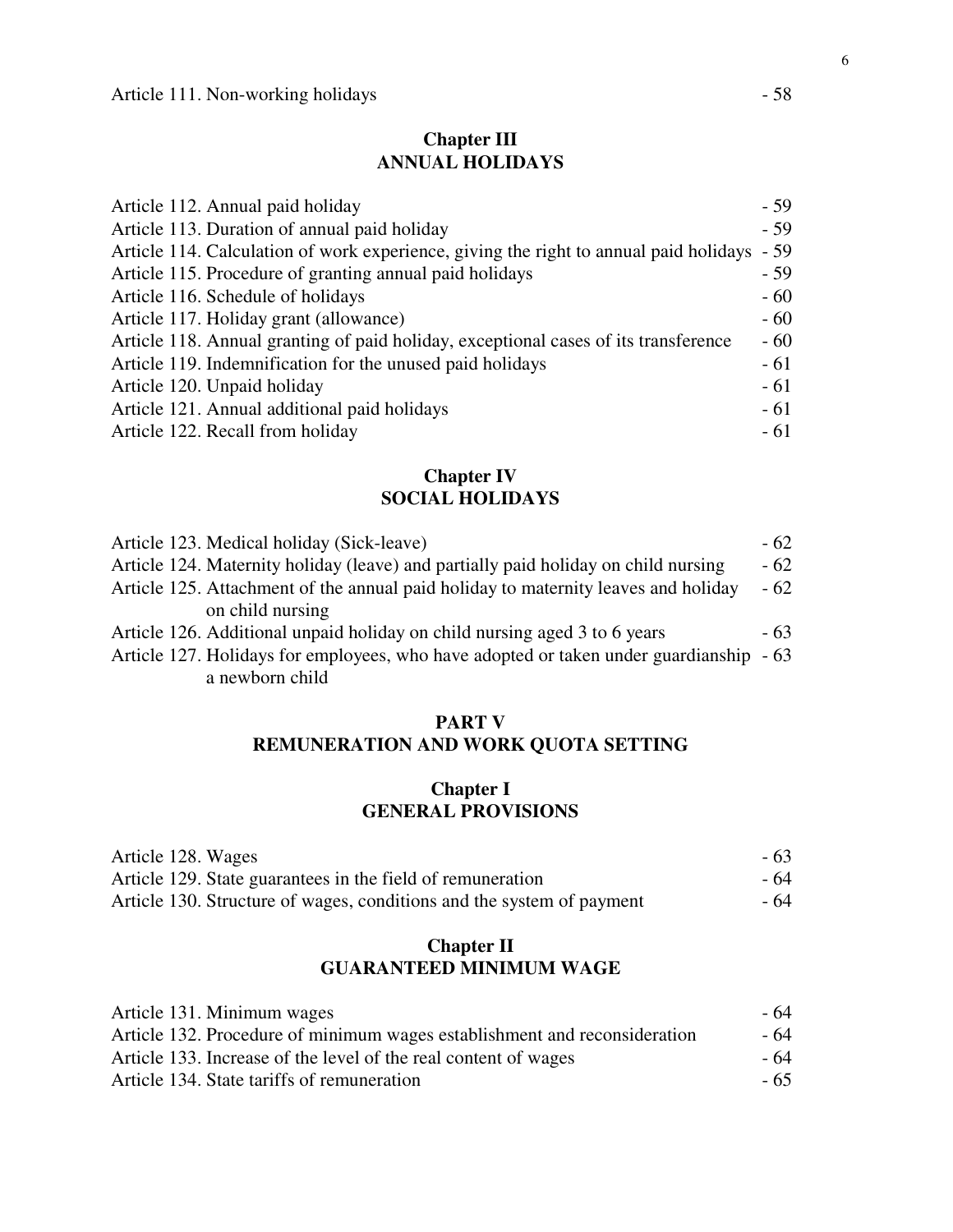Article 111. Non-working holidays - 58

## Chapter III
## ANNUAL HOLIDAYS

Article 112. Annual paid holiday - 59
Article 113. Duration of annual paid holiday - 59
Article 114. Calculation of work experience, giving the right to annual paid holidays - 59
Article 115. Procedure of granting annual paid holidays - 59
Article 116. Schedule of holidays - 60
Article 117. Holiday grant (allowance) - 60
Article 118. Annual granting of paid holiday, exceptional cases of its transference - 60
Article 119. Indemnification for the unused paid holidays - 61
Article 120. Unpaid holiday - 61
Article 121. Annual additional paid holidays - 61
Article 122. Recall from holiday - 61

## Chapter IV
## SOCIAL HOLIDAYS

Article 123. Medical holiday (Sick-leave) - 62
Article 124. Maternity holiday (leave) and partially paid holiday on child nursing - 62
Article 125. Attachment of the annual paid holiday to maternity leaves and holiday on child nursing - 62
Article 126. Additional unpaid holiday on child nursing aged 3 to 6 years - 63
Article 127. Holidays for employees, who have adopted or taken under guardianship a newborn child - 63

# PART V
# REMUNERATION AND WORK QUOTA SETTING

## Chapter I
## GENERAL PROVISIONS

Article 128. Wages - 63
Article 129. State guarantees in the field of remuneration - 64
Article 130. Structure of wages, conditions and the system of payment - 64

## Chapter II
## GUARANTEED MINIMUM WAGE

Article 131. Minimum wages - 64
Article 132. Procedure of minimum wages establishment and reconsideration - 64
Article 133. Increase of the level of the real content of wages - 64
Article 134. State tariffs of remuneration - 65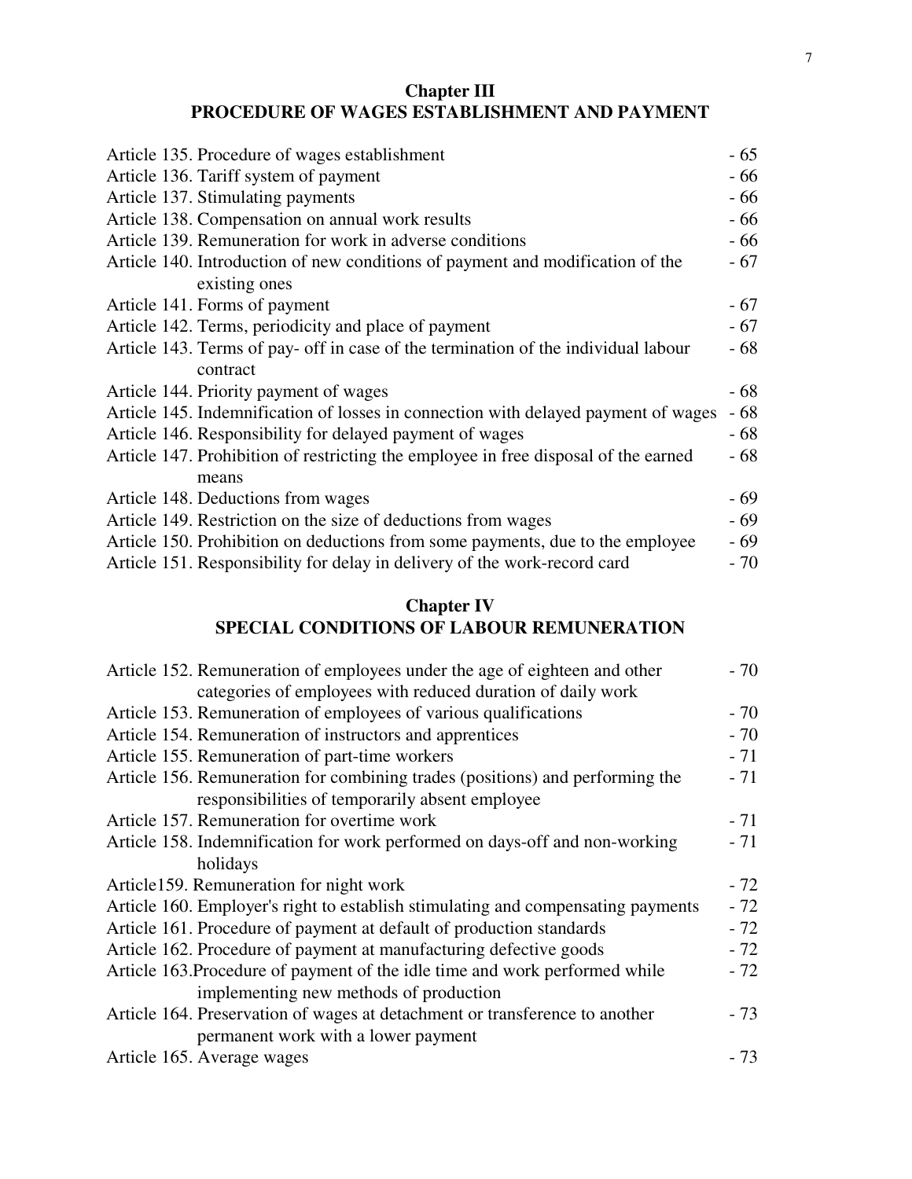## Chapter III
## PROCEDURE OF WAGES ESTABLISHMENT AND PAYMENT

| | |
|---|---|
| Article 135. Procedure of wages establishment | - 65 |
| Article 136. Tariff system of payment | - 66 |
| Article 137. Stimulating payments | - 66 |
| Article 138. Compensation on annual work results | - 66 |
| Article 139. Remuneration for work in adverse conditions | - 66 |
| Article 140. Introduction of new conditions of payment and modification of the existing ones | - 67 |
| Article 141. Forms of payment | - 67 |
| Article 142. Terms, periodicity and place of payment | - 67 |
| Article 143. Terms of pay- off in case of the termination of the individual labour contract | - 68 |
| Article 144. Priority payment of wages | - 68 |
| Article 145. Indemnification of losses in connection with delayed payment of wages | - 68 |
| Article 146. Responsibility for delayed payment of wages | - 68 |
| Article 147. Prohibition of restricting the employee in free disposal of the earned means | - 68 |
| Article 148. Deductions from wages | - 69 |
| Article 149. Restriction on the size of deductions from wages | - 69 |
| Article 150. Prohibition on deductions from some payments, due to the employee | - 69 |
| Article 151. Responsibility for delay in delivery of the work-record card | - 70 |

## Chapter IV
## SPECIAL CONDITIONS OF LABOUR REMUNERATION

| | |
|---|---|
| Article 152. Remuneration of employees under the age of eighteen and other categories of employees with reduced duration of daily work | - 70 |
| Article 153. Remuneration of employees of various qualifications | - 70 |
| Article 154. Remuneration of instructors and apprentices | - 70 |
| Article 155. Remuneration of part-time workers | - 71 |
| Article 156. Remuneration for combining trades (positions) and performing the responsibilities of temporarily absent employee | - 71 |
| Article 157. Remuneration for overtime work | - 71 |
| Article 158. Indemnification for work performed on days-off and non-working holidays | - 71 |
| Article159. Remuneration for night work | - 72 |
| Article 160. Employer's right to establish stimulating and compensating payments | - 72 |
| Article 161. Procedure of payment at default of production standards | - 72 |
| Article 162. Procedure of payment at manufacturing defective goods | - 72 |
| Article 163.Procedure of payment of the idle time and work performed while implementing new methods of production | - 72 |
| Article 164. Preservation of wages at detachment or transference to another permanent work with a lower payment | - 73 |
| Article 165. Average wages | - 73 |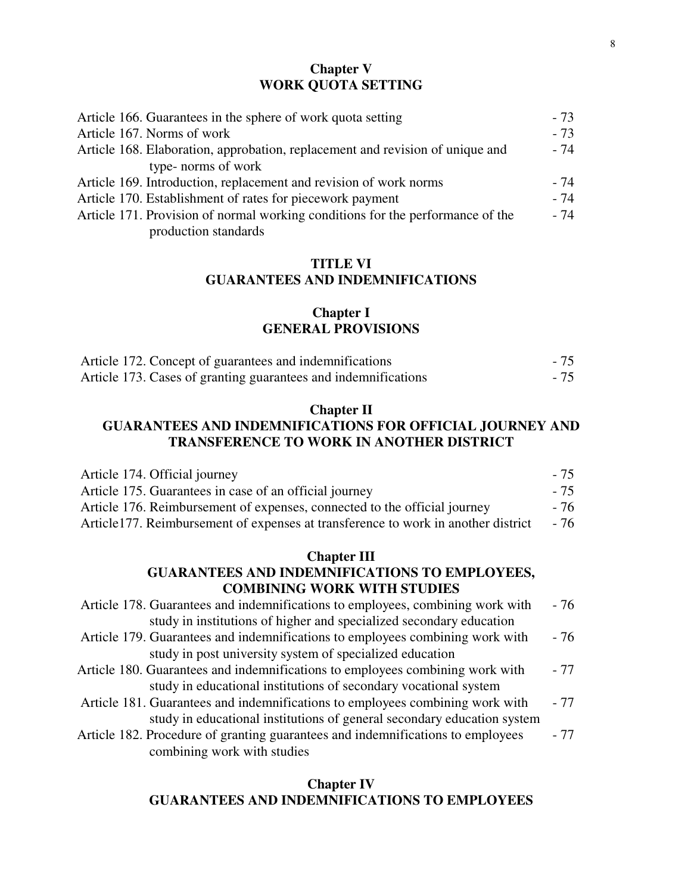## Chapter V
## WORK QUOTA SETTING

Article 166. Guarantees in the sphere of work quota setting - 73
Article 167. Norms of work - 73
Article 168. Elaboration, approbation, replacement and revision of unique and type- norms of work - 74
Article 169. Introduction, replacement and revision of work norms - 74
Article 170. Establishment of rates for piecework payment - 74
Article 171. Provision of normal working conditions for the performance of the production standards - 74

# TITLE VI
# GUARANTEES AND INDEMNIFICATIONS

## Chapter I
## GENERAL PROVISIONS

Article 172. Concept of guarantees and indemnifications - 75
Article 173. Cases of granting guarantees and indemnifications - 75

## Chapter II
## GUARANTEES AND INDEMNIFICATIONS FOR OFFICIAL JOURNEY AND TRANSFERENCE TO WORK IN ANOTHER DISTRICT

Article 174. Official journey - 75
Article 175. Guarantees in case of an official journey - 75
Article 176. Reimbursement of expenses, connected to the official journey - 76
Article177. Reimbursement of expenses at transference to work in another district - 76

## Chapter III
## GUARANTEES AND INDEMNIFICATIONS TO EMPLOYEES, COMBINING WORK WITH STUDIES

Article 178. Guarantees and indemnifications to employees, combining work with study in institutions of higher and specialized secondary education - 76
Article 179. Guarantees and indemnifications to employees combining work with study in post university system of specialized education - 76
Article 180. Guarantees and indemnifications to employees combining work with study in educational institutions of secondary vocational system - 77
Article 181. Guarantees and indemnifications to employees combining work with study in educational institutions of general secondary education system - 77
Article 182. Procedure of granting guarantees and indemnifications to employees combining work with studies - 77

## Chapter IV
## GUARANTEES AND INDEMNIFICATIONS TO EMPLOYEES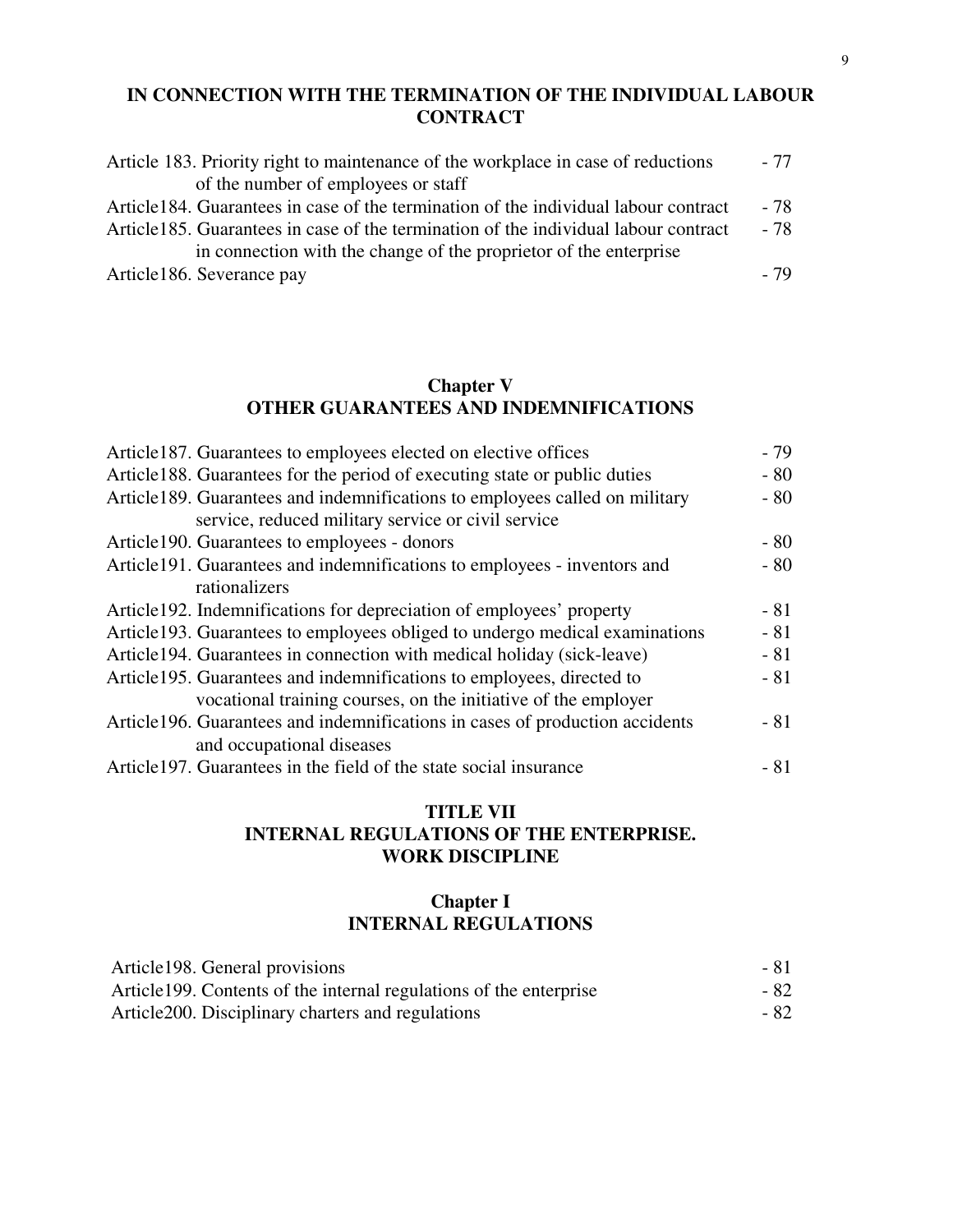## IN CONNECTION WITH THE TERMINATION OF THE INDIVIDUAL LABOUR CONTRACT

Article 183. Priority right to maintenance of the workplace in case of reductions of the number of employees or staff - 77
Article184. Guarantees in case of the termination of the individual labour contract - 78
Article185. Guarantees in case of the termination of the individual labour contract in connection with the change of the proprietor of the enterprise - 78
Article186. Severance pay - 79

## Chapter V
## OTHER GUARANTEES AND INDEMNIFICATIONS

Article187. Guarantees to employees elected on elective offices - 79
Article188. Guarantees for the period of executing state or public duties - 80
Article189. Guarantees and indemnifications to employees called on military service, reduced military service or civil service - 80
Article190. Guarantees to employees - donors - 80
Article191. Guarantees and indemnifications to employees - inventors and rationalizers - 80
Article192. Indemnifications for depreciation of employees' property - 81
Article193. Guarantees to employees obliged to undergo medical examinations - 81
Article194. Guarantees in connection with medical holiday (sick-leave) - 81
Article195. Guarantees and indemnifications to employees, directed to vocational training courses, on the initiative of the employer - 81
Article196. Guarantees and indemnifications in cases of production accidents and occupational diseases - 81
Article197. Guarantees in the field of the state social insurance - 81

# TITLE VII
# INTERNAL REGULATIONS OF THE ENTERPRISE. WORK DISCIPLINE

## Chapter I
## INTERNAL REGULATIONS

Article198. General provisions - 81
Article199. Contents of the internal regulations of the enterprise - 82
Article200. Disciplinary charters and regulations - 82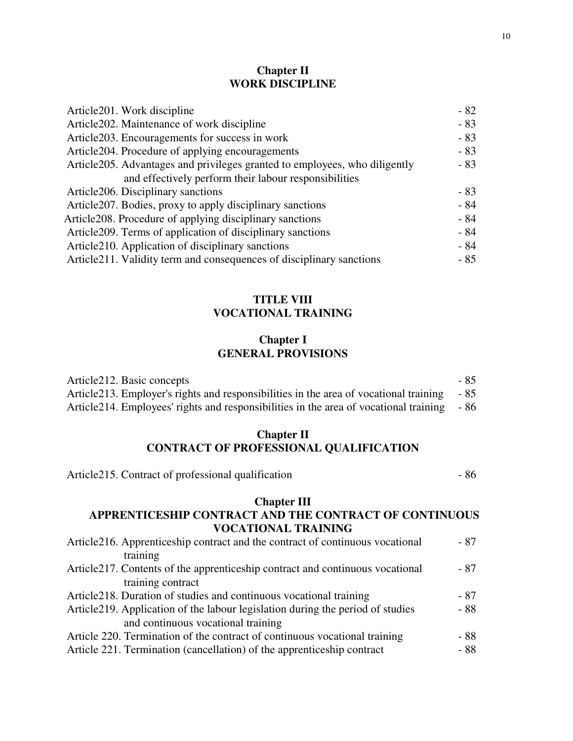## Chapter II
## WORK DISCIPLINE

| | |
|---|---|
| Article201. Work discipline | - 82 |
| Article202. Maintenance of work discipline | - 83 |
| Article203. Encouragements for success in work | - 83 |
| Article204. Procedure of applying encouragements | - 83 |
| Article205. Advantages and privileges granted to employees, who diligently and effectively perform their labour responsibilities | - 83 |
| Article206. Disciplinary sanctions | - 83 |
| Article207. Bodies, proxy to apply disciplinary sanctions | - 84 |
| Article208. Procedure of applying disciplinary sanctions | - 84 |
| Article209. Terms of application of disciplinary sanctions | - 84 |
| Article210. Application of disciplinary sanctions | - 84 |
| Article211. Validity term and consequences of disciplinary sanctions | - 85 |

# TITLE VIII
# VOCATIONAL TRAINING

## Chapter I
## GENERAL PROVISIONS

| | |
|---|---|
| Article212. Basic concepts | - 85 |
| Article213. Employer's rights and responsibilities in the area of vocational training | - 85 |
| Article214. Employees' rights and responsibilities in the area of vocational training | - 86 |

## Chapter II
## CONTRACT OF PROFESSIONAL QUALIFICATION

| | |
|---|---|
| Article215. Contract of professional qualification | - 86 |

## Chapter III
## APPRENTICESHIP CONTRACT AND THE CONTRACT OF CONTINUOUS VOCATIONAL TRAINING

| | |
|---|---|
| Article216. Apprenticeship contract and the contract of continuous vocational training | - 87 |
| Article217. Contents of the apprenticeship contract and continuous vocational training contract | - 87 |
| Article218. Duration of studies and continuous vocational training | - 87 |
| Article219. Application of the labour legislation during the period of studies and continuous vocational training | - 88 |
| Article 220. Termination of the contract of continuous vocational training | - 88 |
| Article 221. Termination (cancellation) of the apprenticeship contract | - 88 |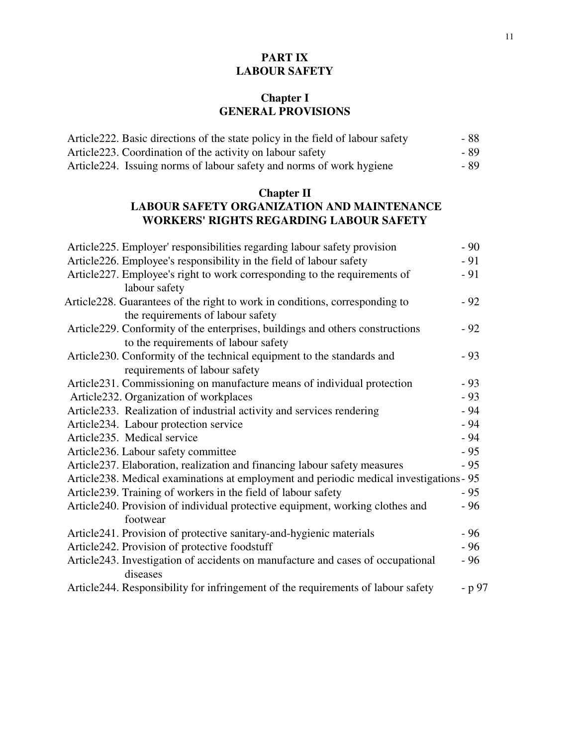# PART IX
# LABOUR SAFETY

## Chapter I
## GENERAL PROVISIONS

Article222. Basic directions of the state policy in the field of labour safety - 88
Article223. Coordination of the activity on labour safety - 89
Article224. Issuing norms of labour safety and norms of work hygiene - 89

## Chapter II
## LABOUR SAFETY ORGANIZATION AND MAINTENANCE WORKERS' RIGHTS REGARDING LABOUR SAFETY

Article225. Employer' responsibilities regarding labour safety provision - 90
Article226. Employee's responsibility in the field of labour safety - 91
Article227. Employee's right to work corresponding to the requirements of labour safety - 91
Article228. Guarantees of the right to work in conditions, corresponding to the requirements of labour safety - 92
Article229. Conformity of the enterprises, buildings and others constructions to the requirements of labour safety - 92
Article230. Conformity of the technical equipment to the standards and requirements of labour safety - 93
Article231. Commissioning on manufacture means of individual protection - 93
Article232. Organization of workplaces - 93
Article233. Realization of industrial activity and services rendering - 94
Article234. Labour protection service - 94
Article235. Medical service - 94
Article236. Labour safety committee - 95
Article237. Elaboration, realization and financing labour safety measures - 95
Article238. Medical examinations at employment and periodic medical investigations - 95
Article239. Training of workers in the field of labour safety - 95
Article240. Provision of individual protective equipment, working clothes and footwear - 96
Article241. Provision of protective sanitary-and-hygienic materials - 96
Article242. Provision of protective foodstuff - 96
Article243. Investigation of accidents on manufacture and cases of occupational diseases - 96
Article244. Responsibility for infringement of the requirements of labour safety - p 97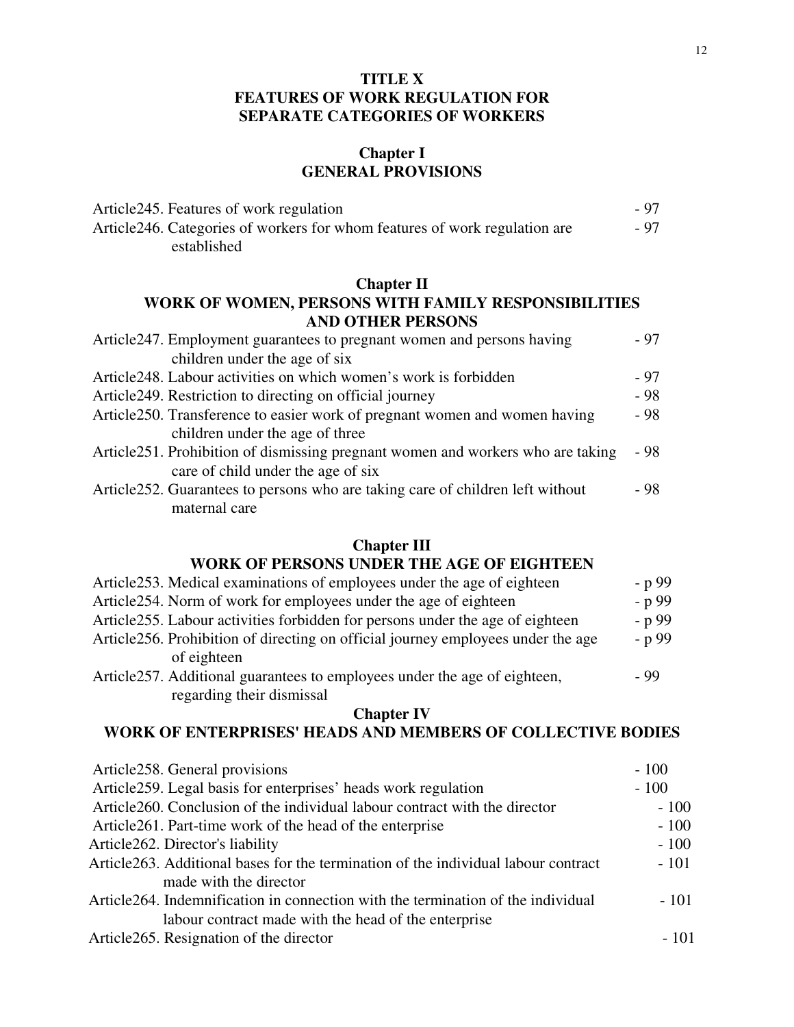# TITLE X
# FEATURES OF WORK REGULATION FOR SEPARATE CATEGORIES OF WORKERS

## Chapter I
## GENERAL PROVISIONS

| | |
|---|---|
| Article245. Features of work regulation | - 97 |
| Article246. Categories of workers for whom features of work regulation are established | - 97 |

## Chapter II
## WORK OF WOMEN, PERSONS WITH FAMILY RESPONSIBILITIES AND OTHER PERSONS

| | |
|---|---|
| Article247. Employment guarantees to pregnant women and persons having children under the age of six | - 97 |
| Article248. Labour activities on which women's work is forbidden | - 97 |
| Article249. Restriction to directing on official journey | - 98 |
| Article250. Transference to easier work of pregnant women and women having children under the age of three | - 98 |
| Article251. Prohibition of dismissing pregnant women and workers who are taking care of child under the age of six | - 98 |
| Article252. Guarantees to persons who are taking care of children left without maternal care | - 98 |

## Chapter III
## WORK OF PERSONS UNDER THE AGE OF EIGHTEEN

| | |
|---|---|
| Article253. Medical examinations of employees under the age of eighteen | - p 99 |
| Article254. Norm of work for employees under the age of eighteen | - p 99 |
| Article255. Labour activities forbidden for persons under the age of eighteen | - p 99 |
| Article256. Prohibition of directing on official journey employees under the age of eighteen | - p 99 |
| Article257. Additional guarantees to employees under the age of eighteen, regarding their dismissal | - 99 |

## Chapter IV
## WORK OF ENTERPRISES' HEADS AND MEMBERS OF COLLECTIVE BODIES

| | |
|---|---|
| Article258. General provisions | - 100 |
| Article259. Legal basis for enterprises' heads work regulation | - 100 |
| Article260. Conclusion of the individual labour contract with the director | - 100 |
| Article261. Part-time work of the head of the enterprise | - 100 |
| Article262. Director's liability | - 100 |
| Article263. Additional bases for the termination of the individual labour contract made with the director | - 101 |
| Article264. Indemnification in connection with the termination of the individual labour contract made with the head of the enterprise | - 101 |
| Article265. Resignation of the director | - 101 |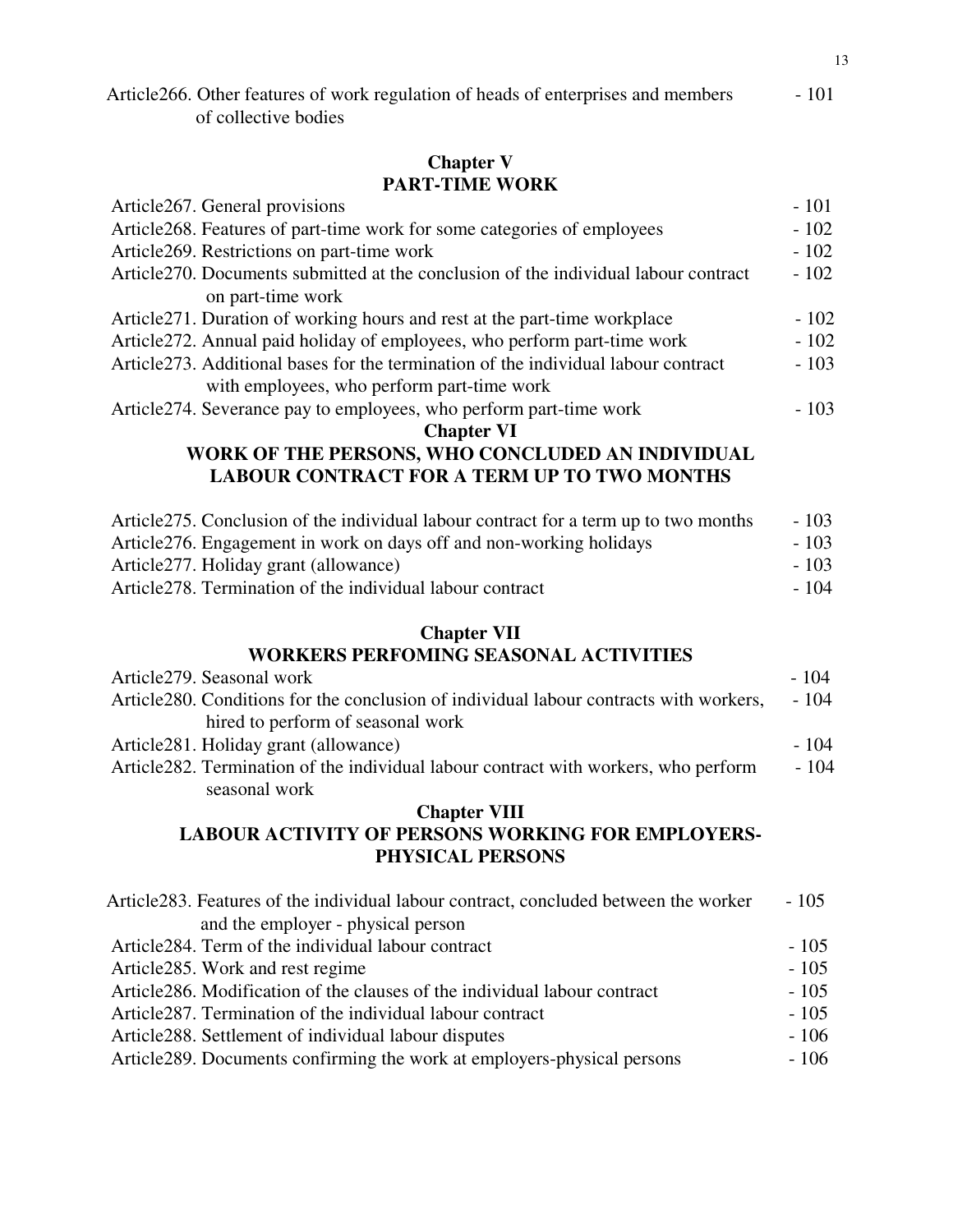Article266. Other features of work regulation of heads of enterprises and members of collective bodies - 101

## Chapter V
## PART-TIME WORK

Article267. General provisions - 101
Article268. Features of part-time work for some categories of employees - 102
Article269. Restrictions on part-time work - 102
Article270. Documents submitted at the conclusion of the individual labour contract on part-time work - 102
Article271. Duration of working hours and rest at the part-time workplace - 102
Article272. Annual paid holiday of employees, who perform part-time work - 102
Article273. Additional bases for the termination of the individual labour contract with employees, who perform part-time work - 103
Article274. Severance pay to employees, who perform part-time work - 103

## Chapter VI
## WORK OF THE PERSONS, WHO CONCLUDED AN INDIVIDUAL LABOUR CONTRACT FOR A TERM UP TO TWO MONTHS

Article275. Conclusion of the individual labour contract for a term up to two months - 103
Article276. Engagement in work on days off and non-working holidays - 103
Article277. Holiday grant (allowance) - 103
Article278. Termination of the individual labour contract - 104

## Chapter VII
## WORKERS PERFOMING SEASONAL ACTIVITIES

Article279. Seasonal work - 104
Article280. Conditions for the conclusion of individual labour contracts with workers, hired to perform of seasonal work - 104
Article281. Holiday grant (allowance) - 104
Article282. Termination of the individual labour contract with workers, who perform seasonal work - 104

## Chapter VIII
## LABOUR ACTIVITY OF PERSONS WORKING FOR EMPLOYERS-PHYSICAL PERSONS

Article283. Features of the individual labour contract, concluded between the worker and the employer - physical person - 105
Article284. Term of the individual labour contract - 105
Article285. Work and rest regime - 105
Article286. Modification of the clauses of the individual labour contract - 105
Article287. Termination of the individual labour contract - 105
Article288. Settlement of individual labour disputes - 106
Article289. Documents confirming the work at employers-physical persons - 106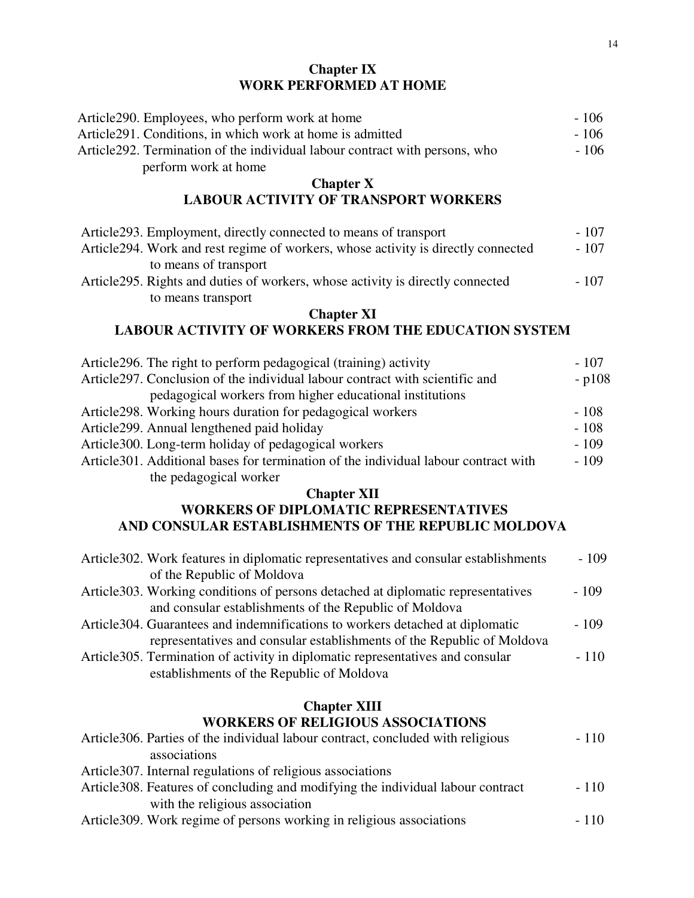## Chapter IX
## WORK PERFORMED AT HOME

Article290. Employees, who perform work at home - 106
Article291. Conditions, in which work at home is admitted - 106
Article292. Termination of the individual labour contract with persons, who perform work at home - 106

## Chapter X
## LABOUR ACTIVITY OF TRANSPORT WORKERS

Article293. Employment, directly connected to means of transport - 107
Article294. Work and rest regime of workers, whose activity is directly connected to means of transport - 107
Article295. Rights and duties of workers, whose activity is directly connected to means transport - 107

## Chapter XI
## LABOUR ACTIVITY OF WORKERS FROM THE EDUCATION SYSTEM

Article296. The right to perform pedagogical (training) activity - 107
Article297. Conclusion of the individual labour contract with scientific and pedagogical workers from higher educational institutions - p108
Article298. Working hours duration for pedagogical workers - 108
Article299. Annual lengthened paid holiday - 108
Article300. Long-term holiday of pedagogical workers - 109
Article301. Additional bases for termination of the individual labour contract with the pedagogical worker - 109

## Chapter XII
## WORKERS OF DIPLOMATIC REPRESENTATIVES AND CONSULAR ESTABLISHMENTS OF THE REPUBLIC MOLDOVA

Article302. Work features in diplomatic representatives and consular establishments of the Republic of Moldova - 109
Article303. Working conditions of persons detached at diplomatic representatives and consular establishments of the Republic of Moldova - 109
Article304. Guarantees and indemnifications to workers detached at diplomatic representatives and consular establishments of the Republic of Moldova - 109
Article305. Termination of activity in diplomatic representatives and consular establishments of the Republic of Moldova - 110

## Chapter XIII
## WORKERS OF RELIGIOUS ASSOCIATIONS

Article306. Parties of the individual labour contract, concluded with religious associations - 110
Article307. Internal regulations of religious associations
Article308. Features of concluding and modifying the individual labour contract with the religious association - 110
Article309. Work regime of persons working in religious associations - 110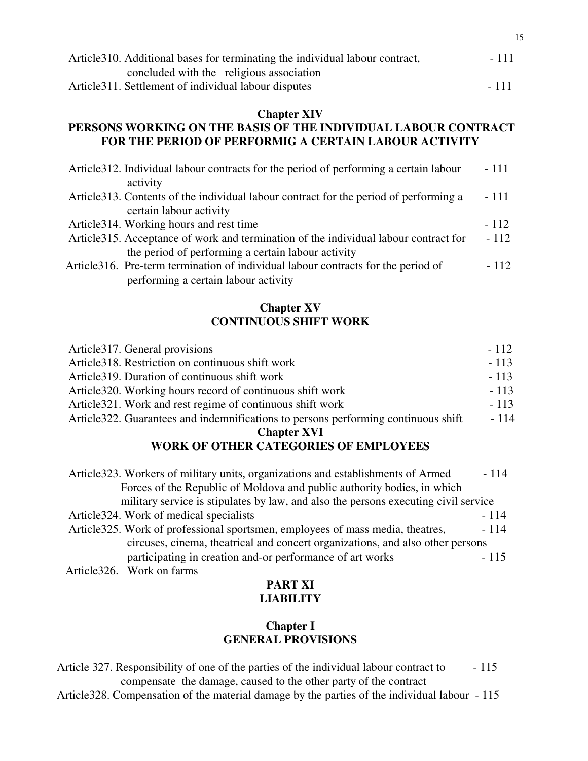Article310. Additional bases for terminating the individual labour contract, concluded with the religious association - 111

Article311. Settlement of individual labour disputes - 111

**Chapter XIV**

**PERSONS WORKING ON THE BASIS OF THE INDIVIDUAL LABOUR CONTRACT FOR THE PERIOD OF PERFORMIG A CERTAIN LABOUR ACTIVITY**

Article312. Individual labour contracts for the period of performing a certain labour activity - 111

Article313. Contents of the individual labour contract for the period of performing a certain labour activity - 111

Article314. Working hours and rest time - 112

Article315. Acceptance of work and termination of the individual labour contract for the period of performing a certain labour activity - 112

Article316. Pre-term termination of individual labour contracts for the period of performing a certain labour activity - 112

**Chapter XV**

**CONTINUOUS SHIFT WORK**

Article317. General provisions - 112

Article318. Restriction on continuous shift work - 113

Article319. Duration of continuous shift work - 113

Article320. Working hours record of continuous shift work - 113

Article321. Work and rest regime of continuous shift work - 113

Article322. Guarantees and indemnifications to persons performing continuous shift - 114

**Chapter XVI**

**WORK OF OTHER CATEGORIES OF EMPLOYEES**

Article323. Workers of military units, organizations and establishments of Armed Forces of the Republic of Moldova and public authority bodies, in which military service is stipulated by law, and also the persons executing civil service - 114

Article324. Work of medical specialists - 114

Article325. Work of professional sportsmen, employees of mass media, theatres, circuses, cinema, theatrical and concert organizations, and also other persons participating in creation and-or performance of art works - 114

Article326. Work on farms - 115

**PART XI**

**LIABILITY**

**Chapter I**

**GENERAL PROVISIONS**

Article 327. Responsibility of one of the parties of the individual labour contract to compensate the damage, caused to the other party of the contract - 115

Article328. Compensation of the material damage by the parties of the individual labour - 115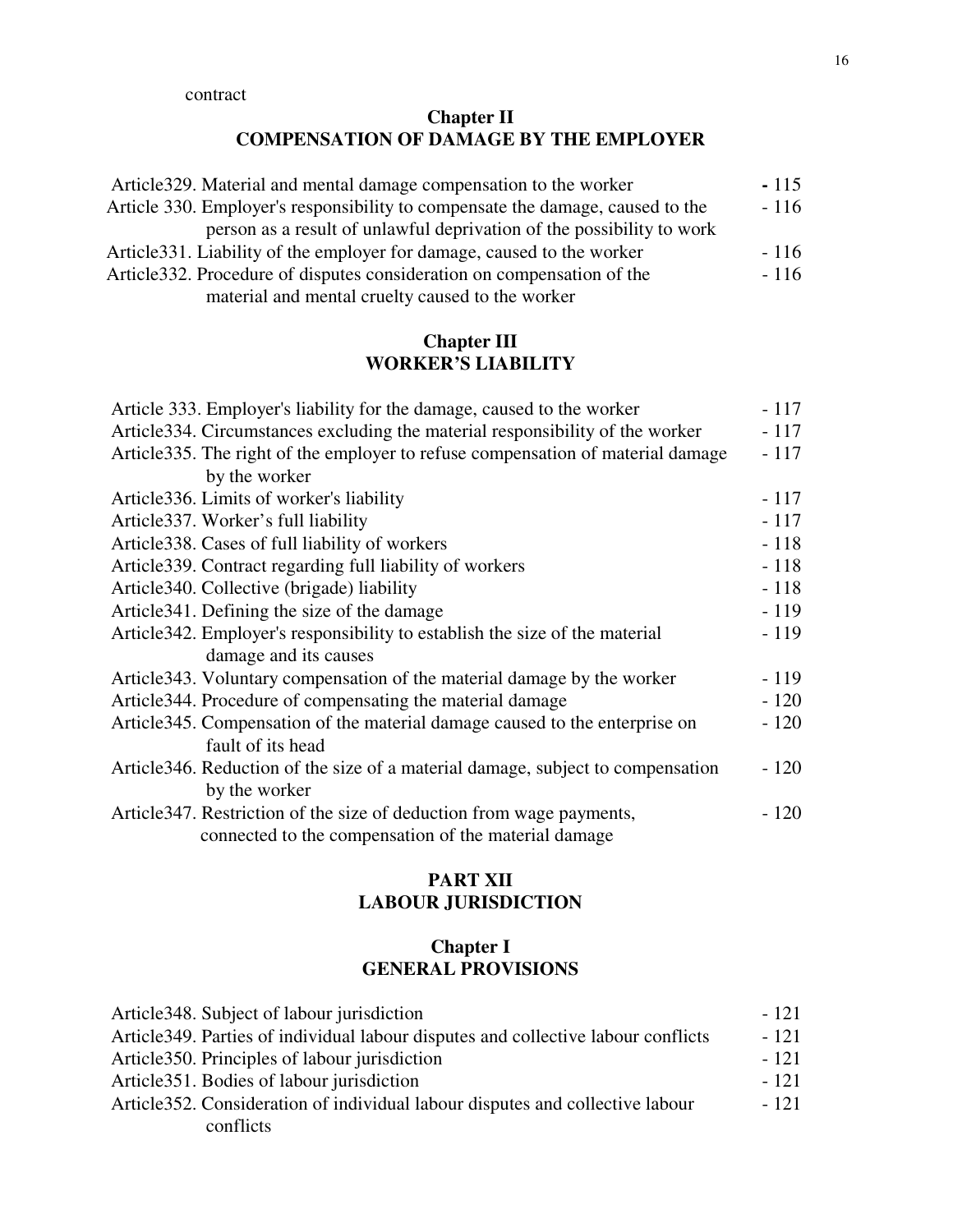contract

## Chapter II
## COMPENSATION OF DAMAGE BY THE EMPLOYER

| | |
|---|---|
| Article329. Material and mental damage compensation to the worker | - 115 |
| Article 330. Employer's responsibility to compensate the damage, caused to the person as a result of unlawful deprivation of the possibility to work | - 116 |
| Article331. Liability of the employer for damage, caused to the worker | - 116 |
| Article332. Procedure of disputes consideration on compensation of the material and mental cruelty caused to the worker | - 116 |

## Chapter III
## WORKER'S LIABILITY

| | |
|---|---|
| Article 333. Employer's liability for the damage, caused to the worker | - 117 |
| Article334. Circumstances excluding the material responsibility of the worker | - 117 |
| Article335. The right of the employer to refuse compensation of material damage by the worker | - 117 |
| Article336. Limits of worker's liability | - 117 |
| Article337. Worker's full liability | - 117 |
| Article338. Cases of full liability of workers | - 118 |
| Article339. Contract regarding full liability of workers | - 118 |
| Article340. Collective (brigade) liability | - 118 |
| Article341. Defining the size of the damage | - 119 |
| Article342. Employer's responsibility to establish the size of the material damage and its causes | - 119 |
| Article343. Voluntary compensation of the material damage by the worker | - 119 |
| Article344. Procedure of compensating the material damage | - 120 |
| Article345. Compensation of the material damage caused to the enterprise on fault of its head | - 120 |
| Article346. Reduction of the size of a material damage, subject to compensation by the worker | - 120 |
| Article347. Restriction of the size of deduction from wage payments, connected to the compensation of the material damage | - 120 |

# PART XII
# LABOUR JURISDICTION

## Chapter I
## GENERAL PROVISIONS

| | |
|---|---|
| Article348. Subject of labour jurisdiction | - 121 |
| Article349. Parties of individual labour disputes and collective labour conflicts | - 121 |
| Article350. Principles of labour jurisdiction | - 121 |
| Article351. Bodies of labour jurisdiction | - 121 |
| Article352. Consideration of individual labour disputes and collective labour conflicts | - 121 |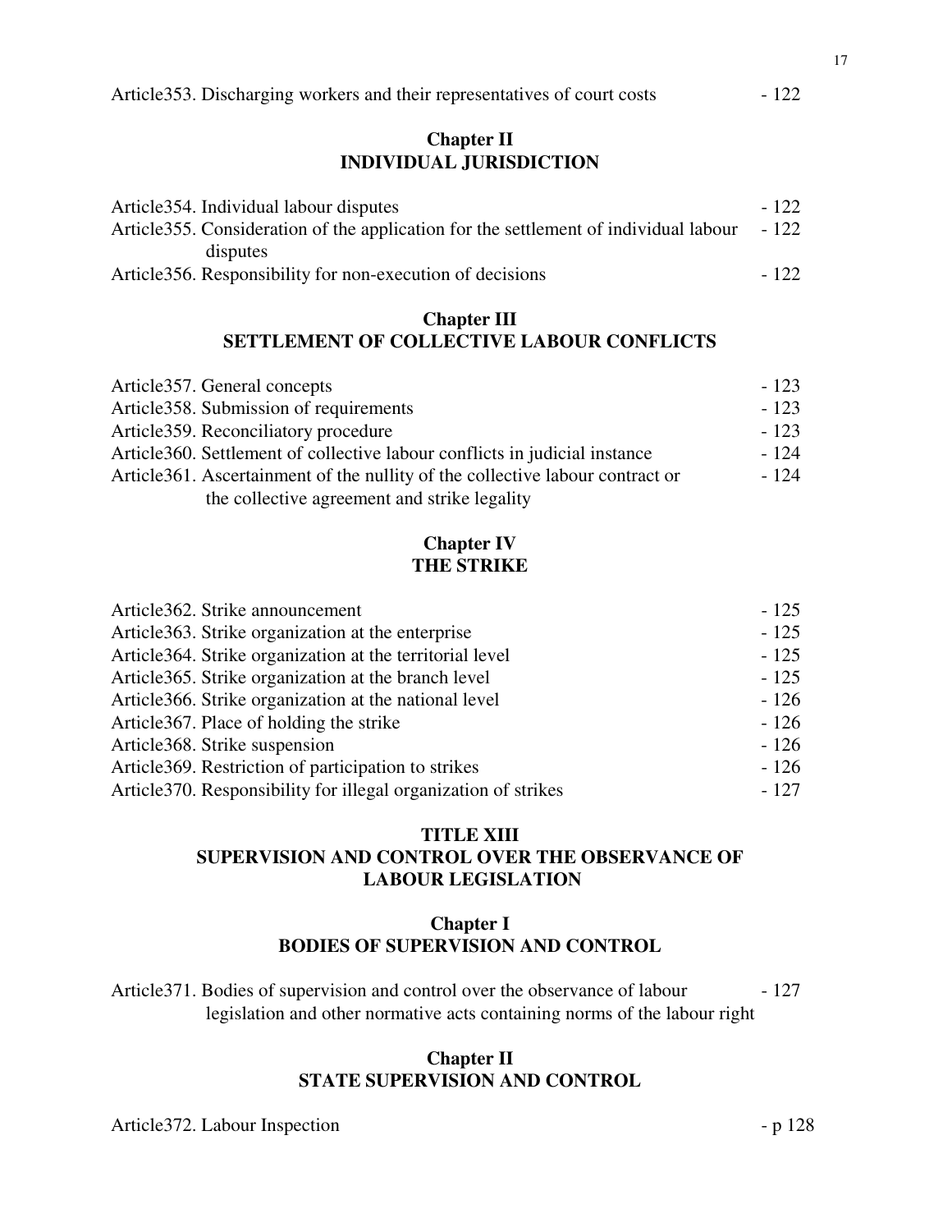Article353. Discharging workers and their representatives of court costs - 122

## Chapter II
## INDIVIDUAL JURISDICTION

Article354. Individual labour disputes - 122
Article355. Consideration of the application for the settlement of individual labour disputes - 122
Article356. Responsibility for non-execution of decisions - 122

## Chapter III
## SETTLEMENT OF COLLECTIVE LABOUR CONFLICTS

Article357. General concepts - 123
Article358. Submission of requirements - 123
Article359. Reconciliatory procedure - 123
Article360. Settlement of collective labour conflicts in judicial instance - 124
Article361. Ascertainment of the nullity of the collective labour contract or the collective agreement and strike legality - 124

## Chapter IV
## THE STRIKE

Article362. Strike announcement - 125
Article363. Strike organization at the enterprise - 125
Article364. Strike organization at the territorial level - 125
Article365. Strike organization at the branch level - 125
Article366. Strike organization at the national level - 126
Article367. Place of holding the strike - 126
Article368. Strike suspension - 126
Article369. Restriction of participation to strikes - 126
Article370. Responsibility for illegal organization of strikes - 127

# TITLE XIII
# SUPERVISION AND CONTROL OVER THE OBSERVANCE OF LABOUR LEGISLATION

## Chapter I
## BODIES OF SUPERVISION AND CONTROL

Article371. Bodies of supervision and control over the observance of labour legislation and other normative acts containing norms of the labour right - 127

## Chapter II
## STATE SUPERVISION AND CONTROL

Article372. Labour Inspection - p 128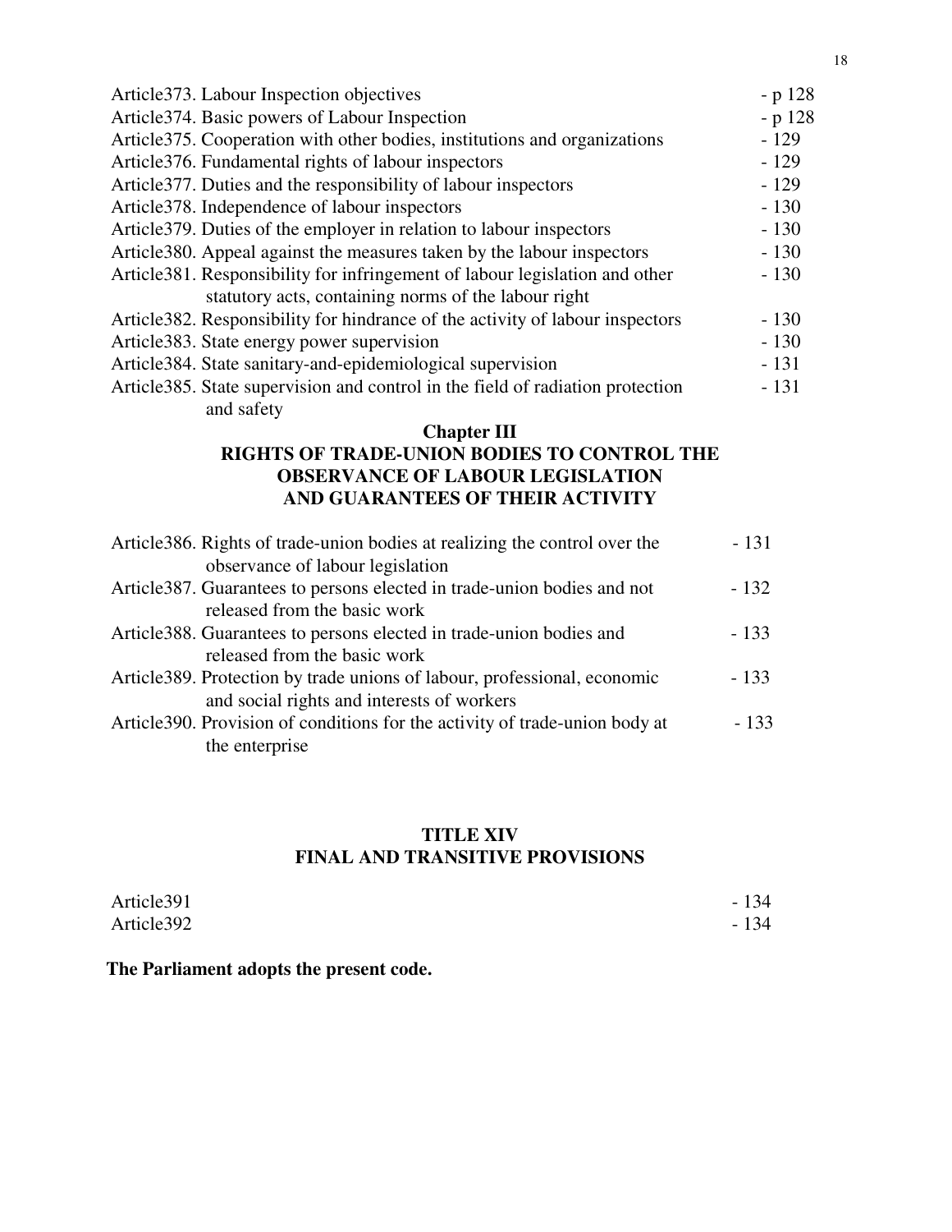Article373. Labour Inspection objectives - p 128
Article374. Basic powers of Labour Inspection - p 128
Article375. Cooperation with other bodies, institutions and organizations - 129
Article376. Fundamental rights of labour inspectors - 129
Article377. Duties and the responsibility of labour inspectors - 129
Article378. Independence of labour inspectors - 130
Article379. Duties of the employer in relation to labour inspectors - 130
Article380. Appeal against the measures taken by the labour inspectors - 130
Article381. Responsibility for infringement of labour legislation and other statutory acts, containing norms of the labour right - 130
Article382. Responsibility for hindrance of the activity of labour inspectors - 130
Article383. State energy power supervision - 130
Article384. State sanitary-and-epidemiological supervision - 131
Article385. State supervision and control in the field of radiation protection and safety - 131

## Chapter III
## RIGHTS OF TRADE-UNION BODIES TO CONTROL THE OBSERVANCE OF LABOUR LEGISLATION AND GUARANTEES OF THEIR ACTIVITY

Article386. Rights of trade-union bodies at realizing the control over the observance of labour legislation - 131
Article387. Guarantees to persons elected in trade-union bodies and not released from the basic work - 132
Article388. Guarantees to persons elected in trade-union bodies and released from the basic work - 133
Article389. Protection by trade unions of labour, professional, economic and social rights and interests of workers - 133
Article390. Provision of conditions for the activity of trade-union body at the enterprise - 133

# TITLE XIV
# FINAL AND TRANSITIVE PROVISIONS

Article391 - 134
Article392 - 134

**The Parliament adopts the present code.**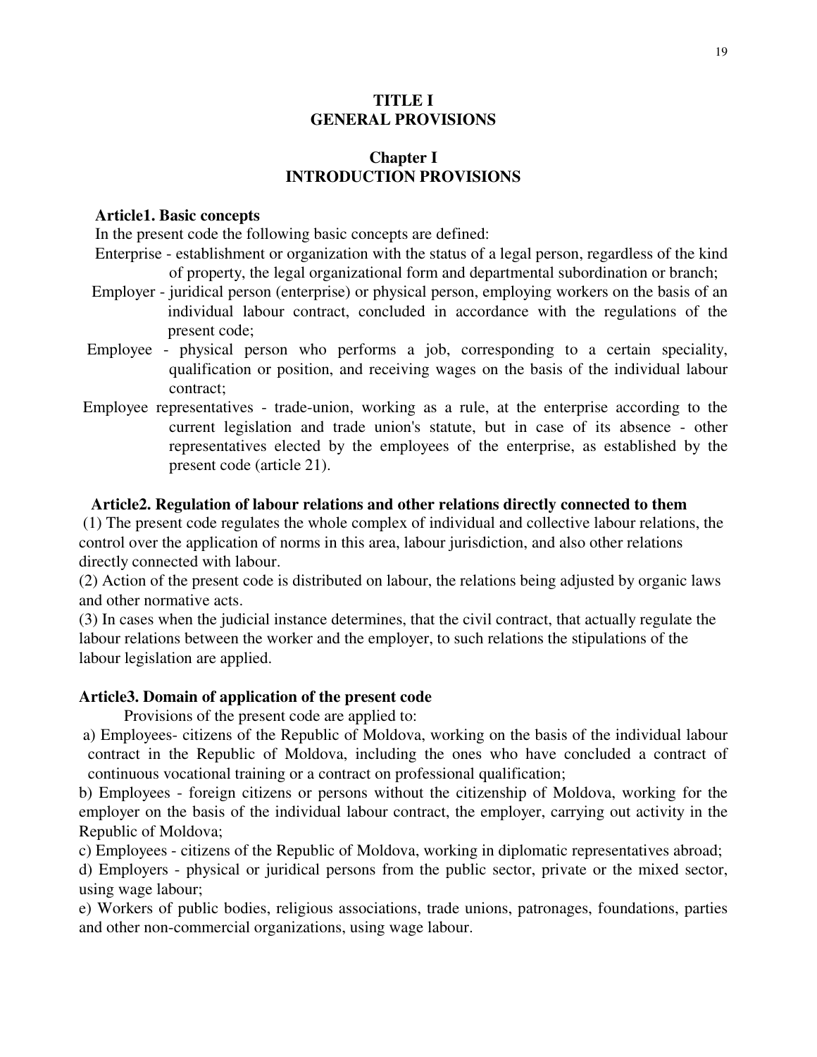# TITLE I
# GENERAL PROVISIONS

## Chapter I
## INTRODUCTION PROVISIONS

### Article1. Basic concepts

In the present code the following basic concepts are defined:

Enterprise - establishment or organization with the status of a legal person, regardless of the kind of property, the legal organizational form and departmental subordination or branch;

Employer - juridical person (enterprise) or physical person, employing workers on the basis of an individual labour contract, concluded in accordance with the regulations of the present code;

Employee - physical person who performs a job, corresponding to a certain speciality, qualification or position, and receiving wages on the basis of the individual labour contract;

Employee representatives - trade-union, working as a rule, at the enterprise according to the current legislation and trade union's statute, but in case of its absence - other representatives elected by the employees of the enterprise, as established by the present code (article 21).

### Article2. Regulation of labour relations and other relations directly connected to them

(1) The present code regulates the whole complex of individual and collective labour relations, the control over the application of norms in this area, labour jurisdiction, and also other relations directly connected with labour.

(2) Action of the present code is distributed on labour, the relations being adjusted by organic laws and other normative acts.

(3) In cases when the judicial instance determines, that the civil contract, that actually regulate the labour relations between the worker and the employer, to such relations the stipulations of the labour legislation are applied.

### Article3. Domain of application of the present code

Provisions of the present code are applied to:

a) Employees- citizens of the Republic of Moldova, working on the basis of the individual labour contract in the Republic of Moldova, including the ones who have concluded a contract of continuous vocational training or a contract on professional qualification;

b) Employees - foreign citizens or persons without the citizenship of Moldova, working for the employer on the basis of the individual labour contract, the employer, carrying out activity in the Republic of Moldova;

c) Employees - citizens of the Republic of Moldova, working in diplomatic representatives abroad;

d) Employers - physical or juridical persons from the public sector, private or the mixed sector, using wage labour;

e) Workers of public bodies, religious associations, trade unions, patronages, foundations, parties and other non-commercial organizations, using wage labour.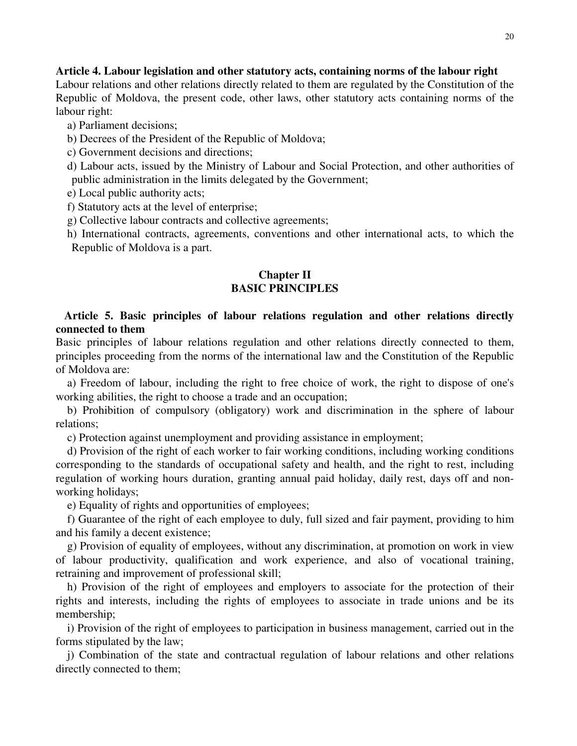**Article 4. Labour legislation and other statutory acts, containing norms of the labour right**

Labour relations and other relations directly related to them are regulated by the Constitution of the Republic of Moldova, the present code, other laws, other statutory acts containing norms of the labour right:

a) Parliament decisions;

b) Decrees of the President of the Republic of Moldova;

c) Government decisions and directions;

d) Labour acts, issued by the Ministry of Labour and Social Protection, and other authorities of public administration in the limits delegated by the Government;

e) Local public authority acts;

f) Statutory acts at the level of enterprise;

g) Collective labour contracts and collective agreements;

h) International contracts, agreements, conventions and other international acts, to which the Republic of Moldova is a part.

## Chapter II
## BASIC PRINCIPLES

**Article 5. Basic principles of labour relations regulation and other relations directly connected to them**

Basic principles of labour relations regulation and other relations directly connected to them, principles proceeding from the norms of the international law and the Constitution of the Republic of Moldova are:

a) Freedom of labour, including the right to free choice of work, the right to dispose of one's working abilities, the right to choose a trade and an occupation;

b) Prohibition of compulsory (obligatory) work and discrimination in the sphere of labour relations;

c) Protection against unemployment and providing assistance in employment;

d) Provision of the right of each worker to fair working conditions, including working conditions corresponding to the standards of occupational safety and health, and the right to rest, including regulation of working hours duration, granting annual paid holiday, daily rest, days off and non-working holidays;

e) Equality of rights and opportunities of employees;

f) Guarantee of the right of each employee to duly, full sized and fair payment, providing to him and his family a decent existence;

g) Provision of equality of employees, without any discrimination, at promotion on work in view of labour productivity, qualification and work experience, and also of vocational training, retraining and improvement of professional skill;

h) Provision of the right of employees and employers to associate for the protection of their rights and interests, including the rights of employees to associate in trade unions and be its membership;

i) Provision of the right of employees to participation in business management, carried out in the forms stipulated by the law;

j) Combination of the state and contractual regulation of labour relations and other relations directly connected to them;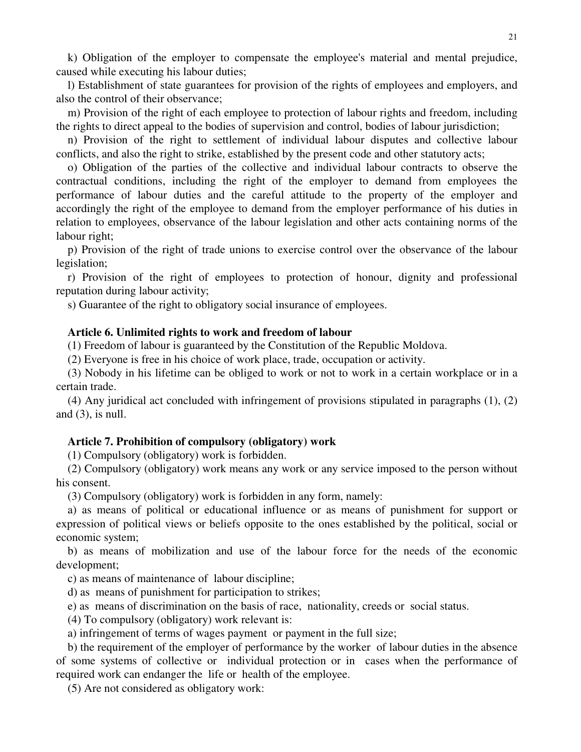k) Obligation of the employer to compensate the employee's material and mental prejudice, caused while executing his labour duties;

l) Establishment of state guarantees for provision of the rights of employees and employers, and also the control of their observance;

m) Provision of the right of each employee to protection of labour rights and freedom, including the rights to direct appeal to the bodies of supervision and control, bodies of labour jurisdiction;

n) Provision of the right to settlement of individual labour disputes and collective labour conflicts, and also the right to strike, established by the present code and other statutory acts;

o) Obligation of the parties of the collective and individual labour contracts to observe the contractual conditions, including the right of the employer to demand from employees the performance of labour duties and the careful attitude to the property of the employer and accordingly the right of the employee to demand from the employer performance of his duties in relation to employees, observance of the labour legislation and other acts containing norms of the labour right;

p) Provision of the right of trade unions to exercise control over the observance of the labour legislation;

r) Provision of the right of employees to protection of honour, dignity and professional reputation during labour activity;

s) Guarantee of the right to obligatory social insurance of employees.

**Article 6. Unlimited rights to work and freedom of labour**

(1) Freedom of labour is guaranteed by the Constitution of the Republic Moldova.

(2) Everyone is free in his choice of work place, trade, occupation or activity.

(3) Nobody in his lifetime can be obliged to work or not to work in a certain workplace or in a certain trade.

(4) Any juridical act concluded with infringement of provisions stipulated in paragraphs (1), (2) and (3), is null.

**Article 7. Prohibition of compulsory (obligatory) work**

(1) Compulsory (obligatory) work is forbidden.

(2) Compulsory (obligatory) work means any work or any service imposed to the person without his consent.

(3) Compulsory (obligatory) work is forbidden in any form, namely:

a) as means of political or educational influence or as means of punishment for support or expression of political views or beliefs opposite to the ones established by the political, social or economic system;

b) as means of mobilization and use of the labour force for the needs of the economic development;

c) as means of maintenance of labour discipline;

d) as means of punishment for participation to strikes;

e) as means of discrimination on the basis of race, nationality, creeds or social status.

(4) To compulsory (obligatory) work relevant is:

a) infringement of terms of wages payment or payment in the full size;

b) the requirement of the employer of performance by the worker of labour duties in the absence of some systems of collective or individual protection or in cases when the performance of required work can endanger the life or health of the employee.

(5) Are not considered as obligatory work: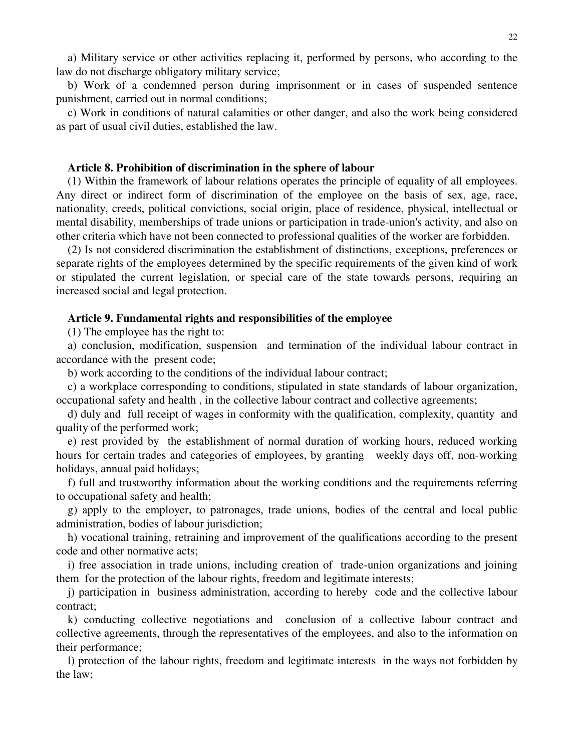a) Military service or other activities replacing it, performed by persons, who according to the law do not discharge obligatory military service;

b) Work of a condemned person during imprisonment or in cases of suspended sentence punishment, carried out in normal conditions;

c) Work in conditions of natural calamities or other danger, and also the work being considered as part of usual civil duties, established the law.

**Article 8. Prohibition of discrimination in the sphere of labour**

(1) Within the framework of labour relations operates the principle of equality of all employees. Any direct or indirect form of discrimination of the employee on the basis of sex, age, race, nationality, creeds, political convictions, social origin, place of residence, physical, intellectual or mental disability, memberships of trade unions or participation in trade-union's activity, and also on other criteria which have not been connected to professional qualities of the worker are forbidden.

(2) Is not considered discrimination the establishment of distinctions, exceptions, preferences or separate rights of the employees determined by the specific requirements of the given kind of work or stipulated the current legislation, or special care of the state towards persons, requiring an increased social and legal protection.

**Article 9. Fundamental rights and responsibilities of the employee**

(1) The employee has the right to:

a) conclusion, modification, suspension and termination of the individual labour contract in accordance with the present code;

b) work according to the conditions of the individual labour contract;

c) a workplace corresponding to conditions, stipulated in state standards of labour organization, occupational safety and health , in the collective labour contract and collective agreements;

d) duly and full receipt of wages in conformity with the qualification, complexity, quantity and quality of the performed work;

e) rest provided by the establishment of normal duration of working hours, reduced working hours for certain trades and categories of employees, by granting weekly days off, non-working holidays, annual paid holidays;

f) full and trustworthy information about the working conditions and the requirements referring to occupational safety and health;

g) apply to the employer, to patronages, trade unions, bodies of the central and local public administration, bodies of labour jurisdiction;

h) vocational training, retraining and improvement of the qualifications according to the present code and other normative acts;

i) free association in trade unions, including creation of trade-union organizations and joining them for the protection of the labour rights, freedom and legitimate interests;

j) participation in business administration, according to hereby code and the collective labour contract;

k) conducting collective negotiations and conclusion of a collective labour contract and collective agreements, through the representatives of the employees, and also to the information on their performance;

l) protection of the labour rights, freedom and legitimate interests in the ways not forbidden by the law;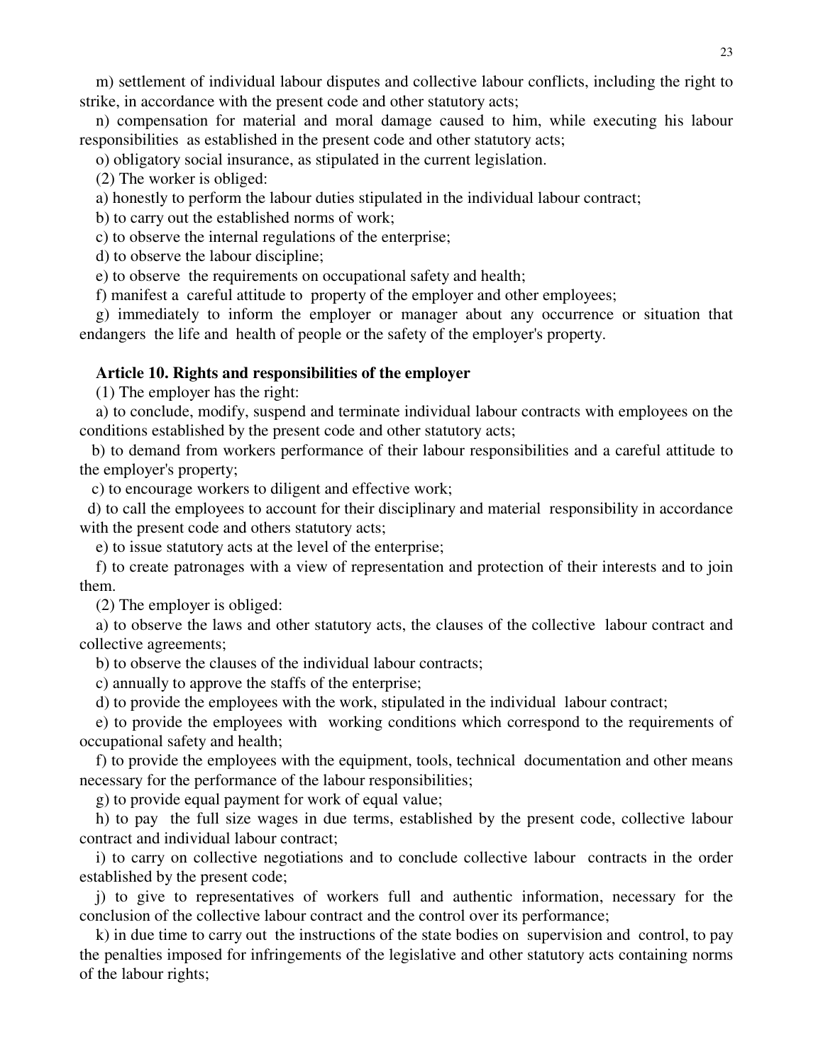m) settlement of individual labour disputes and collective labour conflicts, including the right to strike, in accordance with the present code and other statutory acts;

n) compensation for material and moral damage caused to him, while executing his labour responsibilities as established in the present code and other statutory acts;

o) obligatory social insurance, as stipulated in the current legislation.

(2) The worker is obliged:

a) honestly to perform the labour duties stipulated in the individual labour contract;

b) to carry out the established norms of work;

c) to observe the internal regulations of the enterprise;

d) to observe the labour discipline;

e) to observe the requirements on occupational safety and health;

f) manifest a careful attitude to property of the employer and other employees;

g) immediately to inform the employer or manager about any occurrence or situation that endangers the life and health of people or the safety of the employer's property.

**Article 10. Rights and responsibilities of the employer**

(1) The employer has the right:

a) to conclude, modify, suspend and terminate individual labour contracts with employees on the conditions established by the present code and other statutory acts;

b) to demand from workers performance of their labour responsibilities and a careful attitude to the employer's property;

c) to encourage workers to diligent and effective work;

d) to call the employees to account for their disciplinary and material responsibility in accordance with the present code and others statutory acts;

e) to issue statutory acts at the level of the enterprise;

f) to create patronages with a view of representation and protection of their interests and to join them.

(2) The employer is obliged:

a) to observe the laws and other statutory acts, the clauses of the collective labour contract and collective agreements;

b) to observe the clauses of the individual labour contracts;

c) annually to approve the staffs of the enterprise;

d) to provide the employees with the work, stipulated in the individual labour contract;

e) to provide the employees with working conditions which correspond to the requirements of occupational safety and health;

f) to provide the employees with the equipment, tools, technical documentation and other means necessary for the performance of the labour responsibilities;

g) to provide equal payment for work of equal value;

h) to pay the full size wages in due terms, established by the present code, collective labour contract and individual labour contract;

i) to carry on collective negotiations and to conclude collective labour contracts in the order established by the present code;

j) to give to representatives of workers full and authentic information, necessary for the conclusion of the collective labour contract and the control over its performance;

k) in due time to carry out the instructions of the state bodies on supervision and control, to pay the penalties imposed for infringements of the legislative and other statutory acts containing norms of the labour rights;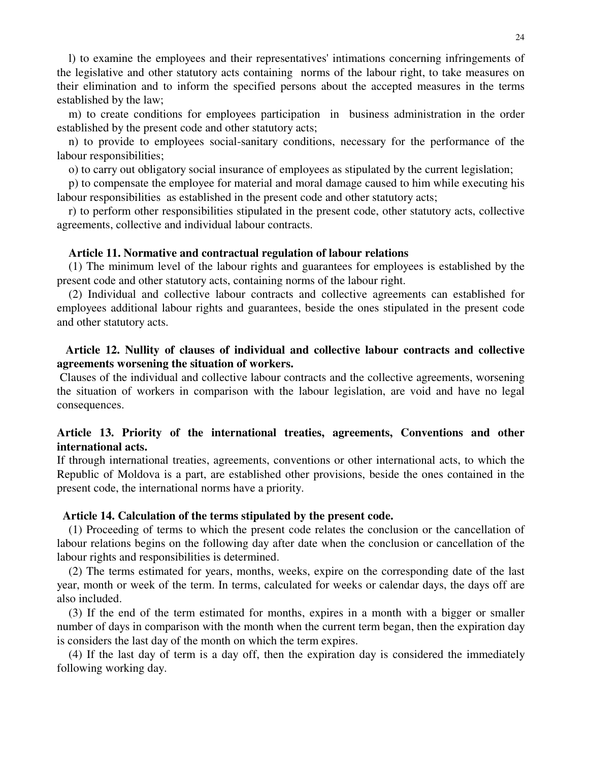l) to examine the employees and their representatives' intimations concerning infringements of the legislative and other statutory acts containing norms of the labour right, to take measures on their elimination and to inform the specified persons about the accepted measures in the terms established by the law;

m) to create conditions for employees participation in business administration in the order established by the present code and other statutory acts;

n) to provide to employees social-sanitary conditions, necessary for the performance of the labour responsibilities;

o) to carry out obligatory social insurance of employees as stipulated by the current legislation;

p) to compensate the employee for material and moral damage caused to him while executing his labour responsibilities as established in the present code and other statutory acts;

r) to perform other responsibilities stipulated in the present code, other statutory acts, collective agreements, collective and individual labour contracts.

**Article 11. Normative and contractual regulation of labour relations**

(1) The minimum level of the labour rights and guarantees for employees is established by the present code and other statutory acts, containing norms of the labour right.

(2) Individual and collective labour contracts and collective agreements can established for employees additional labour rights and guarantees, beside the ones stipulated in the present code and other statutory acts.

**Article 12. Nullity of clauses of individual and collective labour contracts and collective agreements worsening the situation of workers.**

Clauses of the individual and collective labour contracts and the collective agreements, worsening the situation of workers in comparison with the labour legislation, are void and have no legal consequences.

**Article 13. Priority of the international treaties, agreements, Conventions and other international acts.**

If through international treaties, agreements, conventions or other international acts, to which the Republic of Moldova is a part, are established other provisions, beside the ones contained in the present code, the international norms have a priority.

**Article 14. Calculation of the terms stipulated by the present code.**

(1) Proceeding of terms to which the present code relates the conclusion or the cancellation of labour relations begins on the following day after date when the conclusion or cancellation of the labour rights and responsibilities is determined.

(2) The terms estimated for years, months, weeks, expire on the corresponding date of the last year, month or week of the term. In terms, calculated for weeks or calendar days, the days off are also included.

(3) If the end of the term estimated for months, expires in a month with a bigger or smaller number of days in comparison with the month when the current term began, then the expiration day is considers the last day of the month on which the term expires.

(4) If the last day of term is a day off, then the expiration day is considered the immediately following working day.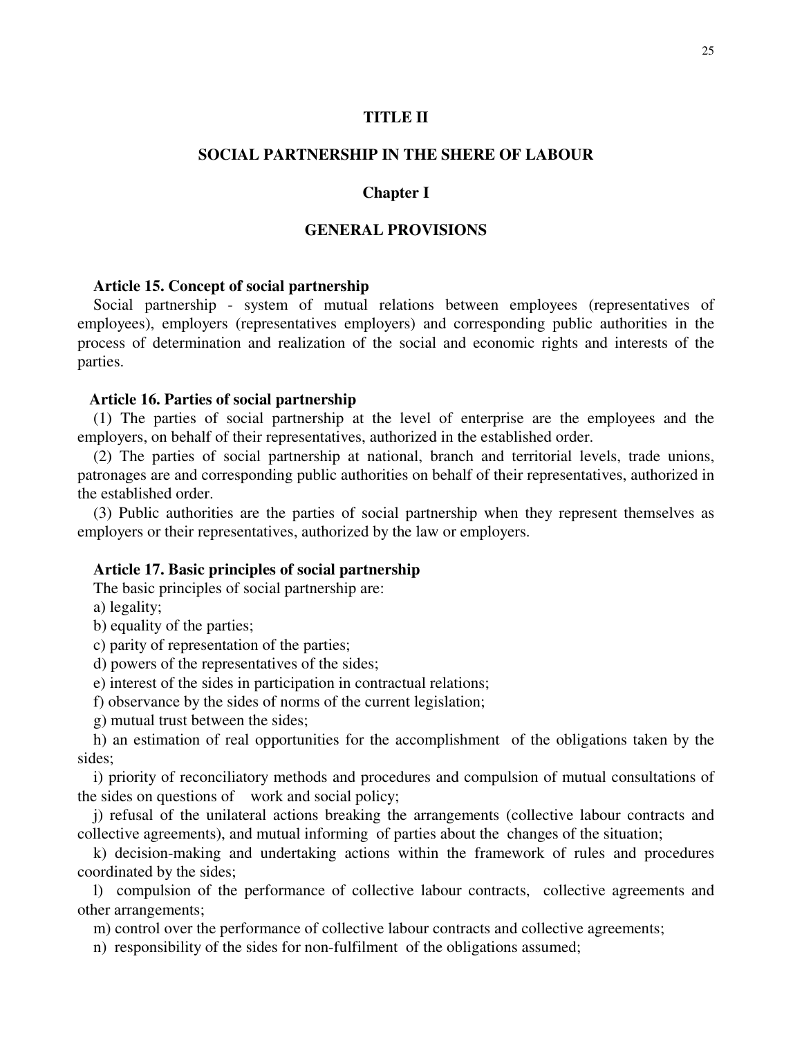# TITLE II

# SOCIAL PARTNERSHIP IN THE SHERE OF LABOUR

## Chapter I

## GENERAL PROVISIONS

**Article 15. Concept of social partnership**

Social partnership - system of mutual relations between employees (representatives of employees), employers (representatives employers) and corresponding public authorities in the process of determination and realization of the social and economic rights and interests of the parties.

**Article 16. Parties of social partnership**

(1) The parties of social partnership at the level of enterprise are the employees and the employers, on behalf of their representatives, authorized in the established order.

(2) The parties of social partnership at national, branch and territorial levels, trade unions, patronages are and corresponding public authorities on behalf of their representatives, authorized in the established order.

(3) Public authorities are the parties of social partnership when they represent themselves as employers or their representatives, authorized by the law or employers.

**Article 17. Basic principles of social partnership**

The basic principles of social partnership are:

a) legality;

b) equality of the parties;

c) parity of representation of the parties;

d) powers of the representatives of the sides;

e) interest of the sides in participation in contractual relations;

f) observance by the sides of norms of the current legislation;

g) mutual trust between the sides;

h) an estimation of real opportunities for the accomplishment of the obligations taken by the sides;

i) priority of reconciliatory methods and procedures and compulsion of mutual consultations of the sides on questions of work and social policy;

j) refusal of the unilateral actions breaking the arrangements (collective labour contracts and collective agreements), and mutual informing of parties about the changes of the situation;

k) decision-making and undertaking actions within the framework of rules and procedures coordinated by the sides;

l) compulsion of the performance of collective labour contracts, collective agreements and other arrangements;

m) control over the performance of collective labour contracts and collective agreements;

n) responsibility of the sides for non-fulfilment of the obligations assumed;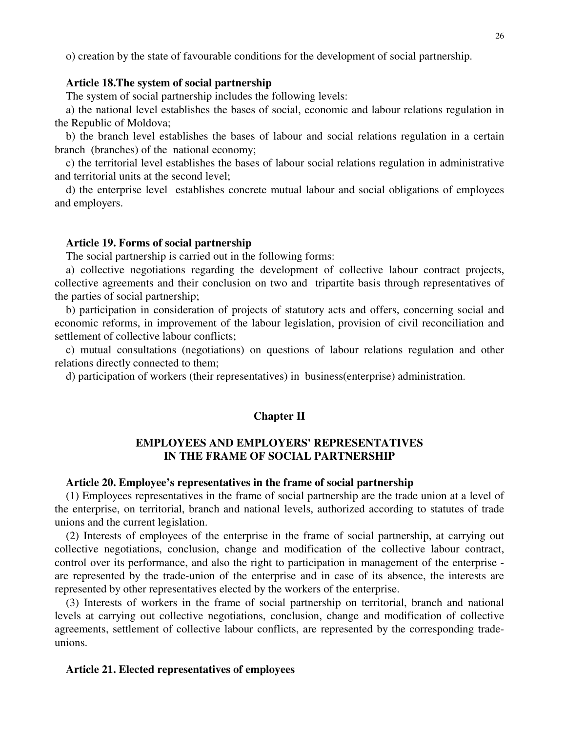o) creation by the state of favourable conditions for the development of social partnership.

**Article 18.The system of social partnership**

The system of social partnership includes the following levels:

a) the national level establishes the bases of social, economic and labour relations regulation in the Republic of Moldova;

b) the branch level establishes the bases of labour and social relations regulation in a certain branch (branches) of the national economy;

c) the territorial level establishes the bases of labour social relations regulation in administrative and territorial units at the second level;

d) the enterprise level establishes concrete mutual labour and social obligations of employees and employers.

**Article 19. Forms of social partnership**

The social partnership is carried out in the following forms:

a) collective negotiations regarding the development of collective labour contract projects, collective agreements and their conclusion on two and tripartite basis through representatives of the parties of social partnership;

b) participation in consideration of projects of statutory acts and offers, concerning social and economic reforms, in improvement of the labour legislation, provision of civil reconciliation and settlement of collective labour conflicts;

c) mutual consultations (negotiations) on questions of labour relations regulation and other relations directly connected to them;

d) participation of workers (their representatives) in business(enterprise) administration.

## Chapter II

## EMPLOYEES AND EMPLOYERS' REPRESENTATIVES IN THE FRAME OF SOCIAL PARTNERSHIP

**Article 20. Employee's representatives in the frame of social partnership**

(1) Employees representatives in the frame of social partnership are the trade union at a level of the enterprise, on territorial, branch and national levels, authorized according to statutes of trade unions and the current legislation.

(2) Interests of employees of the enterprise in the frame of social partnership, at carrying out collective negotiations, conclusion, change and modification of the collective labour contract, control over its performance, and also the right to participation in management of the enterprise - are represented by the trade-union of the enterprise and in case of its absence, the interests are represented by other representatives elected by the workers of the enterprise.

(3) Interests of workers in the frame of social partnership on territorial, branch and national levels at carrying out collective negotiations, conclusion, change and modification of collective agreements, settlement of collective labour conflicts, are represented by the corresponding trade-unions.

**Article 21. Elected representatives of employees**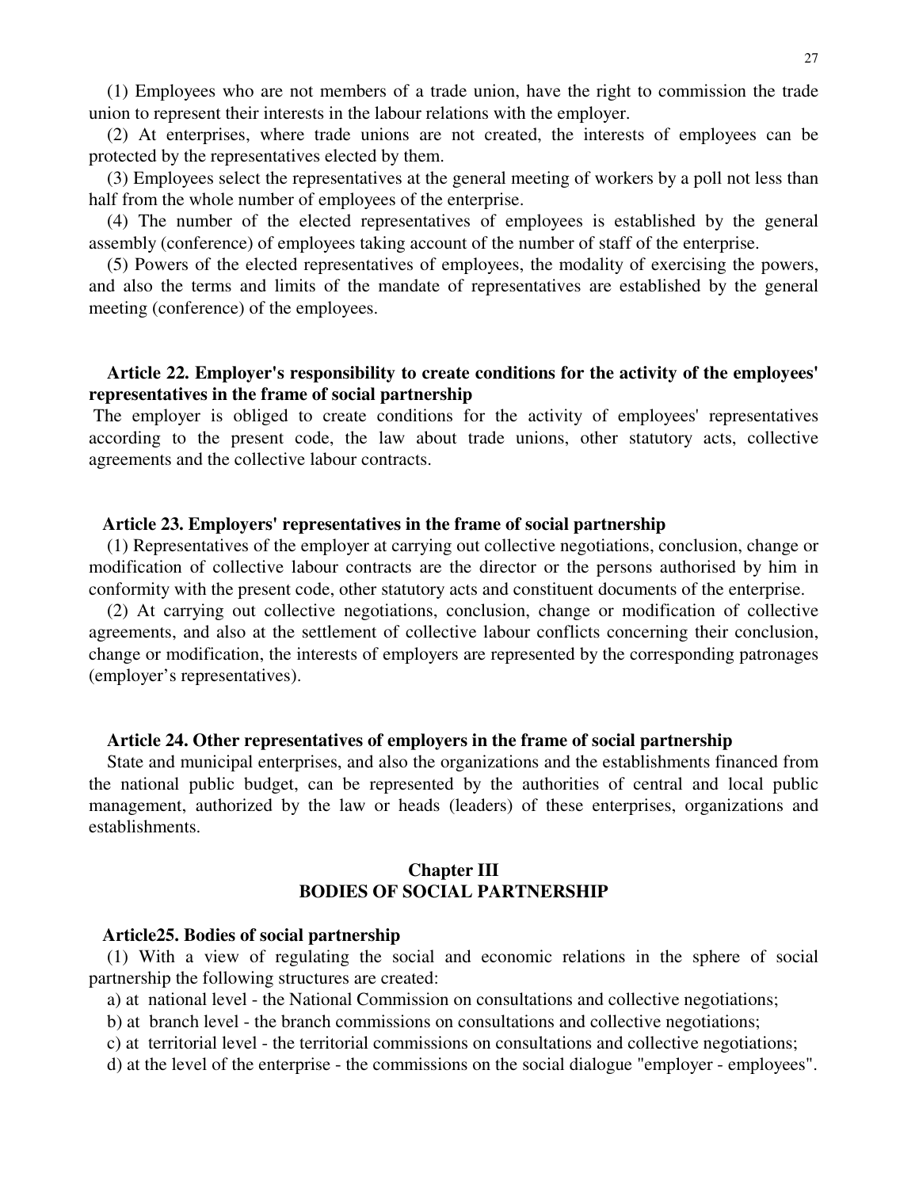(1) Employees who are not members of a trade union, have the right to commission the trade union to represent their interests in the labour relations with the employer.

(2) At enterprises, where trade unions are not created, the interests of employees can be protected by the representatives elected by them.

(3) Employees select the representatives at the general meeting of workers by a poll not less than half from the whole number of employees of the enterprise.

(4) The number of the elected representatives of employees is established by the general assembly (conference) of employees taking account of the number of staff of the enterprise.

(5) Powers of the elected representatives of employees, the modality of exercising the powers, and also the terms and limits of the mandate of representatives are established by the general meeting (conference) of the employees.

**Article 22. Employer's responsibility to create conditions for the activity of the employees' representatives in the frame of social partnership**

The employer is obliged to create conditions for the activity of employees' representatives according to the present code, the law about trade unions, other statutory acts, collective agreements and the collective labour contracts.

**Article 23. Employers' representatives in the frame of social partnership**

(1) Representatives of the employer at carrying out collective negotiations, conclusion, change or modification of collective labour contracts are the director or the persons authorised by him in conformity with the present code, other statutory acts and constituent documents of the enterprise.

(2) At carrying out collective negotiations, conclusion, change or modification of collective agreements, and also at the settlement of collective labour conflicts concerning their conclusion, change or modification, the interests of employers are represented by the corresponding patronages (employer's representatives).

**Article 24. Other representatives of employers in the frame of social partnership**

State and municipal enterprises, and also the organizations and the establishments financed from the national public budget, can be represented by the authorities of central and local public management, authorized by the law or heads (leaders) of these enterprises, organizations and establishments.

## Chapter III
## BODIES OF SOCIAL PARTNERSHIP

**Article25. Bodies of social partnership**

(1) With a view of regulating the social and economic relations in the sphere of social partnership the following structures are created:

a) at national level - the National Commission on consultations and collective negotiations;

b) at branch level - the branch commissions on consultations and collective negotiations;

c) at territorial level - the territorial commissions on consultations and collective negotiations;

d) at the level of the enterprise - the commissions on the social dialogue "employer - employees".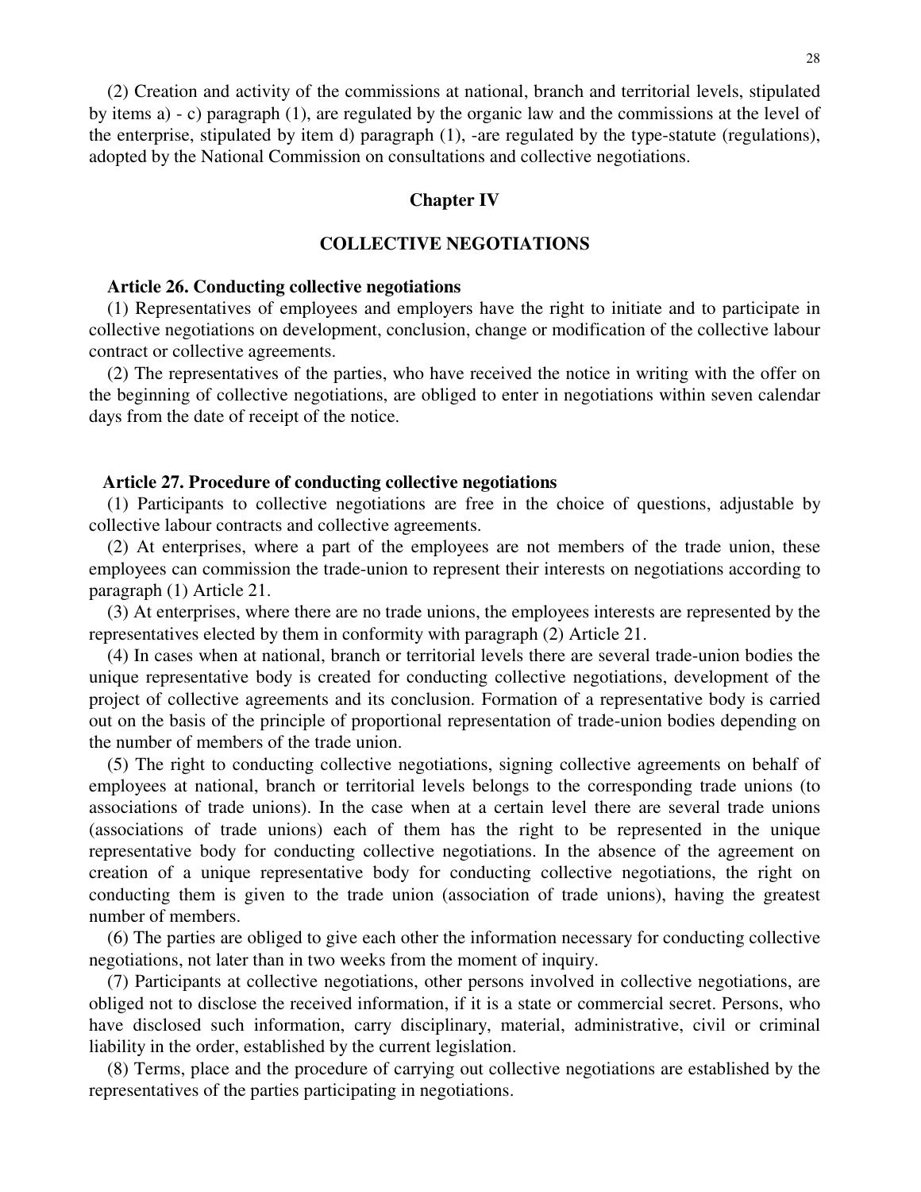(2) Creation and activity of the commissions at national, branch and territorial levels, stipulated by items a) - c) paragraph (1), are regulated by the organic law and the commissions at the level of the enterprise, stipulated by item d) paragraph (1), -are regulated by the type-statute (regulations), adopted by the National Commission on consultations and collective negotiations.

## Chapter IV

## COLLECTIVE NEGOTIATIONS

**Article 26. Conducting collective negotiations**

(1) Representatives of employees and employers have the right to initiate and to participate in collective negotiations on development, conclusion, change or modification of the collective labour contract or collective agreements.

(2) The representatives of the parties, who have received the notice in writing with the offer on the beginning of collective negotiations, are obliged to enter in negotiations within seven calendar days from the date of receipt of the notice.

**Article 27. Procedure of conducting collective negotiations**

(1) Participants to collective negotiations are free in the choice of questions, adjustable by collective labour contracts and collective agreements.

(2) At enterprises, where a part of the employees are not members of the trade union, these employees can commission the trade-union to represent their interests on negotiations according to paragraph (1) Article 21.

(3) At enterprises, where there are no trade unions, the employees interests are represented by the representatives elected by them in conformity with paragraph (2) Article 21.

(4) In cases when at national, branch or territorial levels there are several trade-union bodies the unique representative body is created for conducting collective negotiations, development of the project of collective agreements and its conclusion. Formation of a representative body is carried out on the basis of the principle of proportional representation of trade-union bodies depending on the number of members of the trade union.

(5) The right to conducting collective negotiations, signing collective agreements on behalf of employees at national, branch or territorial levels belongs to the corresponding trade unions (to associations of trade unions). In the case when at a certain level there are several trade unions (associations of trade unions) each of them has the right to be represented in the unique representative body for conducting collective negotiations. In the absence of the agreement on creation of a unique representative body for conducting collective negotiations, the right on conducting them is given to the trade union (association of trade unions), having the greatest number of members.

(6) The parties are obliged to give each other the information necessary for conducting collective negotiations, not later than in two weeks from the moment of inquiry.

(7) Participants at collective negotiations, other persons involved in collective negotiations, are obliged not to disclose the received information, if it is a state or commercial secret. Persons, who have disclosed such information, carry disciplinary, material, administrative, civil or criminal liability in the order, established by the current legislation.

(8) Terms, place and the procedure of carrying out collective negotiations are established by the representatives of the parties participating in negotiations.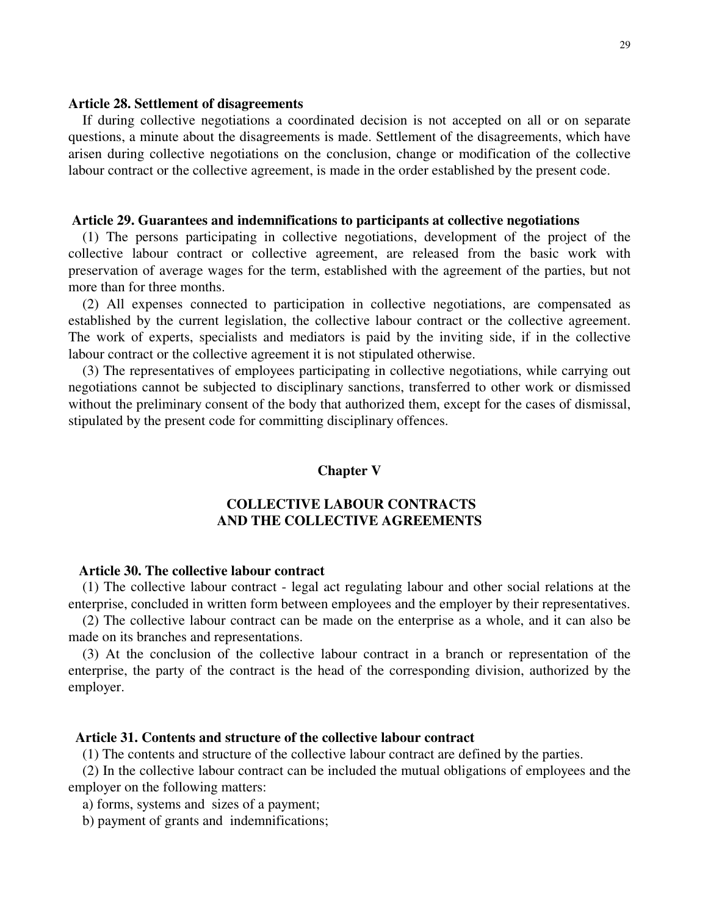### Article 28. Settlement of disagreements

If during collective negotiations a coordinated decision is not accepted on all or on separate questions, a minute about the disagreements is made. Settlement of the disagreements, which have arisen during collective negotiations on the conclusion, change or modification of the collective labour contract or the collective agreement, is made in the order established by the present code.

### Article 29. Guarantees and indemnifications to participants at collective negotiations

(1) The persons participating in collective negotiations, development of the project of the collective labour contract or collective agreement, are released from the basic work with preservation of average wages for the term, established with the agreement of the parties, but not more than for three months.

(2) All expenses connected to participation in collective negotiations, are compensated as established by the current legislation, the collective labour contract or the collective agreement. The work of experts, specialists and mediators is paid by the inviting side, if in the collective labour contract or the collective agreement it is not stipulated otherwise.

(3) The representatives of employees participating in collective negotiations, while carrying out negotiations cannot be subjected to disciplinary sanctions, transferred to other work or dismissed without the preliminary consent of the body that authorized them, except for the cases of dismissal, stipulated by the present code for committing disciplinary offences.

## Chapter V

## COLLECTIVE LABOUR CONTRACTS AND THE COLLECTIVE AGREEMENTS

### Article 30. The collective labour contract

(1) The collective labour contract - legal act regulating labour and other social relations at the enterprise, concluded in written form between employees and the employer by their representatives.

(2) The collective labour contract can be made on the enterprise as a whole, and it can also be made on its branches and representations.

(3) At the conclusion of the collective labour contract in a branch or representation of the enterprise, the party of the contract is the head of the corresponding division, authorized by the employer.

### Article 31. Contents and structure of the collective labour contract

(1) The contents and structure of the collective labour contract are defined by the parties.

(2) In the collective labour contract can be included the mutual obligations of employees and the employer on the following matters:

a) forms, systems and sizes of a payment;

b) payment of grants and indemnifications;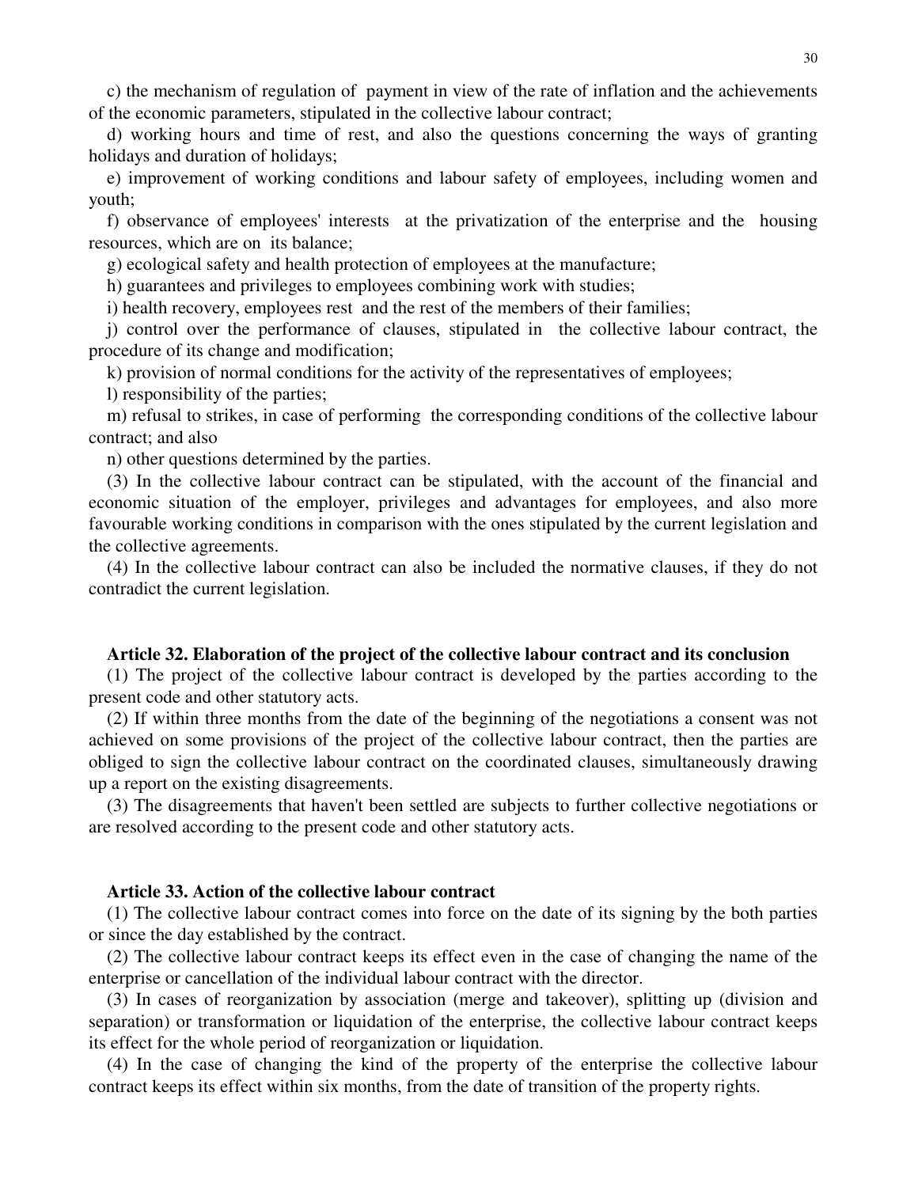c) the mechanism of regulation of payment in view of the rate of inflation and the achievements of the economic parameters, stipulated in the collective labour contract;

d) working hours and time of rest, and also the questions concerning the ways of granting holidays and duration of holidays;

e) improvement of working conditions and labour safety of employees, including women and youth;

f) observance of employees' interests at the privatization of the enterprise and the housing resources, which are on its balance;

g) ecological safety and health protection of employees at the manufacture;

h) guarantees and privileges to employees combining work with studies;

i) health recovery, employees rest and the rest of the members of their families;

j) control over the performance of clauses, stipulated in the collective labour contract, the procedure of its change and modification;

k) provision of normal conditions for the activity of the representatives of employees;

l) responsibility of the parties;

m) refusal to strikes, in case of performing the corresponding conditions of the collective labour contract; and also

n) other questions determined by the parties.

(3) In the collective labour contract can be stipulated, with the account of the financial and economic situation of the employer, privileges and advantages for employees, and also more favourable working conditions in comparison with the ones stipulated by the current legislation and the collective agreements.

(4) In the collective labour contract can also be included the normative clauses, if they do not contradict the current legislation.

**Article 32. Elaboration of the project of the collective labour contract and its conclusion**

(1) The project of the collective labour contract is developed by the parties according to the present code and other statutory acts.

(2) If within three months from the date of the beginning of the negotiations a consent was not achieved on some provisions of the project of the collective labour contract, then the parties are obliged to sign the collective labour contract on the coordinated clauses, simultaneously drawing up a report on the existing disagreements.

(3) The disagreements that haven't been settled are subjects to further collective negotiations or are resolved according to the present code and other statutory acts.

**Article 33. Action of the collective labour contract**

(1) The collective labour contract comes into force on the date of its signing by the both parties or since the day established by the contract.

(2) The collective labour contract keeps its effect even in the case of changing the name of the enterprise or cancellation of the individual labour contract with the director.

(3) In cases of reorganization by association (merge and takeover), splitting up (division and separation) or transformation or liquidation of the enterprise, the collective labour contract keeps its effect for the whole period of reorganization or liquidation.

(4) In the case of changing the kind of the property of the enterprise the collective labour contract keeps its effect within six months, from the date of transition of the property rights.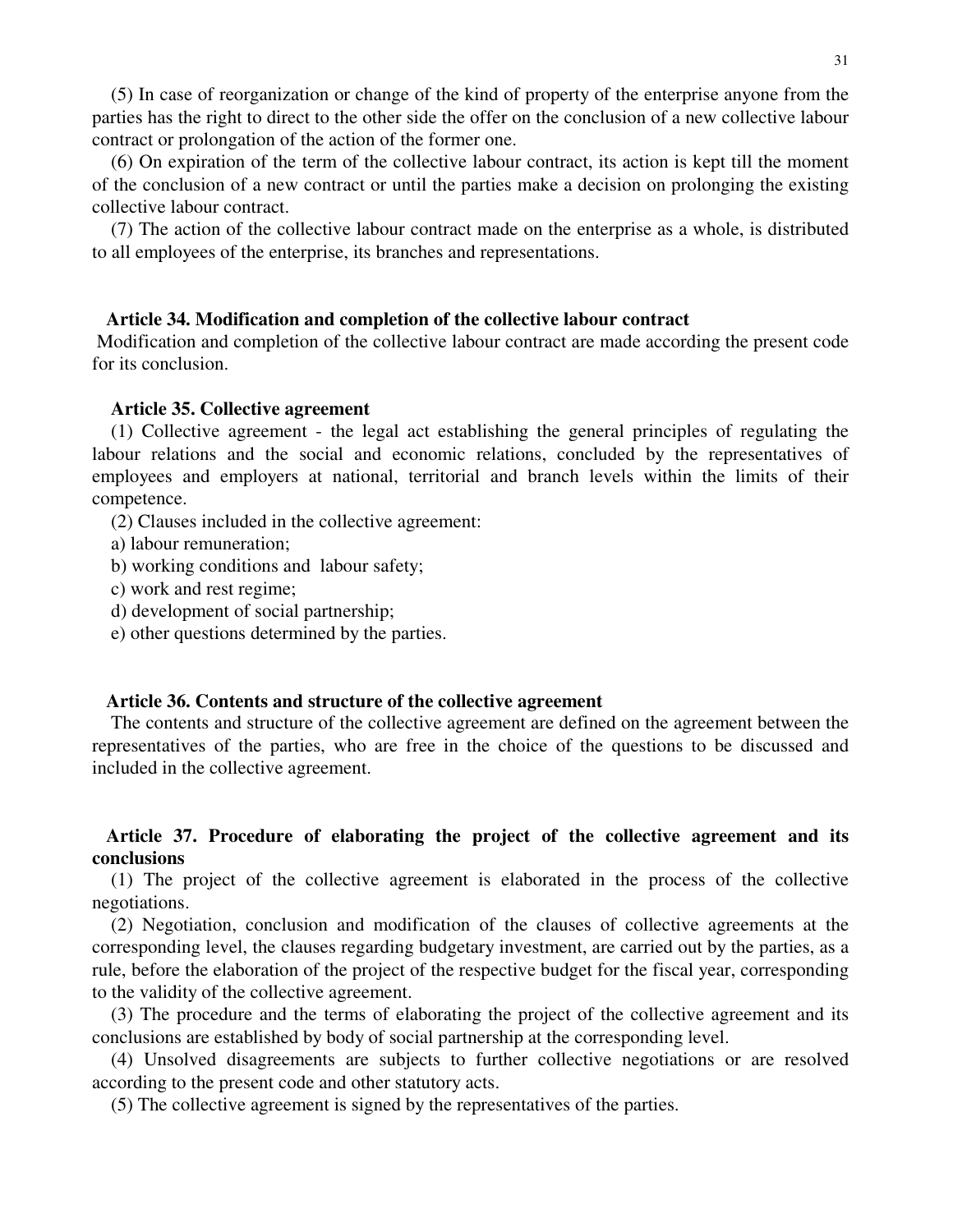(5) In case of reorganization or change of the kind of property of the enterprise anyone from the parties has the right to direct to the other side the offer on the conclusion of a new collective labour contract or prolongation of the action of the former one.

(6) On expiration of the term of the collective labour contract, its action is kept till the moment of the conclusion of a new contract or until the parties make a decision on prolonging the existing collective labour contract.

(7) The action of the collective labour contract made on the enterprise as a whole, is distributed to all employees of the enterprise, its branches and representations.

### Article 34. Modification and completion of the collective labour contract

Modification and completion of the collective labour contract are made according the present code for its conclusion.

### Article 35. Collective agreement

(1) Collective agreement - the legal act establishing the general principles of regulating the labour relations and the social and economic relations, concluded by the representatives of employees and employers at national, territorial and branch levels within the limits of their competence.

(2) Clauses included in the collective agreement:

a) labour remuneration;

b) working conditions and labour safety;

c) work and rest regime;

d) development of social partnership;

e) other questions determined by the parties.

### Article 36. Contents and structure of the collective agreement

The contents and structure of the collective agreement are defined on the agreement between the representatives of the parties, who are free in the choice of the questions to be discussed and included in the collective agreement.

### Article 37. Procedure of elaborating the project of the collective agreement and its conclusions

(1) The project of the collective agreement is elaborated in the process of the collective negotiations.

(2) Negotiation, conclusion and modification of the clauses of collective agreements at the corresponding level, the clauses regarding budgetary investment, are carried out by the parties, as a rule, before the elaboration of the project of the respective budget for the fiscal year, corresponding to the validity of the collective agreement.

(3) The procedure and the terms of elaborating the project of the collective agreement and its conclusions are established by body of social partnership at the corresponding level.

(4) Unsolved disagreements are subjects to further collective negotiations or are resolved according to the present code and other statutory acts.

(5) The collective agreement is signed by the representatives of the parties.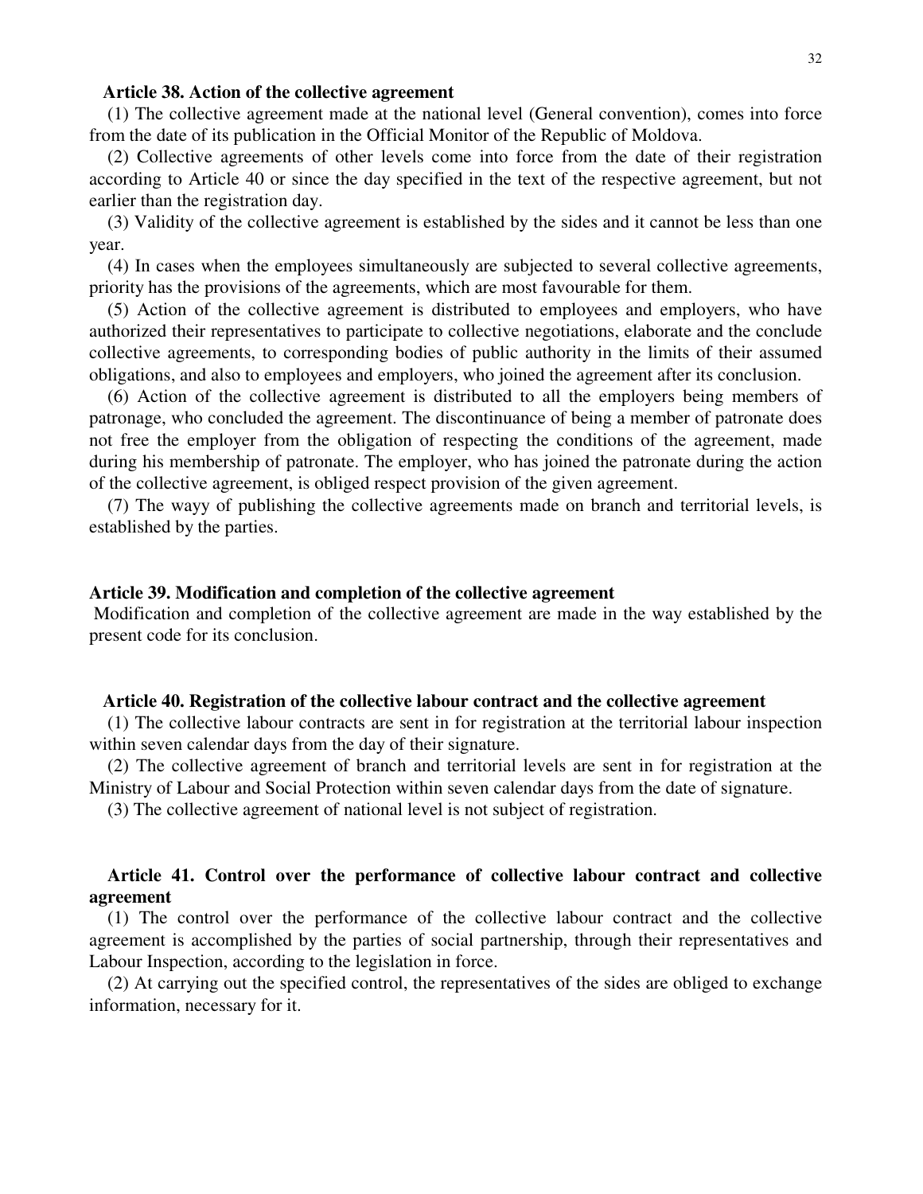**Article 38. Action of the collective agreement**

(1) The collective agreement made at the national level (General convention), comes into force from the date of its publication in the Official Monitor of the Republic of Moldova.

(2) Collective agreements of other levels come into force from the date of their registration according to Article 40 or since the day specified in the text of the respective agreement, but not earlier than the registration day.

(3) Validity of the collective agreement is established by the sides and it cannot be less than one year.

(4) In cases when the employees simultaneously are subjected to several collective agreements, priority has the provisions of the agreements, which are most favourable for them.

(5) Action of the collective agreement is distributed to employees and employers, who have authorized their representatives to participate to collective negotiations, elaborate and the conclude collective agreements, to corresponding bodies of public authority in the limits of their assumed obligations, and also to employees and employers, who joined the agreement after its conclusion.

(6) Action of the collective agreement is distributed to all the employers being members of patronage, who concluded the agreement. The discontinuance of being a member of patronate does not free the employer from the obligation of respecting the conditions of the agreement, made during his membership of patronate. The employer, who has joined the patronate during the action of the collective agreement, is obliged respect provision of the given agreement.

(7) The wayy of publishing the collective agreements made on branch and territorial levels, is established by the parties.

**Article 39. Modification and completion of the collective agreement**

Modification and completion of the collective agreement are made in the way established by the present code for its conclusion.

**Article 40. Registration of the collective labour contract and the collective agreement**

(1) The collective labour contracts are sent in for registration at the territorial labour inspection within seven calendar days from the day of their signature.

(2) The collective agreement of branch and territorial levels are sent in for registration at the Ministry of Labour and Social Protection within seven calendar days from the date of signature.

(3) The collective agreement of national level is not subject of registration.

**Article 41. Control over the performance of collective labour contract and collective agreement**

(1) The control over the performance of the collective labour contract and the collective agreement is accomplished by the parties of social partnership, through their representatives and Labour Inspection, according to the legislation in force.

(2) At carrying out the specified control, the representatives of the sides are obliged to exchange information, necessary for it.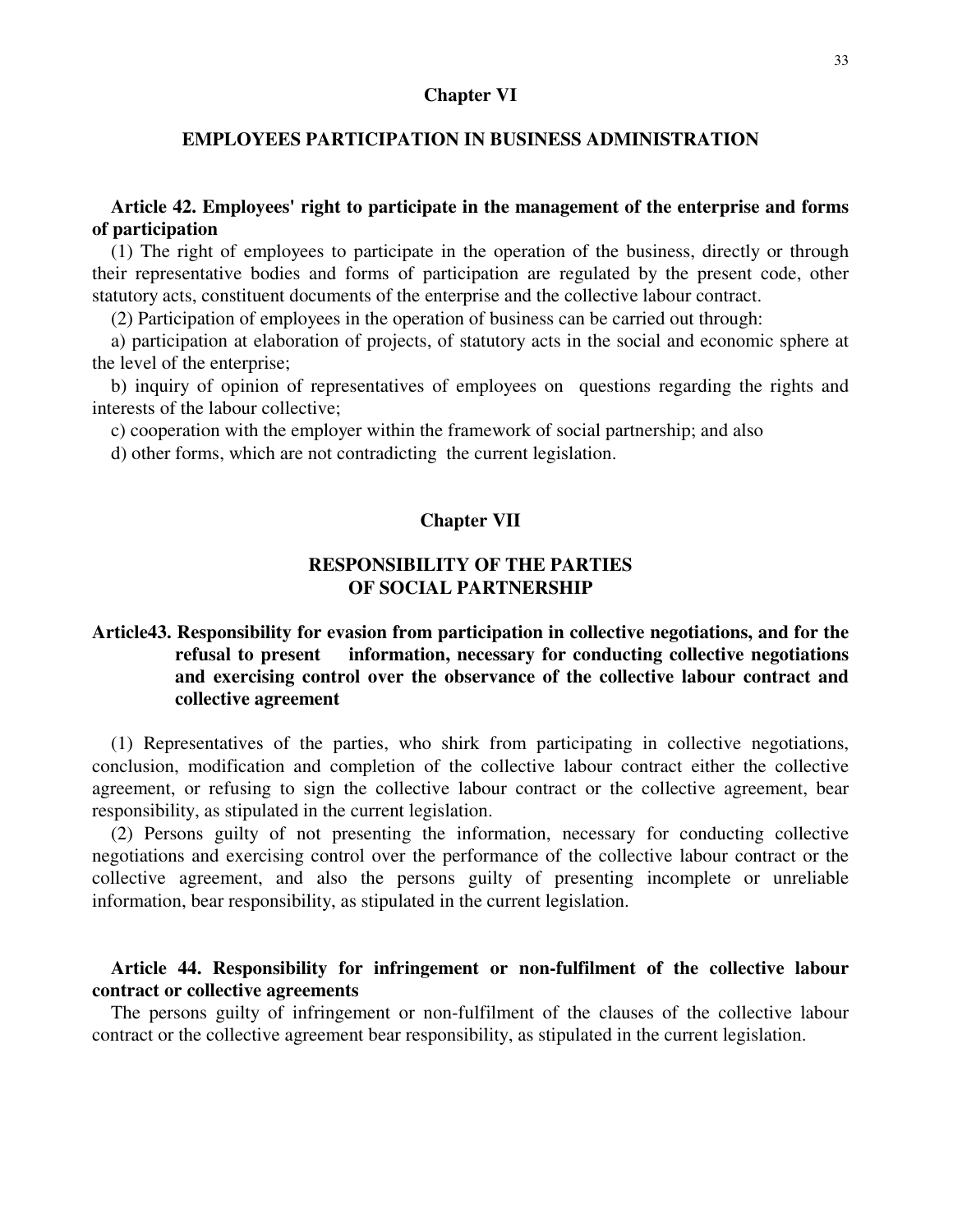## Chapter VI

## EMPLOYEES PARTICIPATION IN BUSINESS ADMINISTRATION

### Article 42. Employees' right to participate in the management of the enterprise and forms of participation

(1) The right of employees to participate in the operation of the business, directly or through their representative bodies and forms of participation are regulated by the present code, other statutory acts, constituent documents of the enterprise and the collective labour contract.

(2) Participation of employees in the operation of business can be carried out through:

a) participation at elaboration of projects, of statutory acts in the social and economic sphere at the level of the enterprise;

b) inquiry of opinion of representatives of employees on questions regarding the rights and interests of the labour collective;

c) cooperation with the employer within the framework of social partnership; and also

d) other forms, which are not contradicting the current legislation.

## Chapter VII

## RESPONSIBILITY OF THE PARTIES OF SOCIAL PARTNERSHIP

### Article43. Responsibility for evasion from participation in collective negotiations, and for the refusal to present information, necessary for conducting collective negotiations and exercising control over the observance of the collective labour contract and collective agreement

(1) Representatives of the parties, who shirk from participating in collective negotiations, conclusion, modification and completion of the collective labour contract either the collective agreement, or refusing to sign the collective labour contract or the collective agreement, bear responsibility, as stipulated in the current legislation.

(2) Persons guilty of not presenting the information, necessary for conducting collective negotiations and exercising control over the performance of the collective labour contract or the collective agreement, and also the persons guilty of presenting incomplete or unreliable information, bear responsibility, as stipulated in the current legislation.

### Article 44. Responsibility for infringement or non-fulfilment of the collective labour contract or collective agreements

The persons guilty of infringement or non-fulfilment of the clauses of the collective labour contract or the collective agreement bear responsibility, as stipulated in the current legislation.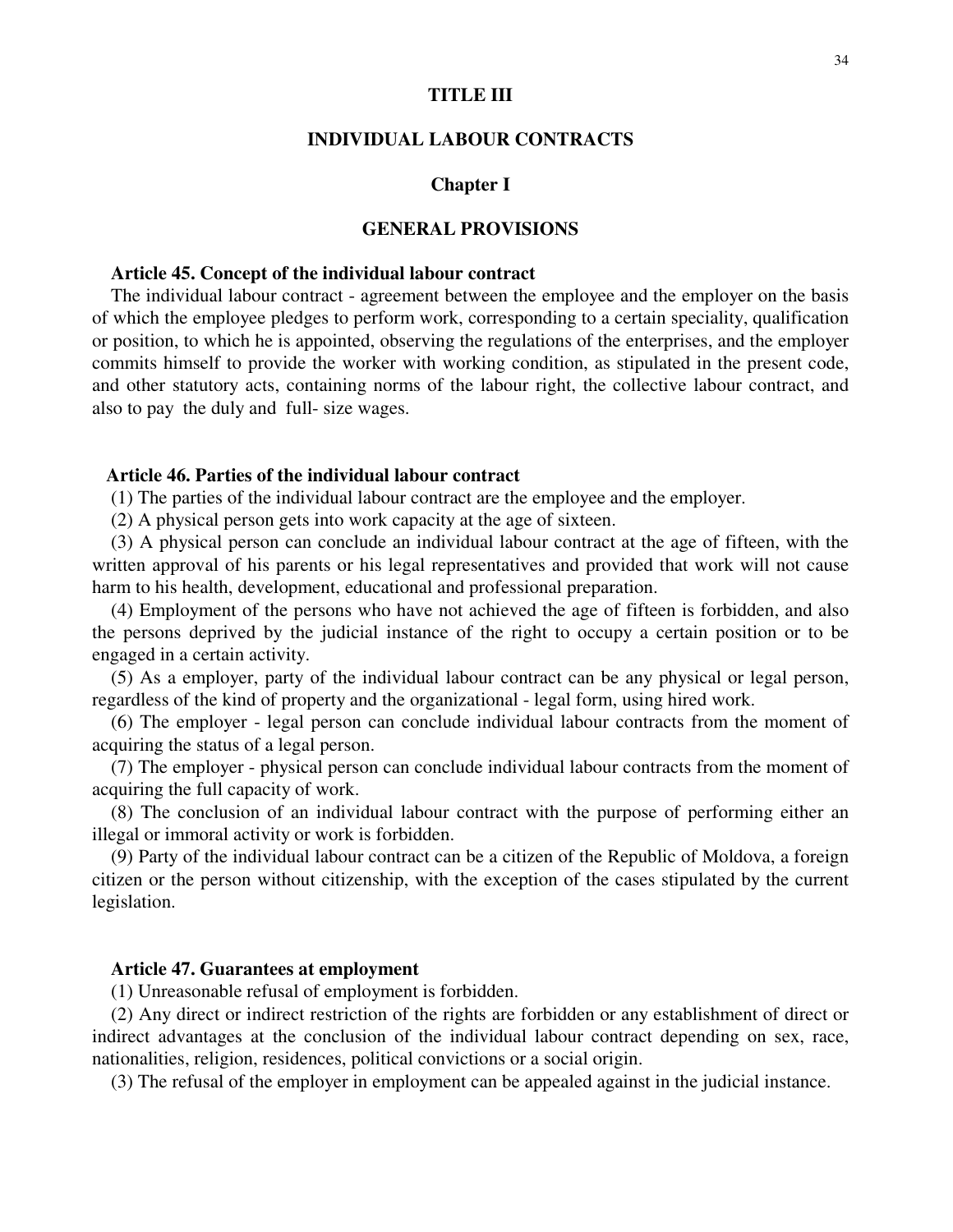# TITLE III

# INDIVIDUAL LABOUR CONTRACTS

## Chapter I

## GENERAL PROVISIONS

**Article 45. Concept of the individual labour contract**

The individual labour contract - agreement between the employee and the employer on the basis of which the employee pledges to perform work, corresponding to a certain speciality, qualification or position, to which he is appointed, observing the regulations of the enterprises, and the employer commits himself to provide the worker with working condition, as stipulated in the present code, and other statutory acts, containing norms of the labour right, the collective labour contract, and also to pay the duly and full- size wages.

**Article 46. Parties of the individual labour contract**

(1) The parties of the individual labour contract are the employee and the employer.

(2) A physical person gets into work capacity at the age of sixteen.

(3) A physical person can conclude an individual labour contract at the age of fifteen, with the written approval of his parents or his legal representatives and provided that work will not cause harm to his health, development, educational and professional preparation.

(4) Employment of the persons who have not achieved the age of fifteen is forbidden, and also the persons deprived by the judicial instance of the right to occupy a certain position or to be engaged in a certain activity.

(5) As a employer, party of the individual labour contract can be any physical or legal person, regardless of the kind of property and the organizational - legal form, using hired work.

(6) The employer - legal person can conclude individual labour contracts from the moment of acquiring the status of a legal person.

(7) The employer - physical person can conclude individual labour contracts from the moment of acquiring the full capacity of work.

(8) The conclusion of an individual labour contract with the purpose of performing either an illegal or immoral activity or work is forbidden.

(9) Party of the individual labour contract can be a citizen of the Republic of Moldova, a foreign citizen or the person without citizenship, with the exception of the cases stipulated by the current legislation.

**Article 47. Guarantees at employment**

(1) Unreasonable refusal of employment is forbidden.

(2) Any direct or indirect restriction of the rights are forbidden or any establishment of direct or indirect advantages at the conclusion of the individual labour contract depending on sex, race, nationalities, religion, residences, political convictions or a social origin.

(3) The refusal of the employer in employment can be appealed against in the judicial instance.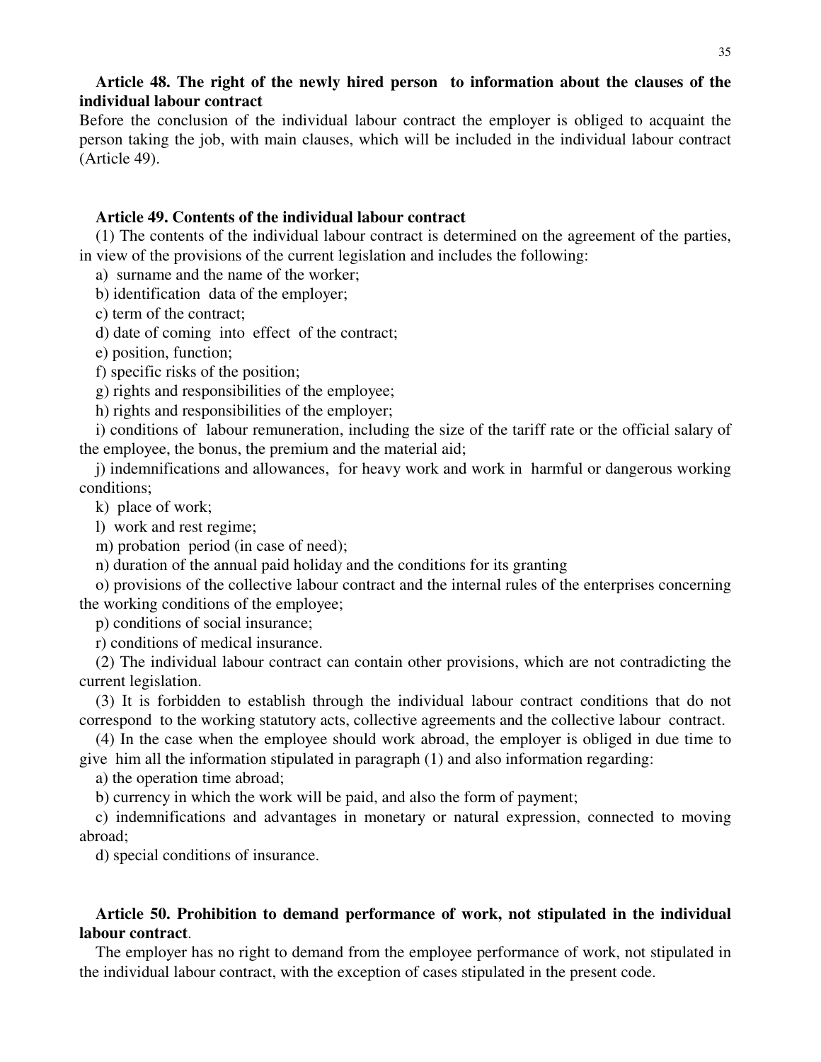**Article 48. The right of the newly hired person to information about the clauses of the individual labour contract**

Before the conclusion of the individual labour contract the employer is obliged to acquaint the person taking the job, with main clauses, which will be included in the individual labour contract (Article 49).

**Article 49. Contents of the individual labour contract**

(1) The contents of the individual labour contract is determined on the agreement of the parties, in view of the provisions of the current legislation and includes the following:

a) surname and the name of the worker;

b) identification data of the employer;

c) term of the contract;

d) date of coming into effect of the contract;

e) position, function;

f) specific risks of the position;

g) rights and responsibilities of the employee;

h) rights and responsibilities of the employer;

i) conditions of labour remuneration, including the size of the tariff rate or the official salary of the employee, the bonus, the premium and the material aid;

j) indemnifications and allowances, for heavy work and work in harmful or dangerous working conditions;

k) place of work;

l) work and rest regime;

m) probation period (in case of need);

n) duration of the annual paid holiday and the conditions for its granting

o) provisions of the collective labour contract and the internal rules of the enterprises concerning the working conditions of the employee;

p) conditions of social insurance;

r) conditions of medical insurance.

(2) The individual labour contract can contain other provisions, which are not contradicting the current legislation.

(3) It is forbidden to establish through the individual labour contract conditions that do not correspond to the working statutory acts, collective agreements and the collective labour contract.

(4) In the case when the employee should work abroad, the employer is obliged in due time to give him all the information stipulated in paragraph (1) and also information regarding:

a) the operation time abroad;

b) currency in which the work will be paid, and also the form of payment;

c) indemnifications and advantages in monetary or natural expression, connected to moving abroad;

d) special conditions of insurance.

**Article 50. Prohibition to demand performance of work, not stipulated in the individual labour contract**.

The employer has no right to demand from the employee performance of work, not stipulated in the individual labour contract, with the exception of cases stipulated in the present code.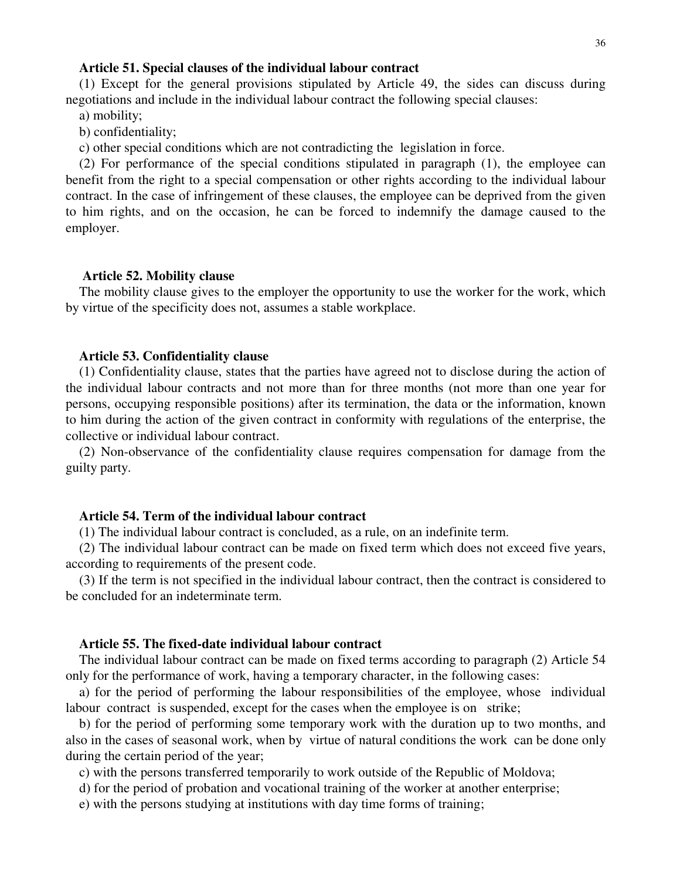**Article 51. Special clauses of the individual labour contract**

(1) Except for the general provisions stipulated by Article 49, the sides can discuss during negotiations and include in the individual labour contract the following special clauses:

a) mobility;

b) confidentiality;

c) other special conditions which are not contradicting the legislation in force.

(2) For performance of the special conditions stipulated in paragraph (1), the employee can benefit from the right to a special compensation or other rights according to the individual labour contract. In the case of infringement of these clauses, the employee can be deprived from the given to him rights, and on the occasion, he can be forced to indemnify the damage caused to the employer.

**Article 52. Mobility clause**

The mobility clause gives to the employer the opportunity to use the worker for the work, which by virtue of the specificity does not, assumes a stable workplace.

**Article 53. Confidentiality clause**

(1) Confidentiality clause, states that the parties have agreed not to disclose during the action of the individual labour contracts and not more than for three months (not more than one year for persons, occupying responsible positions) after its termination, the data or the information, known to him during the action of the given contract in conformity with regulations of the enterprise, the collective or individual labour contract.

(2) Non-observance of the confidentiality clause requires compensation for damage from the guilty party.

**Article 54. Term of the individual labour contract**

(1) The individual labour contract is concluded, as a rule, on an indefinite term.

(2) The individual labour contract can be made on fixed term which does not exceed five years, according to requirements of the present code.

(3) If the term is not specified in the individual labour contract, then the contract is considered to be concluded for an indeterminate term.

**Article 55. The fixed-date individual labour contract**

The individual labour contract can be made on fixed terms according to paragraph (2) Article 54 only for the performance of work, having a temporary character, in the following cases:

a) for the period of performing the labour responsibilities of the employee, whose individual labour contract is suspended, except for the cases when the employee is on strike;

b) for the period of performing some temporary work with the duration up to two months, and also in the cases of seasonal work, when by virtue of natural conditions the work can be done only during the certain period of the year;

c) with the persons transferred temporarily to work outside of the Republic of Moldova;

d) for the period of probation and vocational training of the worker at another enterprise;

e) with the persons studying at institutions with day time forms of training;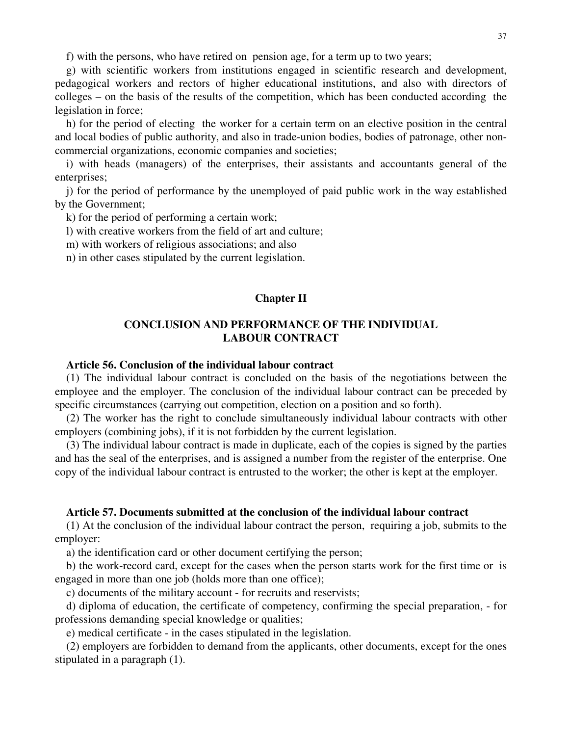f) with the persons, who have retired on pension age, for a term up to two years;

g) with scientific workers from institutions engaged in scientific research and development, pedagogical workers and rectors of higher educational institutions, and also with directors of colleges – on the basis of the results of the competition, which has been conducted according the legislation in force;

h) for the period of electing the worker for a certain term on an elective position in the central and local bodies of public authority, and also in trade-union bodies, bodies of patronage, other non-commercial organizations, economic companies and societies;

i) with heads (managers) of the enterprises, their assistants and accountants general of the enterprises;

j) for the period of performance by the unemployed of paid public work in the way established by the Government;

k) for the period of performing a certain work;

l) with creative workers from the field of art and culture;

m) with workers of religious associations; and also

n) in other cases stipulated by the current legislation.

## Chapter II

## CONCLUSION AND PERFORMANCE OF THE INDIVIDUAL LABOUR CONTRACT

### Article 56. Conclusion of the individual labour contract

(1) The individual labour contract is concluded on the basis of the negotiations between the employee and the employer. The conclusion of the individual labour contract can be preceded by specific circumstances (carrying out competition, election on a position and so forth).

(2) The worker has the right to conclude simultaneously individual labour contracts with other employers (combining jobs), if it is not forbidden by the current legislation.

(3) The individual labour contract is made in duplicate, each of the copies is signed by the parties and has the seal of the enterprises, and is assigned a number from the register of the enterprise. One copy of the individual labour contract is entrusted to the worker; the other is kept at the employer.

### Article 57. Documents submitted at the conclusion of the individual labour contract

(1) At the conclusion of the individual labour contract the person, requiring a job, submits to the employer:

a) the identification card or other document certifying the person;

b) the work-record card, except for the cases when the person starts work for the first time or is engaged in more than one job (holds more than one office);

c) documents of the military account - for recruits and reservists;

d) diploma of education, the certificate of competency, confirming the special preparation, - for professions demanding special knowledge or qualities;

e) medical certificate - in the cases stipulated in the legislation.

(2) employers are forbidden to demand from the applicants, other documents, except for the ones stipulated in a paragraph (1).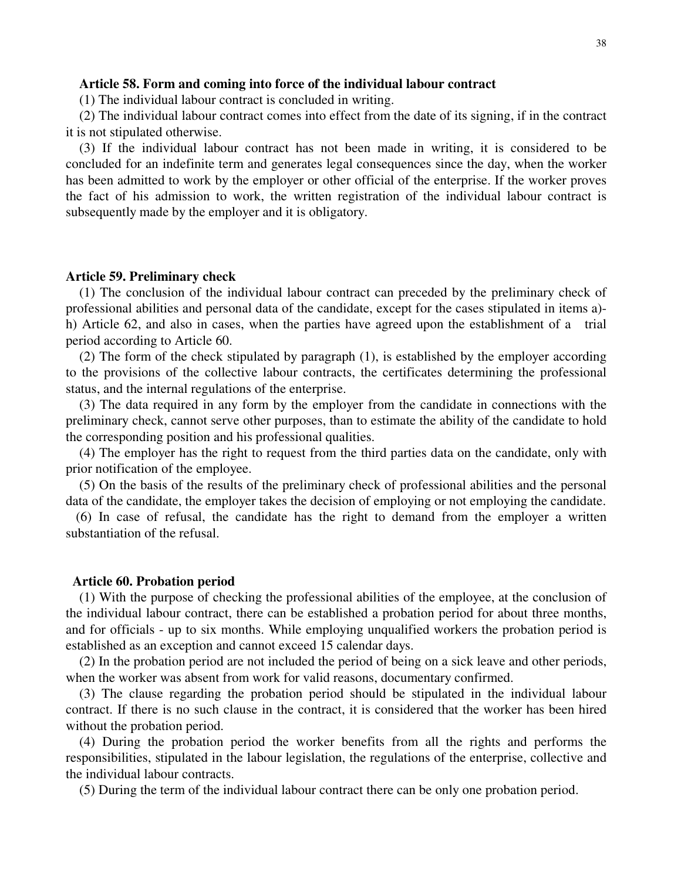**Article 58. Form and coming into force of the individual labour contract**

(1) The individual labour contract is concluded in writing.

(2) The individual labour contract comes into effect from the date of its signing, if in the contract it is not stipulated otherwise.

(3) If the individual labour contract has not been made in writing, it is considered to be concluded for an indefinite term and generates legal consequences since the day, when the worker has been admitted to work by the employer or other official of the enterprise. If the worker proves the fact of his admission to work, the written registration of the individual labour contract is subsequently made by the employer and it is obligatory.

**Article 59. Preliminary check**

(1) The conclusion of the individual labour contract can preceded by the preliminary check of professional abilities and personal data of the candidate, except for the cases stipulated in items a)-h) Article 62, and also in cases, when the parties have agreed upon the establishment of a trial period according to Article 60.

(2) The form of the check stipulated by paragraph (1), is established by the employer according to the provisions of the collective labour contracts, the certificates determining the professional status, and the internal regulations of the enterprise.

(3) The data required in any form by the employer from the candidate in connections with the preliminary check, cannot serve other purposes, than to estimate the ability of the candidate to hold the corresponding position and his professional qualities.

(4) The employer has the right to request from the third parties data on the candidate, only with prior notification of the employee.

(5) On the basis of the results of the preliminary check of professional abilities and the personal data of the candidate, the employer takes the decision of employing or not employing the candidate.

(6) In case of refusal, the candidate has the right to demand from the employer a written substantiation of the refusal.

**Article 60. Probation period**

(1) With the purpose of checking the professional abilities of the employee, at the conclusion of the individual labour contract, there can be established a probation period for about three months, and for officials - up to six months. While employing unqualified workers the probation period is established as an exception and cannot exceed 15 calendar days.

(2) In the probation period are not included the period of being on a sick leave and other periods, when the worker was absent from work for valid reasons, documentary confirmed.

(3) The clause regarding the probation period should be stipulated in the individual labour contract. If there is no such clause in the contract, it is considered that the worker has been hired without the probation period.

(4) During the probation period the worker benefits from all the rights and performs the responsibilities, stipulated in the labour legislation, the regulations of the enterprise, collective and the individual labour contracts.

(5) During the term of the individual labour contract there can be only one probation period.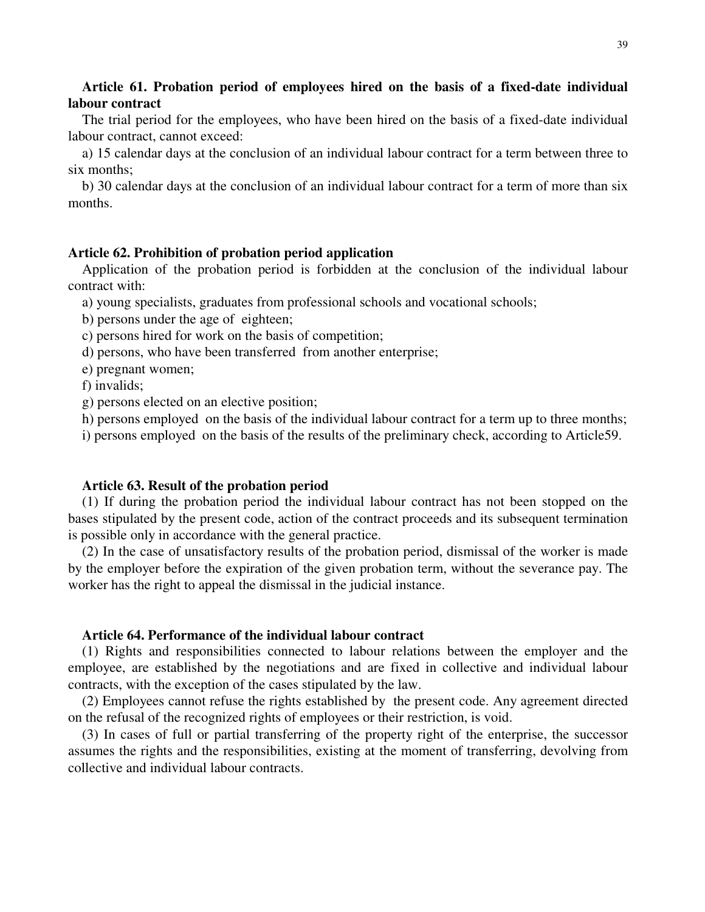**Article 61. Probation period of employees hired on the basis of a fixed-date individual labour contract**

The trial period for the employees, who have been hired on the basis of a fixed-date individual labour contract, cannot exceed:

a) 15 calendar days at the conclusion of an individual labour contract for a term between three to six months;

b) 30 calendar days at the conclusion of an individual labour contract for a term of more than six months.

**Article 62. Prohibition of probation period application**

Application of the probation period is forbidden at the conclusion of the individual labour contract with:

a) young specialists, graduates from professional schools and vocational schools;

b) persons under the age of eighteen;

c) persons hired for work on the basis of competition;

d) persons, who have been transferred from another enterprise;

e) pregnant women;

f) invalids;

g) persons elected on an elective position;

h) persons employed on the basis of the individual labour contract for a term up to three months;

i) persons employed on the basis of the results of the preliminary check, according to Article59.

**Article 63. Result of the probation period**

(1) If during the probation period the individual labour contract has not been stopped on the bases stipulated by the present code, action of the contract proceeds and its subsequent termination is possible only in accordance with the general practice.

(2) In the case of unsatisfactory results of the probation period, dismissal of the worker is made by the employer before the expiration of the given probation term, without the severance pay. The worker has the right to appeal the dismissal in the judicial instance.

**Article 64. Performance of the individual labour contract**

(1) Rights and responsibilities connected to labour relations between the employer and the employee, are established by the negotiations and are fixed in collective and individual labour contracts, with the exception of the cases stipulated by the law.

(2) Employees cannot refuse the rights established by the present code. Any agreement directed on the refusal of the recognized rights of employees or their restriction, is void.

(3) In cases of full or partial transferring of the property right of the enterprise, the successor assumes the rights and the responsibilities, existing at the moment of transferring, devolving from collective and individual labour contracts.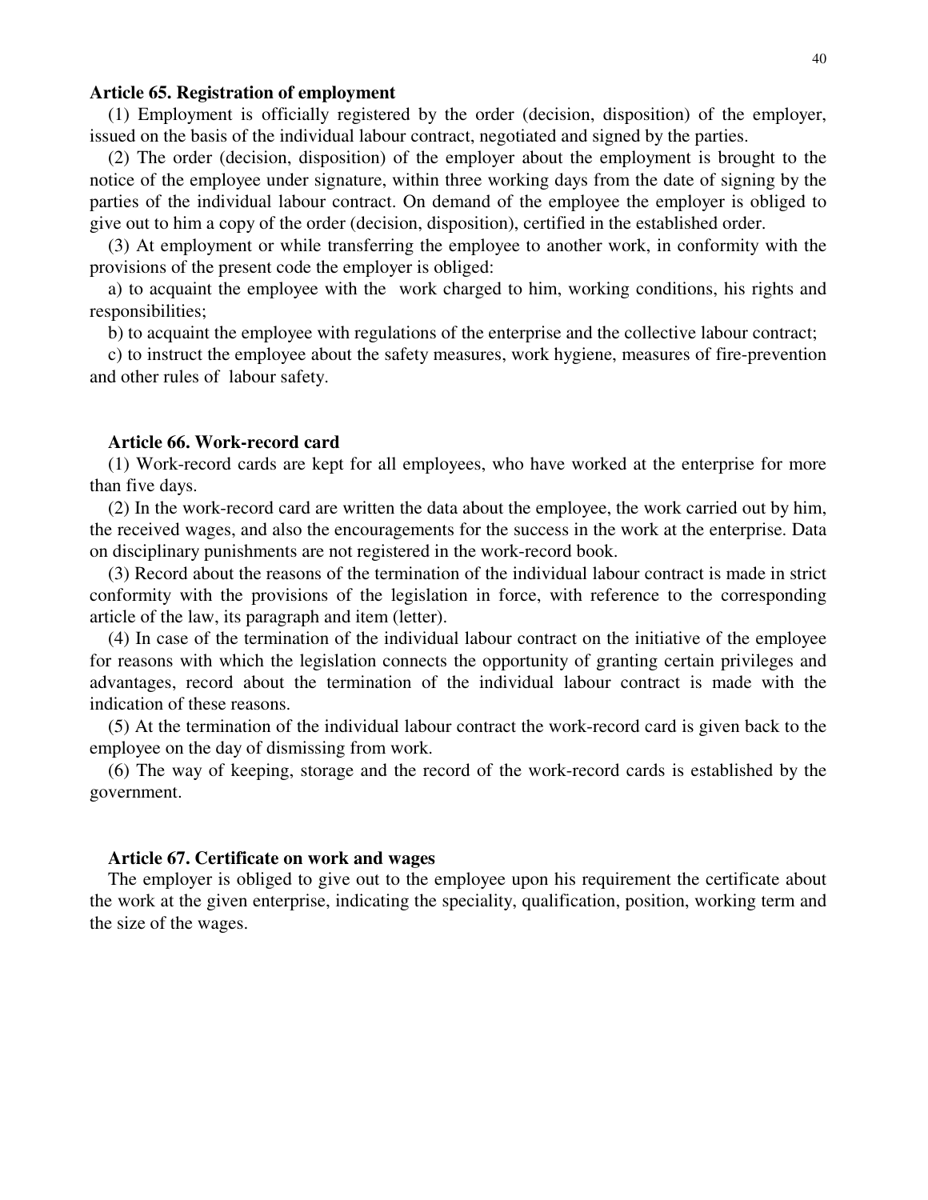**Article 65. Registration of employment**

(1) Employment is officially registered by the order (decision, disposition) of the employer, issued on the basis of the individual labour contract, negotiated and signed by the parties.

(2) The order (decision, disposition) of the employer about the employment is brought to the notice of the employee under signature, within three working days from the date of signing by the parties of the individual labour contract. On demand of the employee the employer is obliged to give out to him a copy of the order (decision, disposition), certified in the established order.

(3) At employment or while transferring the employee to another work, in conformity with the provisions of the present code the employer is obliged:

a) to acquaint the employee with the work charged to him, working conditions, his rights and responsibilities;

b) to acquaint the employee with regulations of the enterprise and the collective labour contract;

c) to instruct the employee about the safety measures, work hygiene, measures of fire-prevention and other rules of labour safety.

**Article 66. Work-record card**

(1) Work-record cards are kept for all employees, who have worked at the enterprise for more than five days.

(2) In the work-record card are written the data about the employee, the work carried out by him, the received wages, and also the encouragements for the success in the work at the enterprise. Data on disciplinary punishments are not registered in the work-record book.

(3) Record about the reasons of the termination of the individual labour contract is made in strict conformity with the provisions of the legislation in force, with reference to the corresponding article of the law, its paragraph and item (letter).

(4) In case of the termination of the individual labour contract on the initiative of the employee for reasons with which the legislation connects the opportunity of granting certain privileges and advantages, record about the termination of the individual labour contract is made with the indication of these reasons.

(5) At the termination of the individual labour contract the work-record card is given back to the employee on the day of dismissing from work.

(6) The way of keeping, storage and the record of the work-record cards is established by the government.

**Article 67. Certificate on work and wages**

The employer is obliged to give out to the employee upon his requirement the certificate about the work at the given enterprise, indicating the speciality, qualification, position, working term and the size of the wages.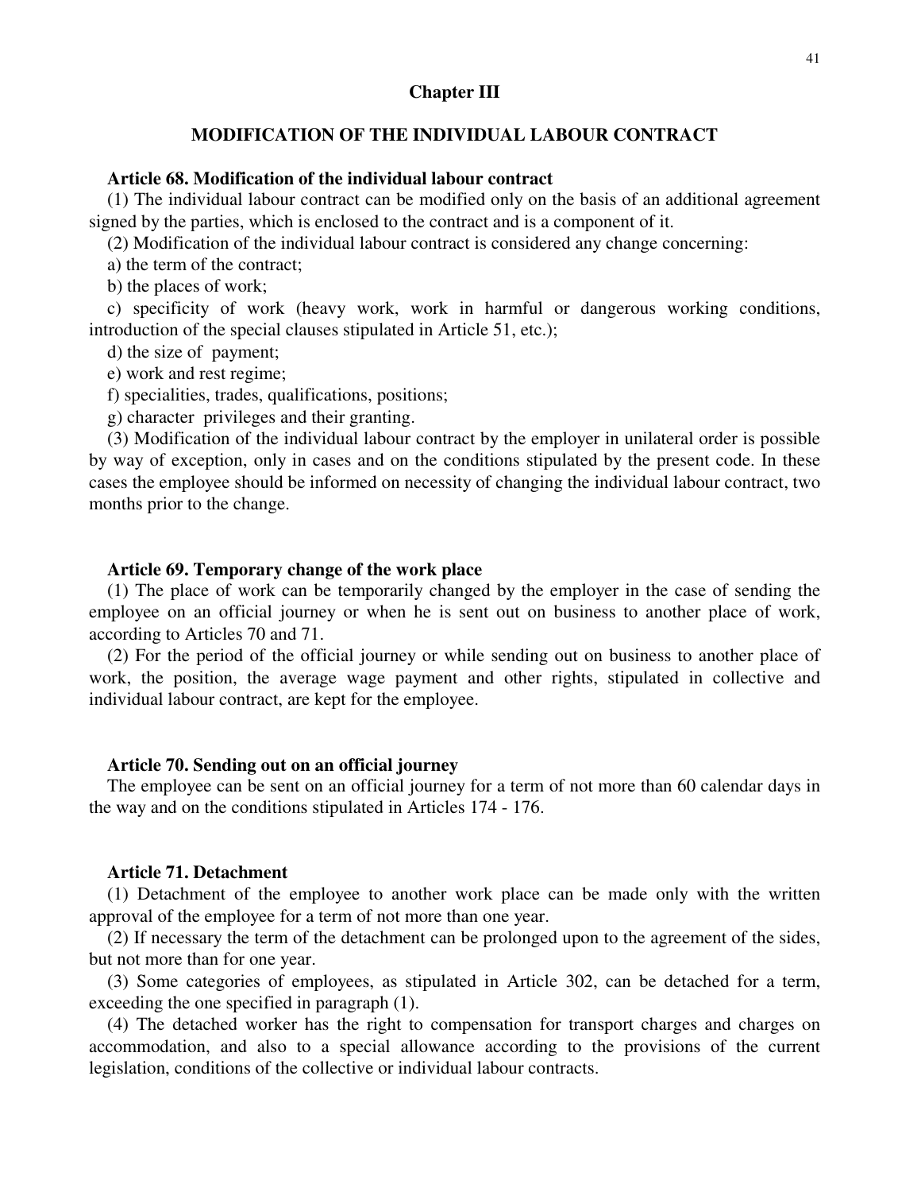## Chapter III

## MODIFICATION OF THE INDIVIDUAL LABOUR CONTRACT

### Article 68. Modification of the individual labour contract

(1) The individual labour contract can be modified only on the basis of an additional agreement signed by the parties, which is enclosed to the contract and is a component of it.

(2) Modification of the individual labour contract is considered any change concerning:

a) the term of the contract;

b) the places of work;

c) specificity of work (heavy work, work in harmful or dangerous working conditions, introduction of the special clauses stipulated in Article 51, etc.);

d) the size of payment;

e) work and rest regime;

f) specialities, trades, qualifications, positions;

g) character privileges and their granting.

(3) Modification of the individual labour contract by the employer in unilateral order is possible by way of exception, only in cases and on the conditions stipulated by the present code. In these cases the employee should be informed on necessity of changing the individual labour contract, two months prior to the change.

### Article 69. Temporary change of the work place

(1) The place of work can be temporarily changed by the employer in the case of sending the employee on an official journey or when he is sent out on business to another place of work, according to Articles 70 and 71.

(2) For the period of the official journey or while sending out on business to another place of work, the position, the average wage payment and other rights, stipulated in collective and individual labour contract, are kept for the employee.

### Article 70. Sending out on an official journey

The employee can be sent on an official journey for a term of not more than 60 calendar days in the way and on the conditions stipulated in Articles 174 - 176.

### Article 71. Detachment

(1) Detachment of the employee to another work place can be made only with the written approval of the employee for a term of not more than one year.

(2) If necessary the term of the detachment can be prolonged upon to the agreement of the sides, but not more than for one year.

(3) Some categories of employees, as stipulated in Article 302, can be detached for a term, exceeding the one specified in paragraph (1).

(4) The detached worker has the right to compensation for transport charges and charges on accommodation, and also to a special allowance according to the provisions of the current legislation, conditions of the collective or individual labour contracts.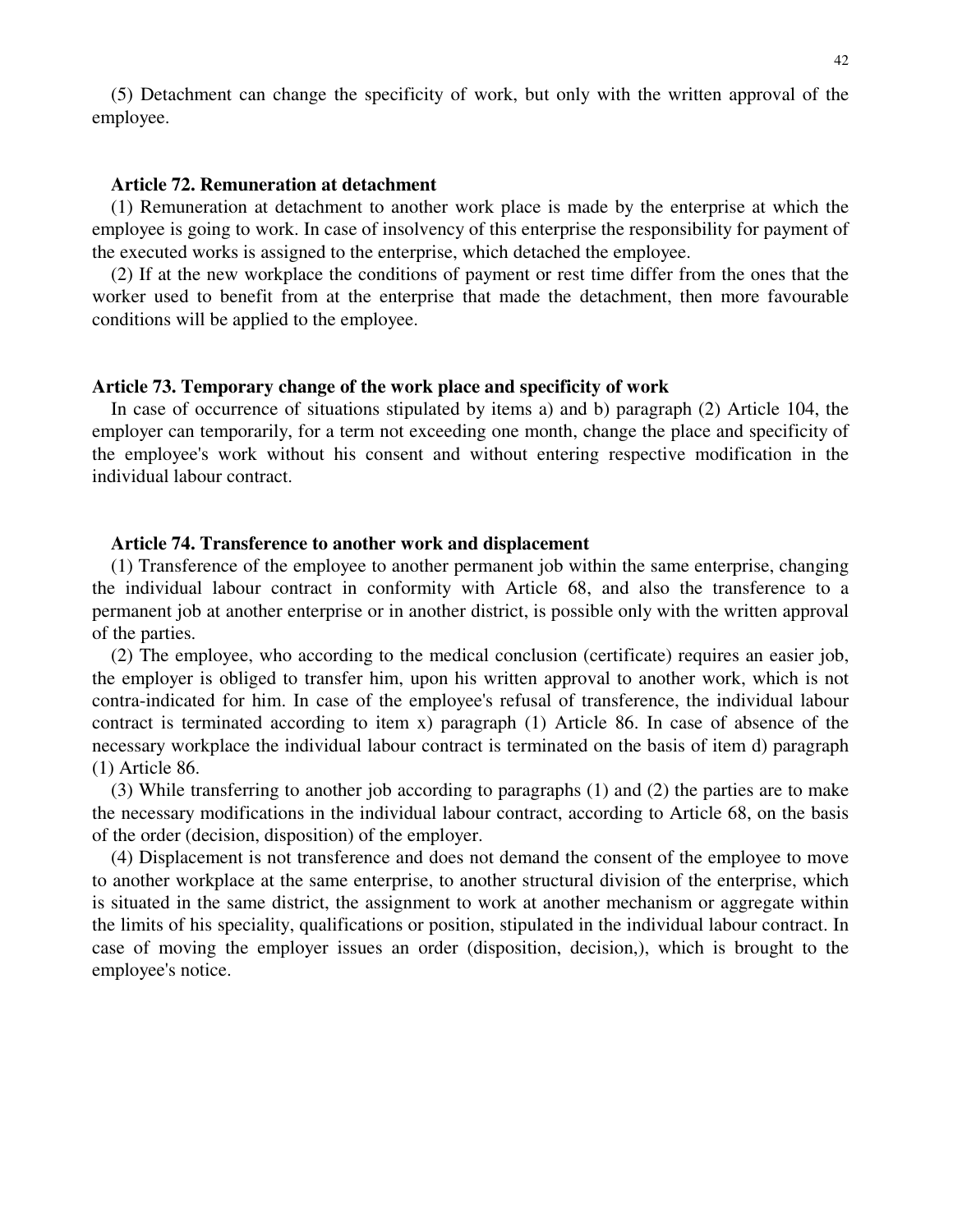(5) Detachment can change the specificity of work, but only with the written approval of the employee.

### Article 72. Remuneration at detachment

(1) Remuneration at detachment to another work place is made by the enterprise at which the employee is going to work. In case of insolvency of this enterprise the responsibility for payment of the executed works is assigned to the enterprise, which detached the employee.

(2) If at the new workplace the conditions of payment or rest time differ from the ones that the worker used to benefit from at the enterprise that made the detachment, then more favourable conditions will be applied to the employee.

### Article 73. Temporary change of the work place and specificity of work

In case of occurrence of situations stipulated by items a) and b) paragraph (2) Article 104, the employer can temporarily, for a term not exceeding one month, change the place and specificity of the employee's work without his consent and without entering respective modification in the individual labour contract.

### Article 74. Transference to another work and displacement

(1) Transference of the employee to another permanent job within the same enterprise, changing the individual labour contract in conformity with Article 68, and also the transference to a permanent job at another enterprise or in another district, is possible only with the written approval of the parties.

(2) The employee, who according to the medical conclusion (certificate) requires an easier job, the employer is obliged to transfer him, upon his written approval to another work, which is not contra-indicated for him. In case of the employee's refusal of transference, the individual labour contract is terminated according to item x) paragraph (1) Article 86. In case of absence of the necessary workplace the individual labour contract is terminated on the basis of item d) paragraph (1) Article 86.

(3) While transferring to another job according to paragraphs (1) and (2) the parties are to make the necessary modifications in the individual labour contract, according to Article 68, on the basis of the order (decision, disposition) of the employer.

(4) Displacement is not transference and does not demand the consent of the employee to move to another workplace at the same enterprise, to another structural division of the enterprise, which is situated in the same district, the assignment to work at another mechanism or aggregate within the limits of his speciality, qualifications or position, stipulated in the individual labour contract. In case of moving the employer issues an order (disposition, decision,), which is brought to the employee's notice.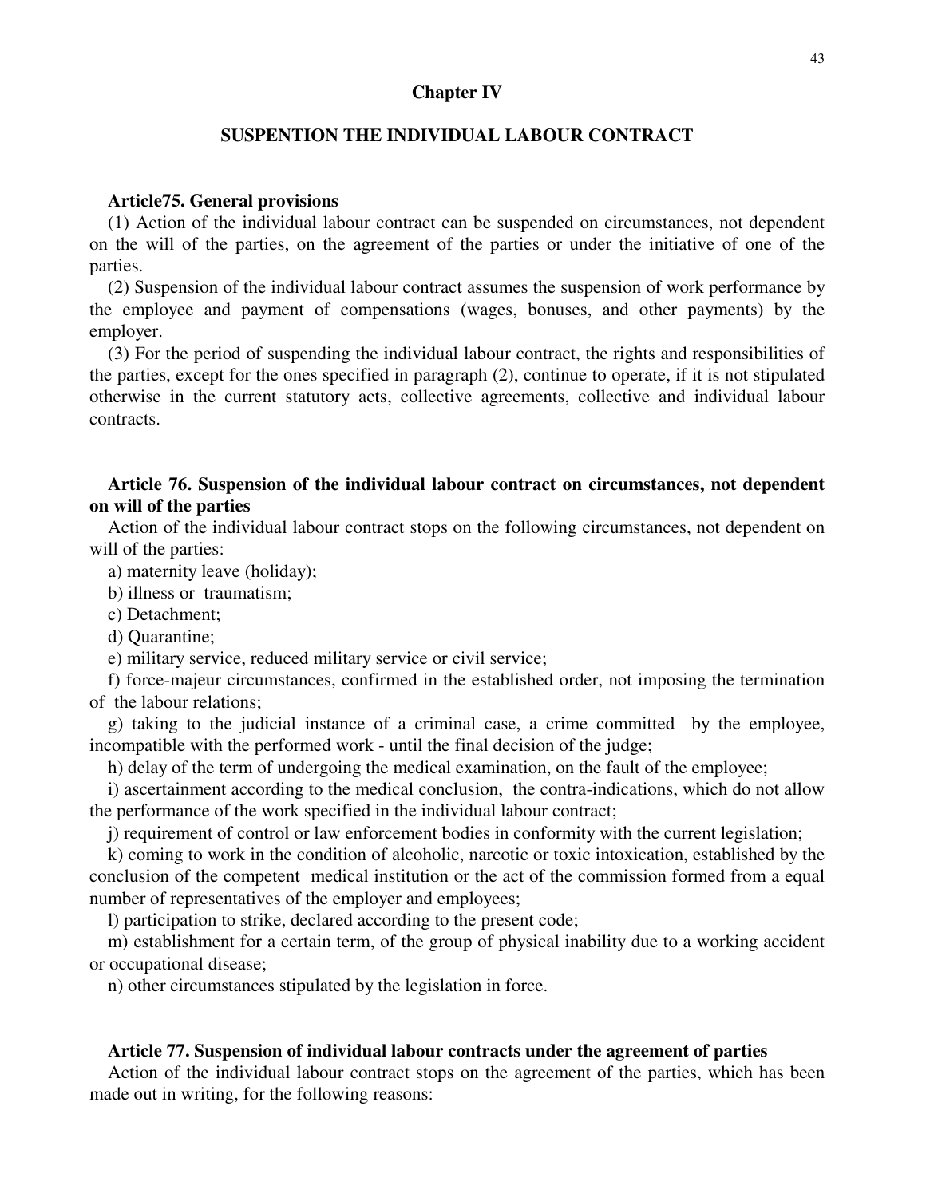## Chapter IV

## SUSPENTION THE INDIVIDUAL LABOUR CONTRACT

### Article75. General provisions

(1) Action of the individual labour contract can be suspended on circumstances, not dependent on the will of the parties, on the agreement of the parties or under the initiative of one of the parties.

(2) Suspension of the individual labour contract assumes the suspension of work performance by the employee and payment of compensations (wages, bonuses, and other payments) by the employer.

(3) For the period of suspending the individual labour contract, the rights and responsibilities of the parties, except for the ones specified in paragraph (2), continue to operate, if it is not stipulated otherwise in the current statutory acts, collective agreements, collective and individual labour contracts.

### Article 76. Suspension of the individual labour contract on circumstances, not dependent on will of the parties

Action of the individual labour contract stops on the following circumstances, not dependent on will of the parties:

a) maternity leave (holiday);

b) illness or traumatism;

c) Detachment;

d) Quarantine;

e) military service, reduced military service or civil service;

f) force-majeur circumstances, confirmed in the established order, not imposing the termination of the labour relations;

g) taking to the judicial instance of a criminal case, a crime committed by the employee, incompatible with the performed work - until the final decision of the judge;

h) delay of the term of undergoing the medical examination, on the fault of the employee;

i) ascertainment according to the medical conclusion, the contra-indications, which do not allow the performance of the work specified in the individual labour contract;

j) requirement of control or law enforcement bodies in conformity with the current legislation;

k) coming to work in the condition of alcoholic, narcotic or toxic intoxication, established by the conclusion of the competent medical institution or the act of the commission formed from a equal number of representatives of the employer and employees;

l) participation to strike, declared according to the present code;

m) establishment for a certain term, of the group of physical inability due to a working accident or occupational disease;

n) other circumstances stipulated by the legislation in force.

### Article 77. Suspension of individual labour contracts under the agreement of parties

Action of the individual labour contract stops on the agreement of the parties, which has been made out in writing, for the following reasons: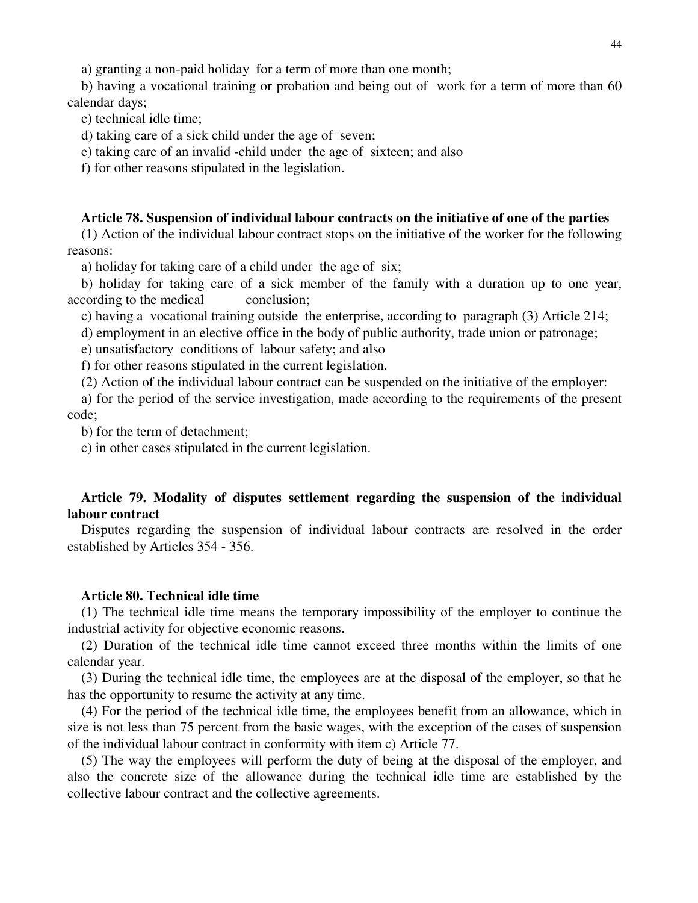a) granting a non-paid holiday for a term of more than one month;

b) having a vocational training or probation and being out of work for a term of more than 60 calendar days;

c) technical idle time;

d) taking care of a sick child under the age of seven;

e) taking care of an invalid -child under the age of sixteen; and also

f) for other reasons stipulated in the legislation.

### Article 78. Suspension of individual labour contracts on the initiative of one of the parties

(1) Action of the individual labour contract stops on the initiative of the worker for the following reasons:

a) holiday for taking care of a child under the age of six;

b) holiday for taking care of a sick member of the family with a duration up to one year, according to the medical conclusion;

c) having a vocational training outside the enterprise, according to paragraph (3) Article 214;

d) employment in an elective office in the body of public authority, trade union or patronage;

e) unsatisfactory conditions of labour safety; and also

f) for other reasons stipulated in the current legislation.

(2) Action of the individual labour contract can be suspended on the initiative of the employer:

a) for the period of the service investigation, made according to the requirements of the present code;

b) for the term of detachment;

c) in other cases stipulated in the current legislation.

### Article 79. Modality of disputes settlement regarding the suspension of the individual labour contract

Disputes regarding the suspension of individual labour contracts are resolved in the order established by Articles 354 - 356.

### Article 80. Technical idle time

(1) The technical idle time means the temporary impossibility of the employer to continue the industrial activity for objective economic reasons.

(2) Duration of the technical idle time cannot exceed three months within the limits of one calendar year.

(3) During the technical idle time, the employees are at the disposal of the employer, so that he has the opportunity to resume the activity at any time.

(4) For the period of the technical idle time, the employees benefit from an allowance, which in size is not less than 75 percent from the basic wages, with the exception of the cases of suspension of the individual labour contract in conformity with item c) Article 77.

(5) The way the employees will perform the duty of being at the disposal of the employer, and also the concrete size of the allowance during the technical idle time are established by the collective labour contract and the collective agreements.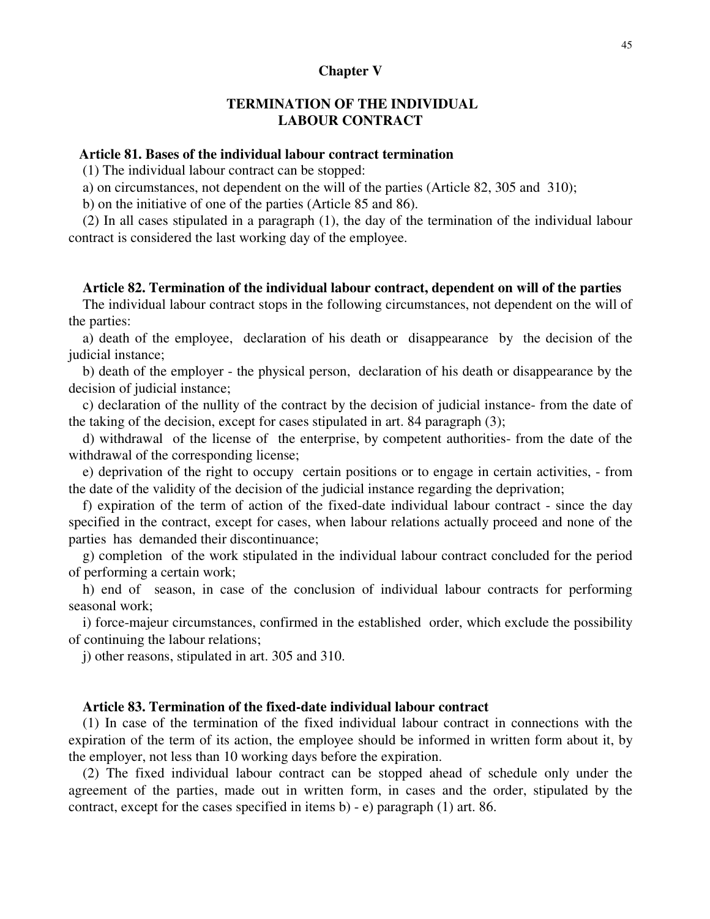## Chapter V

## TERMINATION OF THE INDIVIDUAL LABOUR CONTRACT

**Article 81. Bases of the individual labour contract termination**

(1) The individual labour contract can be stopped:

a) on circumstances, not dependent on the will of the parties (Article 82, 305 and 310);

b) on the initiative of one of the parties (Article 85 and 86).

(2) In all cases stipulated in a paragraph (1), the day of the termination of the individual labour contract is considered the last working day of the employee.

**Article 82. Termination of the individual labour contract, dependent on will of the parties**

The individual labour contract stops in the following circumstances, not dependent on the will of the parties:

a) death of the employee, declaration of his death or disappearance by the decision of the judicial instance;

b) death of the employer - the physical person, declaration of his death or disappearance by the decision of judicial instance;

c) declaration of the nullity of the contract by the decision of judicial instance- from the date of the taking of the decision, except for cases stipulated in art. 84 paragraph (3);

d) withdrawal of the license of the enterprise, by competent authorities- from the date of the withdrawal of the corresponding license;

e) deprivation of the right to occupy certain positions or to engage in certain activities, - from the date of the validity of the decision of the judicial instance regarding the deprivation;

f) expiration of the term of action of the fixed-date individual labour contract - since the day specified in the contract, except for cases, when labour relations actually proceed and none of the parties has demanded their discontinuance;

g) completion of the work stipulated in the individual labour contract concluded for the period of performing a certain work;

h) end of season, in case of the conclusion of individual labour contracts for performing seasonal work;

i) force-majeur circumstances, confirmed in the established order, which exclude the possibility of continuing the labour relations;

j) other reasons, stipulated in art. 305 and 310.

**Article 83. Termination of the fixed-date individual labour contract**

(1) In case of the termination of the fixed individual labour contract in connections with the expiration of the term of its action, the employee should be informed in written form about it, by the employer, not less than 10 working days before the expiration.

(2) The fixed individual labour contract can be stopped ahead of schedule only under the agreement of the parties, made out in written form, in cases and the order, stipulated by the contract, except for the cases specified in items b) - e) paragraph (1) art. 86.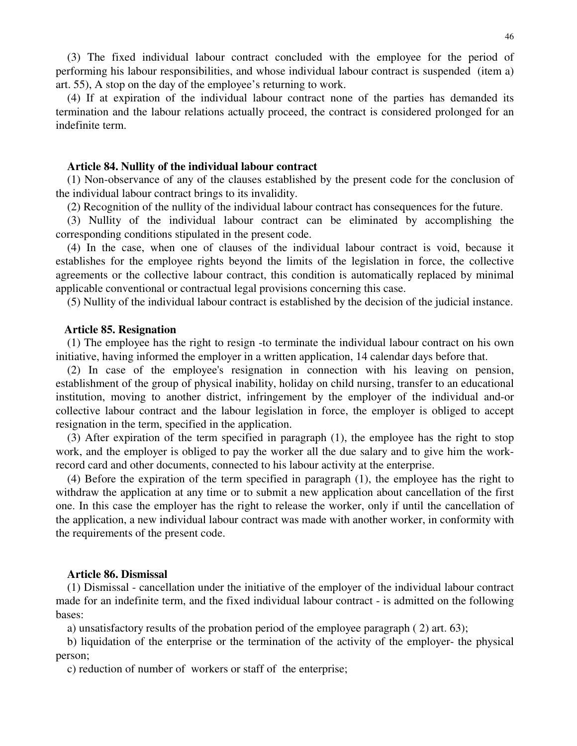(3) The fixed individual labour contract concluded with the employee for the period of performing his labour responsibilities, and whose individual labour contract is suspended (item a) art. 55), A stop on the day of the employee's returning to work.

(4) If at expiration of the individual labour contract none of the parties has demanded its termination and the labour relations actually proceed, the contract is considered prolonged for an indefinite term.

### Article 84. Nullity of the individual labour contract

(1) Non-observance of any of the clauses established by the present code for the conclusion of the individual labour contract brings to its invalidity.

(2) Recognition of the nullity of the individual labour contract has consequences for the future.

(3) Nullity of the individual labour contract can be eliminated by accomplishing the corresponding conditions stipulated in the present code.

(4) In the case, when one of clauses of the individual labour contract is void, because it establishes for the employee rights beyond the limits of the legislation in force, the collective agreements or the collective labour contract, this condition is automatically replaced by minimal applicable conventional or contractual legal provisions concerning this case.

(5) Nullity of the individual labour contract is established by the decision of the judicial instance.

### Article 85. Resignation

(1) The employee has the right to resign -to terminate the individual labour contract on his own initiative, having informed the employer in a written application, 14 calendar days before that.

(2) In case of the employee's resignation in connection with his leaving on pension, establishment of the group of physical inability, holiday on child nursing, transfer to an educational institution, moving to another district, infringement by the employer of the individual and-or collective labour contract and the labour legislation in force, the employer is obliged to accept resignation in the term, specified in the application.

(3) After expiration of the term specified in paragraph (1), the employee has the right to stop work, and the employer is obliged to pay the worker all the due salary and to give him the work-record card and other documents, connected to his labour activity at the enterprise.

(4) Before the expiration of the term specified in paragraph (1), the employee has the right to withdraw the application at any time or to submit a new application about cancellation of the first one. In this case the employer has the right to release the worker, only if until the cancellation of the application, a new individual labour contract was made with another worker, in conformity with the requirements of the present code.

### Article 86. Dismissal

(1) Dismissal - cancellation under the initiative of the employer of the individual labour contract made for an indefinite term, and the fixed individual labour contract - is admitted on the following bases:

a) unsatisfactory results of the probation period of the employee paragraph ( 2) art. 63);

b) liquidation of the enterprise or the termination of the activity of the employer- the physical person;

c) reduction of number of workers or staff of the enterprise;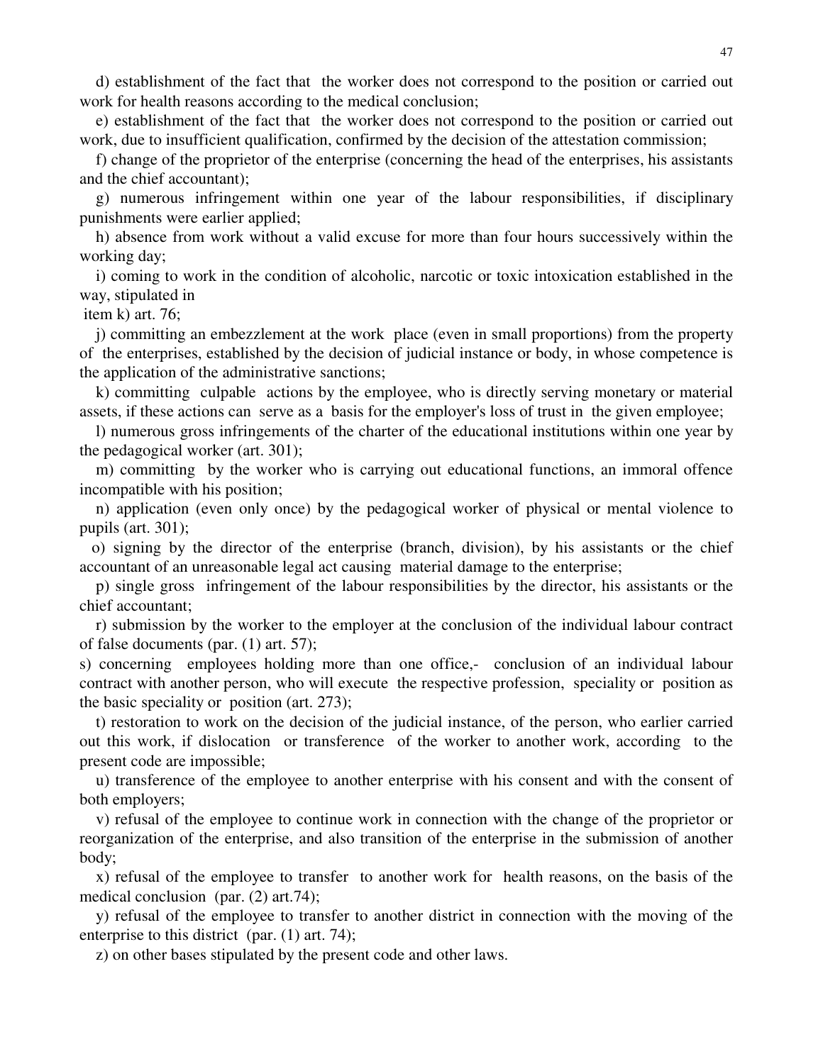d) establishment of the fact that the worker does not correspond to the position or carried out work for health reasons according to the medical conclusion;

e) establishment of the fact that the worker does not correspond to the position or carried out work, due to insufficient qualification, confirmed by the decision of the attestation commission;

f) change of the proprietor of the enterprise (concerning the head of the enterprises, his assistants and the chief accountant);

g) numerous infringement within one year of the labour responsibilities, if disciplinary punishments were earlier applied;

h) absence from work without a valid excuse for more than four hours successively within the working day;

i) coming to work in the condition of alcoholic, narcotic or toxic intoxication established in the way, stipulated in item k) art. 76;

j) committing an embezzlement at the work place (even in small proportions) from the property of the enterprises, established by the decision of judicial instance or body, in whose competence is the application of the administrative sanctions;

k) committing culpable actions by the employee, who is directly serving monetary or material assets, if these actions can serve as a basis for the employer's loss of trust in the given employee;

l) numerous gross infringements of the charter of the educational institutions within one year by the pedagogical worker (art. 301);

m) committing by the worker who is carrying out educational functions, an immoral offence incompatible with his position;

n) application (even only once) by the pedagogical worker of physical or mental violence to pupils (art. 301);

o) signing by the director of the enterprise (branch, division), by his assistants or the chief accountant of an unreasonable legal act causing material damage to the enterprise;

p) single gross infringement of the labour responsibilities by the director, his assistants or the chief accountant;

r) submission by the worker to the employer at the conclusion of the individual labour contract of false documents (par. (1) art. 57);

s) concerning employees holding more than one office,- conclusion of an individual labour contract with another person, who will execute the respective profession, speciality or position as the basic speciality or position (art. 273);

t) restoration to work on the decision of the judicial instance, of the person, who earlier carried out this work, if dislocation or transference of the worker to another work, according to the present code are impossible;

u) transference of the employee to another enterprise with his consent and with the consent of both employers;

v) refusal of the employee to continue work in connection with the change of the proprietor or reorganization of the enterprise, and also transition of the enterprise in the submission of another body;

x) refusal of the employee to transfer to another work for health reasons, on the basis of the medical conclusion (par. (2) art.74);

y) refusal of the employee to transfer to another district in connection with the moving of the enterprise to this district (par. (1) art. 74);

z) on other bases stipulated by the present code and other laws.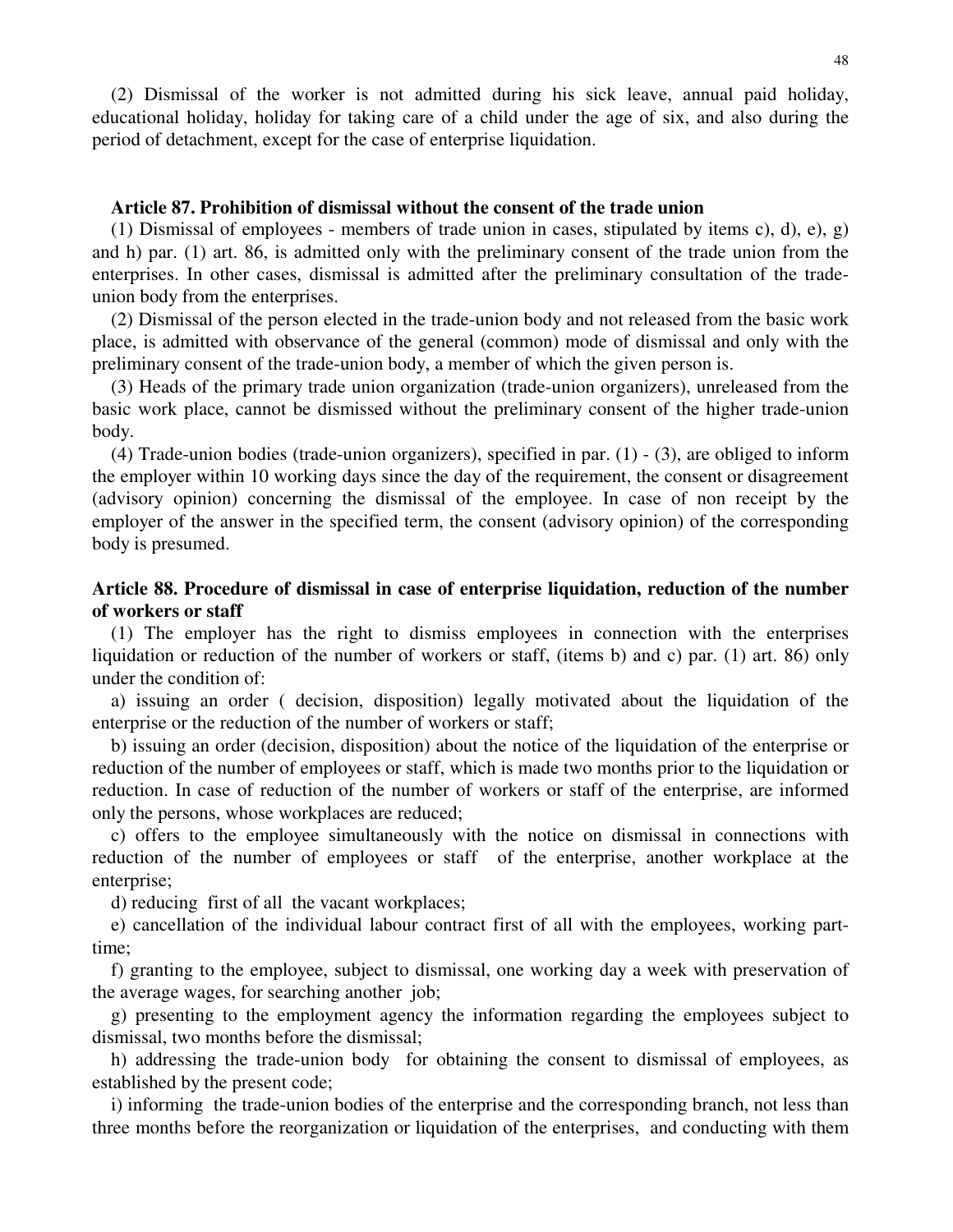(2) Dismissal of the worker is not admitted during his sick leave, annual paid holiday, educational holiday, holiday for taking care of a child under the age of six, and also during the period of detachment, except for the case of enterprise liquidation.

**Article 87. Prohibition of dismissal without the consent of the trade union**

(1) Dismissal of employees - members of trade union in cases, stipulated by items c), d), e), g) and h) par. (1) art. 86, is admitted only with the preliminary consent of the trade union from the enterprises. In other cases, dismissal is admitted after the preliminary consultation of the trade-union body from the enterprises.

(2) Dismissal of the person elected in the trade-union body and not released from the basic work place, is admitted with observance of the general (common) mode of dismissal and only with the preliminary consent of the trade-union body, a member of which the given person is.

(3) Heads of the primary trade union organization (trade-union organizers), unreleased from the basic work place, cannot be dismissed without the preliminary consent of the higher trade-union body.

(4) Trade-union bodies (trade-union organizers), specified in par. (1) - (3), are obliged to inform the employer within 10 working days since the day of the requirement, the consent or disagreement (advisory opinion) concerning the dismissal of the employee. In case of non receipt by the employer of the answer in the specified term, the consent (advisory opinion) of the corresponding body is presumed.

**Article 88. Procedure of dismissal in case of enterprise liquidation, reduction of the number of workers or staff**

(1) The employer has the right to dismiss employees in connection with the enterprises liquidation or reduction of the number of workers or staff, (items b) and c) par. (1) art. 86) only under the condition of:

a) issuing an order ( decision, disposition) legally motivated about the liquidation of the enterprise or the reduction of the number of workers or staff;

b) issuing an order (decision, disposition) about the notice of the liquidation of the enterprise or reduction of the number of employees or staff, which is made two months prior to the liquidation or reduction. In case of reduction of the number of workers or staff of the enterprise, are informed only the persons, whose workplaces are reduced;

c) offers to the employee simultaneously with the notice on dismissal in connections with reduction of the number of employees or staff of the enterprise, another workplace at the enterprise;

d) reducing first of all the vacant workplaces;

e) cancellation of the individual labour contract first of all with the employees, working part-time;

f) granting to the employee, subject to dismissal, one working day a week with preservation of the average wages, for searching another job;

g) presenting to the employment agency the information regarding the employees subject to dismissal, two months before the dismissal;

h) addressing the trade-union body for obtaining the consent to dismissal of employees, as established by the present code;

i) informing the trade-union bodies of the enterprise and the corresponding branch, not less than three months before the reorganization or liquidation of the enterprises, and conducting with them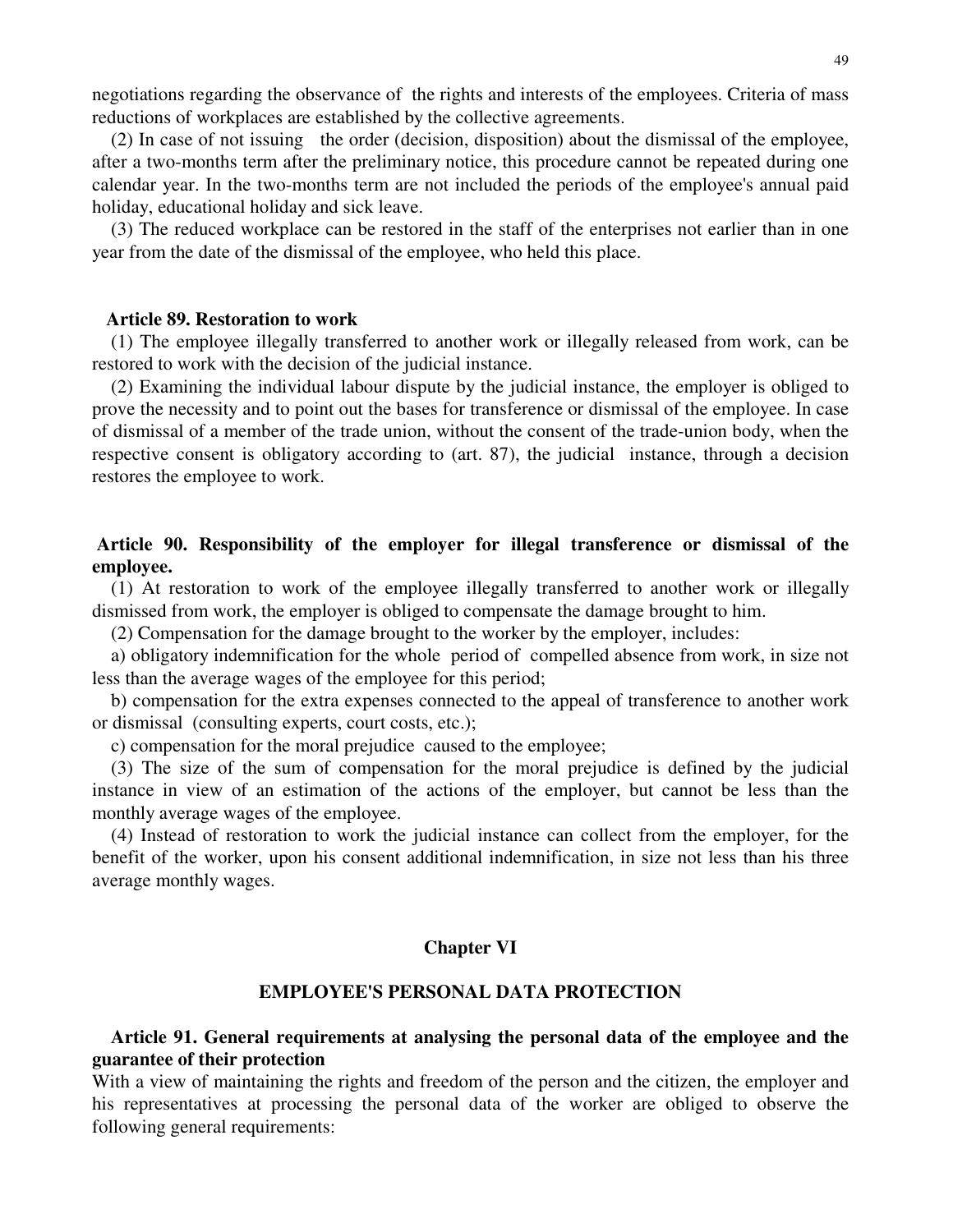negotiations regarding the observance of the rights and interests of the employees. Criteria of mass reductions of workplaces are established by the collective agreements.

(2) In case of not issuing the order (decision, disposition) about the dismissal of the employee, after a two-months term after the preliminary notice, this procedure cannot be repeated during one calendar year. In the two-months term are not included the periods of the employee's annual paid holiday, educational holiday and sick leave.

(3) The reduced workplace can be restored in the staff of the enterprises not earlier than in one year from the date of the dismissal of the employee, who held this place.

**Article 89. Restoration to work**

(1) The employee illegally transferred to another work or illegally released from work, can be restored to work with the decision of the judicial instance.

(2) Examining the individual labour dispute by the judicial instance, the employer is obliged to prove the necessity and to point out the bases for transference or dismissal of the employee. In case of dismissal of a member of the trade union, without the consent of the trade-union body, when the respective consent is obligatory according to (art. 87), the judicial instance, through a decision restores the employee to work.

**Article 90. Responsibility of the employer for illegal transference or dismissal of the employee.**

(1) At restoration to work of the employee illegally transferred to another work or illegally dismissed from work, the employer is obliged to compensate the damage brought to him.

(2) Compensation for the damage brought to the worker by the employer, includes:

a) obligatory indemnification for the whole period of compelled absence from work, in size not less than the average wages of the employee for this period;

b) compensation for the extra expenses connected to the appeal of transference to another work or dismissal (consulting experts, court costs, etc.);

c) compensation for the moral prejudice caused to the employee;

(3) The size of the sum of compensation for the moral prejudice is defined by the judicial instance in view of an estimation of the actions of the employer, but cannot be less than the monthly average wages of the employee.

(4) Instead of restoration to work the judicial instance can collect from the employer, for the benefit of the worker, upon his consent additional indemnification, in size not less than his three average monthly wages.

## Chapter VI

## EMPLOYEE'S PERSONAL DATA PROTECTION

**Article 91. General requirements at analysing the personal data of the employee and the guarantee of their protection**

With a view of maintaining the rights and freedom of the person and the citizen, the employer and his representatives at processing the personal data of the worker are obliged to observe the following general requirements: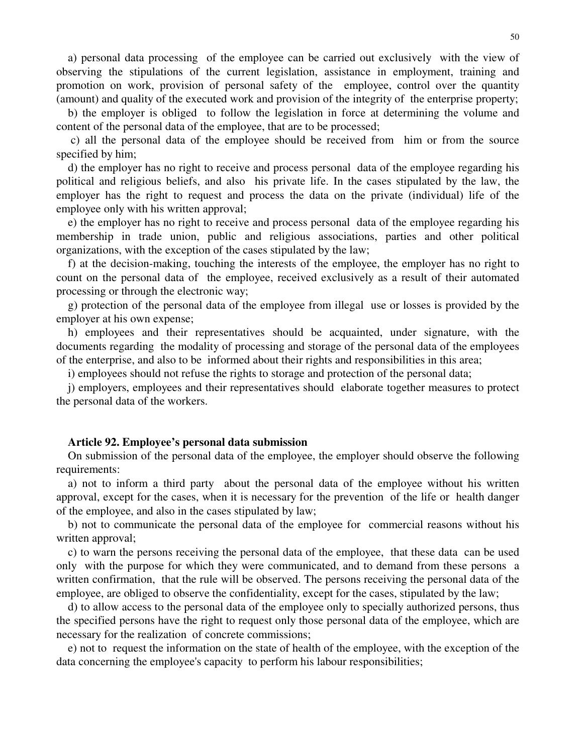a) personal data processing of the employee can be carried out exclusively with the view of observing the stipulations of the current legislation, assistance in employment, training and promotion on work, provision of personal safety of the employee, control over the quantity (amount) and quality of the executed work and provision of the integrity of the enterprise property;

b) the employer is obliged to follow the legislation in force at determining the volume and content of the personal data of the employee, that are to be processed;

c) all the personal data of the employee should be received from him or from the source specified by him;

d) the employer has no right to receive and process personal data of the employee regarding his political and religious beliefs, and also his private life. In the cases stipulated by the law, the employer has the right to request and process the data on the private (individual) life of the employee only with his written approval;

e) the employer has no right to receive and process personal data of the employee regarding his membership in trade union, public and religious associations, parties and other political organizations, with the exception of the cases stipulated by the law;

f) at the decision-making, touching the interests of the employee, the employer has no right to count on the personal data of the employee, received exclusively as a result of their automated processing or through the electronic way;

g) protection of the personal data of the employee from illegal use or losses is provided by the employer at his own expense;

h) employees and their representatives should be acquainted, under signature, with the documents regarding the modality of processing and storage of the personal data of the employees of the enterprise, and also to be informed about their rights and responsibilities in this area;

i) employees should not refuse the rights to storage and protection of the personal data;

j) employers, employees and their representatives should elaborate together measures to protect the personal data of the workers.

**Article 92. Employee's personal data submission**

On submission of the personal data of the employee, the employer should observe the following requirements:

a) not to inform a third party about the personal data of the employee without his written approval, except for the cases, when it is necessary for the prevention of the life or health danger of the employee, and also in the cases stipulated by law;

b) not to communicate the personal data of the employee for commercial reasons without his written approval;

c) to warn the persons receiving the personal data of the employee, that these data can be used only with the purpose for which they were communicated, and to demand from these persons a written confirmation, that the rule will be observed. The persons receiving the personal data of the employee, are obliged to observe the confidentiality, except for the cases, stipulated by the law;

d) to allow access to the personal data of the employee only to specially authorized persons, thus the specified persons have the right to request only those personal data of the employee, which are necessary for the realization of concrete commissions;

e) not to request the information on the state of health of the employee, with the exception of the data concerning the employee's capacity to perform his labour responsibilities;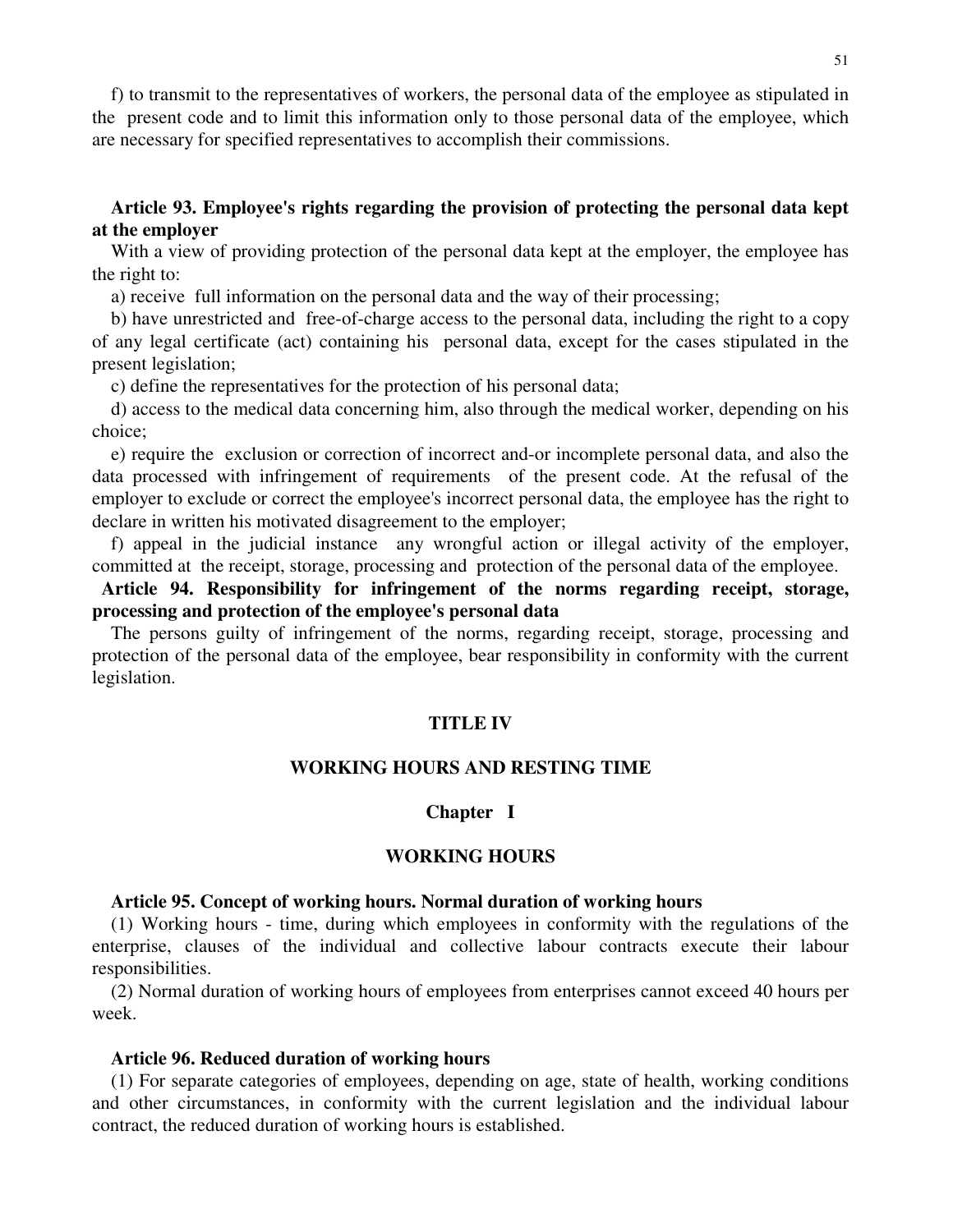f) to transmit to the representatives of workers, the personal data of the employee as stipulated in the present code and to limit this information only to those personal data of the employee, which are necessary for specified representatives to accomplish their commissions.

**Article 93. Employee's rights regarding the provision of protecting the personal data kept at the employer**

With a view of providing protection of the personal data kept at the employer, the employee has the right to:

a) receive full information on the personal data and the way of their processing;

b) have unrestricted and free-of-charge access to the personal data, including the right to a copy of any legal certificate (act) containing his personal data, except for the cases stipulated in the present legislation;

c) define the representatives for the protection of his personal data;

d) access to the medical data concerning him, also through the medical worker, depending on his choice;

e) require the exclusion or correction of incorrect and-or incomplete personal data, and also the data processed with infringement of requirements of the present code. At the refusal of the employer to exclude or correct the employee's incorrect personal data, the employee has the right to declare in written his motivated disagreement to the employer;

f) appeal in the judicial instance any wrongful action or illegal activity of the employer, committed at the receipt, storage, processing and protection of the personal data of the employee.

**Article 94. Responsibility for infringement of the norms regarding receipt, storage, processing and protection of the employee's personal data**

The persons guilty of infringement of the norms, regarding receipt, storage, processing and protection of the personal data of the employee, bear responsibility in conformity with the current legislation.

# TITLE IV

# WORKING HOURS AND RESTING TIME

## Chapter I

## WORKING HOURS

**Article 95. Concept of working hours. Normal duration of working hours**

(1) Working hours - time, during which employees in conformity with the regulations of the enterprise, clauses of the individual and collective labour contracts execute their labour responsibilities.

(2) Normal duration of working hours of employees from enterprises cannot exceed 40 hours per week.

**Article 96. Reduced duration of working hours**

(1) For separate categories of employees, depending on age, state of health, working conditions and other circumstances, in conformity with the current legislation and the individual labour contract, the reduced duration of working hours is established.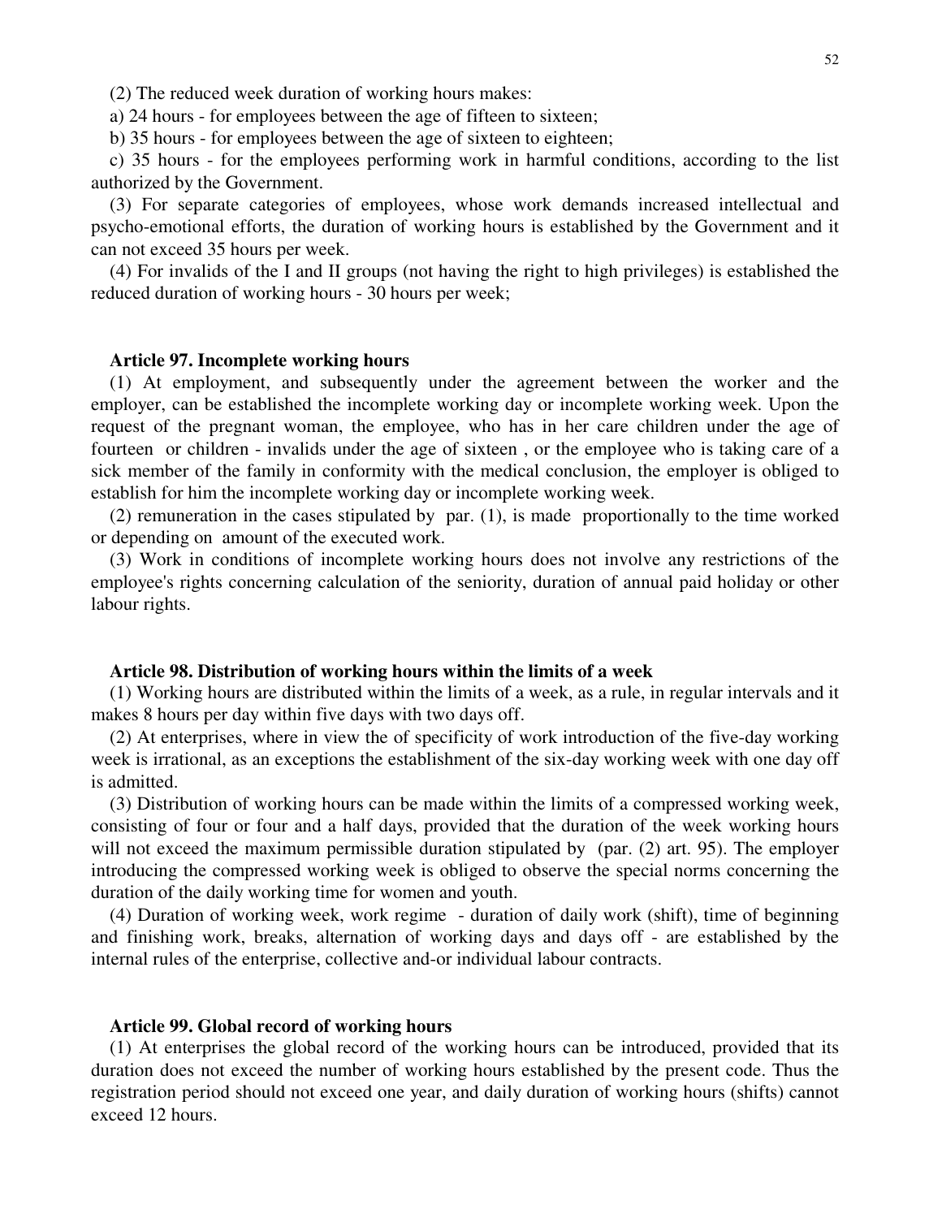(2) The reduced week duration of working hours makes:

a) 24 hours - for employees between the age of fifteen to sixteen;

b) 35 hours - for employees between the age of sixteen to eighteen;

c) 35 hours - for the employees performing work in harmful conditions, according to the list authorized by the Government.

(3) For separate categories of employees, whose work demands increased intellectual and psycho-emotional efforts, the duration of working hours is established by the Government and it can not exceed 35 hours per week.

(4) For invalids of the I and II groups (not having the right to high privileges) is established the reduced duration of working hours - 30 hours per week;

**Article 97. Incomplete working hours**

(1) At employment, and subsequently under the agreement between the worker and the employer, can be established the incomplete working day or incomplete working week. Upon the request of the pregnant woman, the employee, who has in her care children under the age of fourteen or children - invalids under the age of sixteen , or the employee who is taking care of a sick member of the family in conformity with the medical conclusion, the employer is obliged to establish for him the incomplete working day or incomplete working week.

(2) remuneration in the cases stipulated by par. (1), is made proportionally to the time worked or depending on amount of the executed work.

(3) Work in conditions of incomplete working hours does not involve any restrictions of the employee's rights concerning calculation of the seniority, duration of annual paid holiday or other labour rights.

**Article 98. Distribution of working hours within the limits of a week**

(1) Working hours are distributed within the limits of a week, as a rule, in regular intervals and it makes 8 hours per day within five days with two days off.

(2) At enterprises, where in view the of specificity of work introduction of the five-day working week is irrational, as an exceptions the establishment of the six-day working week with one day off is admitted.

(3) Distribution of working hours can be made within the limits of a compressed working week, consisting of four or four and a half days, provided that the duration of the week working hours will not exceed the maximum permissible duration stipulated by (par. (2) art. 95). The employer introducing the compressed working week is obliged to observe the special norms concerning the duration of the daily working time for women and youth.

(4) Duration of working week, work regime - duration of daily work (shift), time of beginning and finishing work, breaks, alternation of working days and days off - are established by the internal rules of the enterprise, collective and-or individual labour contracts.

**Article 99. Global record of working hours**

(1) At enterprises the global record of the working hours can be introduced, provided that its duration does not exceed the number of working hours established by the present code. Thus the registration period should not exceed one year, and daily duration of working hours (shifts) cannot exceed 12 hours.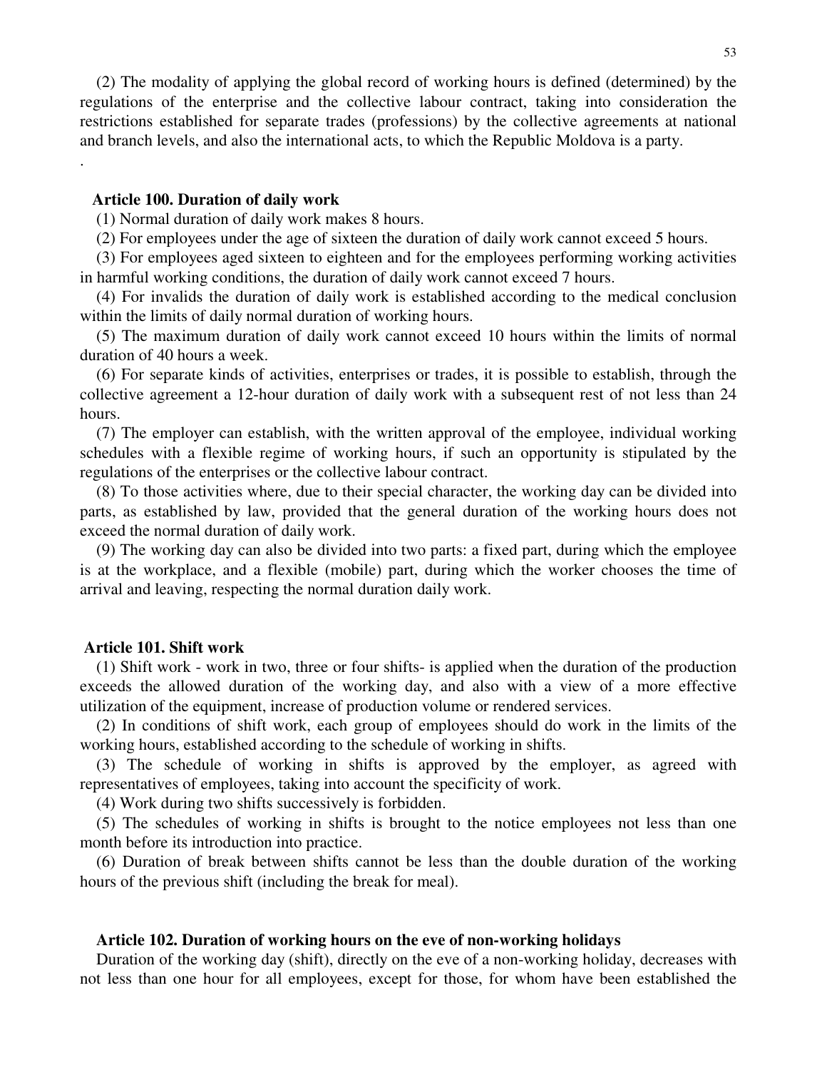(2) The modality of applying the global record of working hours is defined (determined) by the regulations of the enterprise and the collective labour contract, taking into consideration the restrictions established for separate trades (professions) by the collective agreements at national and branch levels, and also the international acts, to which the Republic Moldova is a party.

.

### Article 100. Duration of daily work

(1) Normal duration of daily work makes 8 hours.

(2) For employees under the age of sixteen the duration of daily work cannot exceed 5 hours.

(3) For employees aged sixteen to eighteen and for the employees performing working activities in harmful working conditions, the duration of daily work cannot exceed 7 hours.

(4) For invalids the duration of daily work is established according to the medical conclusion within the limits of daily normal duration of working hours.

(5) The maximum duration of daily work cannot exceed 10 hours within the limits of normal duration of 40 hours a week.

(6) For separate kinds of activities, enterprises or trades, it is possible to establish, through the collective agreement a 12-hour duration of daily work with a subsequent rest of not less than 24 hours.

(7) The employer can establish, with the written approval of the employee, individual working schedules with a flexible regime of working hours, if such an opportunity is stipulated by the regulations of the enterprises or the collective labour contract.

(8) To those activities where, due to their special character, the working day can be divided into parts, as established by law, provided that the general duration of the working hours does not exceed the normal duration of daily work.

(9) The working day can also be divided into two parts: a fixed part, during which the employee is at the workplace, and a flexible (mobile) part, during which the worker chooses the time of arrival and leaving, respecting the normal duration daily work.

### Article 101. Shift work

(1) Shift work - work in two, three or four shifts- is applied when the duration of the production exceeds the allowed duration of the working day, and also with a view of a more effective utilization of the equipment, increase of production volume or rendered services.

(2) In conditions of shift work, each group of employees should do work in the limits of the working hours, established according to the schedule of working in shifts.

(3) The schedule of working in shifts is approved by the employer, as agreed with representatives of employees, taking into account the specificity of work.

(4) Work during two shifts successively is forbidden.

(5) The schedules of working in shifts is brought to the notice employees not less than one month before its introduction into practice.

(6) Duration of break between shifts cannot be less than the double duration of the working hours of the previous shift (including the break for meal).

### Article 102. Duration of working hours on the eve of non-working holidays

Duration of the working day (shift), directly on the eve of a non-working holiday, decreases with not less than one hour for all employees, except for those, for whom have been established the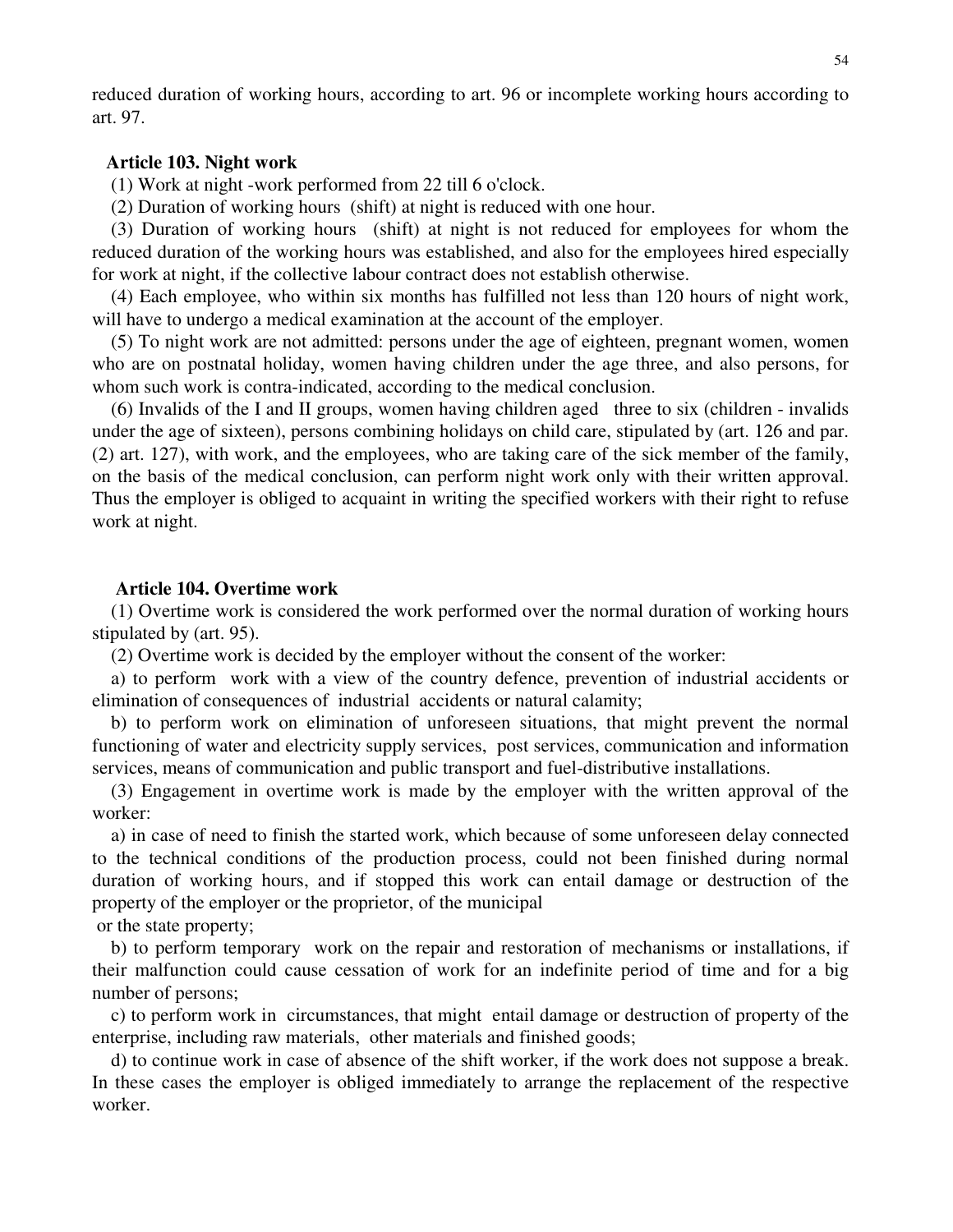reduced duration of working hours, according to art. 96 or incomplete working hours according to art. 97.

### Article 103. Night work

(1) Work at night -work performed from 22 till 6 o'clock.

(2) Duration of working hours (shift) at night is reduced with one hour.

(3) Duration of working hours (shift) at night is not reduced for employees for whom the reduced duration of the working hours was established, and also for the employees hired especially for work at night, if the collective labour contract does not establish otherwise.

(4) Each employee, who within six months has fulfilled not less than 120 hours of night work, will have to undergo a medical examination at the account of the employer.

(5) To night work are not admitted: persons under the age of eighteen, pregnant women, women who are on postnatal holiday, women having children under the age three, and also persons, for whom such work is contra-indicated, according to the medical conclusion.

(6) Invalids of the I and II groups, women having children aged three to six (children - invalids under the age of sixteen), persons combining holidays on child care, stipulated by (art. 126 and par. (2) art. 127), with work, and the employees, who are taking care of the sick member of the family, on the basis of the medical conclusion, can perform night work only with their written approval. Thus the employer is obliged to acquaint in writing the specified workers with their right to refuse work at night.

### Article 104. Overtime work

(1) Overtime work is considered the work performed over the normal duration of working hours stipulated by (art. 95).

(2) Overtime work is decided by the employer without the consent of the worker:

a) to perform work with a view of the country defence, prevention of industrial accidents or elimination of consequences of industrial accidents or natural calamity;

b) to perform work on elimination of unforeseen situations, that might prevent the normal functioning of water and electricity supply services, post services, communication and information services, means of communication and public transport and fuel-distributive installations.

(3) Engagement in overtime work is made by the employer with the written approval of the worker:

a) in case of need to finish the started work, which because of some unforeseen delay connected to the technical conditions of the production process, could not been finished during normal duration of working hours, and if stopped this work can entail damage or destruction of the property of the employer or the proprietor, of the municipal or the state property;

b) to perform temporary work on the repair and restoration of mechanisms or installations, if their malfunction could cause cessation of work for an indefinite period of time and for a big number of persons;

c) to perform work in circumstances, that might entail damage or destruction of property of the enterprise, including raw materials, other materials and finished goods;

d) to continue work in case of absence of the shift worker, if the work does not suppose a break. In these cases the employer is obliged immediately to arrange the replacement of the respective worker.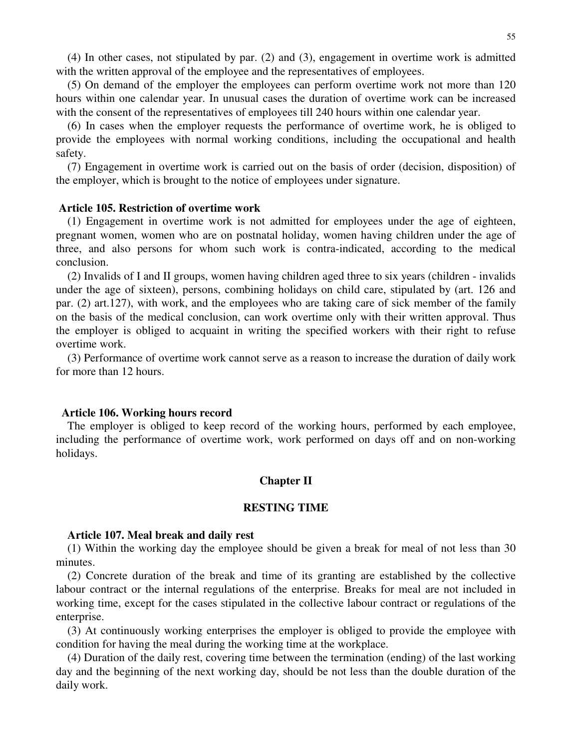(4) In other cases, not stipulated by par. (2) and (3), engagement in overtime work is admitted with the written approval of the employee and the representatives of employees.

(5) On demand of the employer the employees can perform overtime work not more than 120 hours within one calendar year. In unusual cases the duration of overtime work can be increased with the consent of the representatives of employees till 240 hours within one calendar year.

(6) In cases when the employer requests the performance of overtime work, he is obliged to provide the employees with normal working conditions, including the occupational and health safety.

(7) Engagement in overtime work is carried out on the basis of order (decision, disposition) of the employer, which is brought to the notice of employees under signature.

**Article 105. Restriction of overtime work**

(1) Engagement in overtime work is not admitted for employees under the age of eighteen, pregnant women, women who are on postnatal holiday, women having children under the age of three, and also persons for whom such work is contra-indicated, according to the medical conclusion.

(2) Invalids of I and II groups, women having children aged three to six years (children - invalids under the age of sixteen), persons, combining holidays on child care, stipulated by (art. 126 and par. (2) art.127), with work, and the employees who are taking care of sick member of the family on the basis of the medical conclusion, can work overtime only with their written approval. Thus the employer is obliged to acquaint in writing the specified workers with their right to refuse overtime work.

(3) Performance of overtime work cannot serve as a reason to increase the duration of daily work for more than 12 hours.

**Article 106. Working hours record**

The employer is obliged to keep record of the working hours, performed by each employee, including the performance of overtime work, work performed on days off and on non-working holidays.

## Chapter II

## RESTING TIME

**Article 107. Meal break and daily rest**

(1) Within the working day the employee should be given a break for meal of not less than 30 minutes.

(2) Concrete duration of the break and time of its granting are established by the collective labour contract or the internal regulations of the enterprise. Breaks for meal are not included in working time, except for the cases stipulated in the collective labour contract or regulations of the enterprise.

(3) At continuously working enterprises the employer is obliged to provide the employee with condition for having the meal during the working time at the workplace.

(4) Duration of the daily rest, covering time between the termination (ending) of the last working day and the beginning of the next working day, should be not less than the double duration of the daily work.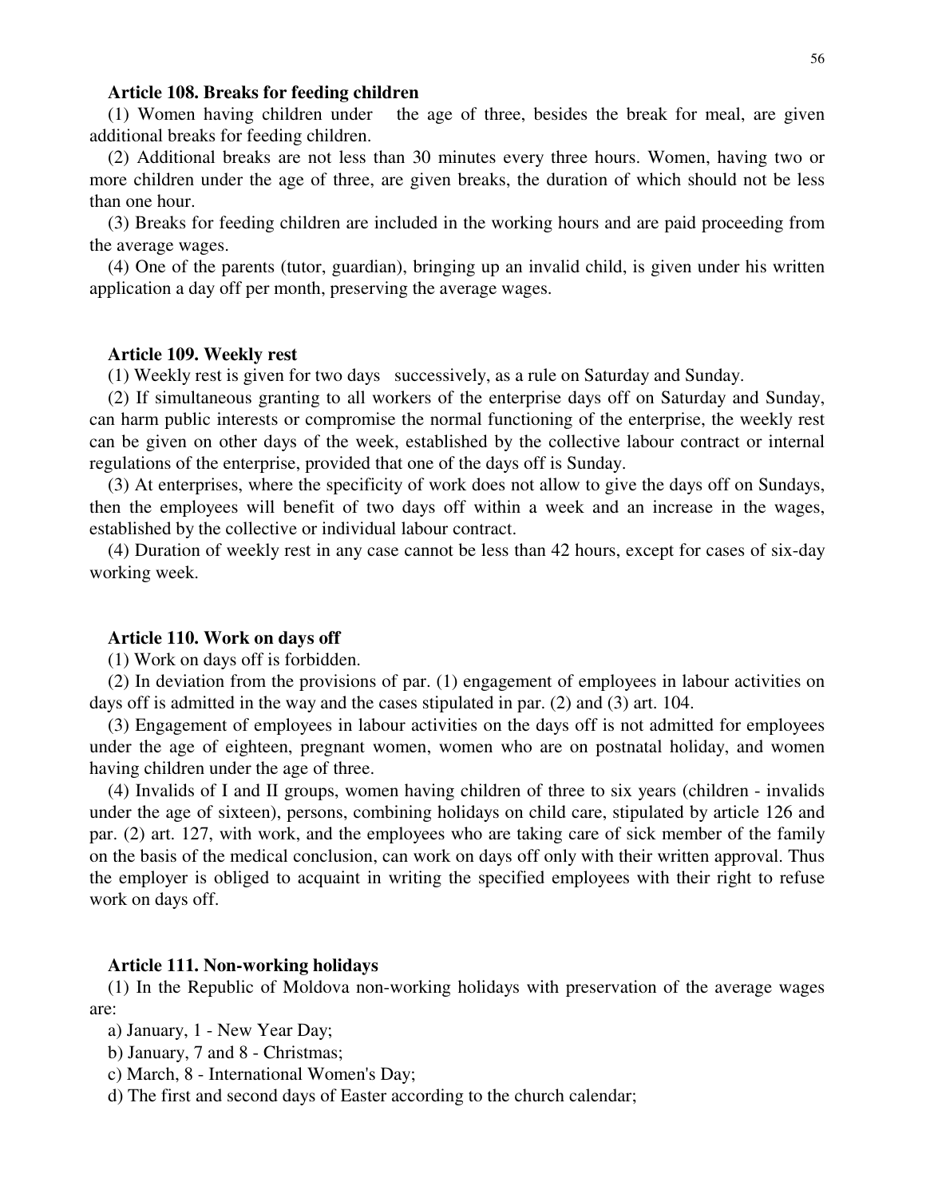**Article 108. Breaks for feeding children**

(1) Women having children under the age of three, besides the break for meal, are given additional breaks for feeding children.

(2) Additional breaks are not less than 30 minutes every three hours. Women, having two or more children under the age of three, are given breaks, the duration of which should not be less than one hour.

(3) Breaks for feeding children are included in the working hours and are paid proceeding from the average wages.

(4) One of the parents (tutor, guardian), bringing up an invalid child, is given under his written application a day off per month, preserving the average wages.

**Article 109. Weekly rest**

(1) Weekly rest is given for two days successively, as a rule on Saturday and Sunday.

(2) If simultaneous granting to all workers of the enterprise days off on Saturday and Sunday, can harm public interests or compromise the normal functioning of the enterprise, the weekly rest can be given on other days of the week, established by the collective labour contract or internal regulations of the enterprise, provided that one of the days off is Sunday.

(3) At enterprises, where the specificity of work does not allow to give the days off on Sundays, then the employees will benefit of two days off within a week and an increase in the wages, established by the collective or individual labour contract.

(4) Duration of weekly rest in any case cannot be less than 42 hours, except for cases of six-day working week.

**Article 110. Work on days off**

(1) Work on days off is forbidden.

(2) In deviation from the provisions of par. (1) engagement of employees in labour activities on days off is admitted in the way and the cases stipulated in par. (2) and (3) art. 104.

(3) Engagement of employees in labour activities on the days off is not admitted for employees under the age of eighteen, pregnant women, women who are on postnatal holiday, and women having children under the age of three.

(4) Invalids of I and II groups, women having children of three to six years (children - invalids under the age of sixteen), persons, combining holidays on child care, stipulated by article 126 and par. (2) art. 127, with work, and the employees who are taking care of sick member of the family on the basis of the medical conclusion, can work on days off only with their written approval. Thus the employer is obliged to acquaint in writing the specified employees with their right to refuse work on days off.

**Article 111. Non-working holidays**

(1) In the Republic of Moldova non-working holidays with preservation of the average wages are:

a) January, 1 - New Year Day;

b) January, 7 and 8 - Christmas;

c) March, 8 - International Women's Day;

d) The first and second days of Easter according to the church calendar;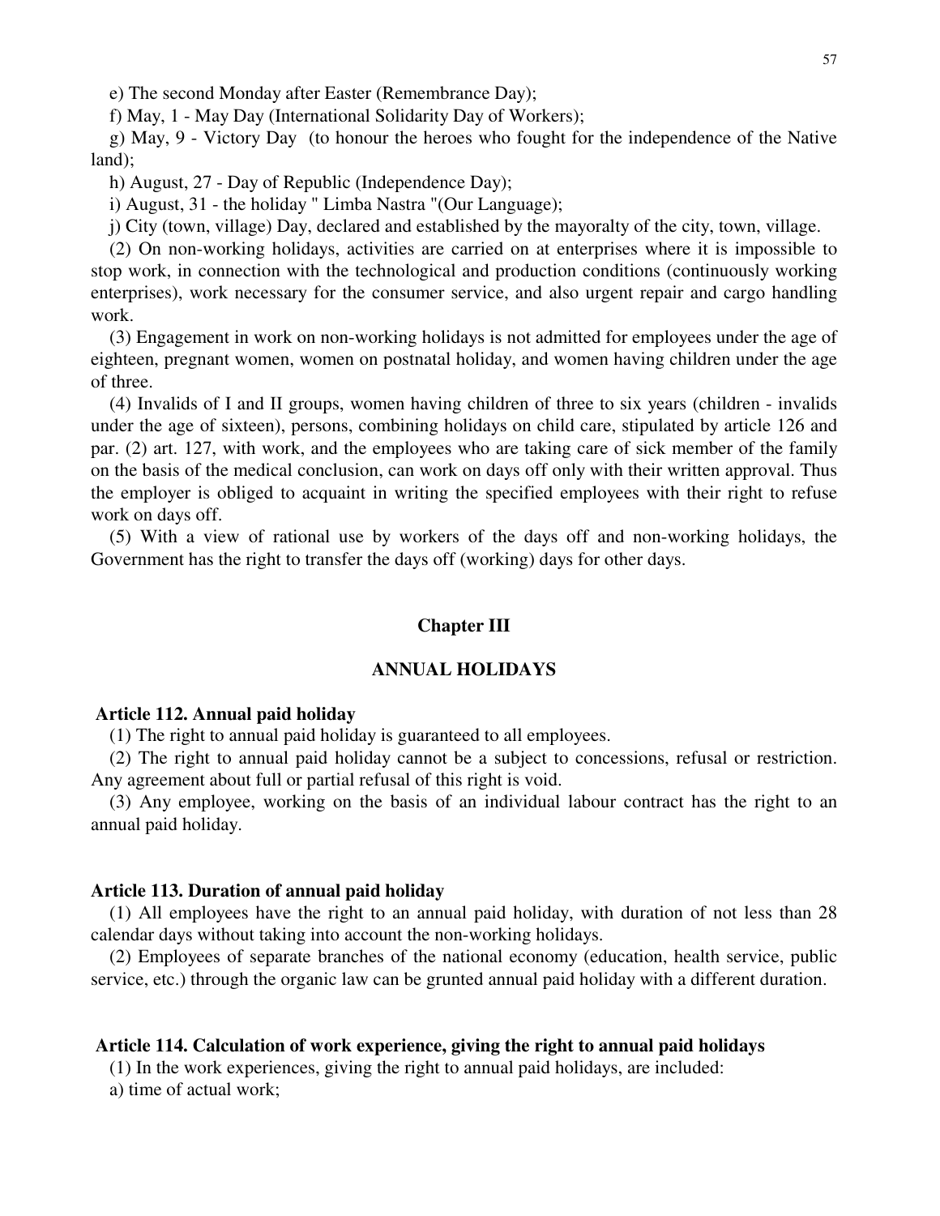e) The second Monday after Easter (Remembrance Day);

f) May, 1 - May Day (International Solidarity Day of Workers);

g) May, 9 - Victory Day (to honour the heroes who fought for the independence of the Native land);

h) August, 27 - Day of Republic (Independence Day);

i) August, 31 - the holiday " Limba Nastra "(Our Language);

j) City (town, village) Day, declared and established by the mayoralty of the city, town, village.

(2) On non-working holidays, activities are carried on at enterprises where it is impossible to stop work, in connection with the technological and production conditions (continuously working enterprises), work necessary for the consumer service, and also urgent repair and cargo handling work.

(3) Engagement in work on non-working holidays is not admitted for employees under the age of eighteen, pregnant women, women on postnatal holiday, and women having children under the age of three.

(4) Invalids of I and II groups, women having children of three to six years (children - invalids under the age of sixteen), persons, combining holidays on child care, stipulated by article 126 and par. (2) art. 127, with work, and the employees who are taking care of sick member of the family on the basis of the medical conclusion, can work on days off only with their written approval. Thus the employer is obliged to acquaint in writing the specified employees with their right to refuse work on days off.

(5) With a view of rational use by workers of the days off and non-working holidays, the Government has the right to transfer the days off (working) days for other days.

## Chapter III

## ANNUAL HOLIDAYS

**Article 112. Annual paid holiday**

(1) The right to annual paid holiday is guaranteed to all employees.

(2) The right to annual paid holiday cannot be a subject to concessions, refusal or restriction. Any agreement about full or partial refusal of this right is void.

(3) Any employee, working on the basis of an individual labour contract has the right to an annual paid holiday.

**Article 113. Duration of annual paid holiday**

(1) All employees have the right to an annual paid holiday, with duration of not less than 28 calendar days without taking into account the non-working holidays.

(2) Employees of separate branches of the national economy (education, health service, public service, etc.) through the organic law can be grunted annual paid holiday with a different duration.

**Article 114. Calculation of work experience, giving the right to annual paid holidays**

(1) In the work experiences, giving the right to annual paid holidays, are included:

a) time of actual work;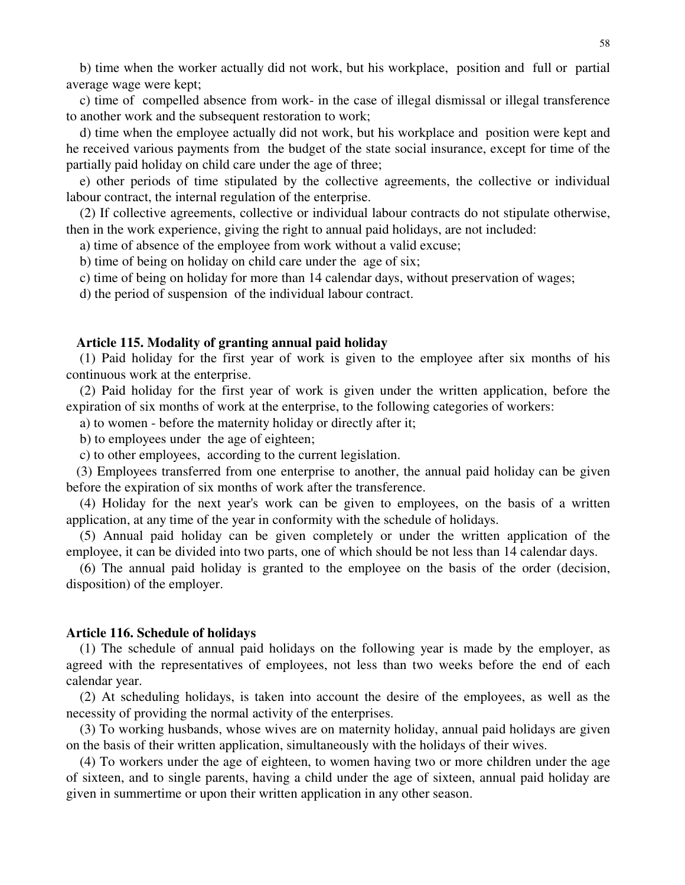b) time when the worker actually did not work, but his workplace, position and full or partial average wage were kept;

c) time of compelled absence from work- in the case of illegal dismissal or illegal transference to another work and the subsequent restoration to work;

d) time when the employee actually did not work, but his workplace and position were kept and he received various payments from the budget of the state social insurance, except for time of the partially paid holiday on child care under the age of three;

e) other periods of time stipulated by the collective agreements, the collective or individual labour contract, the internal regulation of the enterprise.

(2) If collective agreements, collective or individual labour contracts do not stipulate otherwise, then in the work experience, giving the right to annual paid holidays, are not included:

a) time of absence of the employee from work without a valid excuse;

b) time of being on holiday on child care under the age of six;

c) time of being on holiday for more than 14 calendar days, without preservation of wages;

d) the period of suspension of the individual labour contract.

### Article 115. Modality of granting annual paid holiday

(1) Paid holiday for the first year of work is given to the employee after six months of his continuous work at the enterprise.

(2) Paid holiday for the first year of work is given under the written application, before the expiration of six months of work at the enterprise, to the following categories of workers:

a) to women - before the maternity holiday or directly after it;

b) to employees under the age of eighteen;

c) to other employees, according to the current legislation.

(3) Employees transferred from one enterprise to another, the annual paid holiday can be given before the expiration of six months of work after the transference.

(4) Holiday for the next year's work can be given to employees, on the basis of a written application, at any time of the year in conformity with the schedule of holidays.

(5) Annual paid holiday can be given completely or under the written application of the employee, it can be divided into two parts, one of which should be not less than 14 calendar days.

(6) The annual paid holiday is granted to the employee on the basis of the order (decision, disposition) of the employer.

### Article 116. Schedule of holidays

(1) The schedule of annual paid holidays on the following year is made by the employer, as agreed with the representatives of employees, not less than two weeks before the end of each calendar year.

(2) At scheduling holidays, is taken into account the desire of the employees, as well as the necessity of providing the normal activity of the enterprises.

(3) To working husbands, whose wives are on maternity holiday, annual paid holidays are given on the basis of their written application, simultaneously with the holidays of their wives.

(4) To workers under the age of eighteen, to women having two or more children under the age of sixteen, and to single parents, having a child under the age of sixteen, annual paid holiday are given in summertime or upon their written application in any other season.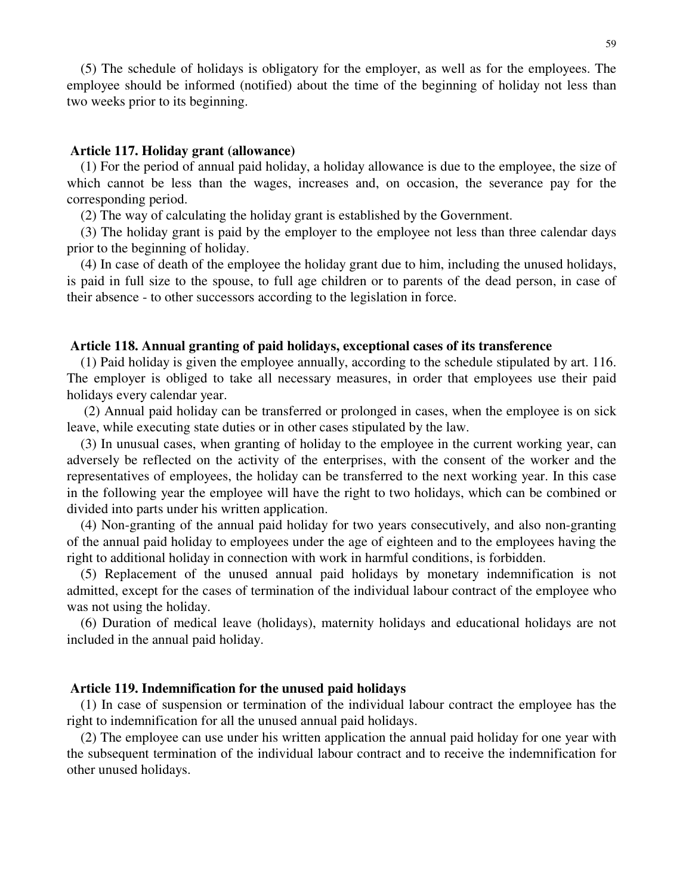(5) The schedule of holidays is obligatory for the employer, as well as for the employees. The employee should be informed (notified) about the time of the beginning of holiday not less than two weeks prior to its beginning.

### Article 117. Holiday grant (allowance)

(1) For the period of annual paid holiday, a holiday allowance is due to the employee, the size of which cannot be less than the wages, increases and, on occasion, the severance pay for the corresponding period.

(2) The way of calculating the holiday grant is established by the Government.

(3) The holiday grant is paid by the employer to the employee not less than three calendar days prior to the beginning of holiday.

(4) In case of death of the employee the holiday grant due to him, including the unused holidays, is paid in full size to the spouse, to full age children or to parents of the dead person, in case of their absence - to other successors according to the legislation in force.

### Article 118. Annual granting of paid holidays, exceptional cases of its transference

(1) Paid holiday is given the employee annually, according to the schedule stipulated by art. 116. The employer is obliged to take all necessary measures, in order that employees use their paid holidays every calendar year.

(2) Annual paid holiday can be transferred or prolonged in cases, when the employee is on sick leave, while executing state duties or in other cases stipulated by the law.

(3) In unusual cases, when granting of holiday to the employee in the current working year, can adversely be reflected on the activity of the enterprises, with the consent of the worker and the representatives of employees, the holiday can be transferred to the next working year. In this case in the following year the employee will have the right to two holidays, which can be combined or divided into parts under his written application.

(4) Non-granting of the annual paid holiday for two years consecutively, and also non-granting of the annual paid holiday to employees under the age of eighteen and to the employees having the right to additional holiday in connection with work in harmful conditions, is forbidden.

(5) Replacement of the unused annual paid holidays by monetary indemnification is not admitted, except for the cases of termination of the individual labour contract of the employee who was not using the holiday.

(6) Duration of medical leave (holidays), maternity holidays and educational holidays are not included in the annual paid holiday.

### Article 119. Indemnification for the unused paid holidays

(1) In case of suspension or termination of the individual labour contract the employee has the right to indemnification for all the unused annual paid holidays.

(2) The employee can use under his written application the annual paid holiday for one year with the subsequent termination of the individual labour contract and to receive the indemnification for other unused holidays.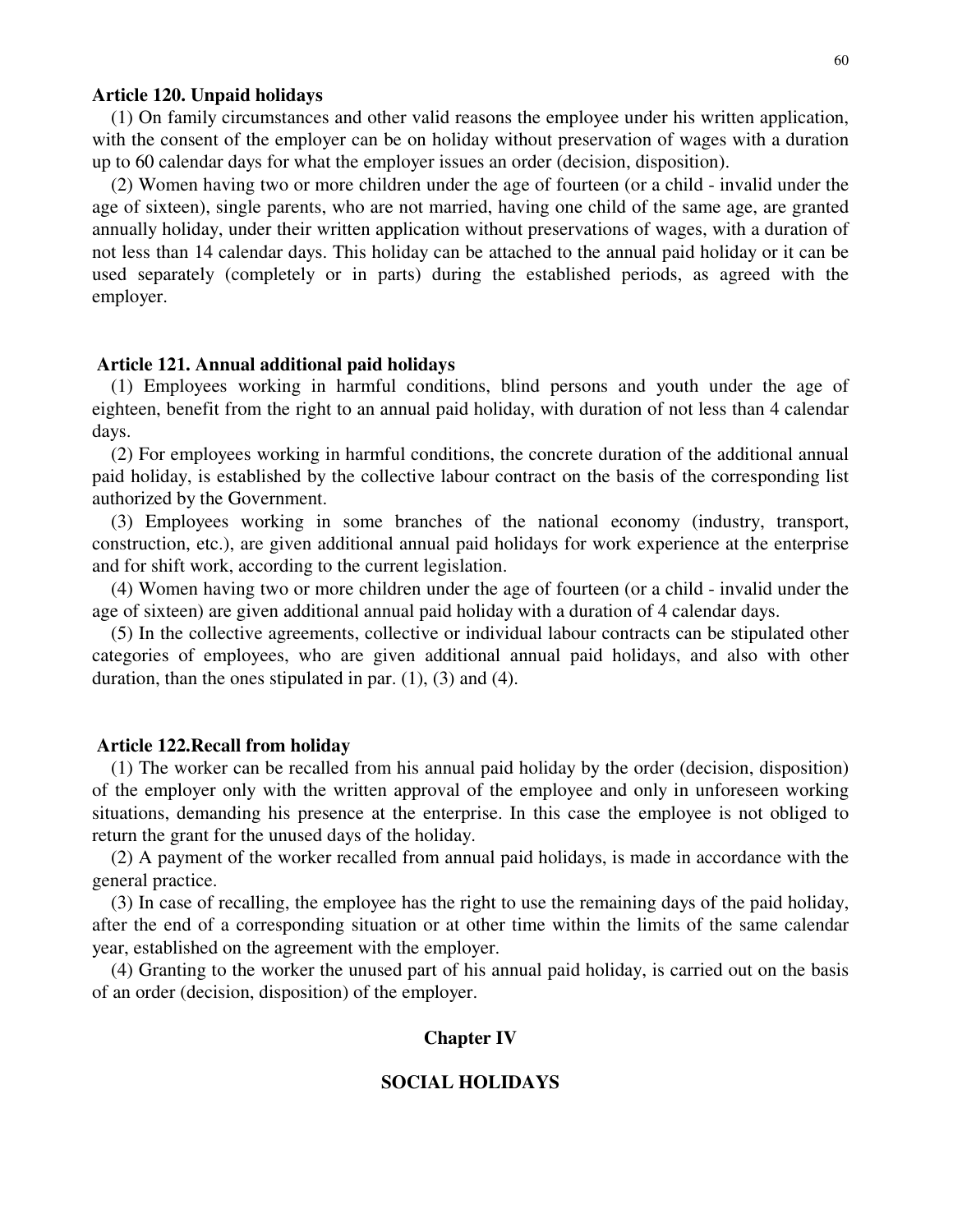**Article 120. Unpaid holidays**

(1) On family circumstances and other valid reasons the employee under his written application, with the consent of the employer can be on holiday without preservation of wages with a duration up to 60 calendar days for what the employer issues an order (decision, disposition).

(2) Women having two or more children under the age of fourteen (or a child - invalid under the age of sixteen), single parents, who are not married, having one child of the same age, are granted annually holiday, under their written application without preservations of wages, with a duration of not less than 14 calendar days. This holiday can be attached to the annual paid holiday or it can be used separately (completely or in parts) during the established periods, as agreed with the employer.

**Article 121. Annual additional paid holidays**

(1) Employees working in harmful conditions, blind persons and youth under the age of eighteen, benefit from the right to an annual paid holiday, with duration of not less than 4 calendar days.

(2) For employees working in harmful conditions, the concrete duration of the additional annual paid holiday, is established by the collective labour contract on the basis of the corresponding list authorized by the Government.

(3) Employees working in some branches of the national economy (industry, transport, construction, etc.), are given additional annual paid holidays for work experience at the enterprise and for shift work, according to the current legislation.

(4) Women having two or more children under the age of fourteen (or a child - invalid under the age of sixteen) are given additional annual paid holiday with a duration of 4 calendar days.

(5) In the collective agreements, collective or individual labour contracts can be stipulated other categories of employees, who are given additional annual paid holidays, and also with other duration, than the ones stipulated in par. (1), (3) and (4).

**Article 122.Recall from holiday**

(1) The worker can be recalled from his annual paid holiday by the order (decision, disposition) of the employer only with the written approval of the employee and only in unforeseen working situations, demanding his presence at the enterprise. In this case the employee is not obliged to return the grant for the unused days of the holiday.

(2) A payment of the worker recalled from annual paid holidays, is made in accordance with the general practice.

(3) In case of recalling, the employee has the right to use the remaining days of the paid holiday, after the end of a corresponding situation or at other time within the limits of the same calendar year, established on the agreement with the employer.

(4) Granting to the worker the unused part of his annual paid holiday, is carried out on the basis of an order (decision, disposition) of the employer.

## Chapter IV

## SOCIAL HOLIDAYS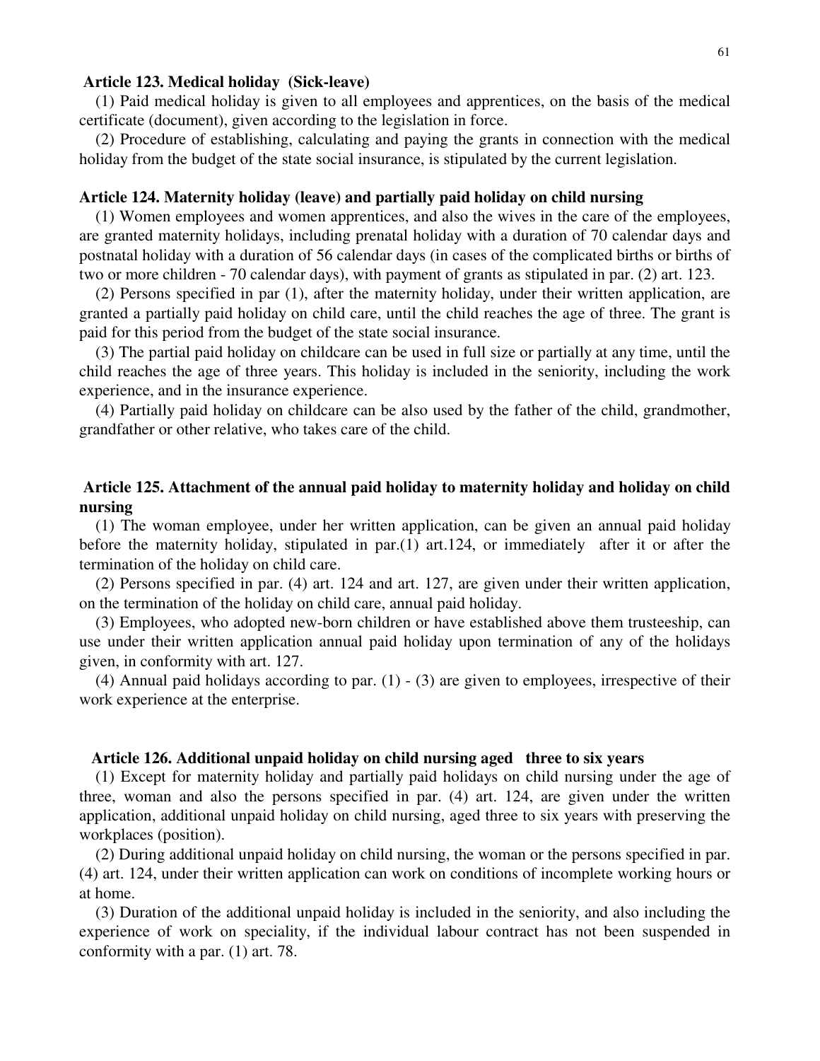**Article 123. Medical holiday (Sick-leave)**

(1) Paid medical holiday is given to all employees and apprentices, on the basis of the medical certificate (document), given according to the legislation in force.

(2) Procedure of establishing, calculating and paying the grants in connection with the medical holiday from the budget of the state social insurance, is stipulated by the current legislation.

**Article 124. Maternity holiday (leave) and partially paid holiday on child nursing**

(1) Women employees and women apprentices, and also the wives in the care of the employees, are granted maternity holidays, including prenatal holiday with a duration of 70 calendar days and postnatal holiday with a duration of 56 calendar days (in cases of the complicated births or births of two or more children - 70 calendar days), with payment of grants as stipulated in par. (2) art. 123.

(2) Persons specified in par (1), after the maternity holiday, under their written application, are granted a partially paid holiday on child care, until the child reaches the age of three. The grant is paid for this period from the budget of the state social insurance.

(3) The partial paid holiday on childcare can be used in full size or partially at any time, until the child reaches the age of three years. This holiday is included in the seniority, including the work experience, and in the insurance experience.

(4) Partially paid holiday on childcare can be also used by the father of the child, grandmother, grandfather or other relative, who takes care of the child.

**Article 125. Attachment of the annual paid holiday to maternity holiday and holiday on child nursing**

(1) The woman employee, under her written application, can be given an annual paid holiday before the maternity holiday, stipulated in par.(1) art.124, or immediately after it or after the termination of the holiday on child care.

(2) Persons specified in par. (4) art. 124 and art. 127, are given under their written application, on the termination of the holiday on child care, annual paid holiday.

(3) Employees, who adopted new-born children or have established above them trusteeship, can use under their written application annual paid holiday upon termination of any of the holidays given, in conformity with art. 127.

(4) Annual paid holidays according to par. (1) - (3) are given to employees, irrespective of their work experience at the enterprise.

**Article 126. Additional unpaid holiday on child nursing aged three to six years**

(1) Except for maternity holiday and partially paid holidays on child nursing under the age of three, woman and also the persons specified in par. (4) art. 124, are given under the written application, additional unpaid holiday on child nursing, aged three to six years with preserving the workplaces (position).

(2) During additional unpaid holiday on child nursing, the woman or the persons specified in par. (4) art. 124, under their written application can work on conditions of incomplete working hours or at home.

(3) Duration of the additional unpaid holiday is included in the seniority, and also including the experience of work on speciality, if the individual labour contract has not been suspended in conformity with a par. (1) art. 78.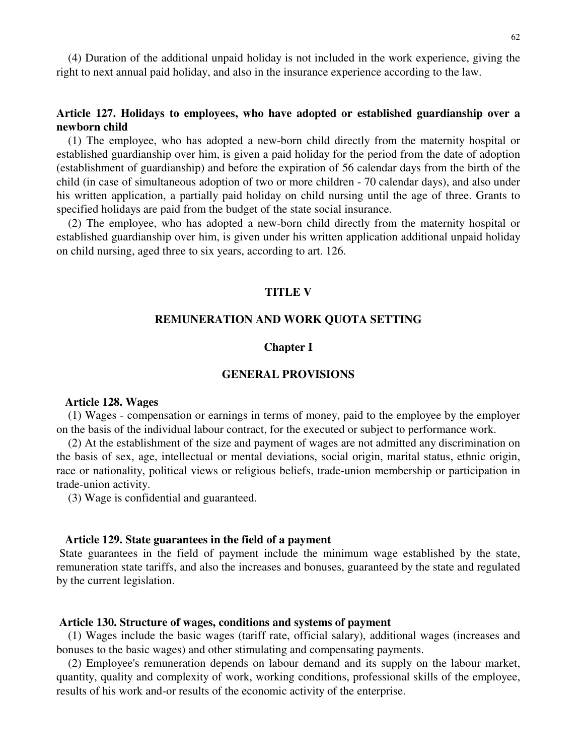(4) Duration of the additional unpaid holiday is not included in the work experience, giving the right to next annual paid holiday, and also in the insurance experience according to the law.

**Article 127. Holidays to employees, who have adopted or established guardianship over a newborn child**

(1) The employee, who has adopted a new-born child directly from the maternity hospital or established guardianship over him, is given a paid holiday for the period from the date of adoption (establishment of guardianship) and before the expiration of 56 calendar days from the birth of the child (in case of simultaneous adoption of two or more children - 70 calendar days), and also under his written application, a partially paid holiday on child nursing until the age of three. Grants to specified holidays are paid from the budget of the state social insurance.

(2) The employee, who has adopted a new-born child directly from the maternity hospital or established guardianship over him, is given under his written application additional unpaid holiday on child nursing, aged three to six years, according to art. 126.

# TITLE V

# REMUNERATION AND WORK QUOTA SETTING

## Chapter I

## GENERAL PROVISIONS

**Article 128. Wages**

(1) Wages - compensation or earnings in terms of money, paid to the employee by the employer on the basis of the individual labour contract, for the executed or subject to performance work.

(2) At the establishment of the size and payment of wages are not admitted any discrimination on the basis of sex, age, intellectual or mental deviations, social origin, marital status, ethnic origin, race or nationality, political views or religious beliefs, trade-union membership or participation in trade-union activity.

(3) Wage is confidential and guaranteed.

**Article 129. State guarantees in the field of a payment**

State guarantees in the field of payment include the minimum wage established by the state, remuneration state tariffs, and also the increases and bonuses, guaranteed by the state and regulated by the current legislation.

**Article 130. Structure of wages, conditions and systems of payment**

(1) Wages include the basic wages (tariff rate, official salary), additional wages (increases and bonuses to the basic wages) and other stimulating and compensating payments.

(2) Employee's remuneration depends on labour demand and its supply on the labour market, quantity, quality and complexity of work, working conditions, professional skills of the employee, results of his work and-or results of the economic activity of the enterprise.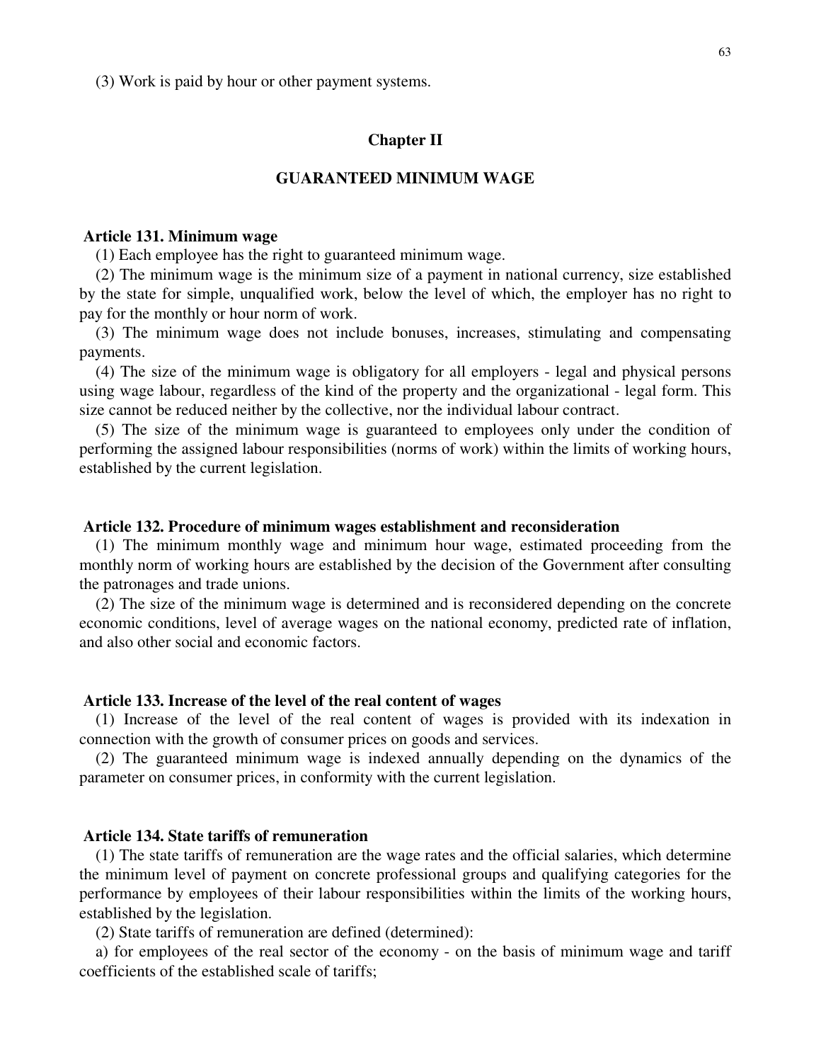(3) Work is paid by hour or other payment systems.

## Chapter II

## GUARANTEED MINIMUM WAGE

### Article 131. Minimum wage

(1) Each employee has the right to guaranteed minimum wage.

(2) The minimum wage is the minimum size of a payment in national currency, size established by the state for simple, unqualified work, below the level of which, the employer has no right to pay for the monthly or hour norm of work.

(3) The minimum wage does not include bonuses, increases, stimulating and compensating payments.

(4) The size of the minimum wage is obligatory for all employers - legal and physical persons using wage labour, regardless of the kind of the property and the organizational - legal form. This size cannot be reduced neither by the collective, nor the individual labour contract.

(5) The size of the minimum wage is guaranteed to employees only under the condition of performing the assigned labour responsibilities (norms of work) within the limits of working hours, established by the current legislation.

### Article 132. Procedure of minimum wages establishment and reconsideration

(1) The minimum monthly wage and minimum hour wage, estimated proceeding from the monthly norm of working hours are established by the decision of the Government after consulting the patronages and trade unions.

(2) The size of the minimum wage is determined and is reconsidered depending on the concrete economic conditions, level of average wages on the national economy, predicted rate of inflation, and also other social and economic factors.

### Article 133. Increase of the level of the real content of wages

(1) Increase of the level of the real content of wages is provided with its indexation in connection with the growth of consumer prices on goods and services.

(2) The guaranteed minimum wage is indexed annually depending on the dynamics of the parameter on consumer prices, in conformity with the current legislation.

### Article 134. State tariffs of remuneration

(1) The state tariffs of remuneration are the wage rates and the official salaries, which determine the minimum level of payment on concrete professional groups and qualifying categories for the performance by employees of their labour responsibilities within the limits of the working hours, established by the legislation.

(2) State tariffs of remuneration are defined (determined):

a) for employees of the real sector of the economy - on the basis of minimum wage and tariff coefficients of the established scale of tariffs;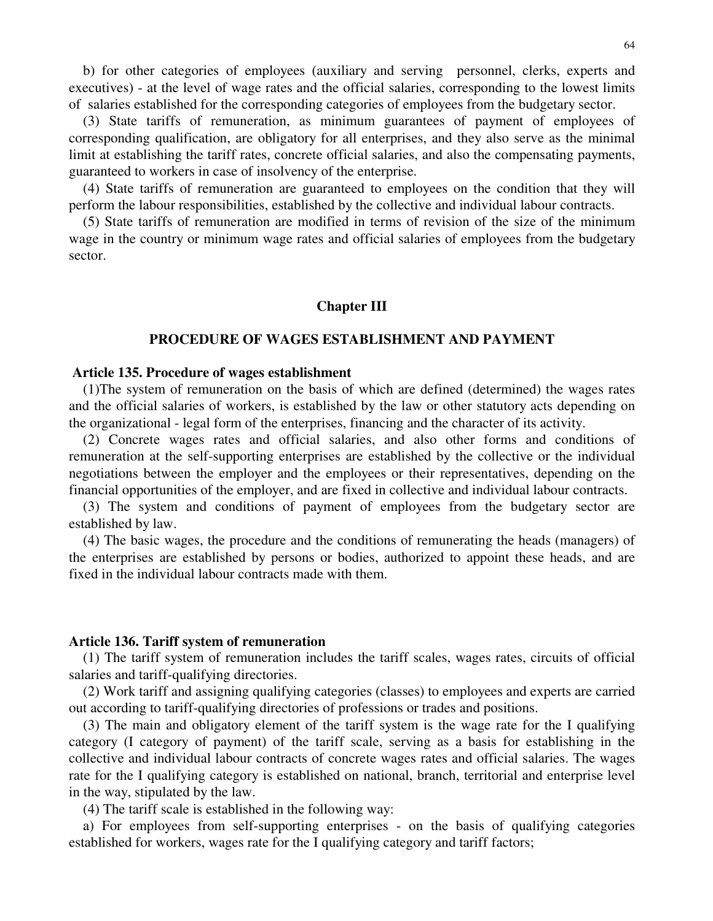b) for other categories of employees (auxiliary and serving personnel, clerks, experts and executives) - at the level of wage rates and the official salaries, corresponding to the lowest limits of salaries established for the corresponding categories of employees from the budgetary sector.

(3) State tariffs of remuneration, as minimum guarantees of payment of employees of corresponding qualification, are obligatory for all enterprises, and they also serve as the minimal limit at establishing the tariff rates, concrete official salaries, and also the compensating payments, guaranteed to workers in case of insolvency of the enterprise.

(4) State tariffs of remuneration are guaranteed to employees on the condition that they will perform the labour responsibilities, established by the collective and individual labour contracts.

(5) State tariffs of remuneration are modified in terms of revision of the size of the minimum wage in the country or minimum wage rates and official salaries of employees from the budgetary sector.

## Chapter III

## PROCEDURE OF WAGES ESTABLISHMENT AND PAYMENT

### Article 135. Procedure of wages establishment

(1)The system of remuneration on the basis of which are defined (determined) the wages rates and the official salaries of workers, is established by the law or other statutory acts depending on the organizational - legal form of the enterprises, financing and the character of its activity.

(2) Concrete wages rates and official salaries, and also other forms and conditions of remuneration at the self-supporting enterprises are established by the collective or the individual negotiations between the employer and the employees or their representatives, depending on the financial opportunities of the employer, and are fixed in collective and individual labour contracts.

(3) The system and conditions of payment of employees from the budgetary sector are established by law.

(4) The basic wages, the procedure and the conditions of remunerating the heads (managers) of the enterprises are established by persons or bodies, authorized to appoint these heads, and are fixed in the individual labour contracts made with them.

### Article 136. Tariff system of remuneration

(1) The tariff system of remuneration includes the tariff scales, wages rates, circuits of official salaries and tariff-qualifying directories.

(2) Work tariff and assigning qualifying categories (classes) to employees and experts are carried out according to tariff-qualifying directories of professions or trades and positions.

(3) The main and obligatory element of the tariff system is the wage rate for the I qualifying category (I category of payment) of the tariff scale, serving as a basis for establishing in the collective and individual labour contracts of concrete wages rates and official salaries. The wages rate for the I qualifying category is established on national, branch, territorial and enterprise level in the way, stipulated by the law.

(4) The tariff scale is established in the following way:

a) For employees from self-supporting enterprises - on the basis of qualifying categories established for workers, wages rate for the I qualifying category and tariff factors;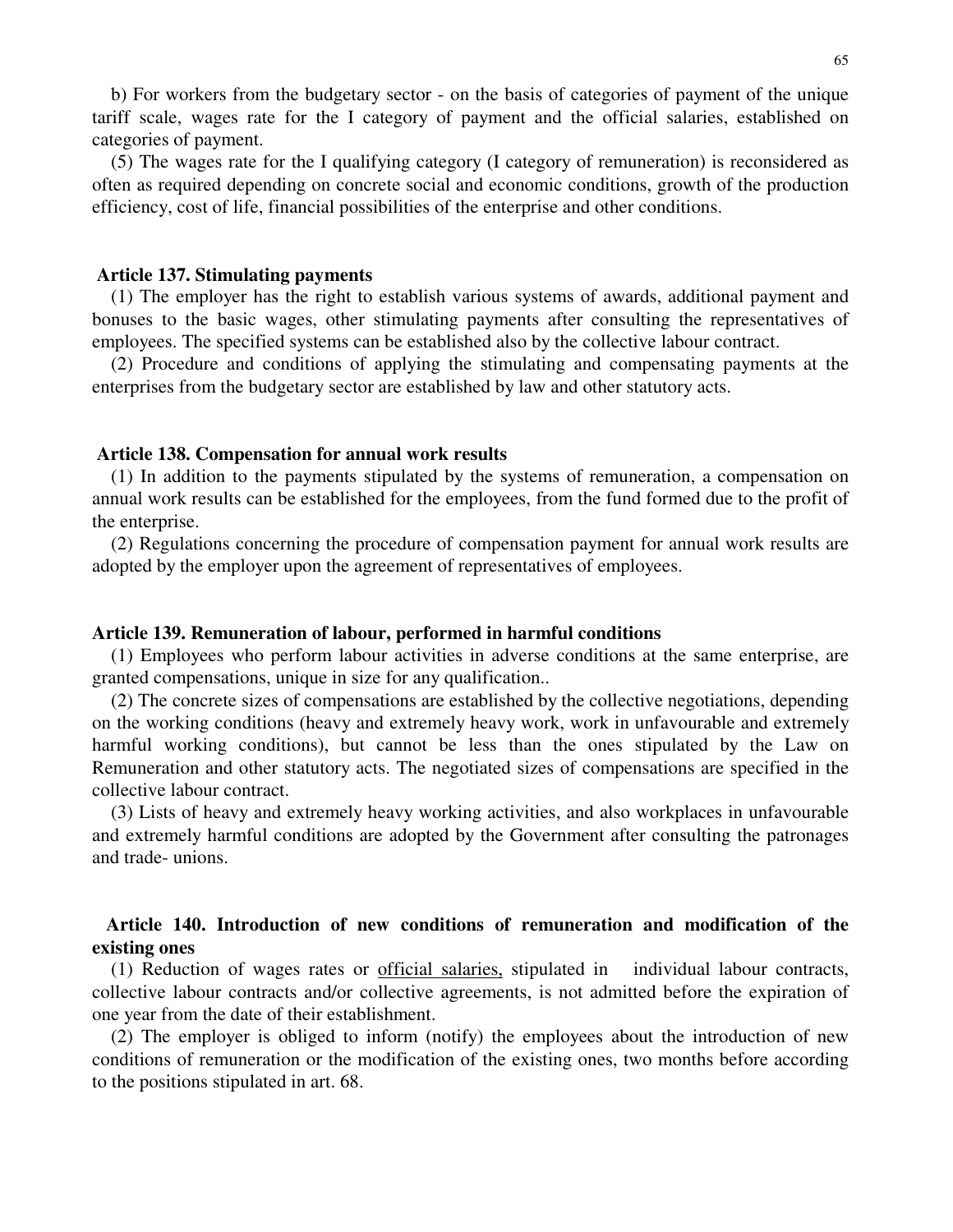b) For workers from the budgetary sector - on the basis of categories of payment of the unique tariff scale, wages rate for the I category of payment and the official salaries, established on categories of payment.

(5) The wages rate for the I qualifying category (I category of remuneration) is reconsidered as often as required depending on concrete social and economic conditions, growth of the production efficiency, cost of life, financial possibilities of the enterprise and other conditions.

**Article 137. Stimulating payments**

(1) The employer has the right to establish various systems of awards, additional payment and bonuses to the basic wages, other stimulating payments after consulting the representatives of employees. The specified systems can be established also by the collective labour contract.

(2) Procedure and conditions of applying the stimulating and compensating payments at the enterprises from the budgetary sector are established by law and other statutory acts.

**Article 138. Compensation for annual work results**

(1) In addition to the payments stipulated by the systems of remuneration, a compensation on annual work results can be established for the employees, from the fund formed due to the profit of the enterprise.

(2) Regulations concerning the procedure of compensation payment for annual work results are adopted by the employer upon the agreement of representatives of employees.

**Article 139. Remuneration of labour, performed in harmful conditions**

(1) Employees who perform labour activities in adverse conditions at the same enterprise, are granted compensations, unique in size for any qualification..

(2) The concrete sizes of compensations are established by the collective negotiations, depending on the working conditions (heavy and extremely heavy work, work in unfavourable and extremely harmful working conditions), but cannot be less than the ones stipulated by the Law on Remuneration and other statutory acts. The negotiated sizes of compensations are specified in the collective labour contract.

(3) Lists of heavy and extremely heavy working activities, and also workplaces in unfavourable and extremely harmful conditions are adopted by the Government after consulting the patronages and trade- unions.

**Article 140. Introduction of new conditions of remuneration and modification of the existing ones**

(1) Reduction of wages rates or official salaries, stipulated in individual labour contracts, collective labour contracts and/or collective agreements, is not admitted before the expiration of one year from the date of their establishment.

(2) The employer is obliged to inform (notify) the employees about the introduction of new conditions of remuneration or the modification of the existing ones, two months before according to the positions stipulated in art. 68.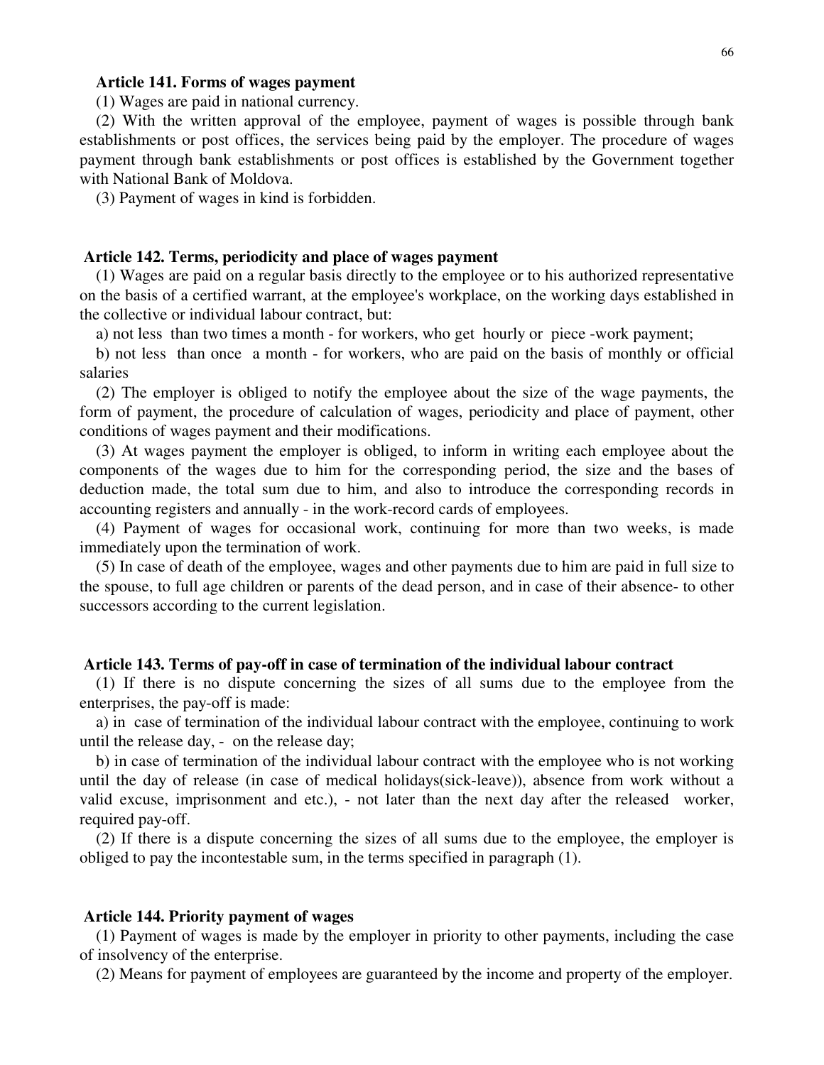**Article 141. Forms of wages payment**

(1) Wages are paid in national currency.

(2) With the written approval of the employee, payment of wages is possible through bank establishments or post offices, the services being paid by the employer. The procedure of wages payment through bank establishments or post offices is established by the Government together with National Bank of Moldova.

(3) Payment of wages in kind is forbidden.

**Article 142. Terms, periodicity and place of wages payment**

(1) Wages are paid on a regular basis directly to the employee or to his authorized representative on the basis of a certified warrant, at the employee's workplace, on the working days established in the collective or individual labour contract, but:

a) not less than two times a month - for workers, who get hourly or piece -work payment;

b) not less than once a month - for workers, who are paid on the basis of monthly or official salaries

(2) The employer is obliged to notify the employee about the size of the wage payments, the form of payment, the procedure of calculation of wages, periodicity and place of payment, other conditions of wages payment and their modifications.

(3) At wages payment the employer is obliged, to inform in writing each employee about the components of the wages due to him for the corresponding period, the size and the bases of deduction made, the total sum due to him, and also to introduce the corresponding records in accounting registers and annually - in the work-record cards of employees.

(4) Payment of wages for occasional work, continuing for more than two weeks, is made immediately upon the termination of work.

(5) In case of death of the employee, wages and other payments due to him are paid in full size to the spouse, to full age children or parents of the dead person, and in case of their absence- to other successors according to the current legislation.

**Article 143. Terms of pay-off in case of termination of the individual labour contract**

(1) If there is no dispute concerning the sizes of all sums due to the employee from the enterprises, the pay-off is made:

a) in case of termination of the individual labour contract with the employee, continuing to work until the release day, - on the release day;

b) in case of termination of the individual labour contract with the employee who is not working until the day of release (in case of medical holidays(sick-leave)), absence from work without a valid excuse, imprisonment and etc.), - not later than the next day after the released worker, required pay-off.

(2) If there is a dispute concerning the sizes of all sums due to the employee, the employer is obliged to pay the incontestable sum, in the terms specified in paragraph (1).

**Article 144. Priority payment of wages**

(1) Payment of wages is made by the employer in priority to other payments, including the case of insolvency of the enterprise.

(2) Means for payment of employees are guaranteed by the income and property of the employer.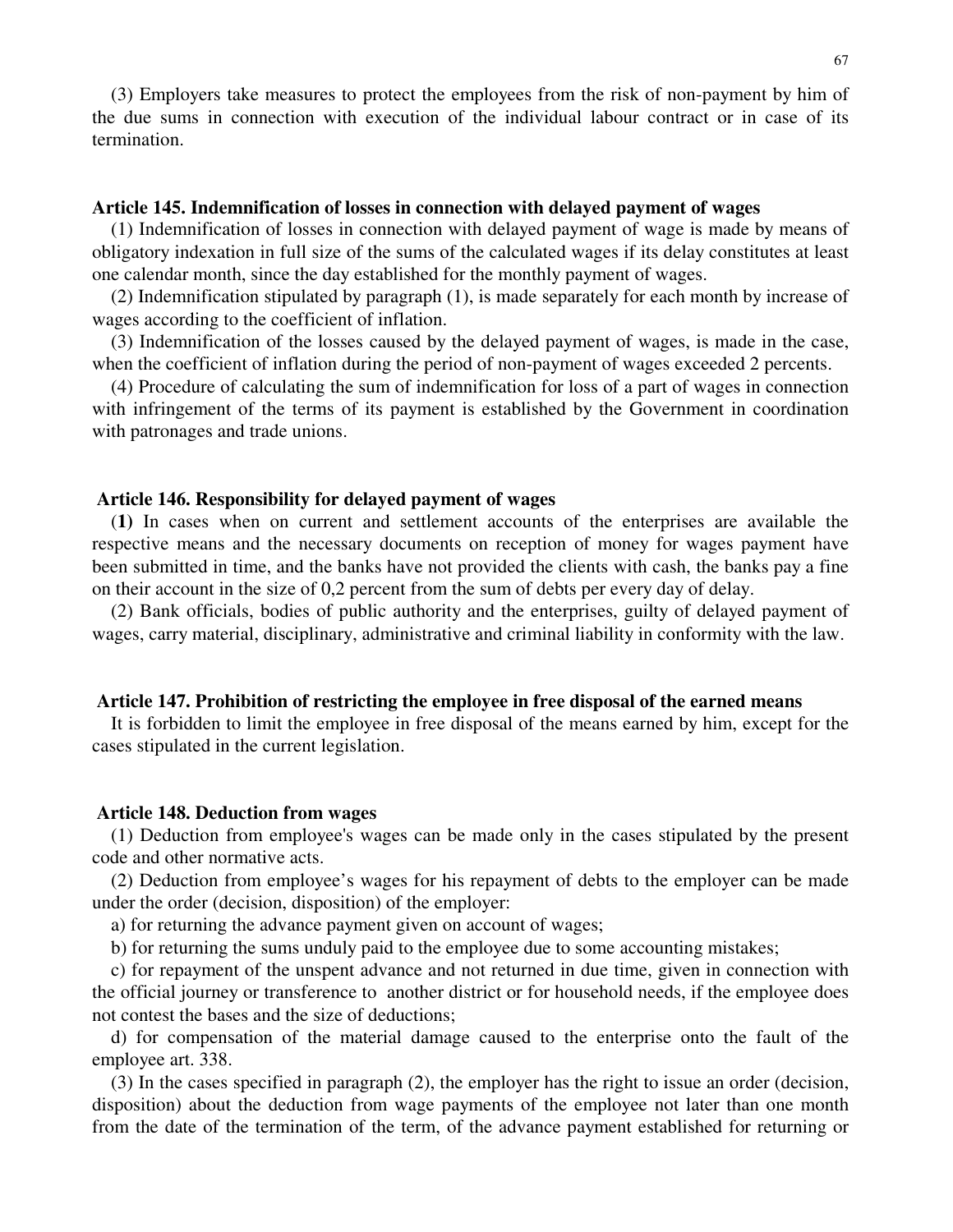(3) Employers take measures to protect the employees from the risk of non-payment by him of the due sums in connection with execution of the individual labour contract or in case of its termination.

### Article 145. Indemnification of losses in connection with delayed payment of wages

(1) Indemnification of losses in connection with delayed payment of wage is made by means of obligatory indexation in full size of the sums of the calculated wages if its delay constitutes at least one calendar month, since the day established for the monthly payment of wages.

(2) Indemnification stipulated by paragraph (1), is made separately for each month by increase of wages according to the coefficient of inflation.

(3) Indemnification of the losses caused by the delayed payment of wages, is made in the case, when the coefficient of inflation during the period of non-payment of wages exceeded 2 percents.

(4) Procedure of calculating the sum of indemnification for loss of a part of wages in connection with infringement of the terms of its payment is established by the Government in coordination with patronages and trade unions.

### Article 146. Responsibility for delayed payment of wages

(**1)** In cases when on current and settlement accounts of the enterprises are available the respective means and the necessary documents on reception of money for wages payment have been submitted in time, and the banks have not provided the clients with cash, the banks pay a fine on their account in the size of 0,2 percent from the sum of debts per every day of delay.

(2) Bank officials, bodies of public authority and the enterprises, guilty of delayed payment of wages, carry material, disciplinary, administrative and criminal liability in conformity with the law.

### Article 147. Prohibition of restricting the employee in free disposal of the earned means

It is forbidden to limit the employee in free disposal of the means earned by him, except for the cases stipulated in the current legislation.

### Article 148. Deduction from wages

(1) Deduction from employee's wages can be made only in the cases stipulated by the present code and other normative acts.

(2) Deduction from employee's wages for his repayment of debts to the employer can be made under the order (decision, disposition) of the employer:

a) for returning the advance payment given on account of wages;

b) for returning the sums unduly paid to the employee due to some accounting mistakes;

c) for repayment of the unspent advance and not returned in due time, given in connection with the official journey or transference to another district or for household needs, if the employee does not contest the bases and the size of deductions;

d) for compensation of the material damage caused to the enterprise onto the fault of the employee art. 338.

(3) In the cases specified in paragraph (2), the employer has the right to issue an order (decision, disposition) about the deduction from wage payments of the employee not later than one month from the date of the termination of the term, of the advance payment established for returning or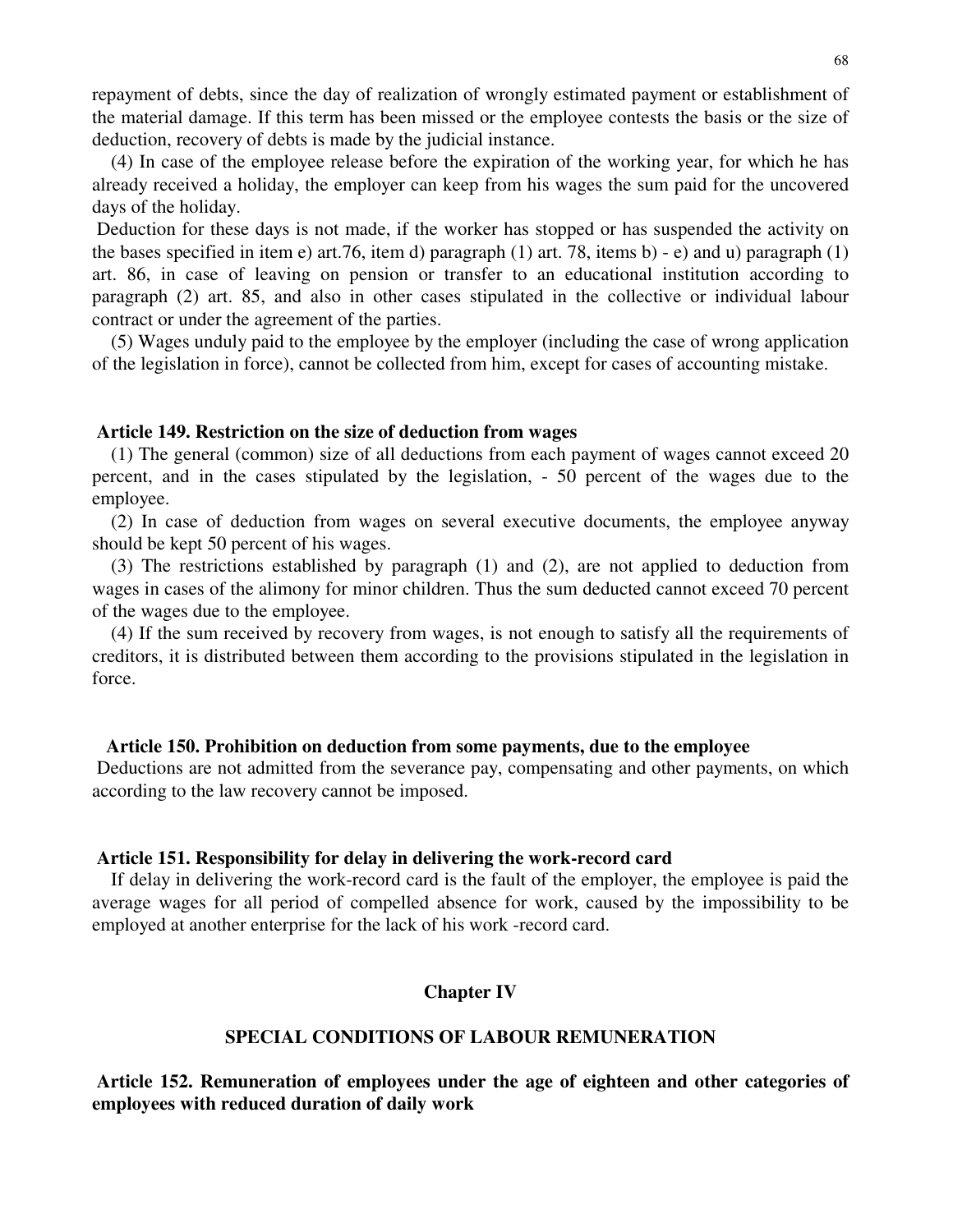repayment of debts, since the day of realization of wrongly estimated payment or establishment of the material damage. If this term has been missed or the employee contests the basis or the size of deduction, recovery of debts is made by the judicial instance.

(4) In case of the employee release before the expiration of the working year, for which he has already received a holiday, the employer can keep from his wages the sum paid for the uncovered days of the holiday.

Deduction for these days is not made, if the worker has stopped or has suspended the activity on the bases specified in item e) art.76, item d) paragraph (1) art. 78, items b) - e) and u) paragraph (1) art. 86, in case of leaving on pension or transfer to an educational institution according to paragraph (2) art. 85, and also in other cases stipulated in the collective or individual labour contract or under the agreement of the parties.

(5) Wages unduly paid to the employee by the employer (including the case of wrong application of the legislation in force), cannot be collected from him, except for cases of accounting mistake.

**Article 149. Restriction on the size of deduction from wages**

(1) The general (common) size of all deductions from each payment of wages cannot exceed 20 percent, and in the cases stipulated by the legislation, - 50 percent of the wages due to the employee.

(2) In case of deduction from wages on several executive documents, the employee anyway should be kept 50 percent of his wages.

(3) The restrictions established by paragraph (1) and (2), are not applied to deduction from wages in cases of the alimony for minor children. Thus the sum deducted cannot exceed 70 percent of the wages due to the employee.

(4) If the sum received by recovery from wages, is not enough to satisfy all the requirements of creditors, it is distributed between them according to the provisions stipulated in the legislation in force.

**Article 150. Prohibition on deduction from some payments, due to the employee**

Deductions are not admitted from the severance pay, compensating and other payments, on which according to the law recovery cannot be imposed.

**Article 151. Responsibility for delay in delivering the work-record card**

If delay in delivering the work-record card is the fault of the employer, the employee is paid the average wages for all period of compelled absence for work, caused by the impossibility to be employed at another enterprise for the lack of his work -record card.

## Chapter IV

## SPECIAL CONDITIONS OF LABOUR REMUNERATION

**Article 152. Remuneration of employees under the age of eighteen and other categories of employees with reduced duration of daily work**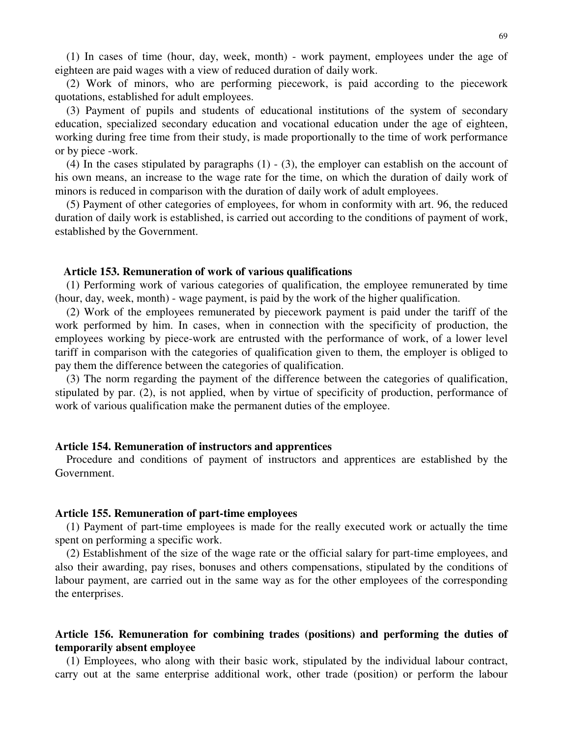(1) In cases of time (hour, day, week, month) - work payment, employees under the age of eighteen are paid wages with a view of reduced duration of daily work.

(2) Work of minors, who are performing piecework, is paid according to the piecework quotations, established for adult employees.

(3) Payment of pupils and students of educational institutions of the system of secondary education, specialized secondary education and vocational education under the age of eighteen, working during free time from their study, is made proportionally to the time of work performance or by piece -work.

(4) In the cases stipulated by paragraphs (1) - (3), the employer can establish on the account of his own means, an increase to the wage rate for the time, on which the duration of daily work of minors is reduced in comparison with the duration of daily work of adult employees.

(5) Payment of other categories of employees, for whom in conformity with art. 96, the reduced duration of daily work is established, is carried out according to the conditions of payment of work, established by the Government.

**Article 153. Remuneration of work of various qualifications**

(1) Performing work of various categories of qualification, the employee remunerated by time (hour, day, week, month) - wage payment, is paid by the work of the higher qualification.

(2) Work of the employees remunerated by piecework payment is paid under the tariff of the work performed by him. In cases, when in connection with the specificity of production, the employees working by piece-work are entrusted with the performance of work, of a lower level tariff in comparison with the categories of qualification given to them, the employer is obliged to pay them the difference between the categories of qualification.

(3) The norm regarding the payment of the difference between the categories of qualification, stipulated by par. (2), is not applied, when by virtue of specificity of production, performance of work of various qualification make the permanent duties of the employee.

**Article 154. Remuneration of instructors and apprentices**

Procedure and conditions of payment of instructors and apprentices are established by the Government.

**Article 155. Remuneration of part-time employees**

(1) Payment of part-time employees is made for the really executed work or actually the time spent on performing a specific work.

(2) Establishment of the size of the wage rate or the official salary for part-time employees, and also their awarding, pay rises, bonuses and others compensations, stipulated by the conditions of labour payment, are carried out in the same way as for the other employees of the corresponding the enterprises.

**Article 156. Remuneration for combining trades (positions) and performing the duties of temporarily absent employee**

(1) Employees, who along with their basic work, stipulated by the individual labour contract, carry out at the same enterprise additional work, other trade (position) or perform the labour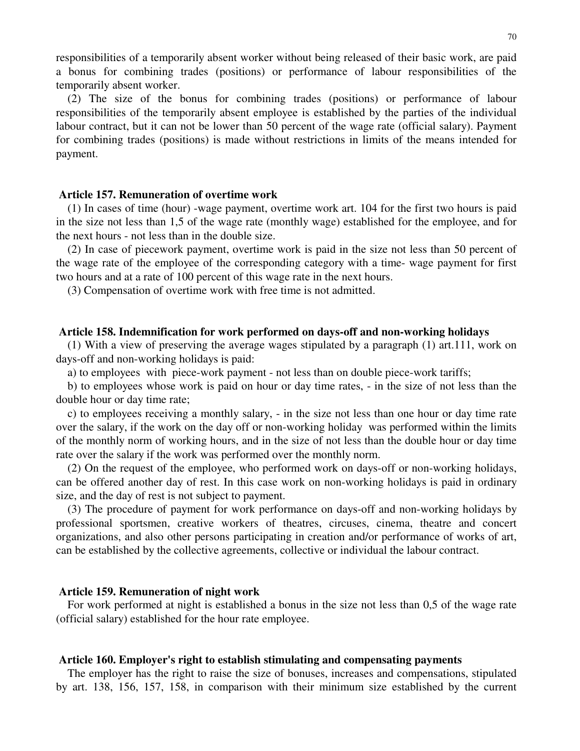responsibilities of a temporarily absent worker without being released of their basic work, are paid a bonus for combining trades (positions) or performance of labour responsibilities of the temporarily absent worker.

(2) The size of the bonus for combining trades (positions) or performance of labour responsibilities of the temporarily absent employee is established by the parties of the individual labour contract, but it can not be lower than 50 percent of the wage rate (official salary). Payment for combining trades (positions) is made without restrictions in limits of the means intended for payment.

### Article 157. Remuneration of overtime work

(1) In cases of time (hour) -wage payment, overtime work art. 104 for the first two hours is paid in the size not less than 1,5 of the wage rate (monthly wage) established for the employee, and for the next hours - not less than in the double size.

(2) In case of piecework payment, overtime work is paid in the size not less than 50 percent of the wage rate of the employee of the corresponding category with a time- wage payment for first two hours and at a rate of 100 percent of this wage rate in the next hours.

(3) Compensation of overtime work with free time is not admitted.

### Article 158. Indemnification for work performed on days-off and non-working holidays

(1) With a view of preserving the average wages stipulated by a paragraph (1) art.111, work on days-off and non-working holidays is paid:

a) to employees with piece-work payment - not less than on double piece-work tariffs;

b) to employees whose work is paid on hour or day time rates, - in the size of not less than the double hour or day time rate;

c) to employees receiving a monthly salary, - in the size not less than one hour or day time rate over the salary, if the work on the day off or non-working holiday was performed within the limits of the monthly norm of working hours, and in the size of not less than the double hour or day time rate over the salary if the work was performed over the monthly norm.

(2) On the request of the employee, who performed work on days-off or non-working holidays, can be offered another day of rest. In this case work on non-working holidays is paid in ordinary size, and the day of rest is not subject to payment.

(3) The procedure of payment for work performance on days-off and non-working holidays by professional sportsmen, creative workers of theatres, circuses, cinema, theatre and concert organizations, and also other persons participating in creation and/or performance of works of art, can be established by the collective agreements, collective or individual the labour contract.

### Article 159. Remuneration of night work

For work performed at night is established a bonus in the size not less than 0,5 of the wage rate (official salary) established for the hour rate employee.

### Article 160. Employer's right to establish stimulating and compensating payments

The employer has the right to raise the size of bonuses, increases and compensations, stipulated by art. 138, 156, 157, 158, in comparison with their minimum size established by the current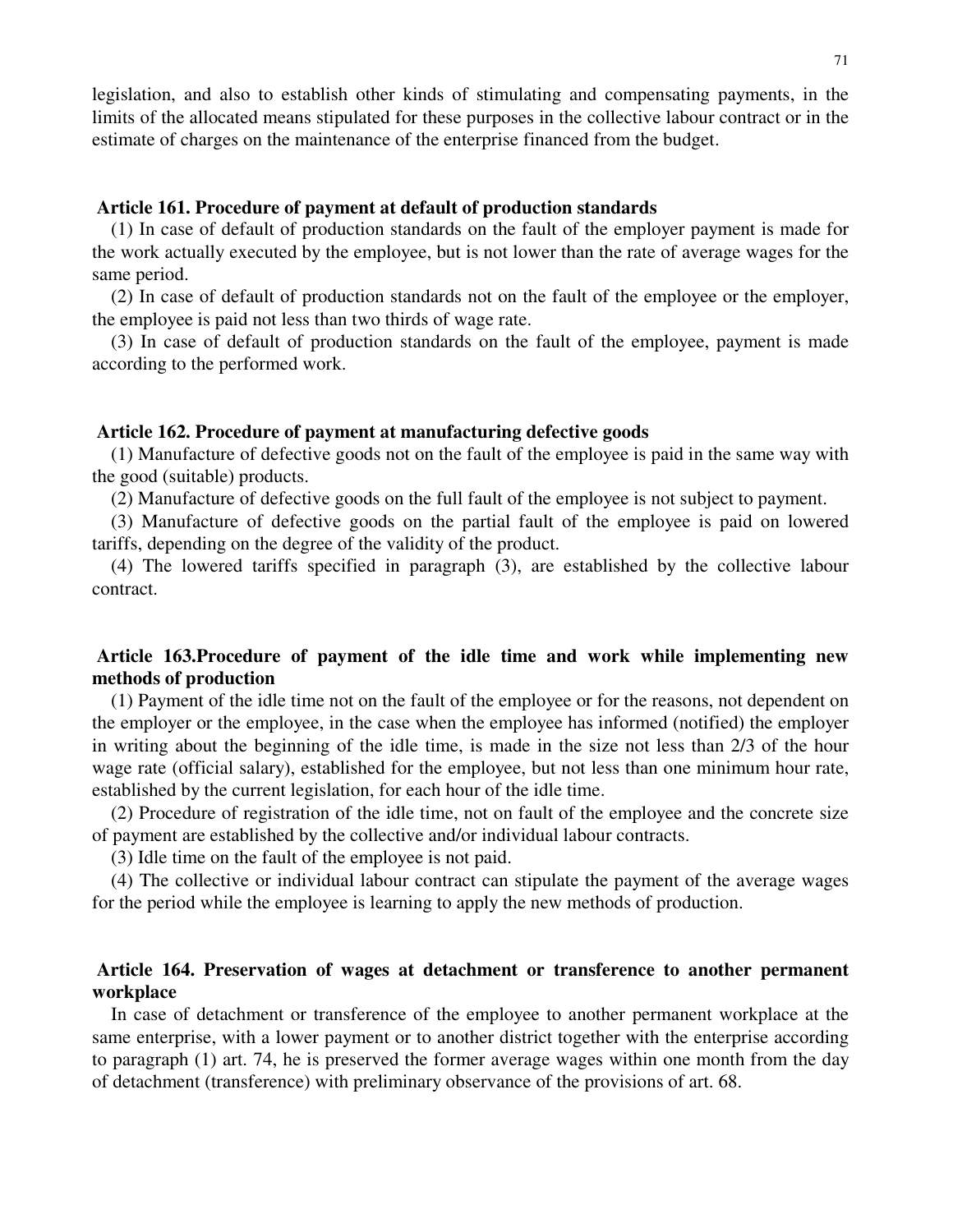legislation, and also to establish other kinds of stimulating and compensating payments, in the limits of the allocated means stipulated for these purposes in the collective labour contract or in the estimate of charges on the maintenance of the enterprise financed from the budget.

### Article 161. Procedure of payment at default of production standards

(1) In case of default of production standards on the fault of the employer payment is made for the work actually executed by the employee, but is not lower than the rate of average wages for the same period.

(2) In case of default of production standards not on the fault of the employee or the employer, the employee is paid not less than two thirds of wage rate.

(3) In case of default of production standards on the fault of the employee, payment is made according to the performed work.

### Article 162. Procedure of payment at manufacturing defective goods

(1) Manufacture of defective goods not on the fault of the employee is paid in the same way with the good (suitable) products.

(2) Manufacture of defective goods on the full fault of the employee is not subject to payment.

(3) Manufacture of defective goods on the partial fault of the employee is paid on lowered tariffs, depending on the degree of the validity of the product.

(4) The lowered tariffs specified in paragraph (3), are established by the collective labour contract.

### Article 163.Procedure of payment of the idle time and work while implementing new methods of production

(1) Payment of the idle time not on the fault of the employee or for the reasons, not dependent on the employer or the employee, in the case when the employee has informed (notified) the employer in writing about the beginning of the idle time, is made in the size not less than 2/3 of the hour wage rate (official salary), established for the employee, but not less than one minimum hour rate, established by the current legislation, for each hour of the idle time.

(2) Procedure of registration of the idle time, not on fault of the employee and the concrete size of payment are established by the collective and/or individual labour contracts.

(3) Idle time on the fault of the employee is not paid.

(4) The collective or individual labour contract can stipulate the payment of the average wages for the period while the employee is learning to apply the new methods of production.

### Article 164. Preservation of wages at detachment or transference to another permanent workplace

In case of detachment or transference of the employee to another permanent workplace at the same enterprise, with a lower payment or to another district together with the enterprise according to paragraph (1) art. 74, he is preserved the former average wages within one month from the day of detachment (transference) with preliminary observance of the provisions of art. 68.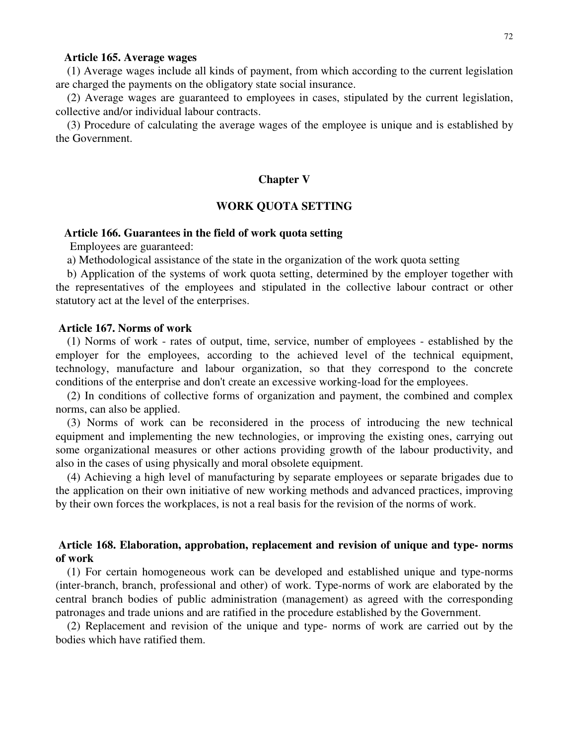**Article 165. Average wages**

(1) Average wages include all kinds of payment, from which according to the current legislation are charged the payments on the obligatory state social insurance.

(2) Average wages are guaranteed to employees in cases, stipulated by the current legislation, collective and/or individual labour contracts.

(3) Procedure of calculating the average wages of the employee is unique and is established by the Government.

## Chapter V

## WORK QUOTA SETTING

**Article 166. Guarantees in the field of work quota setting**

Employees are guaranteed:

a) Methodological assistance of the state in the organization of the work quota setting

b) Application of the systems of work quota setting, determined by the employer together with the representatives of the employees and stipulated in the collective labour contract or other statutory act at the level of the enterprises.

**Article 167. Norms of work**

(1) Norms of work - rates of output, time, service, number of employees - established by the employer for the employees, according to the achieved level of the technical equipment, technology, manufacture and labour organization, so that they correspond to the concrete conditions of the enterprise and don't create an excessive working-load for the employees.

(2) In conditions of collective forms of organization and payment, the combined and complex norms, can also be applied.

(3) Norms of work can be reconsidered in the process of introducing the new technical equipment and implementing the new technologies, or improving the existing ones, carrying out some organizational measures or other actions providing growth of the labour productivity, and also in the cases of using physically and moral obsolete equipment.

(4) Achieving a high level of manufacturing by separate employees or separate brigades due to the application on their own initiative of new working methods and advanced practices, improving by their own forces the workplaces, is not a real basis for the revision of the norms of work.

**Article 168. Elaboration, approbation, replacement and revision of unique and type- norms of work**

(1) For certain homogeneous work can be developed and established unique and type-norms (inter-branch, branch, professional and other) of work. Type-norms of work are elaborated by the central branch bodies of public administration (management) as agreed with the corresponding patronages and trade unions and are ratified in the procedure established by the Government.

(2) Replacement and revision of the unique and type- norms of work are carried out by the bodies which have ratified them.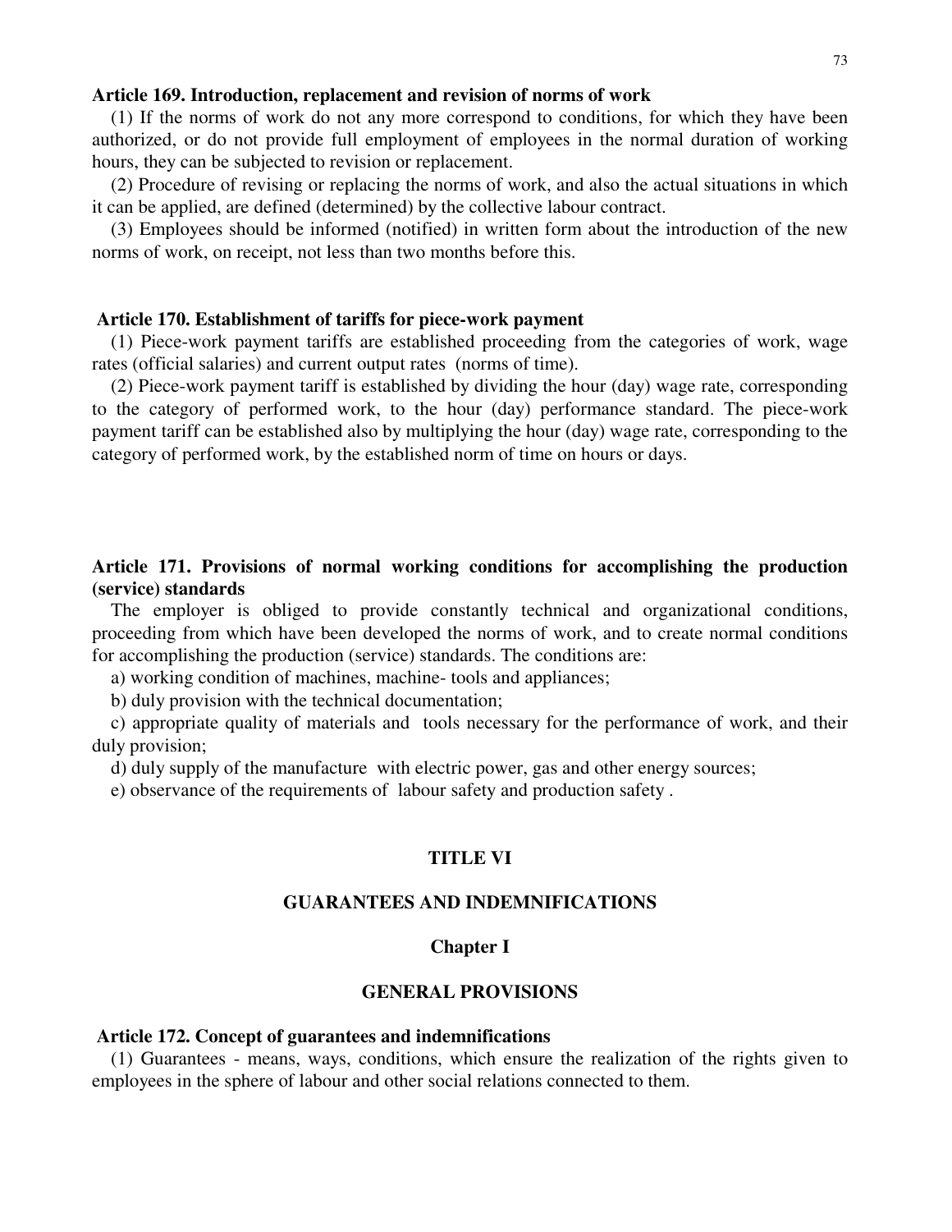**Article 169. Introduction, replacement and revision of norms of work**

(1) If the norms of work do not any more correspond to conditions, for which they have been authorized, or do not provide full employment of employees in the normal duration of working hours, they can be subjected to revision or replacement.

(2) Procedure of revising or replacing the norms of work, and also the actual situations in which it can be applied, are defined (determined) by the collective labour contract.

(3) Employees should be informed (notified) in written form about the introduction of the new norms of work, on receipt, not less than two months before this.

**Article 170. Establishment of tariffs for piece-work payment**

(1) Piece-work payment tariffs are established proceeding from the categories of work, wage rates (official salaries) and current output rates (norms of time).

(2) Piece-work payment tariff is established by dividing the hour (day) wage rate, corresponding to the category of performed work, to the hour (day) performance standard. The piece-work payment tariff can be established also by multiplying the hour (day) wage rate, corresponding to the category of performed work, by the established norm of time on hours or days.

**Article 171. Provisions of normal working conditions for accomplishing the production (service) standards**

The employer is obliged to provide constantly technical and organizational conditions, proceeding from which have been developed the norms of work, and to create normal conditions for accomplishing the production (service) standards. The conditions are:

a) working condition of machines, machine- tools and appliances;

b) duly provision with the technical documentation;

c) appropriate quality of materials and tools necessary for the performance of work, and their duly provision;

d) duly supply of the manufacture with electric power, gas and other energy sources;

e) observance of the requirements of labour safety and production safety .

## TITLE VI

## GUARANTEES AND INDEMNIFICATIONS

### Chapter I

### GENERAL PROVISIONS

**Article 172. Concept of guarantees and indemnifications**

(1) Guarantees - means, ways, conditions, which ensure the realization of the rights given to employees in the sphere of labour and other social relations connected to them.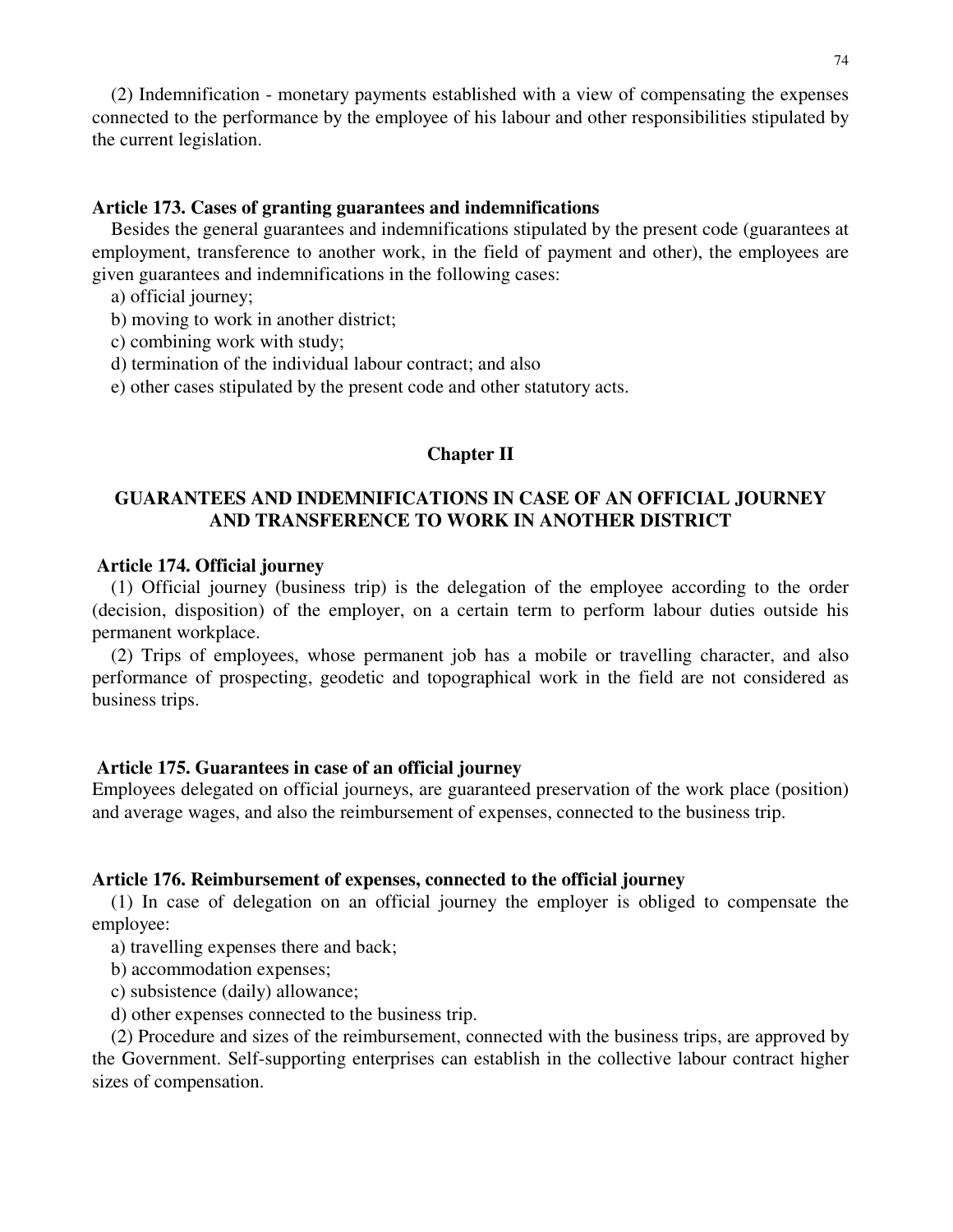(2) Indemnification - monetary payments established with a view of compensating the expenses connected to the performance by the employee of his labour and other responsibilities stipulated by the current legislation.

**Article 173. Cases of granting guarantees and indemnifications**

Besides the general guarantees and indemnifications stipulated by the present code (guarantees at employment, transference to another work, in the field of payment and other), the employees are given guarantees and indemnifications in the following cases:

a) official journey;

b) moving to work in another district;

c) combining work with study;

d) termination of the individual labour contract; and also

e) other cases stipulated by the present code and other statutory acts.

## Chapter II

## GUARANTEES AND INDEMNIFICATIONS IN CASE OF AN OFFICIAL JOURNEY AND TRANSFERENCE TO WORK IN ANOTHER DISTRICT

**Article 174. Official journey**

(1) Official journey (business trip) is the delegation of the employee according to the order (decision, disposition) of the employer, on a certain term to perform labour duties outside his permanent workplace.

(2) Trips of employees, whose permanent job has a mobile or travelling character, and also performance of prospecting, geodetic and topographical work in the field are not considered as business trips.

**Article 175. Guarantees in case of an official journey**

Employees delegated on official journeys, are guaranteed preservation of the work place (position) and average wages, and also the reimbursement of expenses, connected to the business trip.

**Article 176. Reimbursement of expenses, connected to the official journey**

(1) In case of delegation on an official journey the employer is obliged to compensate the employee:

a) travelling expenses there and back;

b) accommodation expenses;

c) subsistence (daily) allowance;

d) other expenses connected to the business trip.

(2) Procedure and sizes of the reimbursement, connected with the business trips, are approved by the Government. Self-supporting enterprises can establish in the collective labour contract higher sizes of compensation.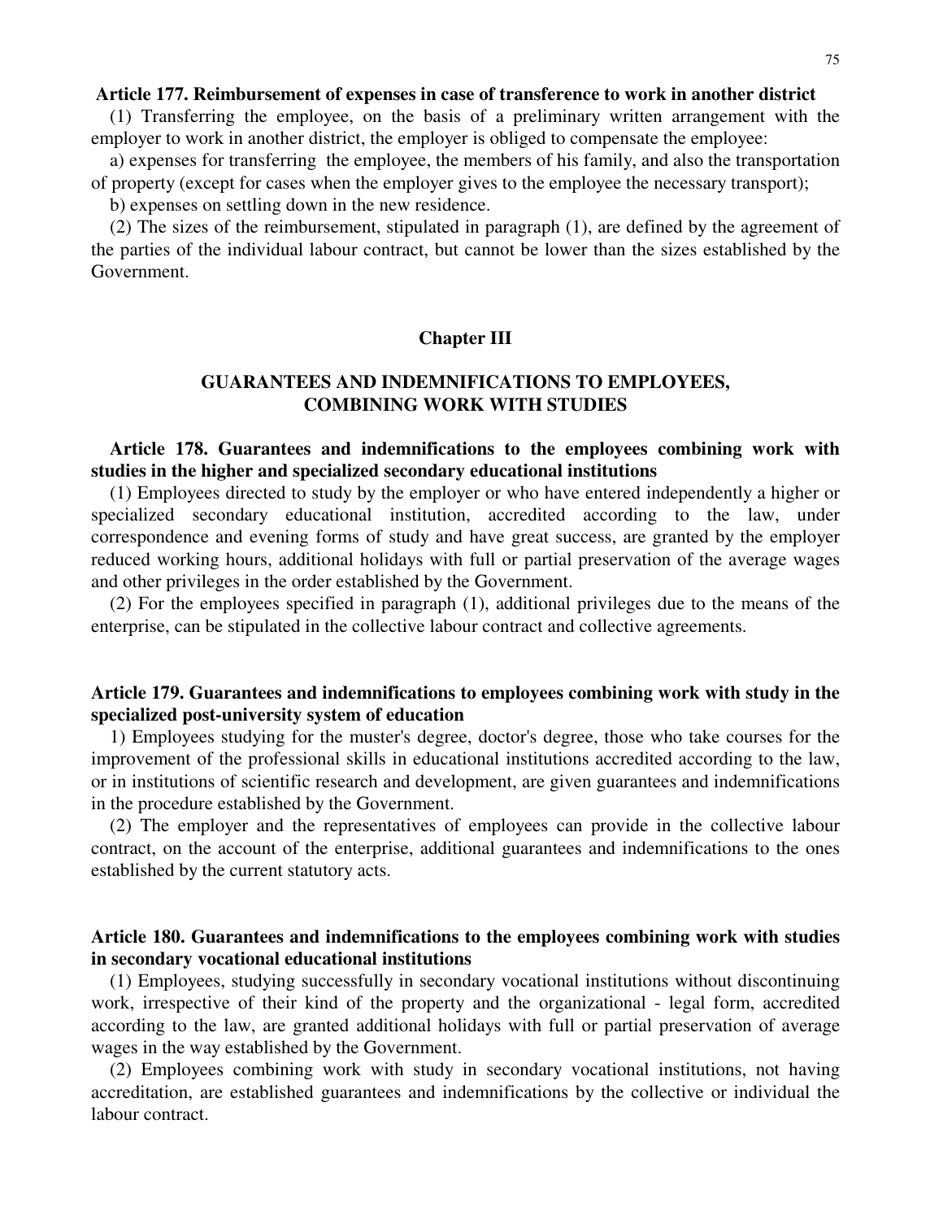**Article 177. Reimbursement of expenses in case of transference to work in another district**

(1) Transferring the employee, on the basis of a preliminary written arrangement with the employer to work in another district, the employer is obliged to compensate the employee:

a) expenses for transferring the employee, the members of his family, and also the transportation of property (except for cases when the employer gives to the employee the necessary transport);

b) expenses on settling down in the new residence.

(2) The sizes of the reimbursement, stipulated in paragraph (1), are defined by the agreement of the parties of the individual labour contract, but cannot be lower than the sizes established by the Government.

## Chapter III

## GUARANTEES AND INDEMNIFICATIONS TO EMPLOYEES, COMBINING WORK WITH STUDIES

**Article 178. Guarantees and indemnifications to the employees combining work with studies in the higher and specialized secondary educational institutions**

(1) Employees directed to study by the employer or who have entered independently a higher or specialized secondary educational institution, accredited according to the law, under correspondence and evening forms of study and have great success, are granted by the employer reduced working hours, additional holidays with full or partial preservation of the average wages and other privileges in the order established by the Government.

(2) For the employees specified in paragraph (1), additional privileges due to the means of the enterprise, can be stipulated in the collective labour contract and collective agreements.

**Article 179. Guarantees and indemnifications to employees combining work with study in the specialized post-university system of education**

1) Employees studying for the muster's degree, doctor's degree, those who take courses for the improvement of the professional skills in educational institutions accredited according to the law, or in institutions of scientific research and development, are given guarantees and indemnifications in the procedure established by the Government.

(2) The employer and the representatives of employees can provide in the collective labour contract, on the account of the enterprise, additional guarantees and indemnifications to the ones established by the current statutory acts.

**Article 180. Guarantees and indemnifications to the employees combining work with studies in secondary vocational educational institutions**

(1) Employees, studying successfully in secondary vocational institutions without discontinuing work, irrespective of their kind of the property and the organizational - legal form, accredited according to the law, are granted additional holidays with full or partial preservation of average wages in the way established by the Government.

(2) Employees combining work with study in secondary vocational institutions, not having accreditation, are established guarantees and indemnifications by the collective or individual the labour contract.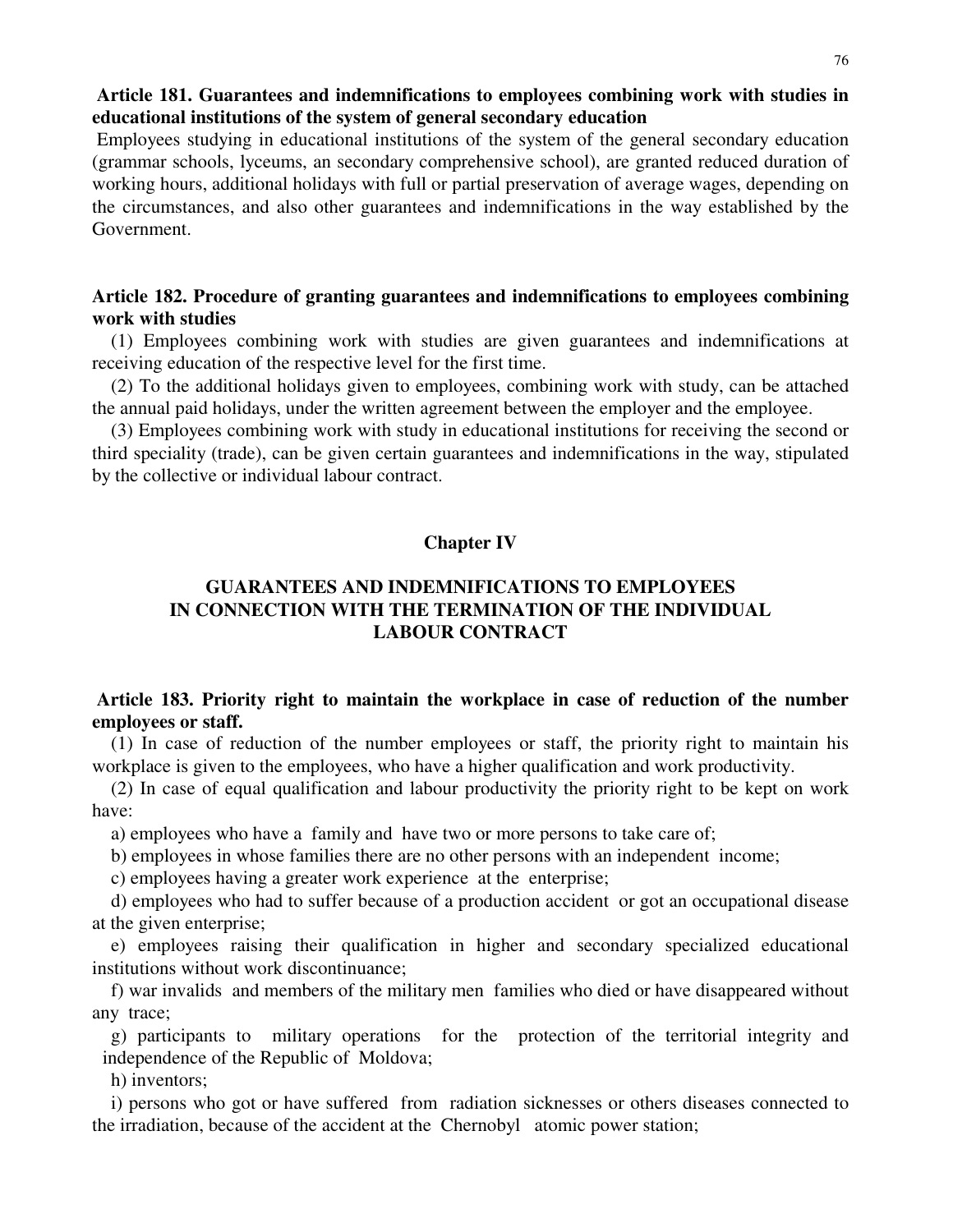**Article 181. Guarantees and indemnifications to employees combining work with studies in educational institutions of the system of general secondary education**

Employees studying in educational institutions of the system of the general secondary education (grammar schools, lyceums, an secondary comprehensive school), are granted reduced duration of working hours, additional holidays with full or partial preservation of average wages, depending on the circumstances, and also other guarantees and indemnifications in the way established by the Government.

**Article 182. Procedure of granting guarantees and indemnifications to employees combining work with studies**

(1) Employees combining work with studies are given guarantees and indemnifications at receiving education of the respective level for the first time.

(2) To the additional holidays given to employees, combining work with study, can be attached the annual paid holidays, under the written agreement between the employer and the employee.

(3) Employees combining work with study in educational institutions for receiving the second or third speciality (trade), can be given certain guarantees and indemnifications in the way, stipulated by the collective or individual labour contract.

## Chapter IV

## GUARANTEES AND INDEMNIFICATIONS TO EMPLOYEES IN CONNECTION WITH THE TERMINATION OF THE INDIVIDUAL LABOUR CONTRACT

**Article 183. Priority right to maintain the workplace in case of reduction of the number employees or staff.**

(1) In case of reduction of the number employees or staff, the priority right to maintain his workplace is given to the employees, who have a higher qualification and work productivity.

(2) In case of equal qualification and labour productivity the priority right to be kept on work have:

a) employees who have a family and have two or more persons to take care of;

b) employees in whose families there are no other persons with an independent income;

c) employees having a greater work experience at the enterprise;

d) employees who had to suffer because of a production accident or got an occupational disease at the given enterprise;

e) employees raising their qualification in higher and secondary specialized educational institutions without work discontinuance;

f) war invalids and members of the military men families who died or have disappeared without any trace;

g) participants to military operations for the protection of the territorial integrity and independence of the Republic of Moldova;

h) inventors;

i) persons who got or have suffered from radiation sicknesses or others diseases connected to the irradiation, because of the accident at the Chernobyl atomic power station;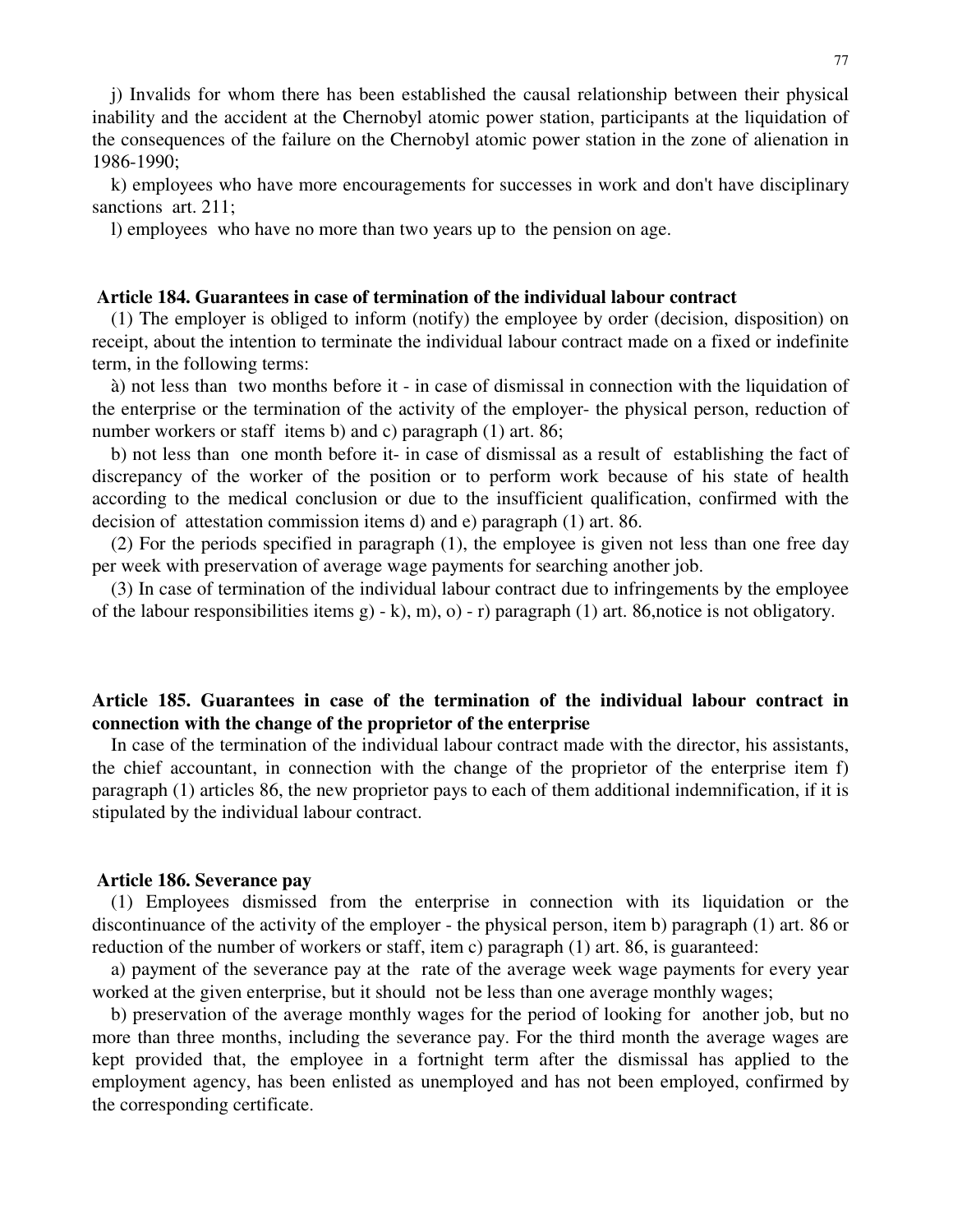j) Invalids for whom there has been established the causal relationship between their physical inability and the accident at the Chernobyl atomic power station, participants at the liquidation of the consequences of the failure on the Chernobyl atomic power station in the zone of alienation in 1986-1990;

k) employees who have more encouragements for successes in work and don't have disciplinary sanctions art. 211;

l) employees who have no more than two years up to the pension on age.

**Article 184. Guarantees in case of termination of the individual labour contract**

(1) The employer is obliged to inform (notify) the employee by order (decision, disposition) on receipt, about the intention to terminate the individual labour contract made on a fixed or indefinite term, in the following terms:

à) not less than two months before it - in case of dismissal in connection with the liquidation of the enterprise or the termination of the activity of the employer- the physical person, reduction of number workers or staff items b) and c) paragraph (1) art. 86;

b) not less than one month before it- in case of dismissal as a result of establishing the fact of discrepancy of the worker of the position or to perform work because of his state of health according to the medical conclusion or due to the insufficient qualification, confirmed with the decision of attestation commission items d) and e) paragraph (1) art. 86.

(2) For the periods specified in paragraph (1), the employee is given not less than one free day per week with preservation of average wage payments for searching another job.

(3) In case of termination of the individual labour contract due to infringements by the employee of the labour responsibilities items g) - k), m), o) - r) paragraph (1) art. 86,notice is not obligatory.

**Article 185. Guarantees in case of the termination of the individual labour contract in connection with the change of the proprietor of the enterprise**

In case of the termination of the individual labour contract made with the director, his assistants, the chief accountant, in connection with the change of the proprietor of the enterprise item f) paragraph (1) articles 86, the new proprietor pays to each of them additional indemnification, if it is stipulated by the individual labour contract.

**Article 186. Severance pay**

(1) Employees dismissed from the enterprise in connection with its liquidation or the discontinuance of the activity of the employer - the physical person, item b) paragraph (1) art. 86 or reduction of the number of workers or staff, item c) paragraph (1) art. 86, is guaranteed:

a) payment of the severance pay at the rate of the average week wage payments for every year worked at the given enterprise, but it should not be less than one average monthly wages;

b) preservation of the average monthly wages for the period of looking for another job, but no more than three months, including the severance pay. For the third month the average wages are kept provided that, the employee in a fortnight term after the dismissal has applied to the employment agency, has been enlisted as unemployed and has not been employed, confirmed by the corresponding certificate.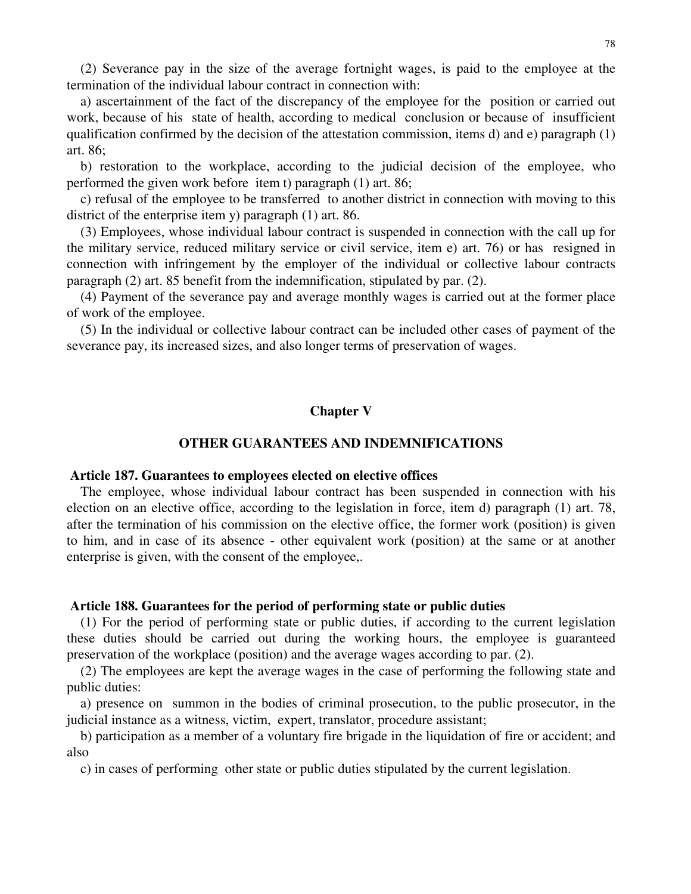(2) Severance pay in the size of the average fortnight wages, is paid to the employee at the termination of the individual labour contract in connection with:

a) ascertainment of the fact of the discrepancy of the employee for the position or carried out work, because of his state of health, according to medical conclusion or because of insufficient qualification confirmed by the decision of the attestation commission, items d) and e) paragraph (1) art. 86;

b) restoration to the workplace, according to the judicial decision of the employee, who performed the given work before item t) paragraph (1) art. 86;

c) refusal of the employee to be transferred to another district in connection with moving to this district of the enterprise item y) paragraph (1) art. 86.

(3) Employees, whose individual labour contract is suspended in connection with the call up for the military service, reduced military service or civil service, item e) art. 76) or has resigned in connection with infringement by the employer of the individual or collective labour contracts paragraph (2) art. 85 benefit from the indemnification, stipulated by par. (2).

(4) Payment of the severance pay and average monthly wages is carried out at the former place of work of the employee.

(5) In the individual or collective labour contract can be included other cases of payment of the severance pay, its increased sizes, and also longer terms of preservation of wages.

## Chapter V

## OTHER GUARANTEES AND INDEMNIFICATIONS

### Article 187. Guarantees to employees elected on elective offices

The employee, whose individual labour contract has been suspended in connection with his election on an elective office, according to the legislation in force, item d) paragraph (1) art. 78, after the termination of his commission on the elective office, the former work (position) is given to him, and in case of its absence - other equivalent work (position) at the same or at another enterprise is given, with the consent of the employee,.

### Article 188. Guarantees for the period of performing state or public duties

(1) For the period of performing state or public duties, if according to the current legislation these duties should be carried out during the working hours, the employee is guaranteed preservation of the workplace (position) and the average wages according to par. (2).

(2) The employees are kept the average wages in the case of performing the following state and public duties:

a) presence on summon in the bodies of criminal prosecution, to the public prosecutor, in the judicial instance as a witness, victim, expert, translator, procedure assistant;

b) participation as a member of a voluntary fire brigade in the liquidation of fire or accident; and also

c) in cases of performing other state or public duties stipulated by the current legislation.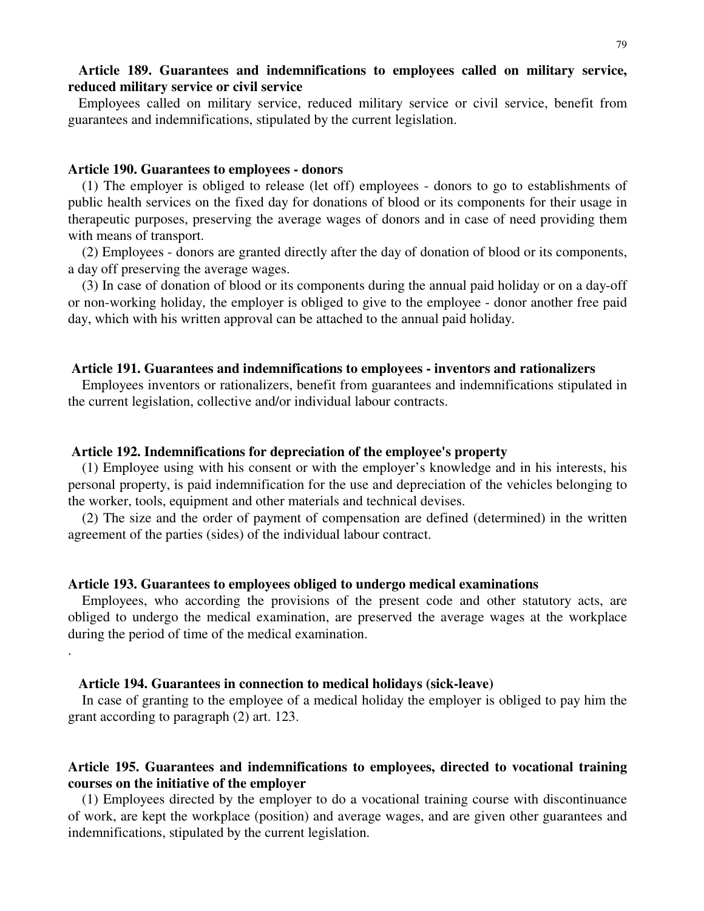**Article 189. Guarantees and indemnifications to employees called on military service, reduced military service or civil service**

Employees called on military service, reduced military service or civil service, benefit from guarantees and indemnifications, stipulated by the current legislation.

**Article 190. Guarantees to employees - donors**

(1) The employer is obliged to release (let off) employees - donors to go to establishments of public health services on the fixed day for donations of blood or its components for their usage in therapeutic purposes, preserving the average wages of donors and in case of need providing them with means of transport.

(2) Employees - donors are granted directly after the day of donation of blood or its components, a day off preserving the average wages.

(3) In case of donation of blood or its components during the annual paid holiday or on a day-off or non-working holiday, the employer is obliged to give to the employee - donor another free paid day, which with his written approval can be attached to the annual paid holiday.

**Article 191. Guarantees and indemnifications to employees - inventors and rationalizers**

Employees inventors or rationalizers, benefit from guarantees and indemnifications stipulated in the current legislation, collective and/or individual labour contracts.

**Article 192. Indemnifications for depreciation of the employee's property**

(1) Employee using with his consent or with the employer's knowledge and in his interests, his personal property, is paid indemnification for the use and depreciation of the vehicles belonging to the worker, tools, equipment and other materials and technical devises.

(2) The size and the order of payment of compensation are defined (determined) in the written agreement of the parties (sides) of the individual labour contract.

**Article 193. Guarantees to employees obliged to undergo medical examinations**

Employees, who according the provisions of the present code and other statutory acts, are obliged to undergo the medical examination, are preserved the average wages at the workplace during the period of time of the medical examination.

.

**Article 194. Guarantees in connection to medical holidays (sick-leave)**

In case of granting to the employee of a medical holiday the employer is obliged to pay him the grant according to paragraph (2) art. 123.

**Article 195. Guarantees and indemnifications to employees, directed to vocational training courses on the initiative of the employer**

(1) Employees directed by the employer to do a vocational training course with discontinuance of work, are kept the workplace (position) and average wages, and are given other guarantees and indemnifications, stipulated by the current legislation.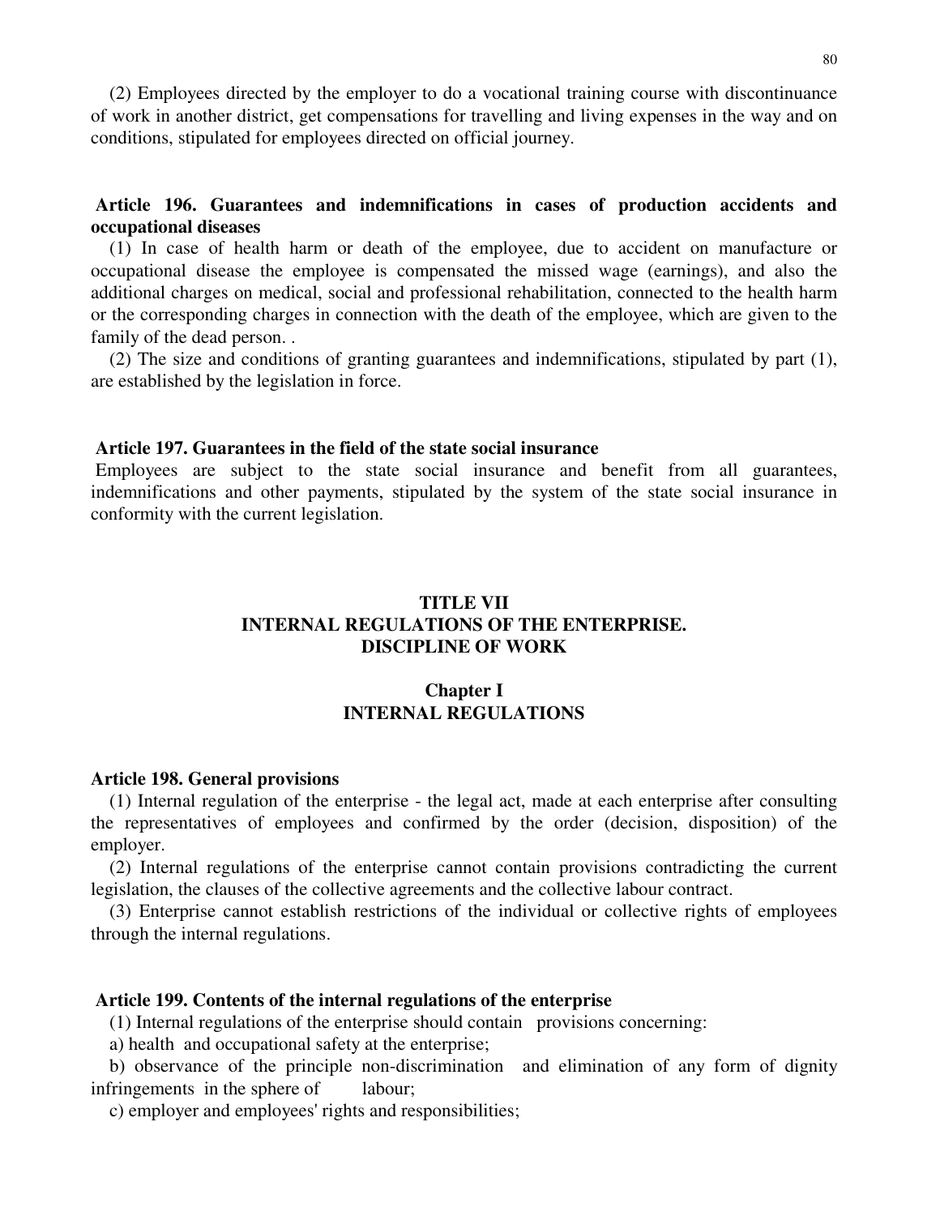(2) Employees directed by the employer to do a vocational training course with discontinuance of work in another district, get compensations for travelling and living expenses in the way and on conditions, stipulated for employees directed on official journey.

### Article 196. Guarantees and indemnifications in cases of production accidents and occupational diseases

(1) In case of health harm or death of the employee, due to accident on manufacture or occupational disease the employee is compensated the missed wage (earnings), and also the additional charges on medical, social and professional rehabilitation, connected to the health harm or the corresponding charges in connection with the death of the employee, which are given to the family of the dead person. .

(2) The size and conditions of granting guarantees and indemnifications, stipulated by part (1), are established by the legislation in force.

### Article 197. Guarantees in the field of the state social insurance

Employees are subject to the state social insurance and benefit from all guarantees, indemnifications and other payments, stipulated by the system of the state social insurance in conformity with the current legislation.

# TITLE VII
# INTERNAL REGULATIONS OF THE ENTERPRISE. DISCIPLINE OF WORK

## Chapter I
## INTERNAL REGULATIONS

### Article 198. General provisions

(1) Internal regulation of the enterprise - the legal act, made at each enterprise after consulting the representatives of employees and confirmed by the order (decision, disposition) of the employer.

(2) Internal regulations of the enterprise cannot contain provisions contradicting the current legislation, the clauses of the collective agreements and the collective labour contract.

(3) Enterprise cannot establish restrictions of the individual or collective rights of employees through the internal regulations.

### Article 199. Contents of the internal regulations of the enterprise

(1) Internal regulations of the enterprise should contain provisions concerning:

a) health and occupational safety at the enterprise;

b) observance of the principle non-discrimination and elimination of any form of dignity infringements in the sphere of labour;

c) employer and employees' rights and responsibilities;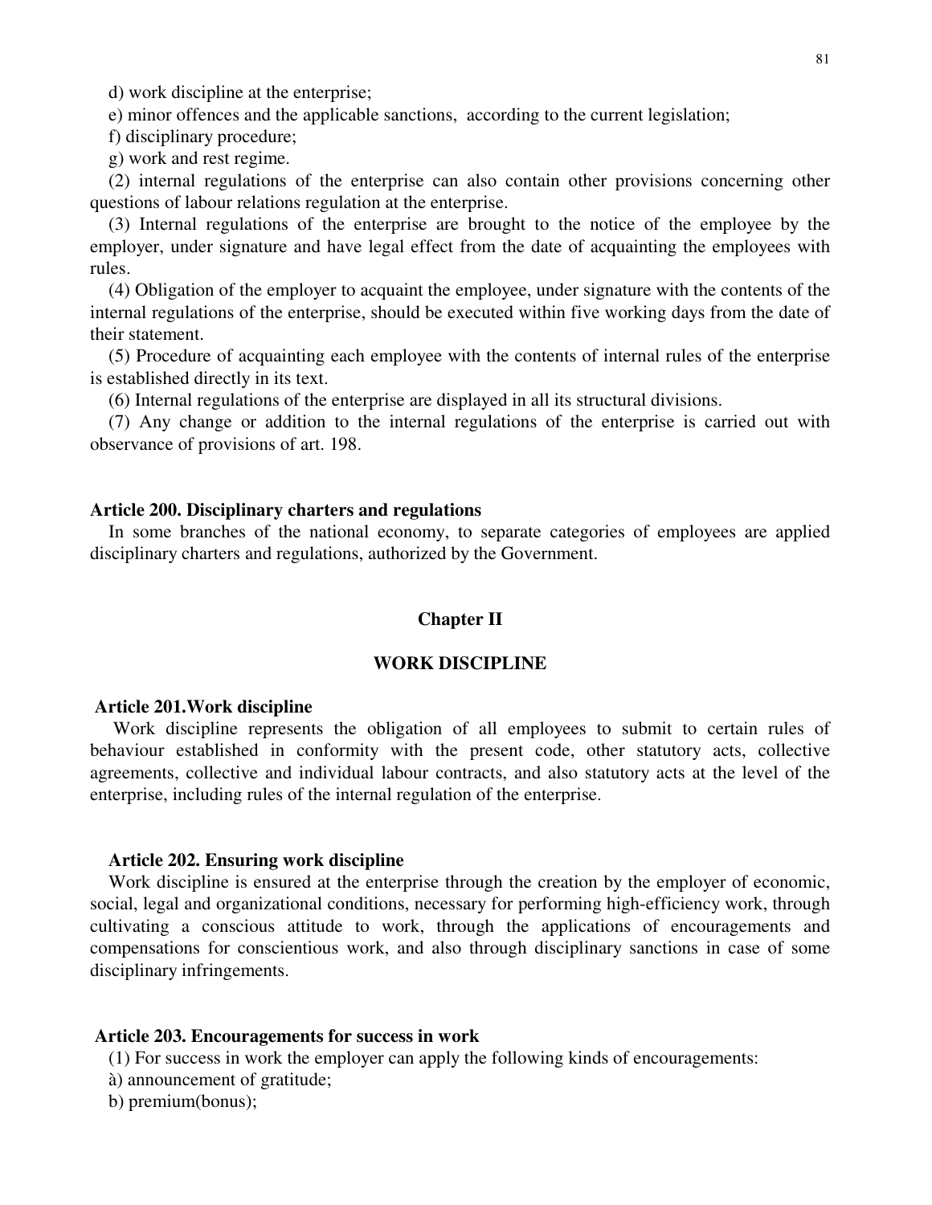d) work discipline at the enterprise;

e) minor offences and the applicable sanctions, according to the current legislation;

f) disciplinary procedure;

g) work and rest regime.

(2) internal regulations of the enterprise can also contain other provisions concerning other questions of labour relations regulation at the enterprise.

(3) Internal regulations of the enterprise are brought to the notice of the employee by the employer, under signature and have legal effect from the date of acquainting the employees with rules.

(4) Obligation of the employer to acquaint the employee, under signature with the contents of the internal regulations of the enterprise, should be executed within five working days from the date of their statement.

(5) Procedure of acquainting each employee with the contents of internal rules of the enterprise is established directly in its text.

(6) Internal regulations of the enterprise are displayed in all its structural divisions.

(7) Any change or addition to the internal regulations of the enterprise is carried out with observance of provisions of art. 198.

### Article 200. Disciplinary charters and regulations

In some branches of the national economy, to separate categories of employees are applied disciplinary charters and regulations, authorized by the Government.

## Chapter II

## WORK DISCIPLINE

### Article 201.Work discipline

Work discipline represents the obligation of all employees to submit to certain rules of behaviour established in conformity with the present code, other statutory acts, collective agreements, collective and individual labour contracts, and also statutory acts at the level of the enterprise, including rules of the internal regulation of the enterprise.

### Article 202. Ensuring work discipline

Work discipline is ensured at the enterprise through the creation by the employer of economic, social, legal and organizational conditions, necessary for performing high-efficiency work, through cultivating a conscious attitude to work, through the applications of encouragements and compensations for conscientious work, and also through disciplinary sanctions in case of some disciplinary infringements.

### Article 203. Encouragements for success in work

(1) For success in work the employer can apply the following kinds of encouragements:

à) announcement of gratitude;

b) premium(bonus);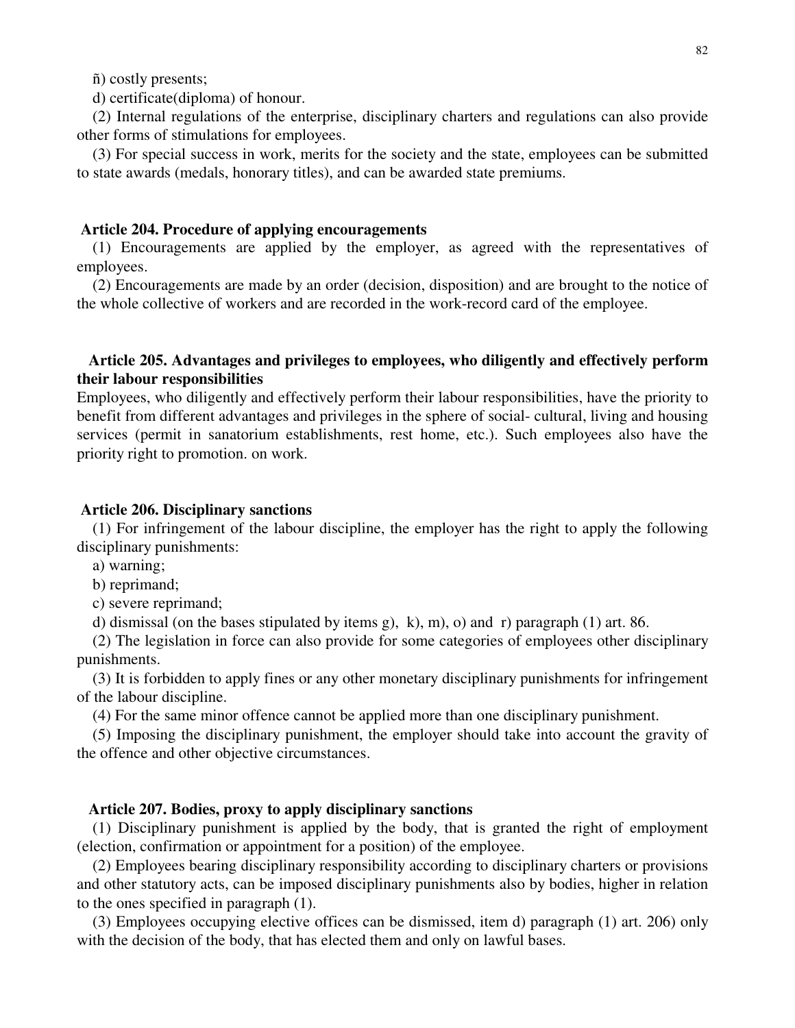ñ) costly presents;

d) certificate(diploma) of honour.

(2) Internal regulations of the enterprise, disciplinary charters and regulations can also provide other forms of stimulations for employees.

(3) For special success in work, merits for the society and the state, employees can be submitted to state awards (medals, honorary titles), and can be awarded state premiums.

### Article 204. Procedure of applying encouragements

(1) Encouragements are applied by the employer, as agreed with the representatives of employees.

(2) Encouragements are made by an order (decision, disposition) and are brought to the notice of the whole collective of workers and are recorded in the work-record card of the employee.

### Article 205. Advantages and privileges to employees, who diligently and effectively perform their labour responsibilities

Employees, who diligently and effectively perform their labour responsibilities, have the priority to benefit from different advantages and privileges in the sphere of social- cultural, living and housing services (permit in sanatorium establishments, rest home, etc.). Such employees also have the priority right to promotion. on work.

### Article 206. Disciplinary sanctions

(1) For infringement of the labour discipline, the employer has the right to apply the following disciplinary punishments:

a) warning;

b) reprimand;

c) severe reprimand;

d) dismissal (on the bases stipulated by items g), k), m), o) and r) paragraph (1) art. 86.

(2) The legislation in force can also provide for some categories of employees other disciplinary punishments.

(3) It is forbidden to apply fines or any other monetary disciplinary punishments for infringement of the labour discipline.

(4) For the same minor offence cannot be applied more than one disciplinary punishment.

(5) Imposing the disciplinary punishment, the employer should take into account the gravity of the offence and other objective circumstances.

### Article 207. Bodies, proxy to apply disciplinary sanctions

(1) Disciplinary punishment is applied by the body, that is granted the right of employment (election, confirmation or appointment for a position) of the employee.

(2) Employees bearing disciplinary responsibility according to disciplinary charters or provisions and other statutory acts, can be imposed disciplinary punishments also by bodies, higher in relation to the ones specified in paragraph (1).

(3) Employees occupying elective offices can be dismissed, item d) paragraph (1) art. 206) only with the decision of the body, that has elected them and only on lawful bases.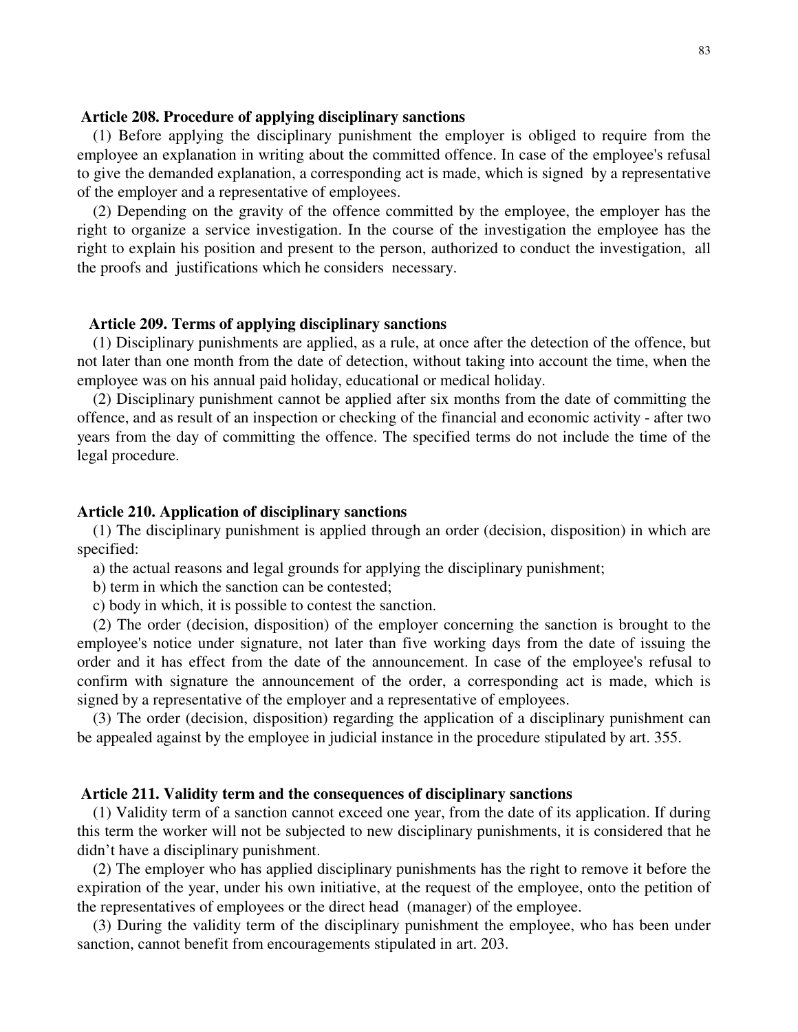### Article 208. Procedure of applying disciplinary sanctions

(1) Before applying the disciplinary punishment the employer is obliged to require from the employee an explanation in writing about the committed offence. In case of the employee's refusal to give the demanded explanation, a corresponding act is made, which is signed by a representative of the employer and a representative of employees.

(2) Depending on the gravity of the offence committed by the employee, the employer has the right to organize a service investigation. In the course of the investigation the employee has the right to explain his position and present to the person, authorized to conduct the investigation, all the proofs and justifications which he considers necessary.

### Article 209. Terms of applying disciplinary sanctions

(1) Disciplinary punishments are applied, as a rule, at once after the detection of the offence, but not later than one month from the date of detection, without taking into account the time, when the employee was on his annual paid holiday, educational or medical holiday.

(2) Disciplinary punishment cannot be applied after six months from the date of committing the offence, and as result of an inspection or checking of the financial and economic activity - after two years from the day of committing the offence. The specified terms do not include the time of the legal procedure.

### Article 210. Application of disciplinary sanctions

(1) The disciplinary punishment is applied through an order (decision, disposition) in which are specified:

a) the actual reasons and legal grounds for applying the disciplinary punishment;

b) term in which the sanction can be contested;

c) body in which, it is possible to contest the sanction.

(2) The order (decision, disposition) of the employer concerning the sanction is brought to the employee's notice under signature, not later than five working days from the date of issuing the order and it has effect from the date of the announcement. In case of the employee's refusal to confirm with signature the announcement of the order, a corresponding act is made, which is signed by a representative of the employer and a representative of employees.

(3) The order (decision, disposition) regarding the application of a disciplinary punishment can be appealed against by the employee in judicial instance in the procedure stipulated by art. 355.

### Article 211. Validity term and the consequences of disciplinary sanctions

(1) Validity term of a sanction cannot exceed one year, from the date of its application. If during this term the worker will not be subjected to new disciplinary punishments, it is considered that he didn't have a disciplinary punishment.

(2) The employer who has applied disciplinary punishments has the right to remove it before the expiration of the year, under his own initiative, at the request of the employee, onto the petition of the representatives of employees or the direct head (manager) of the employee.

(3) During the validity term of the disciplinary punishment the employee, who has been under sanction, cannot benefit from encouragements stipulated in art. 203.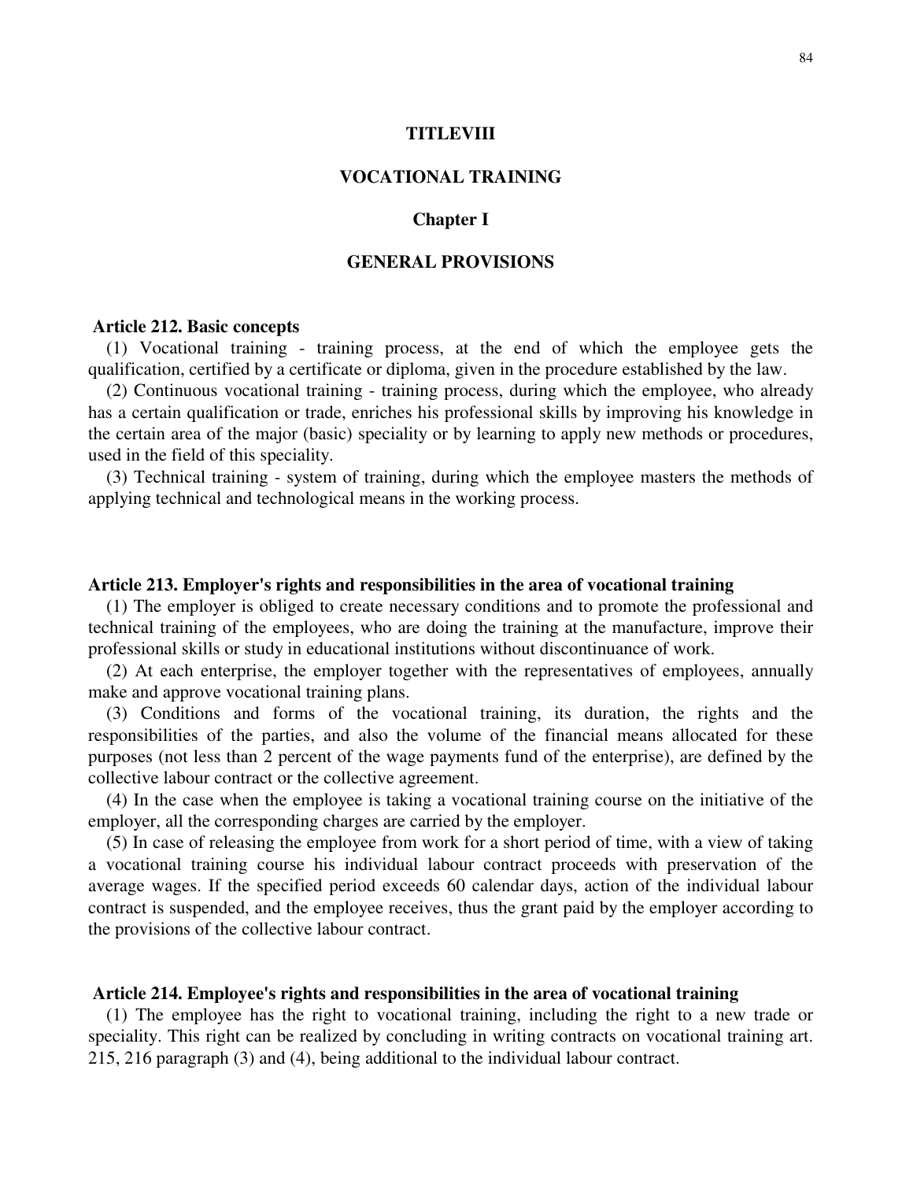# TITLEVIII

# VOCATIONAL TRAINING

## Chapter I

## GENERAL PROVISIONS

### Article 212. Basic concepts

(1) Vocational training - training process, at the end of which the employee gets the qualification, certified by a certificate or diploma, given in the procedure established by the law.

(2) Continuous vocational training - training process, during which the employee, who already has a certain qualification or trade, enriches his professional skills by improving his knowledge in the certain area of the major (basic) speciality or by learning to apply new methods or procedures, used in the field of this speciality.

(3) Technical training - system of training, during which the employee masters the methods of applying technical and technological means in the working process.

### Article 213. Employer's rights and responsibilities in the area of vocational training

(1) The employer is obliged to create necessary conditions and to promote the professional and technical training of the employees, who are doing the training at the manufacture, improve their professional skills or study in educational institutions without discontinuance of work.

(2) At each enterprise, the employer together with the representatives of employees, annually make and approve vocational training plans.

(3) Conditions and forms of the vocational training, its duration, the rights and the responsibilities of the parties, and also the volume of the financial means allocated for these purposes (not less than 2 percent of the wage payments fund of the enterprise), are defined by the collective labour contract or the collective agreement.

(4) In the case when the employee is taking a vocational training course on the initiative of the employer, all the corresponding charges are carried by the employer.

(5) In case of releasing the employee from work for a short period of time, with a view of taking a vocational training course his individual labour contract proceeds with preservation of the average wages. If the specified period exceeds 60 calendar days, action of the individual labour contract is suspended, and the employee receives, thus the grant paid by the employer according to the provisions of the collective labour contract.

### Article 214. Employee's rights and responsibilities in the area of vocational training

(1) The employee has the right to vocational training, including the right to a new trade or speciality. This right can be realized by concluding in writing contracts on vocational training art. 215, 216 paragraph (3) and (4), being additional to the individual labour contract.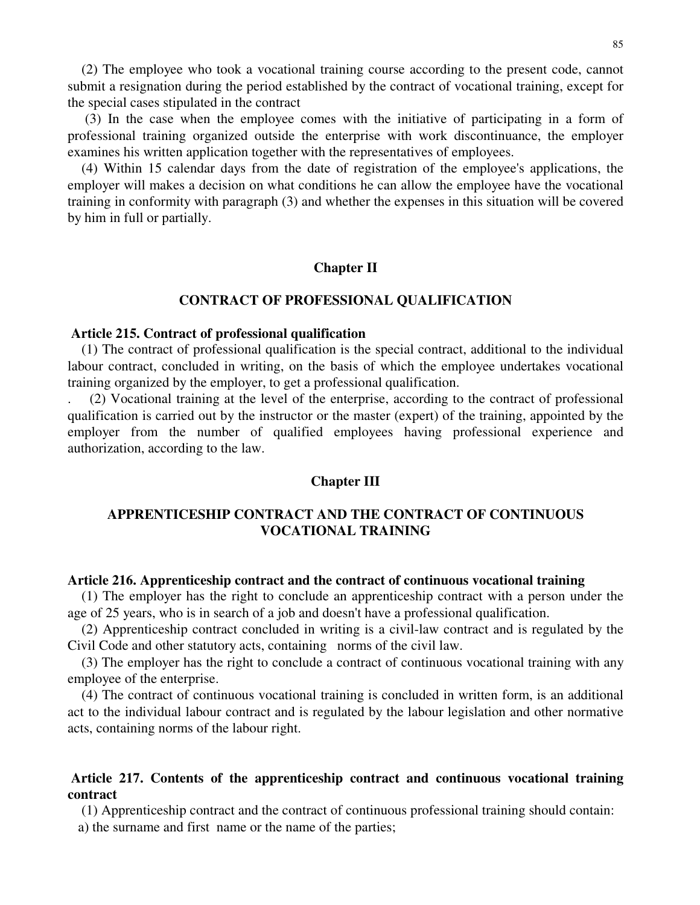(2) The employee who took a vocational training course according to the present code, cannot submit a resignation during the period established by the contract of vocational training, except for the special cases stipulated in the contract

(3) In the case when the employee comes with the initiative of participating in a form of professional training organized outside the enterprise with work discontinuance, the employer examines his written application together with the representatives of employees.

(4) Within 15 calendar days from the date of registration of the employee's applications, the employer will makes a decision on what conditions he can allow the employee have the vocational training in conformity with paragraph (3) and whether the expenses in this situation will be covered by him in full or partially.

## Chapter II

## CONTRACT OF PROFESSIONAL QUALIFICATION

**Article 215. Contract of professional qualification**

(1) The contract of professional qualification is the special contract, additional to the individual labour contract, concluded in writing, on the basis of which the employee undertakes vocational training organized by the employer, to get a professional qualification.

. (2) Vocational training at the level of the enterprise, according to the contract of professional qualification is carried out by the instructor or the master (expert) of the training, appointed by the employer from the number of qualified employees having professional experience and authorization, according to the law.

## Chapter III

## APPRENTICESHIP CONTRACT AND THE CONTRACT OF CONTINUOUS VOCATIONAL TRAINING

**Article 216. Apprenticeship contract and the contract of continuous vocational training**

(1) The employer has the right to conclude an apprenticeship contract with a person under the age of 25 years, who is in search of a job and doesn't have a professional qualification.

(2) Apprenticeship contract concluded in writing is a civil-law contract and is regulated by the Civil Code and other statutory acts, containing norms of the civil law.

(3) The employer has the right to conclude a contract of continuous vocational training with any employee of the enterprise.

(4) The contract of continuous vocational training is concluded in written form, is an additional act to the individual labour contract and is regulated by the labour legislation and other normative acts, containing norms of the labour right.

**Article 217. Contents of the apprenticeship contract and continuous vocational training contract**

(1) Apprenticeship contract and the contract of continuous professional training should contain:

a) the surname and first name or the name of the parties;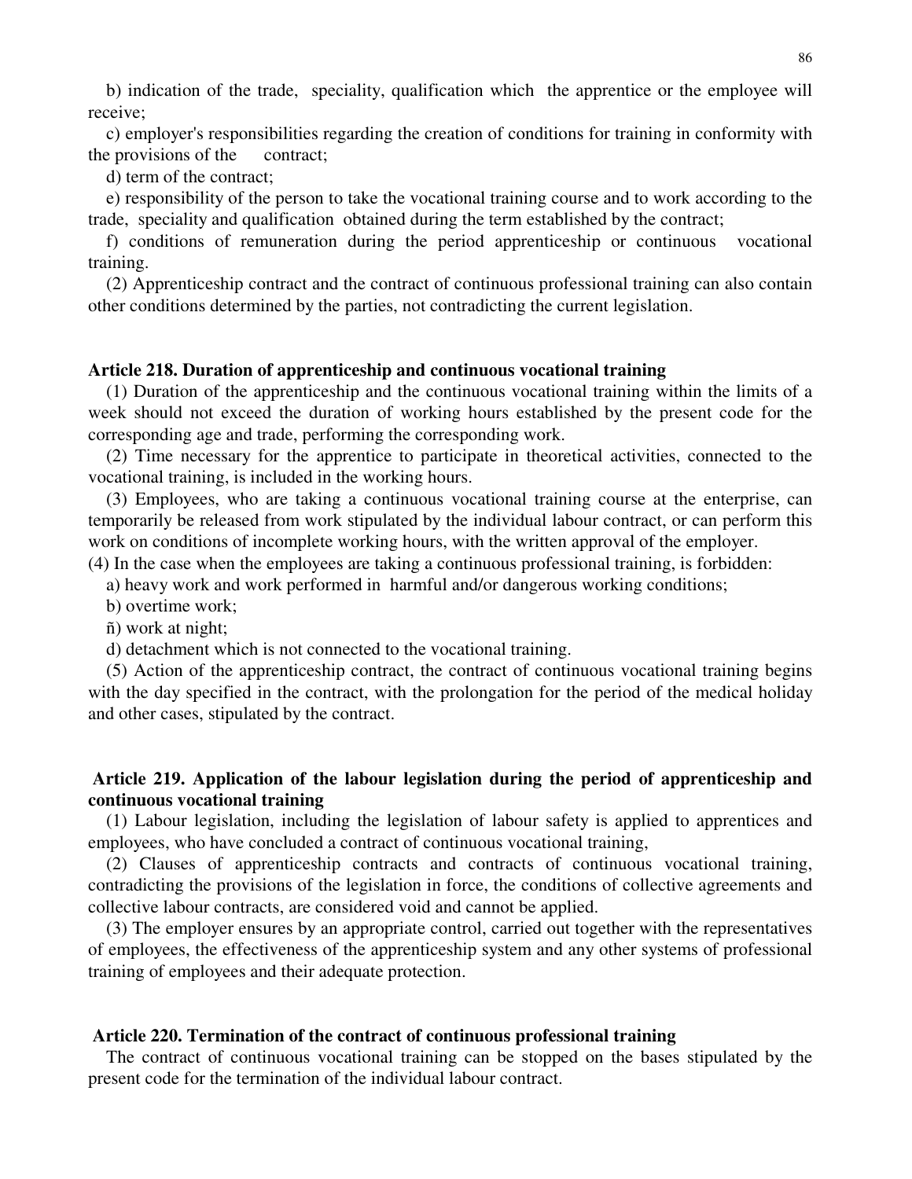b) indication of the trade, speciality, qualification which the apprentice or the employee will receive;

c) employer's responsibilities regarding the creation of conditions for training in conformity with the provisions of the contract;

d) term of the contract;

e) responsibility of the person to take the vocational training course and to work according to the trade, speciality and qualification obtained during the term established by the contract;

f) conditions of remuneration during the period apprenticeship or continuous vocational training.

(2) Apprenticeship contract and the contract of continuous professional training can also contain other conditions determined by the parties, not contradicting the current legislation.

**Article 218. Duration of apprenticeship and continuous vocational training**

(1) Duration of the apprenticeship and the continuous vocational training within the limits of a week should not exceed the duration of working hours established by the present code for the corresponding age and trade, performing the corresponding work.

(2) Time necessary for the apprentice to participate in theoretical activities, connected to the vocational training, is included in the working hours.

(3) Employees, who are taking a continuous vocational training course at the enterprise, can temporarily be released from work stipulated by the individual labour contract, or can perform this work on conditions of incomplete working hours, with the written approval of the employer.

(4) In the case when the employees are taking a continuous professional training, is forbidden:

a) heavy work and work performed in harmful and/or dangerous working conditions;

b) overtime work;

ñ) work at night;

d) detachment which is not connected to the vocational training.

(5) Action of the apprenticeship contract, the contract of continuous vocational training begins with the day specified in the contract, with the prolongation for the period of the medical holiday and other cases, stipulated by the contract.

**Article 219. Application of the labour legislation during the period of apprenticeship and continuous vocational training**

(1) Labour legislation, including the legislation of labour safety is applied to apprentices and employees, who have concluded a contract of continuous vocational training,

(2) Clauses of apprenticeship contracts and contracts of continuous vocational training, contradicting the provisions of the legislation in force, the conditions of collective agreements and collective labour contracts, are considered void and cannot be applied.

(3) The employer ensures by an appropriate control, carried out together with the representatives of employees, the effectiveness of the apprenticeship system and any other systems of professional training of employees and their adequate protection.

**Article 220. Termination of the contract of continuous professional training**

The contract of continuous vocational training can be stopped on the bases stipulated by the present code for the termination of the individual labour contract.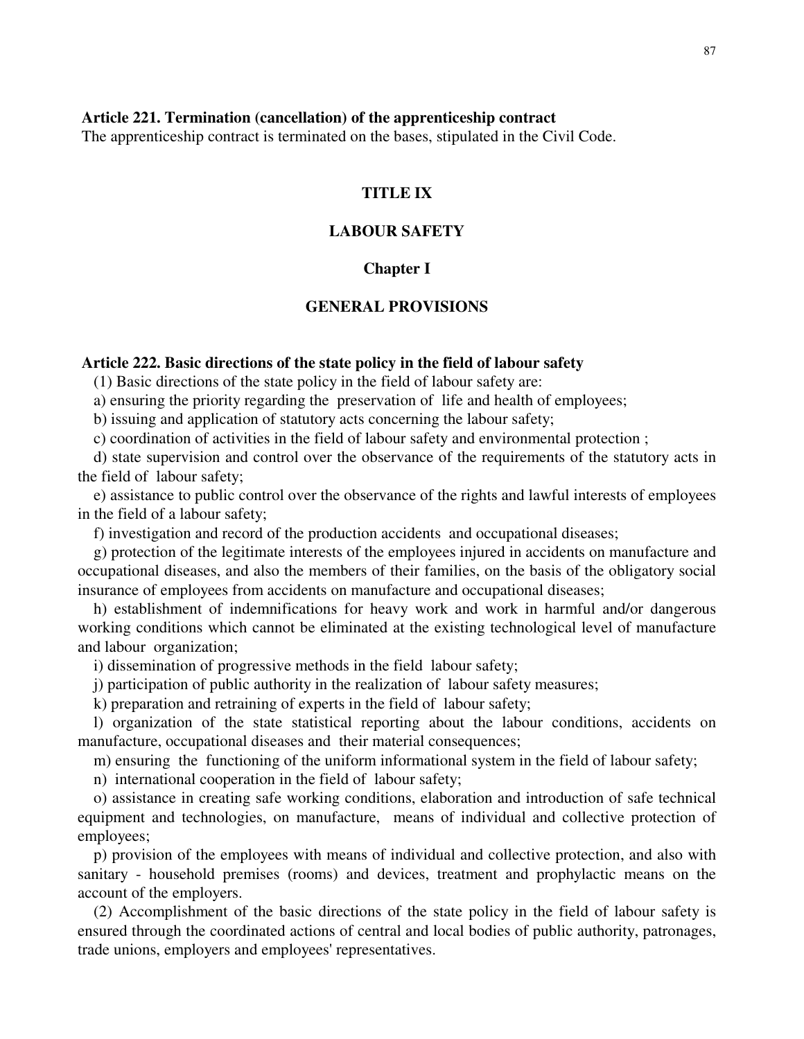**Article 221. Termination (cancellation) of the apprenticeship contract**

The apprenticeship contract is terminated on the bases, stipulated in the Civil Code.

## TITLE IX

## LABOUR SAFETY

### Chapter I

### GENERAL PROVISIONS

**Article 222. Basic directions of the state policy in the field of labour safety**

(1) Basic directions of the state policy in the field of labour safety are:

a) ensuring the priority regarding the preservation of life and health of employees;

b) issuing and application of statutory acts concerning the labour safety;

c) coordination of activities in the field of labour safety and environmental protection ;

d) state supervision and control over the observance of the requirements of the statutory acts in the field of labour safety;

e) assistance to public control over the observance of the rights and lawful interests of employees in the field of a labour safety;

f) investigation and record of the production accidents and occupational diseases;

g) protection of the legitimate interests of the employees injured in accidents on manufacture and occupational diseases, and also the members of their families, on the basis of the obligatory social insurance of employees from accidents on manufacture and occupational diseases;

h) establishment of indemnifications for heavy work and work in harmful and/or dangerous working conditions which cannot be eliminated at the existing technological level of manufacture and labour organization;

i) dissemination of progressive methods in the field labour safety;

j) participation of public authority in the realization of labour safety measures;

k) preparation and retraining of experts in the field of labour safety;

l) organization of the state statistical reporting about the labour conditions, accidents on manufacture, occupational diseases and their material consequences;

m) ensuring the functioning of the uniform informational system in the field of labour safety;

n) international cooperation in the field of labour safety;

o) assistance in creating safe working conditions, elaboration and introduction of safe technical equipment and technologies, on manufacture, means of individual and collective protection of employees;

p) provision of the employees with means of individual and collective protection, and also with sanitary - household premises (rooms) and devices, treatment and prophylactic means on the account of the employers.

(2) Accomplishment of the basic directions of the state policy in the field of labour safety is ensured through the coordinated actions of central and local bodies of public authority, patronages, trade unions, employers and employees' representatives.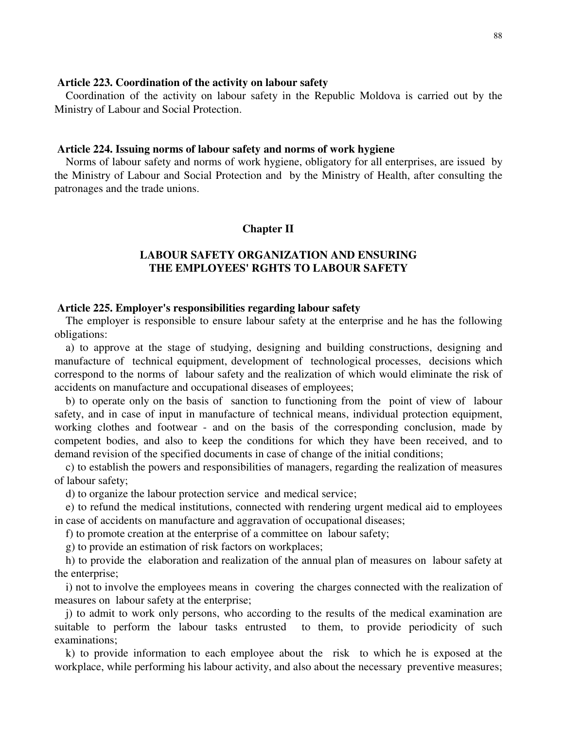**Article 223. Coordination of the activity on labour safety**

Coordination of the activity on labour safety in the Republic Moldova is carried out by the Ministry of Labour and Social Protection.

**Article 224. Issuing norms of labour safety and norms of work hygiene**

Norms of labour safety and norms of work hygiene, obligatory for all enterprises, are issued by the Ministry of Labour and Social Protection and by the Ministry of Health, after consulting the patronages and the trade unions.

## Chapter II

## LABOUR SAFETY ORGANIZATION AND ENSURING THE EMPLOYEES' RGHTS TO LABOUR SAFETY

**Article 225. Employer's responsibilities regarding labour safety**

The employer is responsible to ensure labour safety at the enterprise and he has the following obligations:

a) to approve at the stage of studying, designing and building constructions, designing and manufacture of technical equipment, development of technological processes, decisions which correspond to the norms of labour safety and the realization of which would eliminate the risk of accidents on manufacture and occupational diseases of employees;

b) to operate only on the basis of sanction to functioning from the point of view of labour safety, and in case of input in manufacture of technical means, individual protection equipment, working clothes and footwear - and on the basis of the corresponding conclusion, made by competent bodies, and also to keep the conditions for which they have been received, and to demand revision of the specified documents in case of change of the initial conditions;

c) to establish the powers and responsibilities of managers, regarding the realization of measures of labour safety;

d) to organize the labour protection service and medical service;

e) to refund the medical institutions, connected with rendering urgent medical aid to employees in case of accidents on manufacture and aggravation of occupational diseases;

f) to promote creation at the enterprise of a committee on labour safety;

g) to provide an estimation of risk factors on workplaces;

h) to provide the elaboration and realization of the annual plan of measures on labour safety at the enterprise;

i) not to involve the employees means in covering the charges connected with the realization of measures on labour safety at the enterprise;

j) to admit to work only persons, who according to the results of the medical examination are suitable to perform the labour tasks entrusted to them, to provide periodicity of such examinations;

k) to provide information to each employee about the risk to which he is exposed at the workplace, while performing his labour activity, and also about the necessary preventive measures;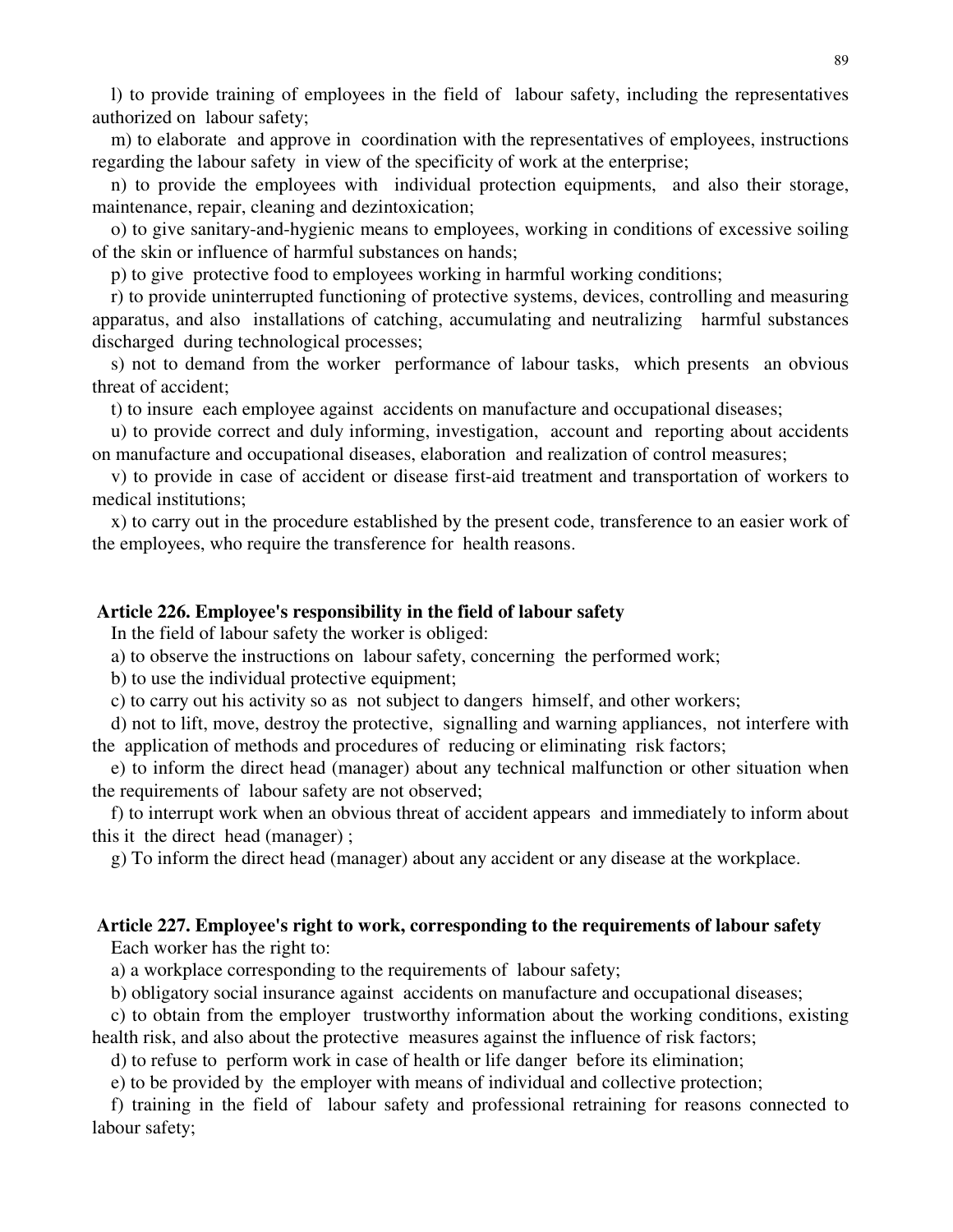l) to provide training of employees in the field of labour safety, including the representatives authorized on labour safety;

m) to elaborate and approve in coordination with the representatives of employees, instructions regarding the labour safety in view of the specificity of work at the enterprise;

n) to provide the employees with individual protection equipments, and also their storage, maintenance, repair, cleaning and dezintoxication;

o) to give sanitary-and-hygienic means to employees, working in conditions of excessive soiling of the skin or influence of harmful substances on hands;

p) to give protective food to employees working in harmful working conditions;

r) to provide uninterrupted functioning of protective systems, devices, controlling and measuring apparatus, and also installations of catching, accumulating and neutralizing harmful substances discharged during technological processes;

s) not to demand from the worker performance of labour tasks, which presents an obvious threat of accident;

t) to insure each employee against accidents on manufacture and occupational diseases;

u) to provide correct and duly informing, investigation, account and reporting about accidents on manufacture and occupational diseases, elaboration and realization of control measures;

v) to provide in case of accident or disease first-aid treatment and transportation of workers to medical institutions;

x) to carry out in the procedure established by the present code, transference to an easier work of the employees, who require the transference for health reasons.

### Article 226. Employee's responsibility in the field of labour safety

In the field of labour safety the worker is obliged:

a) to observe the instructions on labour safety, concerning the performed work;

b) to use the individual protective equipment;

c) to carry out his activity so as not subject to dangers himself, and other workers;

d) not to lift, move, destroy the protective, signalling and warning appliances, not interfere with the application of methods and procedures of reducing or eliminating risk factors;

e) to inform the direct head (manager) about any technical malfunction or other situation when the requirements of labour safety are not observed;

f) to interrupt work when an obvious threat of accident appears and immediately to inform about this it the direct head (manager) ;

g) To inform the direct head (manager) about any accident or any disease at the workplace.

### Article 227. Employee's right to work, corresponding to the requirements of labour safety

Each worker has the right to:

a) a workplace corresponding to the requirements of labour safety;

b) obligatory social insurance against accidents on manufacture and occupational diseases;

c) to obtain from the employer trustworthy information about the working conditions, existing health risk, and also about the protective measures against the influence of risk factors;

d) to refuse to perform work in case of health or life danger before its elimination;

e) to be provided by the employer with means of individual and collective protection;

f) training in the field of labour safety and professional retraining for reasons connected to labour safety;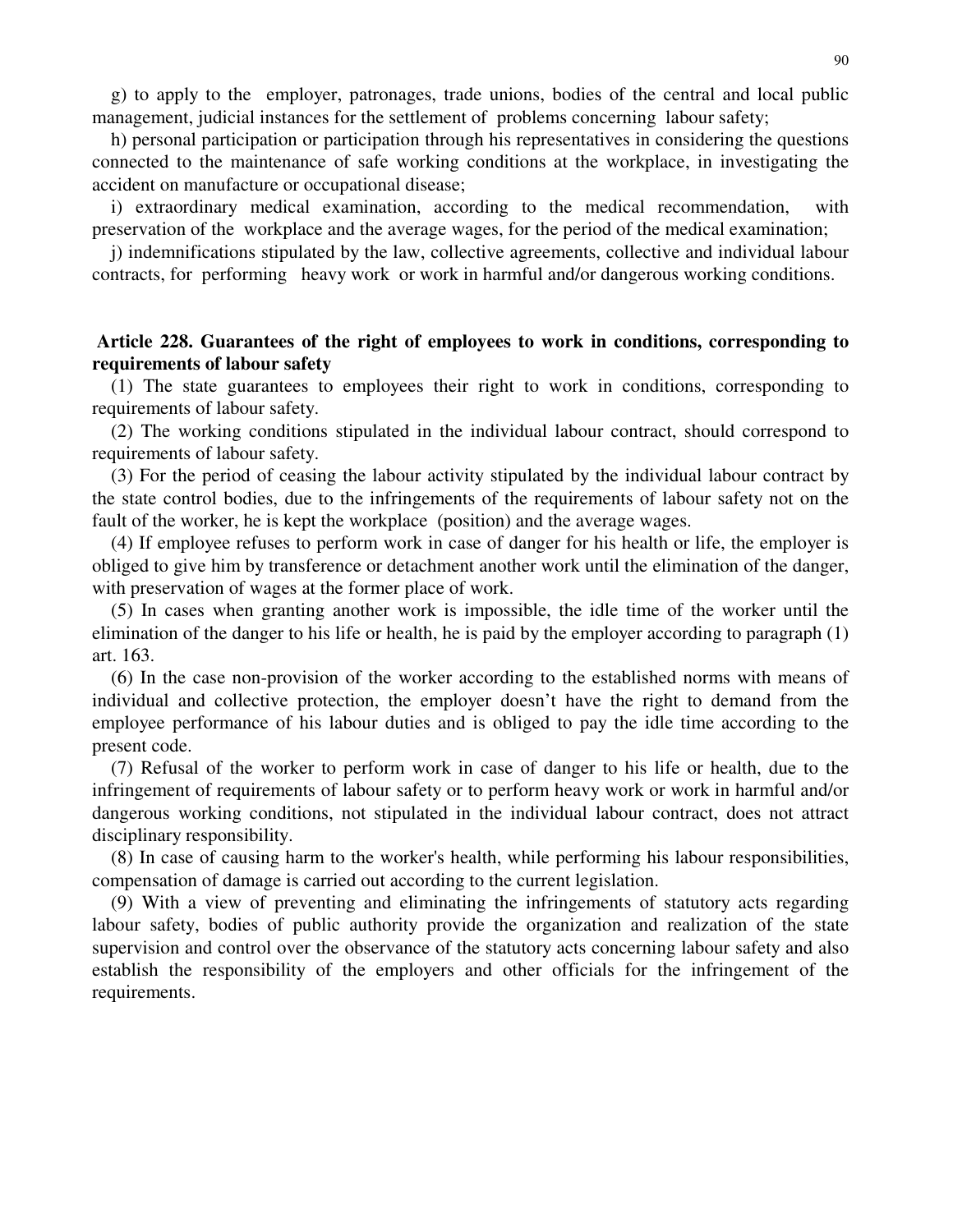g) to apply to the employer, patronages, trade unions, bodies of the central and local public management, judicial instances for the settlement of problems concerning labour safety;

h) personal participation or participation through his representatives in considering the questions connected to the maintenance of safe working conditions at the workplace, in investigating the accident on manufacture or occupational disease;

i) extraordinary medical examination, according to the medical recommendation, with preservation of the workplace and the average wages, for the period of the medical examination;

j) indemnifications stipulated by the law, collective agreements, collective and individual labour contracts, for performing heavy work or work in harmful and/or dangerous working conditions.

### Article 228. Guarantees of the right of employees to work in conditions, corresponding to requirements of labour safety

(1) The state guarantees to employees their right to work in conditions, corresponding to requirements of labour safety.

(2) The working conditions stipulated in the individual labour contract, should correspond to requirements of labour safety.

(3) For the period of ceasing the labour activity stipulated by the individual labour contract by the state control bodies, due to the infringements of the requirements of labour safety not on the fault of the worker, he is kept the workplace (position) and the average wages.

(4) If employee refuses to perform work in case of danger for his health or life, the employer is obliged to give him by transference or detachment another work until the elimination of the danger, with preservation of wages at the former place of work.

(5) In cases when granting another work is impossible, the idle time of the worker until the elimination of the danger to his life or health, he is paid by the employer according to paragraph (1) art. 163.

(6) In the case non-provision of the worker according to the established norms with means of individual and collective protection, the employer doesn't have the right to demand from the employee performance of his labour duties and is obliged to pay the idle time according to the present code.

(7) Refusal of the worker to perform work in case of danger to his life or health, due to the infringement of requirements of labour safety or to perform heavy work or work in harmful and/or dangerous working conditions, not stipulated in the individual labour contract, does not attract disciplinary responsibility.

(8) In case of causing harm to the worker's health, while performing his labour responsibilities, compensation of damage is carried out according to the current legislation.

(9) With a view of preventing and eliminating the infringements of statutory acts regarding labour safety, bodies of public authority provide the organization and realization of the state supervision and control over the observance of the statutory acts concerning labour safety and also establish the responsibility of the employers and other officials for the infringement of the requirements.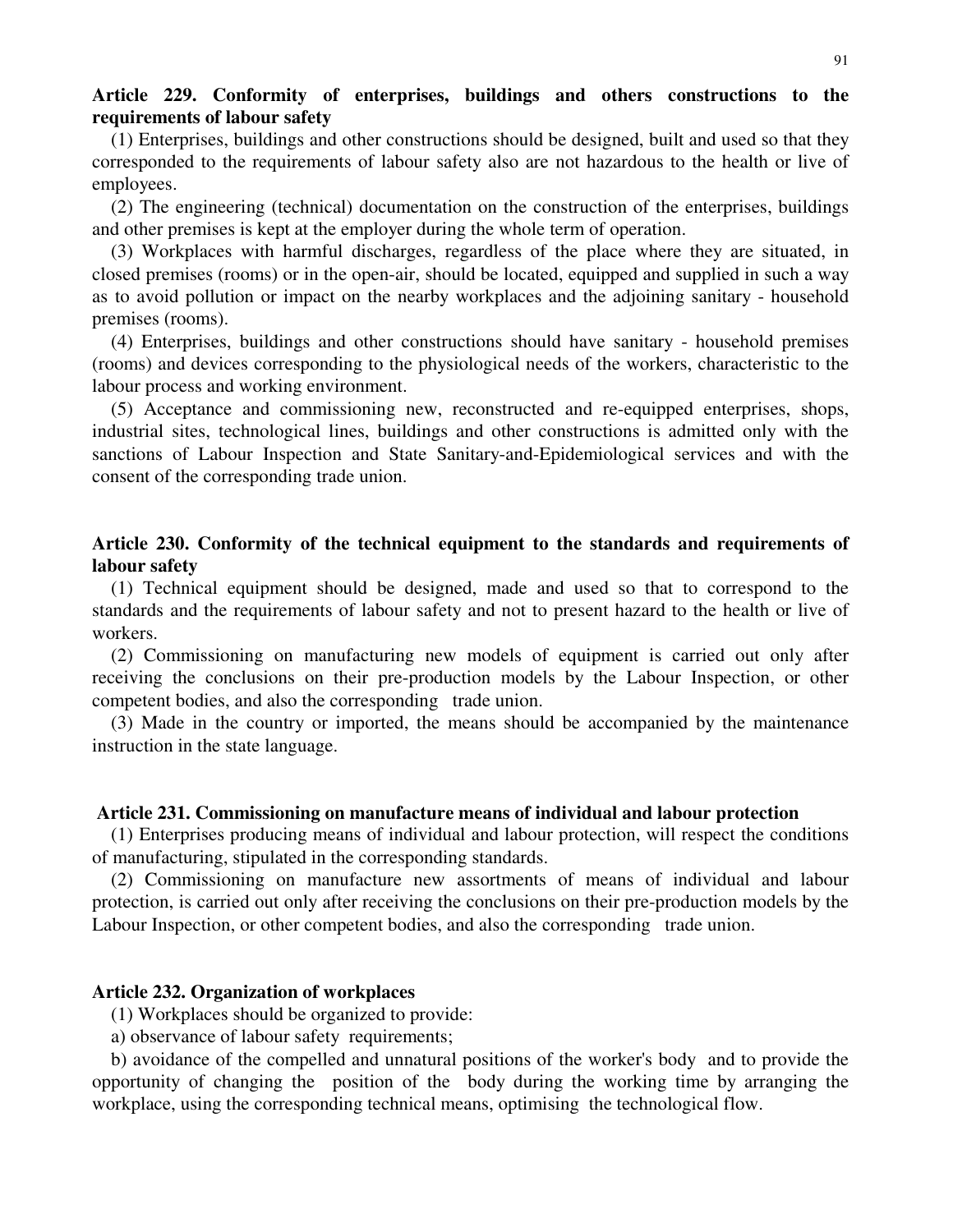**Article 229. Conformity of enterprises, buildings and others constructions to the requirements of labour safety**

(1) Enterprises, buildings and other constructions should be designed, built and used so that they corresponded to the requirements of labour safety also are not hazardous to the health or live of employees.

(2) The engineering (technical) documentation on the construction of the enterprises, buildings and other premises is kept at the employer during the whole term of operation.

(3) Workplaces with harmful discharges, regardless of the place where they are situated, in closed premises (rooms) or in the open-air, should be located, equipped and supplied in such a way as to avoid pollution or impact on the nearby workplaces and the adjoining sanitary - household premises (rooms).

(4) Enterprises, buildings and other constructions should have sanitary - household premises (rooms) and devices corresponding to the physiological needs of the workers, characteristic to the labour process and working environment.

(5) Acceptance and commissioning new, reconstructed and re-equipped enterprises, shops, industrial sites, technological lines, buildings and other constructions is admitted only with the sanctions of Labour Inspection and State Sanitary-and-Epidemiological services and with the consent of the corresponding trade union.

**Article 230. Conformity of the technical equipment to the standards and requirements of labour safety**

(1) Technical equipment should be designed, made and used so that to correspond to the standards and the requirements of labour safety and not to present hazard to the health or live of workers.

(2) Commissioning on manufacturing new models of equipment is carried out only after receiving the conclusions on their pre-production models by the Labour Inspection, or other competent bodies, and also the corresponding trade union.

(3) Made in the country or imported, the means should be accompanied by the maintenance instruction in the state language.

**Article 231. Commissioning on manufacture means of individual and labour protection**

(1) Enterprises producing means of individual and labour protection, will respect the conditions of manufacturing, stipulated in the corresponding standards.

(2) Commissioning on manufacture new assortments of means of individual and labour protection, is carried out only after receiving the conclusions on their pre-production models by the Labour Inspection, or other competent bodies, and also the corresponding trade union.

**Article 232. Organization of workplaces**

(1) Workplaces should be organized to provide:

a) observance of labour safety requirements;

b) avoidance of the compelled and unnatural positions of the worker's body and to provide the opportunity of changing the position of the body during the working time by arranging the workplace, using the corresponding technical means, optimising the technological flow.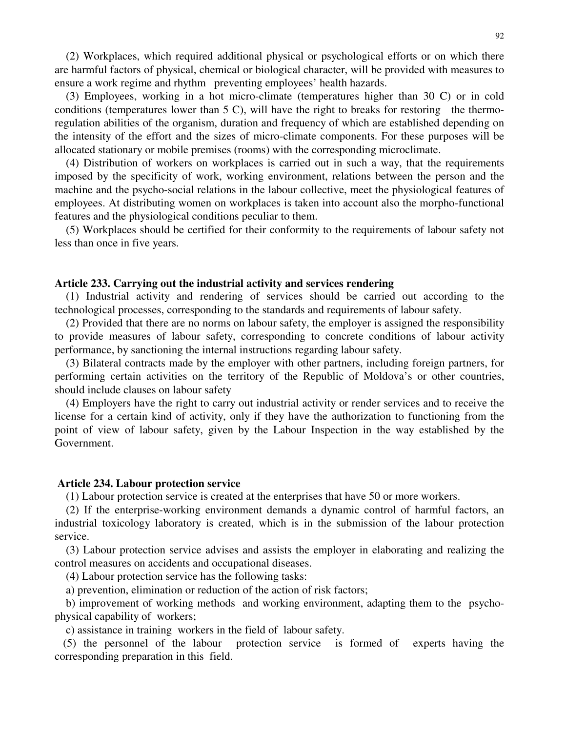(2) Workplaces, which required additional physical or psychological efforts or on which there are harmful factors of physical, chemical or biological character, will be provided with measures to ensure a work regime and rhythm preventing employees' health hazards.

(3) Employees, working in a hot micro-climate (temperatures higher than 30 C) or in cold conditions (temperatures lower than 5 C), will have the right to breaks for restoring the thermo-regulation abilities of the organism, duration and frequency of which are established depending on the intensity of the effort and the sizes of micro-climate components. For these purposes will be allocated stationary or mobile premises (rooms) with the corresponding microclimate.

(4) Distribution of workers on workplaces is carried out in such a way, that the requirements imposed by the specificity of work, working environment, relations between the person and the machine and the psycho-social relations in the labour collective, meet the physiological features of employees. At distributing women on workplaces is taken into account also the morpho-functional features and the physiological conditions peculiar to them.

(5) Workplaces should be certified for their conformity to the requirements of labour safety not less than once in five years.

**Article 233. Carrying out the industrial activity and services rendering**

(1) Industrial activity and rendering of services should be carried out according to the technological processes, corresponding to the standards and requirements of labour safety.

(2) Provided that there are no norms on labour safety, the employer is assigned the responsibility to provide measures of labour safety, corresponding to concrete conditions of labour activity performance, by sanctioning the internal instructions regarding labour safety.

(3) Bilateral contracts made by the employer with other partners, including foreign partners, for performing certain activities on the territory of the Republic of Moldova's or other countries, should include clauses on labour safety

(4) Employers have the right to carry out industrial activity or render services and to receive the license for a certain kind of activity, only if they have the authorization to functioning from the point of view of labour safety, given by the Labour Inspection in the way established by the Government.

**Article 234. Labour protection service**

(1) Labour protection service is created at the enterprises that have 50 or more workers.

(2) If the enterprise-working environment demands a dynamic control of harmful factors, an industrial toxicology laboratory is created, which is in the submission of the labour protection service.

(3) Labour protection service advises and assists the employer in elaborating and realizing the control measures on accidents and occupational diseases.

(4) Labour protection service has the following tasks:

a) prevention, elimination or reduction of the action of risk factors;

b) improvement of working methods and working environment, adapting them to the psycho-physical capability of workers;

c) assistance in training workers in the field of labour safety.

(5) the personnel of the labour protection service is formed of experts having the corresponding preparation in this field.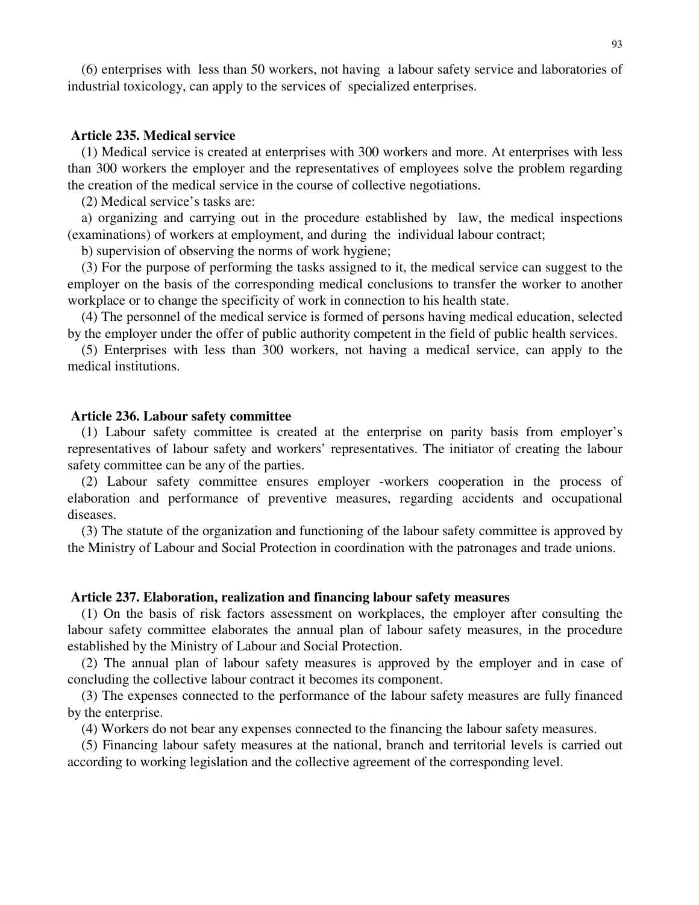(6) enterprises with less than 50 workers, not having a labour safety service and laboratories of industrial toxicology, can apply to the services of specialized enterprises.

### Article 235. Medical service

(1) Medical service is created at enterprises with 300 workers and more. At enterprises with less than 300 workers the employer and the representatives of employees solve the problem regarding the creation of the medical service in the course of collective negotiations.

(2) Medical service's tasks are:

a) organizing and carrying out in the procedure established by law, the medical inspections (examinations) of workers at employment, and during the individual labour contract;

b) supervision of observing the norms of work hygiene;

(3) For the purpose of performing the tasks assigned to it, the medical service can suggest to the employer on the basis of the corresponding medical conclusions to transfer the worker to another workplace or to change the specificity of work in connection to his health state.

(4) The personnel of the medical service is formed of persons having medical education, selected by the employer under the offer of public authority competent in the field of public health services.

(5) Enterprises with less than 300 workers, not having a medical service, can apply to the medical institutions.

### Article 236. Labour safety committee

(1) Labour safety committee is created at the enterprise on parity basis from employer's representatives of labour safety and workers' representatives. The initiator of creating the labour safety committee can be any of the parties.

(2) Labour safety committee ensures employer -workers cooperation in the process of elaboration and performance of preventive measures, regarding accidents and occupational diseases.

(3) The statute of the organization and functioning of the labour safety committee is approved by the Ministry of Labour and Social Protection in coordination with the patronages and trade unions.

### Article 237. Elaboration, realization and financing labour safety measures

(1) On the basis of risk factors assessment on workplaces, the employer after consulting the labour safety committee elaborates the annual plan of labour safety measures, in the procedure established by the Ministry of Labour and Social Protection.

(2) The annual plan of labour safety measures is approved by the employer and in case of concluding the collective labour contract it becomes its component.

(3) The expenses connected to the performance of the labour safety measures are fully financed by the enterprise.

(4) Workers do not bear any expenses connected to the financing the labour safety measures.

(5) Financing labour safety measures at the national, branch and territorial levels is carried out according to working legislation and the collective agreement of the corresponding level.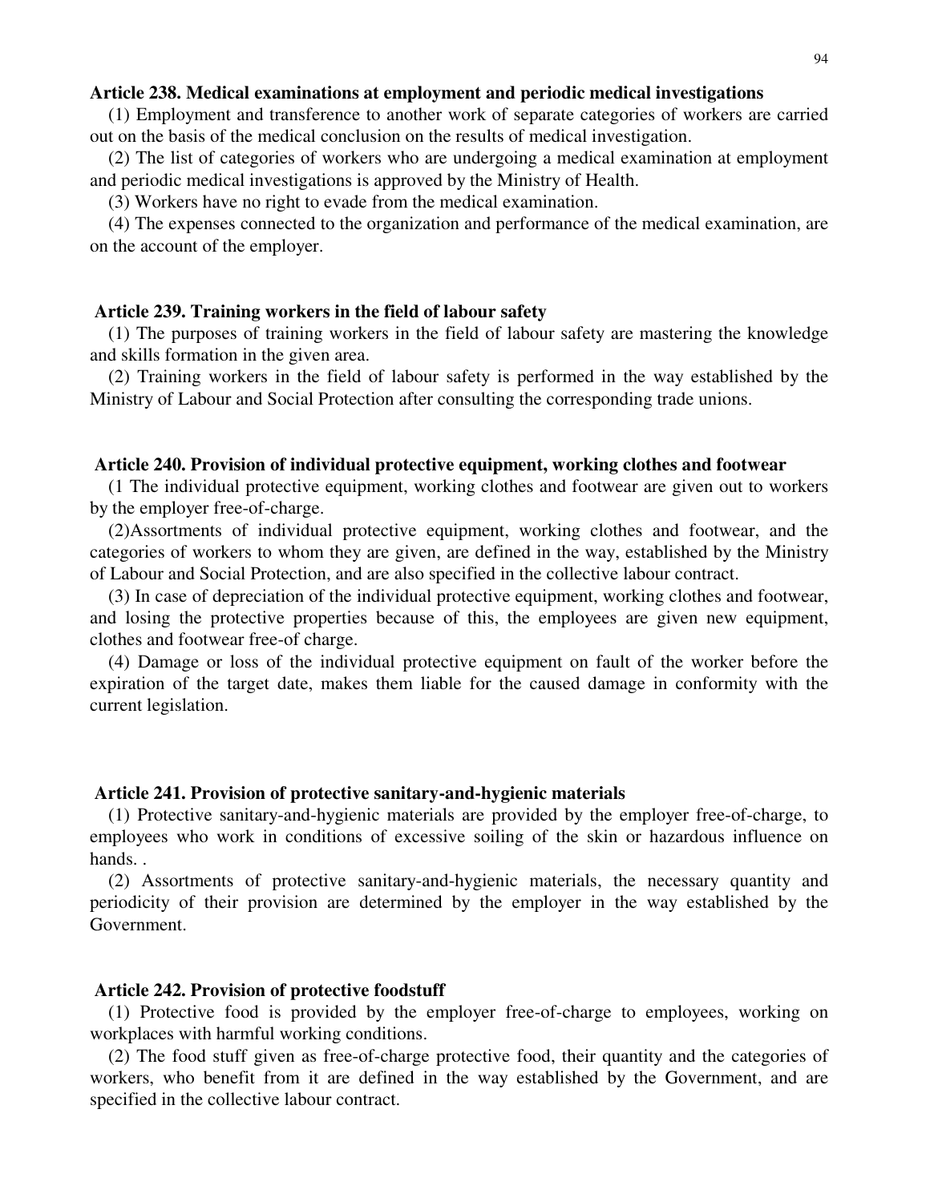**Article 238. Medical examinations at employment and periodic medical investigations**

(1) Employment and transference to another work of separate categories of workers are carried out on the basis of the medical conclusion on the results of medical investigation.

(2) The list of categories of workers who are undergoing a medical examination at employment and periodic medical investigations is approved by the Ministry of Health.

(3) Workers have no right to evade from the medical examination.

(4) The expenses connected to the organization and performance of the medical examination, are on the account of the employer.

**Article 239. Training workers in the field of labour safety**

(1) The purposes of training workers in the field of labour safety are mastering the knowledge and skills formation in the given area.

(2) Training workers in the field of labour safety is performed in the way established by the Ministry of Labour and Social Protection after consulting the corresponding trade unions.

**Article 240. Provision of individual protective equipment, working clothes and footwear**

(1 The individual protective equipment, working clothes and footwear are given out to workers by the employer free-of-charge.

(2)Assortments of individual protective equipment, working clothes and footwear, and the categories of workers to whom they are given, are defined in the way, established by the Ministry of Labour and Social Protection, and are also specified in the collective labour contract.

(3) In case of depreciation of the individual protective equipment, working clothes and footwear, and losing the protective properties because of this, the employees are given new equipment, clothes and footwear free-of charge.

(4) Damage or loss of the individual protective equipment on fault of the worker before the expiration of the target date, makes them liable for the caused damage in conformity with the current legislation.

**Article 241. Provision of protective sanitary-and-hygienic materials**

(1) Protective sanitary-and-hygienic materials are provided by the employer free-of-charge, to employees who work in conditions of excessive soiling of the skin or hazardous influence on hands. .

(2) Assortments of protective sanitary-and-hygienic materials, the necessary quantity and periodicity of their provision are determined by the employer in the way established by the Government.

**Article 242. Provision of protective foodstuff**

(1) Protective food is provided by the employer free-of-charge to employees, working on workplaces with harmful working conditions.

(2) The food stuff given as free-of-charge protective food, their quantity and the categories of workers, who benefit from it are defined in the way established by the Government, and are specified in the collective labour contract.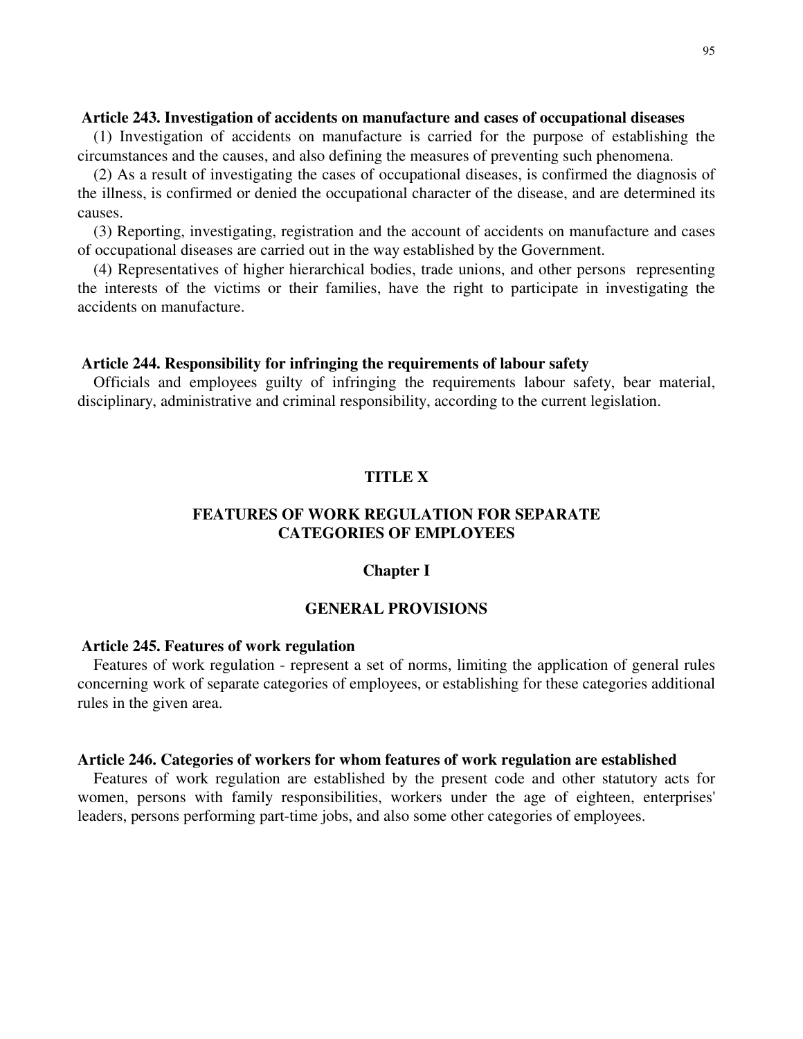**Article 243. Investigation of accidents on manufacture and cases of occupational diseases**

(1) Investigation of accidents on manufacture is carried for the purpose of establishing the circumstances and the causes, and also defining the measures of preventing such phenomena.

(2) As a result of investigating the cases of occupational diseases, is confirmed the diagnosis of the illness, is confirmed or denied the occupational character of the disease, and are determined its causes.

(3) Reporting, investigating, registration and the account of accidents on manufacture and cases of occupational diseases are carried out in the way established by the Government.

(4) Representatives of higher hierarchical bodies, trade unions, and other persons representing the interests of the victims or their families, have the right to participate in investigating the accidents on manufacture.

**Article 244. Responsibility for infringing the requirements of labour safety**

Officials and employees guilty of infringing the requirements labour safety, bear material, disciplinary, administrative and criminal responsibility, according to the current legislation.

# TITLE X

# FEATURES OF WORK REGULATION FOR SEPARATE CATEGORIES OF EMPLOYEES

## Chapter I

## GENERAL PROVISIONS

**Article 245. Features of work regulation**

Features of work regulation - represent a set of norms, limiting the application of general rules concerning work of separate categories of employees, or establishing for these categories additional rules in the given area.

**Article 246. Categories of workers for whom features of work regulation are established**

Features of work regulation are established by the present code and other statutory acts for women, persons with family responsibilities, workers under the age of eighteen, enterprises' leaders, persons performing part-time jobs, and also some other categories of employees.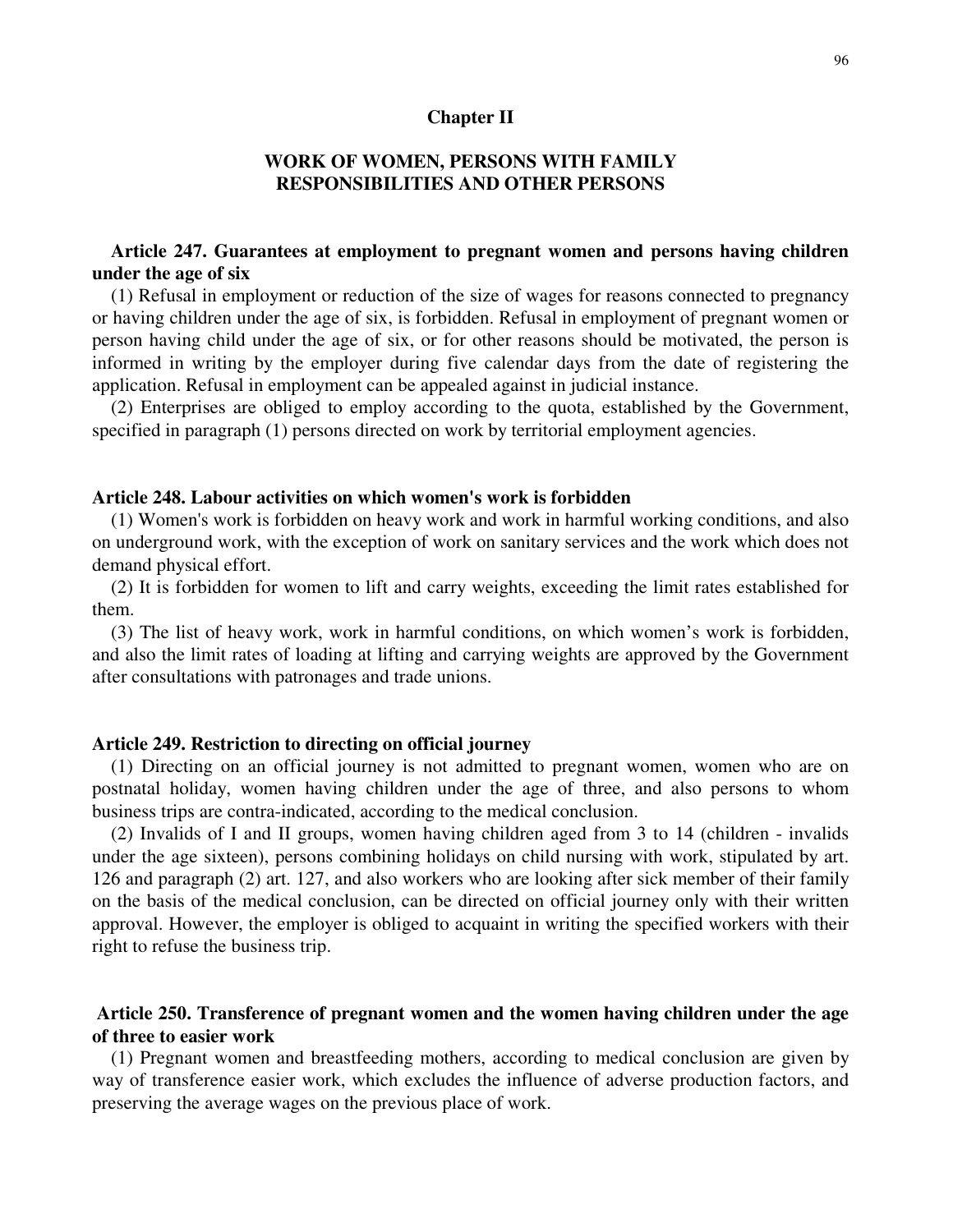## Chapter II

## WORK OF WOMEN, PERSONS WITH FAMILY RESPONSIBILITIES AND OTHER PERSONS

### Article 247. Guarantees at employment to pregnant women and persons having children under the age of six

(1) Refusal in employment or reduction of the size of wages for reasons connected to pregnancy or having children under the age of six, is forbidden. Refusal in employment of pregnant women or person having child under the age of six, or for other reasons should be motivated, the person is informed in writing by the employer during five calendar days from the date of registering the application. Refusal in employment can be appealed against in judicial instance.

(2) Enterprises are obliged to employ according to the quota, established by the Government, specified in paragraph (1) persons directed on work by territorial employment agencies.

### Article 248. Labour activities on which women's work is forbidden

(1) Women's work is forbidden on heavy work and work in harmful working conditions, and also on underground work, with the exception of work on sanitary services and the work which does not demand physical effort.

(2) It is forbidden for women to lift and carry weights, exceeding the limit rates established for them.

(3) The list of heavy work, work in harmful conditions, on which women's work is forbidden, and also the limit rates of loading at lifting and carrying weights are approved by the Government after consultations with patronages and trade unions.

### Article 249. Restriction to directing on official journey

(1) Directing on an official journey is not admitted to pregnant women, women who are on postnatal holiday, women having children under the age of three, and also persons to whom business trips are contra-indicated, according to the medical conclusion.

(2) Invalids of I and II groups, women having children aged from 3 to 14 (children - invalids under the age sixteen), persons combining holidays on child nursing with work, stipulated by art. 126 and paragraph (2) art. 127, and also workers who are looking after sick member of their family on the basis of the medical conclusion, can be directed on official journey only with their written approval. However, the employer is obliged to acquaint in writing the specified workers with their right to refuse the business trip.

### Article 250. Transference of pregnant women and the women having children under the age of three to easier work

(1) Pregnant women and breastfeeding mothers, according to medical conclusion are given by way of transference easier work, which excludes the influence of adverse production factors, and preserving the average wages on the previous place of work.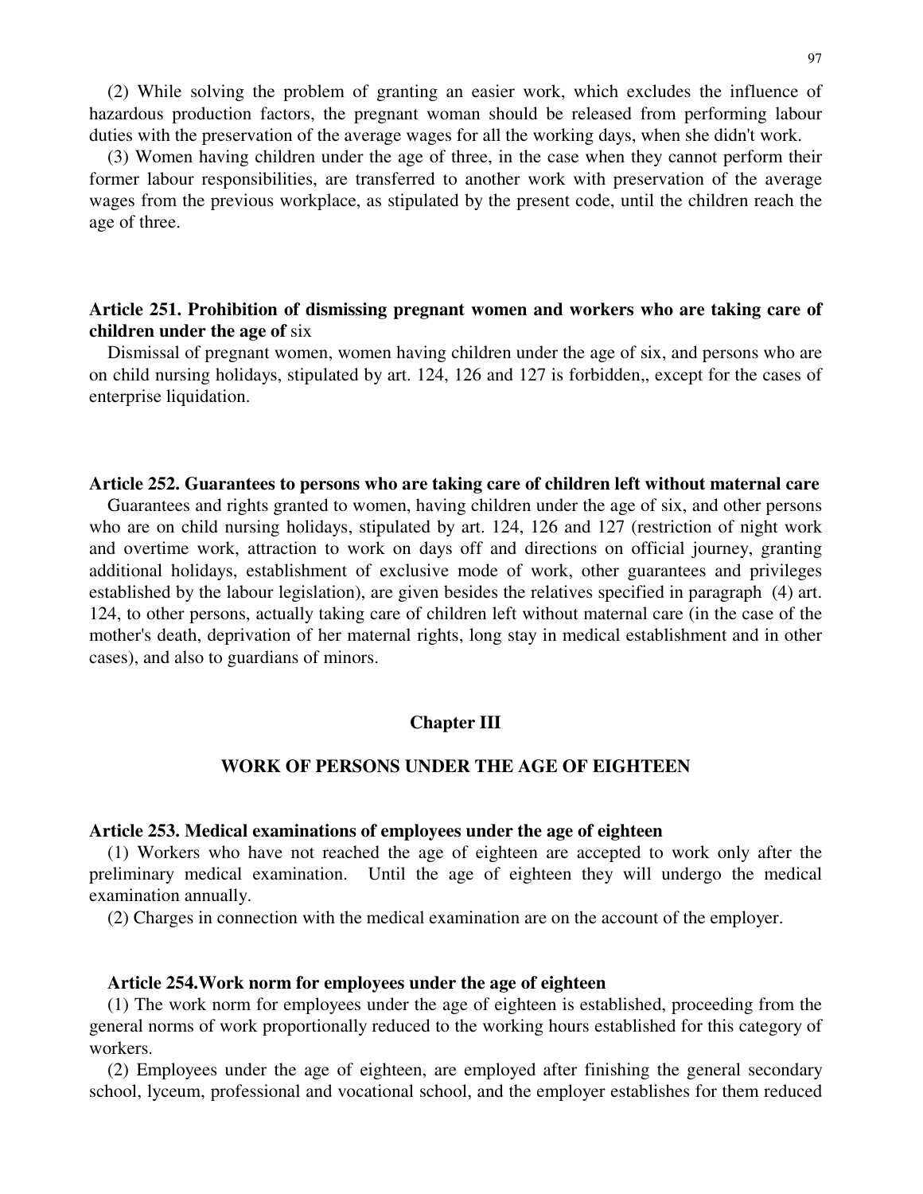(2) While solving the problem of granting an easier work, which excludes the influence of hazardous production factors, the pregnant woman should be released from performing labour duties with the preservation of the average wages for all the working days, when she didn't work.

(3) Women having children under the age of three, in the case when they cannot perform their former labour responsibilities, are transferred to another work with preservation of the average wages from the previous workplace, as stipulated by the present code, until the children reach the age of three.

**Article 251. Prohibition of dismissing pregnant women and workers who are taking care of children under the age of** six

Dismissal of pregnant women, women having children under the age of six, and persons who are on child nursing holidays, stipulated by art. 124, 126 and 127 is forbidden,, except for the cases of enterprise liquidation.

**Article 252. Guarantees to persons who are taking care of children left without maternal care**

Guarantees and rights granted to women, having children under the age of six, and other persons who are on child nursing holidays, stipulated by art. 124, 126 and 127 (restriction of night work and overtime work, attraction to work on days off and directions on official journey, granting additional holidays, establishment of exclusive mode of work, other guarantees and privileges established by the labour legislation), are given besides the relatives specified in paragraph (4) art. 124, to other persons, actually taking care of children left without maternal care (in the case of the mother's death, deprivation of her maternal rights, long stay in medical establishment and in other cases), and also to guardians of minors.

## Chapter III

## WORK OF PERSONS UNDER THE AGE OF EIGHTEEN

**Article 253. Medical examinations of employees under the age of eighteen**

(1) Workers who have not reached the age of eighteen are accepted to work only after the preliminary medical examination. Until the age of eighteen they will undergo the medical examination annually.

(2) Charges in connection with the medical examination are on the account of the employer.

**Article 254.Work norm for employees under the age of eighteen**

(1) The work norm for employees under the age of eighteen is established, proceeding from the general norms of work proportionally reduced to the working hours established for this category of workers.

(2) Employees under the age of eighteen, are employed after finishing the general secondary school, lyceum, professional and vocational school, and the employer establishes for them reduced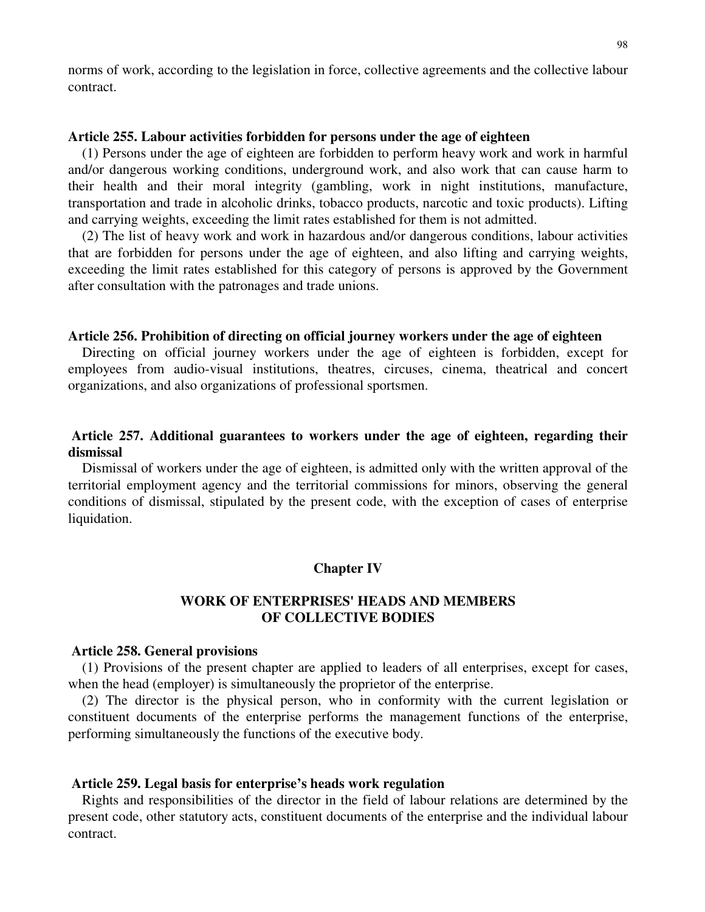norms of work, according to the legislation in force, collective agreements and the collective labour contract.

**Article 255. Labour activities forbidden for persons under the age of eighteen**

(1) Persons under the age of eighteen are forbidden to perform heavy work and work in harmful and/or dangerous working conditions, underground work, and also work that can cause harm to their health and their moral integrity (gambling, work in night institutions, manufacture, transportation and trade in alcoholic drinks, tobacco products, narcotic and toxic products). Lifting and carrying weights, exceeding the limit rates established for them is not admitted.

(2) The list of heavy work and work in hazardous and/or dangerous conditions, labour activities that are forbidden for persons under the age of eighteen, and also lifting and carrying weights, exceeding the limit rates established for this category of persons is approved by the Government after consultation with the patronages and trade unions.

**Article 256. Prohibition of directing on official journey workers under the age of eighteen**

Directing on official journey workers under the age of eighteen is forbidden, except for employees from audio-visual institutions, theatres, circuses, cinema, theatrical and concert organizations, and also organizations of professional sportsmen.

**Article 257. Additional guarantees to workers under the age of eighteen, regarding their dismissal**

Dismissal of workers under the age of eighteen, is admitted only with the written approval of the territorial employment agency and the territorial commissions for minors, observing the general conditions of dismissal, stipulated by the present code, with the exception of cases of enterprise liquidation.

## Chapter IV

## WORK OF ENTERPRISES' HEADS AND MEMBERS OF COLLECTIVE BODIES

**Article 258. General provisions**

(1) Provisions of the present chapter are applied to leaders of all enterprises, except for cases, when the head (employer) is simultaneously the proprietor of the enterprise.

(2) The director is the physical person, who in conformity with the current legislation or constituent documents of the enterprise performs the management functions of the enterprise, performing simultaneously the functions of the executive body.

**Article 259. Legal basis for enterprise's heads work regulation**

Rights and responsibilities of the director in the field of labour relations are determined by the present code, other statutory acts, constituent documents of the enterprise and the individual labour contract.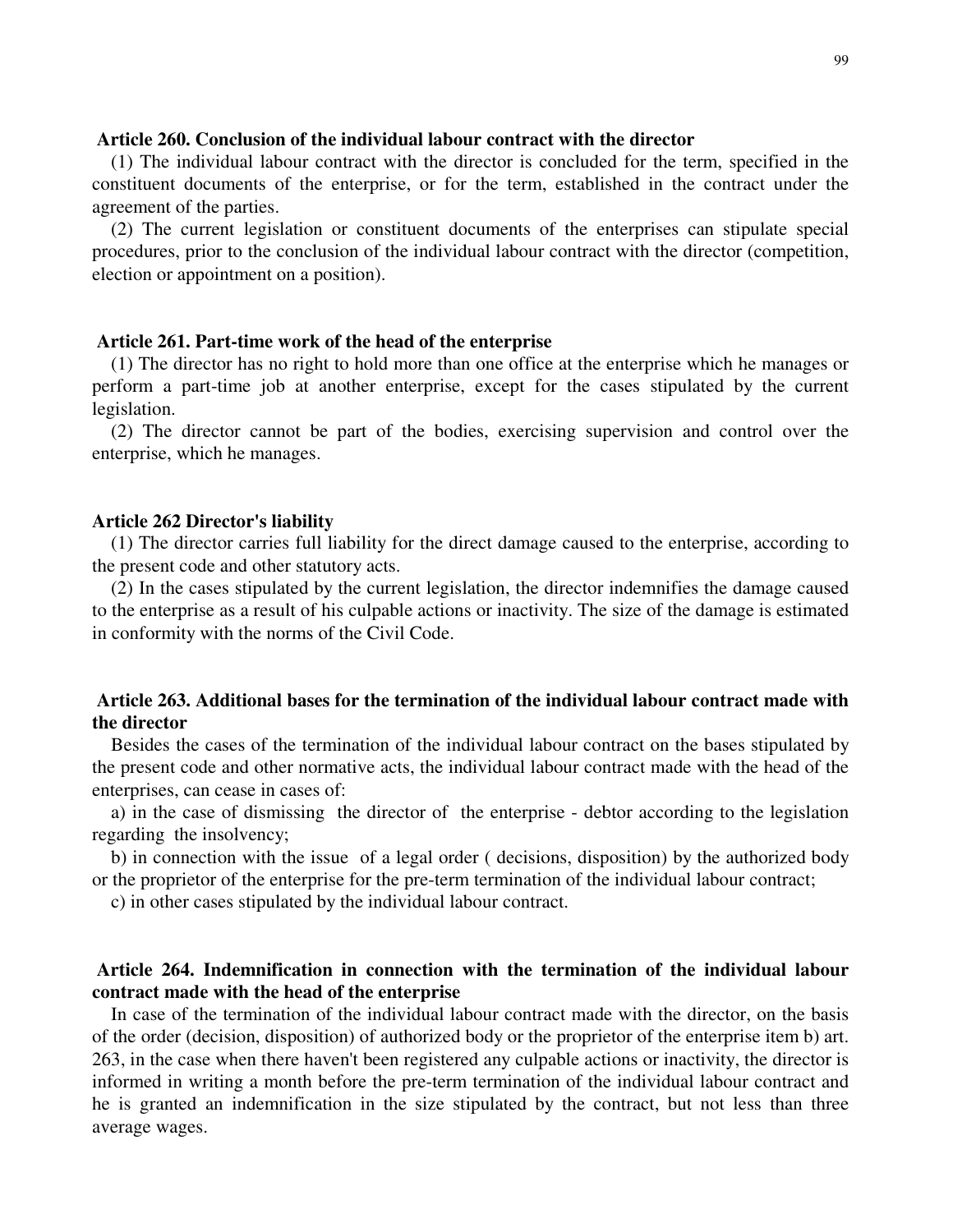**Article 260. Conclusion of the individual labour contract with the director**

(1) The individual labour contract with the director is concluded for the term, specified in the constituent documents of the enterprise, or for the term, established in the contract under the agreement of the parties.

(2) The current legislation or constituent documents of the enterprises can stipulate special procedures, prior to the conclusion of the individual labour contract with the director (competition, election or appointment on a position).

**Article 261. Part-time work of the head of the enterprise**

(1) The director has no right to hold more than one office at the enterprise which he manages or perform a part-time job at another enterprise, except for the cases stipulated by the current legislation.

(2) The director cannot be part of the bodies, exercising supervision and control over the enterprise, which he manages.

**Article 262 Director's liability**

(1) The director carries full liability for the direct damage caused to the enterprise, according to the present code and other statutory acts.

(2) In the cases stipulated by the current legislation, the director indemnifies the damage caused to the enterprise as a result of his culpable actions or inactivity. The size of the damage is estimated in conformity with the norms of the Civil Code.

**Article 263. Additional bases for the termination of the individual labour contract made with the director**

Besides the cases of the termination of the individual labour contract on the bases stipulated by the present code and other normative acts, the individual labour contract made with the head of the enterprises, can cease in cases of:

a) in the case of dismissing the director of the enterprise - debtor according to the legislation regarding the insolvency;

b) in connection with the issue of a legal order ( decisions, disposition) by the authorized body or the proprietor of the enterprise for the pre-term termination of the individual labour contract;

c) in other cases stipulated by the individual labour contract.

**Article 264. Indemnification in connection with the termination of the individual labour contract made with the head of the enterprise**

In case of the termination of the individual labour contract made with the director, on the basis of the order (decision, disposition) of authorized body or the proprietor of the enterprise item b) art. 263, in the case when there haven't been registered any culpable actions or inactivity, the director is informed in writing a month before the pre-term termination of the individual labour contract and he is granted an indemnification in the size stipulated by the contract, but not less than three average wages.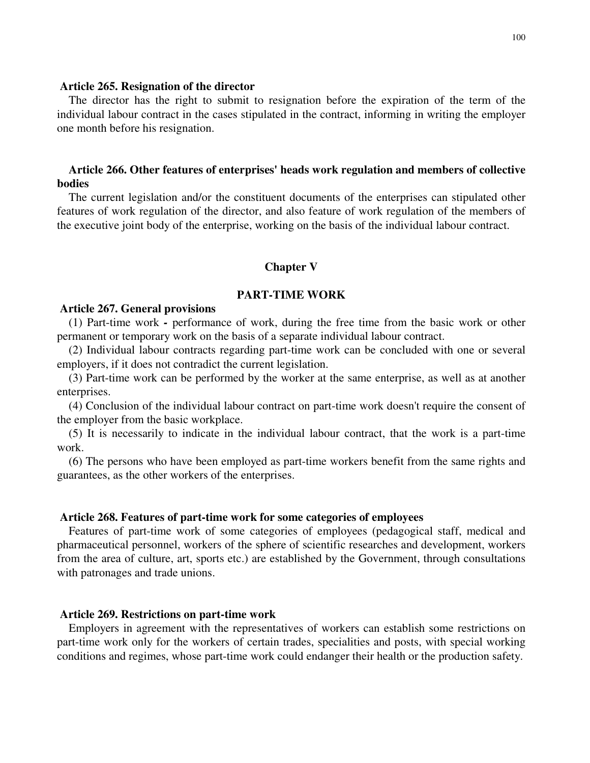**Article 265. Resignation of the director**

The director has the right to submit to resignation before the expiration of the term of the individual labour contract in the cases stipulated in the contract, informing in writing the employer one month before his resignation.

**Article 266. Other features of enterprises' heads work regulation and members of collective bodies**

The current legislation and/or the constituent documents of the enterprises can stipulated other features of work regulation of the director, and also feature of work regulation of the members of the executive joint body of the enterprise, working on the basis of the individual labour contract.

## Chapter V

## PART-TIME WORK

**Article 267. General provisions**

(1) Part-time work **-** performance of work, during the free time from the basic work or other permanent or temporary work on the basis of a separate individual labour contract.

(2) Individual labour contracts regarding part-time work can be concluded with one or several employers, if it does not contradict the current legislation.

(3) Part-time work can be performed by the worker at the same enterprise, as well as at another enterprises.

(4) Conclusion of the individual labour contract on part-time work doesn't require the consent of the employer from the basic workplace.

(5) It is necessarily to indicate in the individual labour contract, that the work is a part-time work.

(6) The persons who have been employed as part-time workers benefit from the same rights and guarantees, as the other workers of the enterprises.

**Article 268. Features of part-time work for some categories of employees**

Features of part-time work of some categories of employees (pedagogical staff, medical and pharmaceutical personnel, workers of the sphere of scientific researches and development, workers from the area of culture, art, sports etc.) are established by the Government, through consultations with patronages and trade unions.

**Article 269. Restrictions on part-time work**

Employers in agreement with the representatives of workers can establish some restrictions on part-time work only for the workers of certain trades, specialities and posts, with special working conditions and regimes, whose part-time work could endanger their health or the production safety.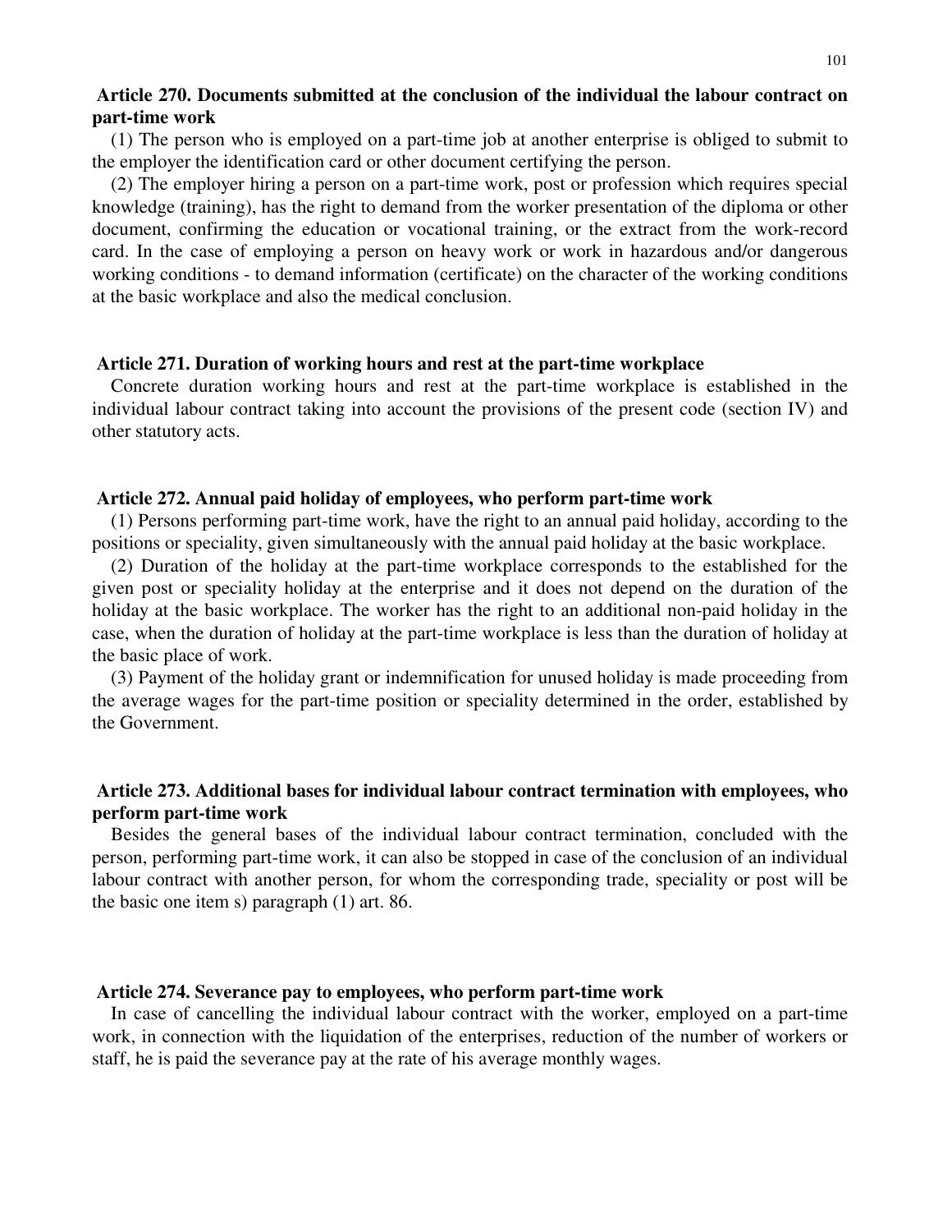**Article 270. Documents submitted at the conclusion of the individual the labour contract on part-time work**

(1) The person who is employed on a part-time job at another enterprise is obliged to submit to the employer the identification card or other document certifying the person.

(2) The employer hiring a person on a part-time work, post or profession which requires special knowledge (training), has the right to demand from the worker presentation of the diploma or other document, confirming the education or vocational training, or the extract from the work-record card. In the case of employing a person on heavy work or work in hazardous and/or dangerous working conditions - to demand information (certificate) on the character of the working conditions at the basic workplace and also the medical conclusion.

**Article 271. Duration of working hours and rest at the part-time workplace**

Concrete duration working hours and rest at the part-time workplace is established in the individual labour contract taking into account the provisions of the present code (section IV) and other statutory acts.

**Article 272. Annual paid holiday of employees, who perform part-time work**

(1) Persons performing part-time work, have the right to an annual paid holiday, according to the positions or speciality, given simultaneously with the annual paid holiday at the basic workplace.

(2) Duration of the holiday at the part-time workplace corresponds to the established for the given post or speciality holiday at the enterprise and it does not depend on the duration of the holiday at the basic workplace. The worker has the right to an additional non-paid holiday in the case, when the duration of holiday at the part-time workplace is less than the duration of holiday at the basic place of work.

(3) Payment of the holiday grant or indemnification for unused holiday is made proceeding from the average wages for the part-time position or speciality determined in the order, established by the Government.

**Article 273. Additional bases for individual labour contract termination with employees, who perform part-time work**

Besides the general bases of the individual labour contract termination, concluded with the person, performing part-time work, it can also be stopped in case of the conclusion of an individual labour contract with another person, for whom the corresponding trade, speciality or post will be the basic one item s) paragraph (1) art. 86.

**Article 274. Severance pay to employees, who perform part-time work**

In case of cancelling the individual labour contract with the worker, employed on a part-time work, in connection with the liquidation of the enterprises, reduction of the number of workers or staff, he is paid the severance pay at the rate of his average monthly wages.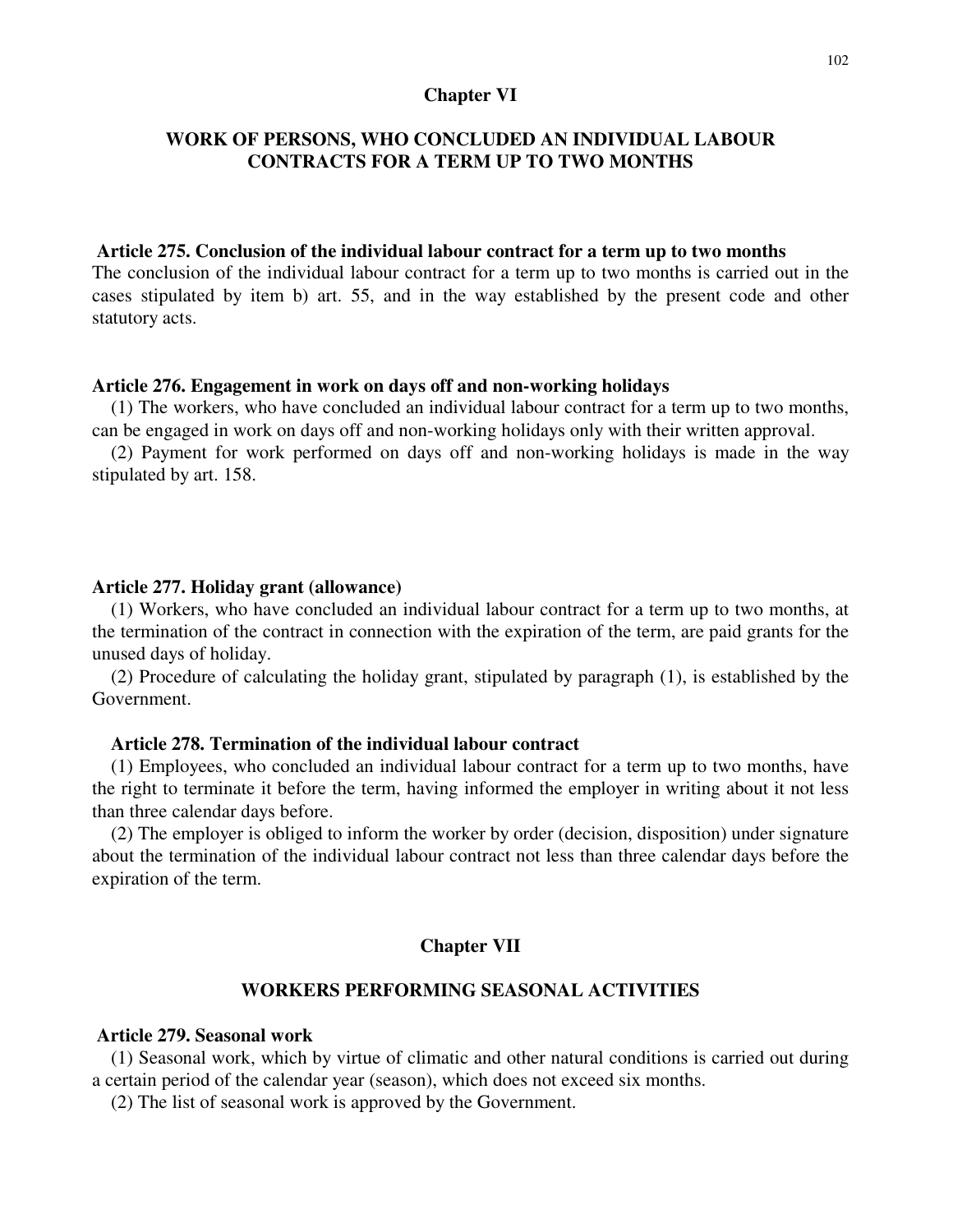## Chapter VI

## WORK OF PERSONS, WHO CONCLUDED AN INDIVIDUAL LABOUR CONTRACTS FOR A TERM UP TO TWO MONTHS

### Article 275. Conclusion of the individual labour contract for a term up to two months

The conclusion of the individual labour contract for a term up to two months is carried out in the cases stipulated by item b) art. 55, and in the way established by the present code and other statutory acts.

### Article 276. Engagement in work on days off and non-working holidays

(1) The workers, who have concluded an individual labour contract for a term up to two months, can be engaged in work on days off and non-working holidays only with their written approval.

(2) Payment for work performed on days off and non-working holidays is made in the way stipulated by art. 158.

### Article 277. Holiday grant (allowance)

(1) Workers, who have concluded an individual labour contract for a term up to two months, at the termination of the contract in connection with the expiration of the term, are paid grants for the unused days of holiday.

(2) Procedure of calculating the holiday grant, stipulated by paragraph (1), is established by the Government.

### Article 278. Termination of the individual labour contract

(1) Employees, who concluded an individual labour contract for a term up to two months, have the right to terminate it before the term, having informed the employer in writing about it not less than three calendar days before.

(2) The employer is obliged to inform the worker by order (decision, disposition) under signature about the termination of the individual labour contract not less than three calendar days before the expiration of the term.

## Chapter VII

## WORKERS PERFORMING SEASONAL ACTIVITIES

### Article 279. Seasonal work

(1) Seasonal work, which by virtue of climatic and other natural conditions is carried out during a certain period of the calendar year (season), which does not exceed six months.

(2) The list of seasonal work is approved by the Government.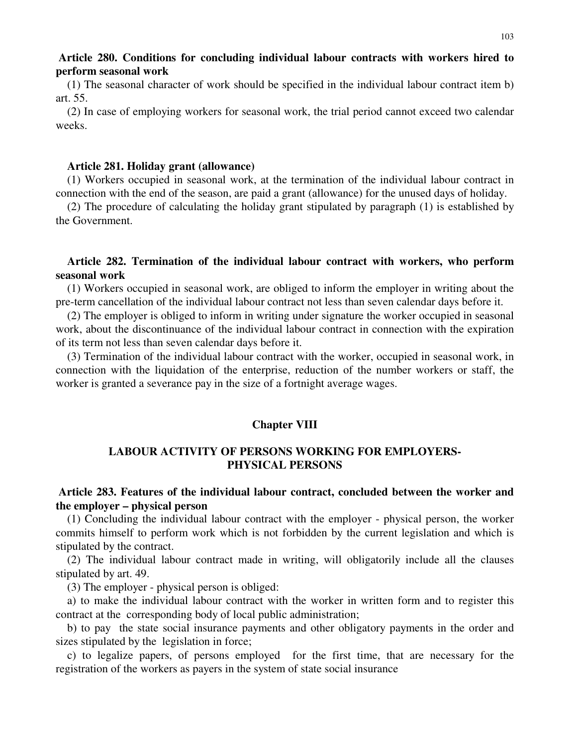**Article 280. Conditions for concluding individual labour contracts with workers hired to perform seasonal work**

(1) The seasonal character of work should be specified in the individual labour contract item b) art. 55.

(2) In case of employing workers for seasonal work, the trial period cannot exceed two calendar weeks.

**Article 281. Holiday grant (allowance)**

(1) Workers occupied in seasonal work, at the termination of the individual labour contract in connection with the end of the season, are paid a grant (allowance) for the unused days of holiday.

(2) The procedure of calculating the holiday grant stipulated by paragraph (1) is established by the Government.

**Article 282. Termination of the individual labour contract with workers, who perform seasonal work**

(1) Workers occupied in seasonal work, are obliged to inform the employer in writing about the pre-term cancellation of the individual labour contract not less than seven calendar days before it.

(2) The employer is obliged to inform in writing under signature the worker occupied in seasonal work, about the discontinuance of the individual labour contract in connection with the expiration of its term not less than seven calendar days before it.

(3) Termination of the individual labour contract with the worker, occupied in seasonal work, in connection with the liquidation of the enterprise, reduction of the number workers or staff, the worker is granted a severance pay in the size of a fortnight average wages.

## Chapter VIII

## LABOUR ACTIVITY OF PERSONS WORKING FOR EMPLOYERS-PHYSICAL PERSONS

**Article 283. Features of the individual labour contract, concluded between the worker and the employer – physical person**

(1) Concluding the individual labour contract with the employer - physical person, the worker commits himself to perform work which is not forbidden by the current legislation and which is stipulated by the contract.

(2) The individual labour contract made in writing, will obligatorily include all the clauses stipulated by art. 49.

(3) The employer - physical person is obliged:

a) to make the individual labour contract with the worker in written form and to register this contract at the corresponding body of local public administration;

b) to pay the state social insurance payments and other obligatory payments in the order and sizes stipulated by the legislation in force;

c) to legalize papers, of persons employed for the first time, that are necessary for the registration of the workers as payers in the system of state social insurance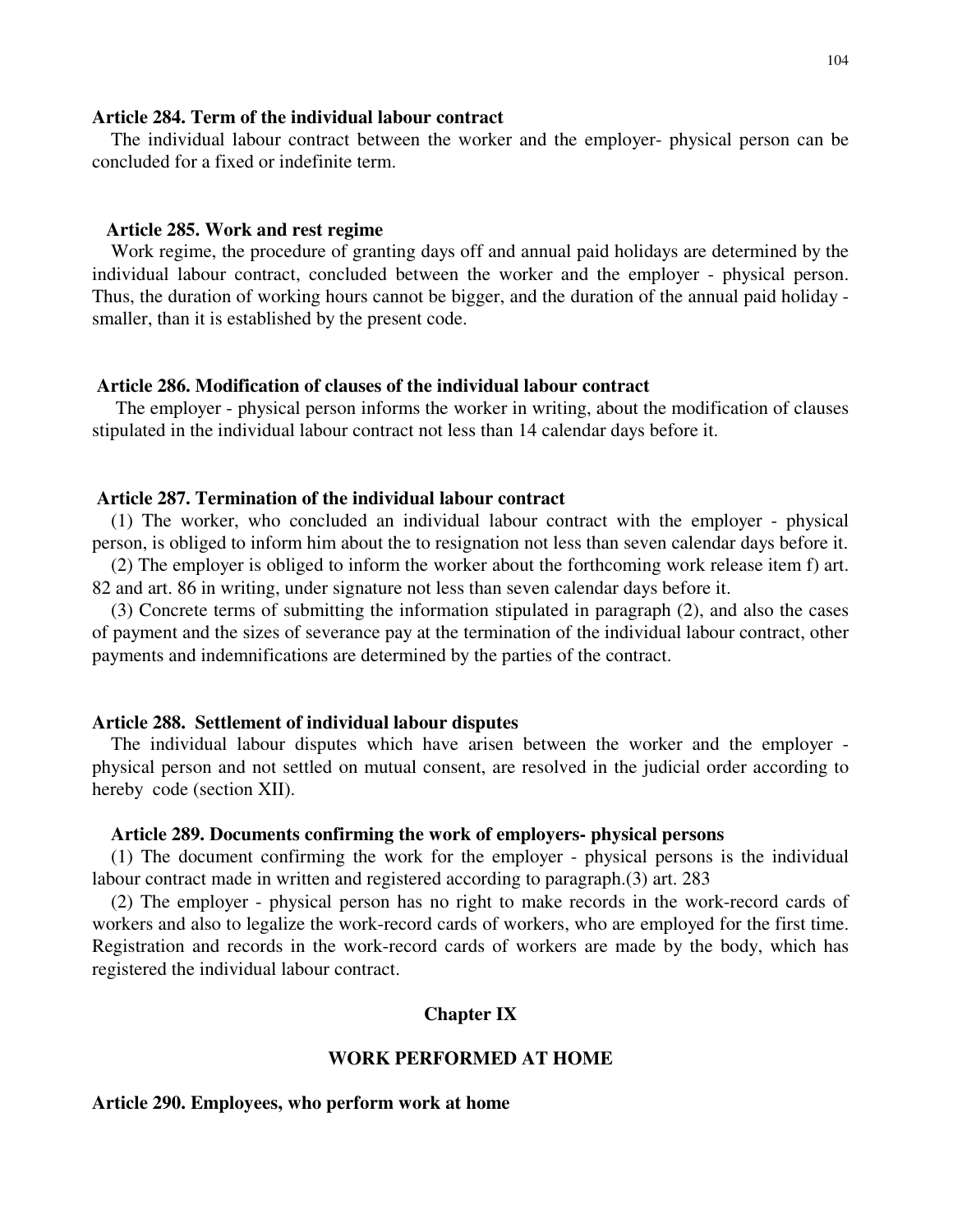**Article 284. Term of the individual labour contract**

The individual labour contract between the worker and the employer- physical person can be concluded for a fixed or indefinite term.

**Article 285. Work and rest regime**

Work regime, the procedure of granting days off and annual paid holidays are determined by the individual labour contract, concluded between the worker and the employer - physical person. Thus, the duration of working hours cannot be bigger, and the duration of the annual paid holiday - smaller, than it is established by the present code.

**Article 286. Modification of clauses of the individual labour contract**

The employer - physical person informs the worker in writing, about the modification of clauses stipulated in the individual labour contract not less than 14 calendar days before it.

**Article 287. Termination of the individual labour contract**

(1) The worker, who concluded an individual labour contract with the employer - physical person, is obliged to inform him about the to resignation not less than seven calendar days before it.

(2) The employer is obliged to inform the worker about the forthcoming work release item f) art. 82 and art. 86 in writing, under signature not less than seven calendar days before it.

(3) Concrete terms of submitting the information stipulated in paragraph (2), and also the cases of payment and the sizes of severance pay at the termination of the individual labour contract, other payments and indemnifications are determined by the parties of the contract.

**Article 288. Settlement of individual labour disputes**

The individual labour disputes which have arisen between the worker and the employer - physical person and not settled on mutual consent, are resolved in the judicial order according to hereby code (section XII).

**Article 289. Documents confirming the work of employers- physical persons**

(1) The document confirming the work for the employer - physical persons is the individual labour contract made in written and registered according to paragraph.(3) art. 283

(2) The employer - physical person has no right to make records in the work-record cards of workers and also to legalize the work-record cards of workers, who are employed for the first time. Registration and records in the work-record cards of workers are made by the body, which has registered the individual labour contract.

## Chapter IX

## WORK PERFORMED AT HOME

**Article 290. Employees, who perform work at home**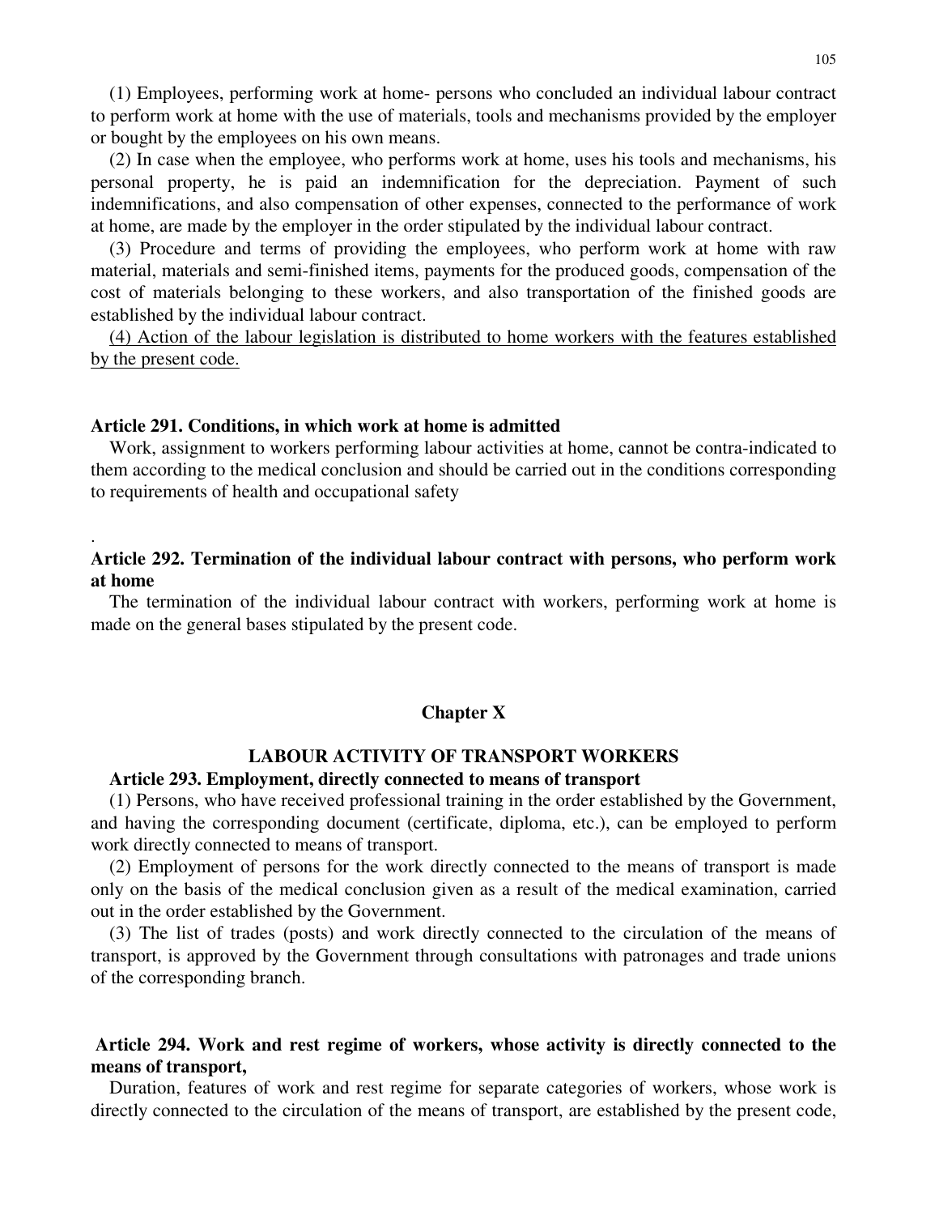(1) Employees, performing work at home- persons who concluded an individual labour contract to perform work at home with the use of materials, tools and mechanisms provided by the employer or bought by the employees on his own means.

(2) In case when the employee, who performs work at home, uses his tools and mechanisms, his personal property, he is paid an indemnification for the depreciation. Payment of such indemnifications, and also compensation of other expenses, connected to the performance of work at home, are made by the employer in the order stipulated by the individual labour contract.

(3) Procedure and terms of providing the employees, who perform work at home with raw material, materials and semi-finished items, payments for the produced goods, compensation of the cost of materials belonging to these workers, and also transportation of the finished goods are established by the individual labour contract.

(4) Action of the labour legislation is distributed to home workers with the features established by the present code.

**Article 291. Conditions, in which work at home is admitted**

Work, assignment to workers performing labour activities at home, cannot be contra-indicated to them according to the medical conclusion and should be carried out in the conditions corresponding to requirements of health and occupational safety

.

**Article 292. Termination of the individual labour contract with persons, who perform work at home**

The termination of the individual labour contract with workers, performing work at home is made on the general bases stipulated by the present code.

## Chapter X

## LABOUR ACTIVITY OF TRANSPORT WORKERS

**Article 293. Employment, directly connected to means of transport**

(1) Persons, who have received professional training in the order established by the Government, and having the corresponding document (certificate, diploma, etc.), can be employed to perform work directly connected to means of transport.

(2) Employment of persons for the work directly connected to the means of transport is made only on the basis of the medical conclusion given as a result of the medical examination, carried out in the order established by the Government.

(3) The list of trades (posts) and work directly connected to the circulation of the means of transport, is approved by the Government through consultations with patronages and trade unions of the corresponding branch.

**Article 294. Work and rest regime of workers, whose activity is directly connected to the means of transport,**

Duration, features of work and rest regime for separate categories of workers, whose work is directly connected to the circulation of the means of transport, are established by the present code,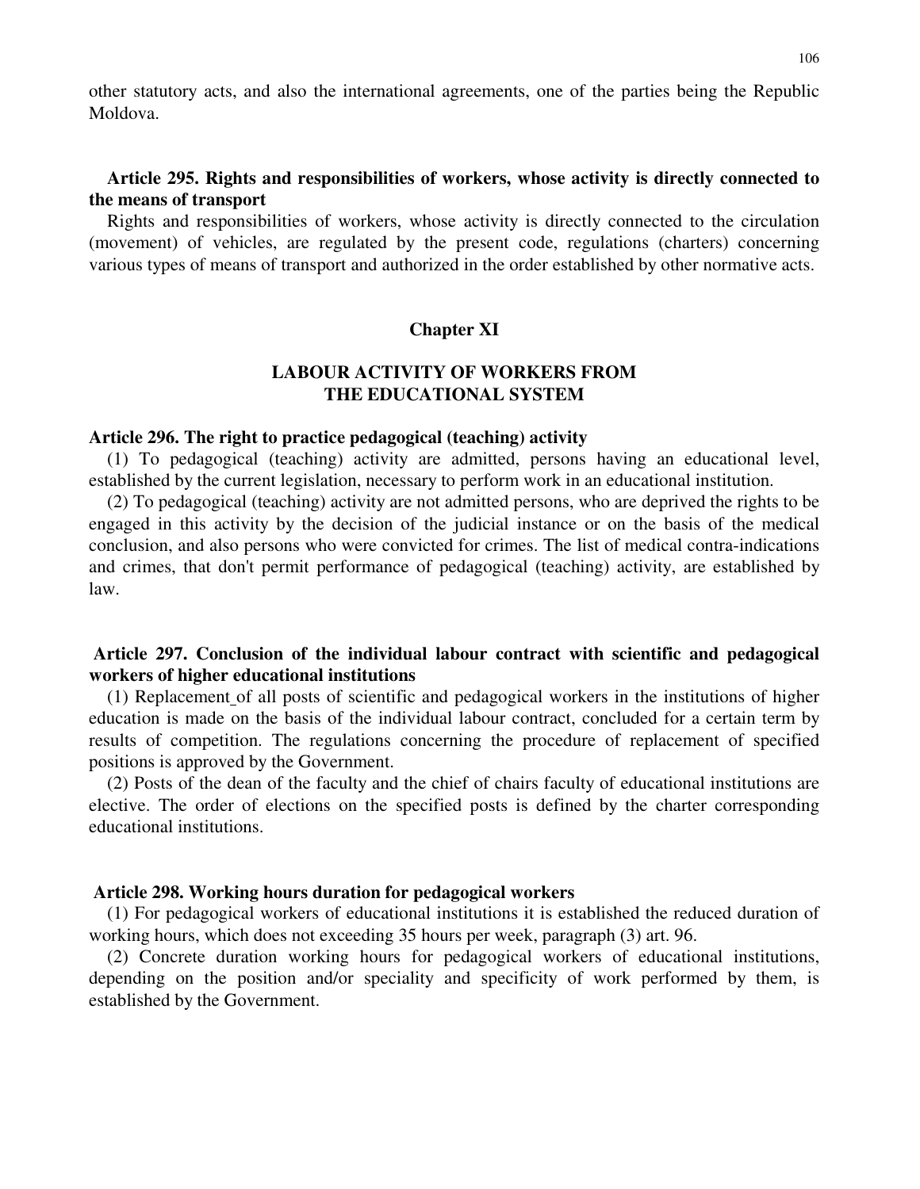other statutory acts, and also the international agreements, one of the parties being the Republic Moldova.

**Article 295. Rights and responsibilities of workers, whose activity is directly connected to the means of transport**

Rights and responsibilities of workers, whose activity is directly connected to the circulation (movement) of vehicles, are regulated by the present code, regulations (charters) concerning various types of means of transport and authorized in the order established by other normative acts.

## Chapter XI

## LABOUR ACTIVITY OF WORKERS FROM THE EDUCATIONAL SYSTEM

**Article 296. The right to practice pedagogical (teaching) activity**

(1) To pedagogical (teaching) activity are admitted, persons having an educational level, established by the current legislation, necessary to perform work in an educational institution.

(2) To pedagogical (teaching) activity are not admitted persons, who are deprived the rights to be engaged in this activity by the decision of the judicial instance or on the basis of the medical conclusion, and also persons who were convicted for crimes. The list of medical contra-indications and crimes, that don't permit performance of pedagogical (teaching) activity, are established by law.

**Article 297. Conclusion of the individual labour contract with scientific and pedagogical workers of higher educational institutions**

(1) Replacement of all posts of scientific and pedagogical workers in the institutions of higher education is made on the basis of the individual labour contract, concluded for a certain term by results of competition. The regulations concerning the procedure of replacement of specified positions is approved by the Government.

(2) Posts of the dean of the faculty and the chief of chairs faculty of educational institutions are elective. The order of elections on the specified posts is defined by the charter corresponding educational institutions.

**Article 298. Working hours duration for pedagogical workers**

(1) For pedagogical workers of educational institutions it is established the reduced duration of working hours, which does not exceeding 35 hours per week, paragraph (3) art. 96.

(2) Concrete duration working hours for pedagogical workers of educational institutions, depending on the position and/or speciality and specificity of work performed by them, is established by the Government.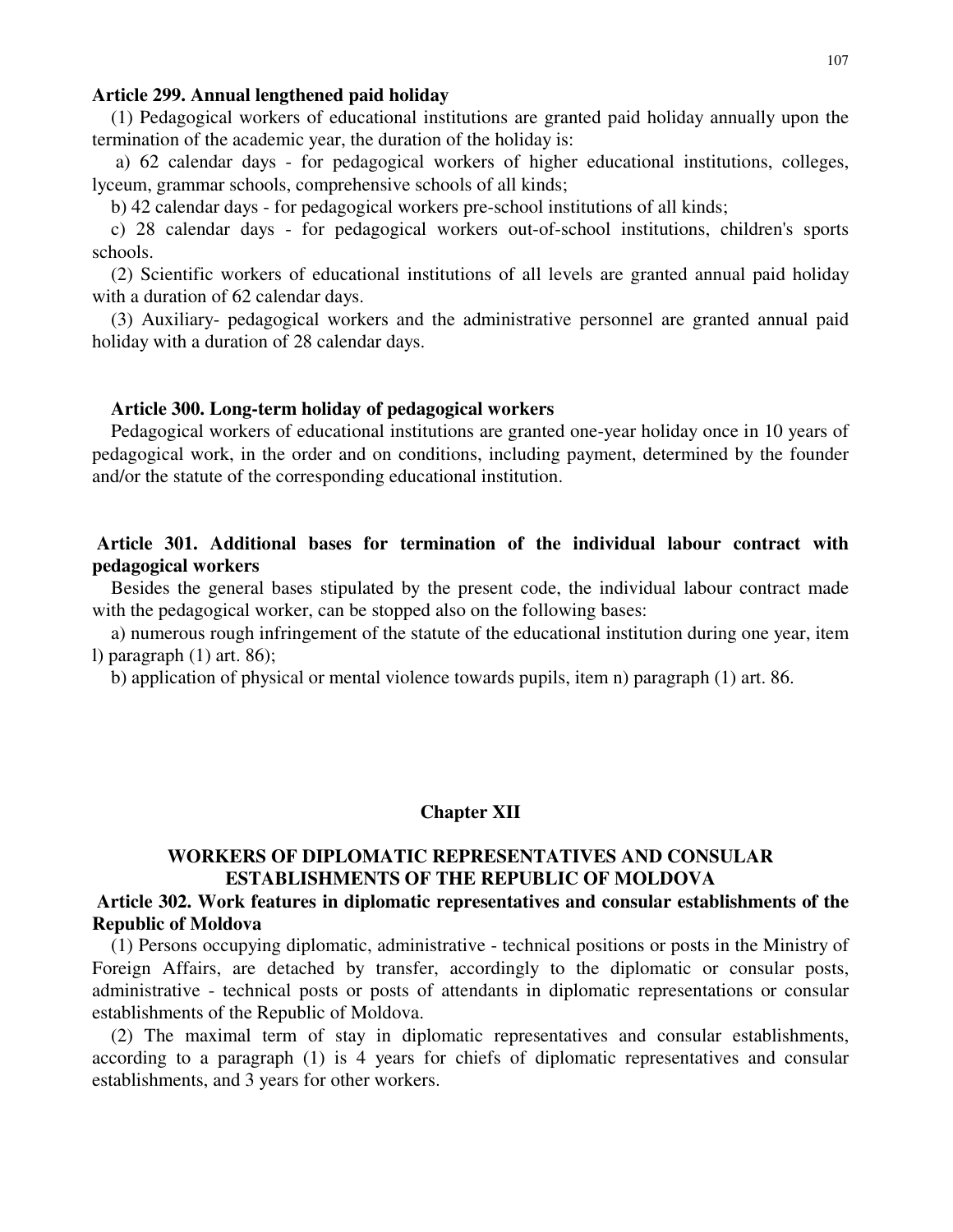**Article 299. Annual lengthened paid holiday**

(1) Pedagogical workers of educational institutions are granted paid holiday annually upon the termination of the academic year, the duration of the holiday is:

a) 62 calendar days - for pedagogical workers of higher educational institutions, colleges, lyceum, grammar schools, comprehensive schools of all kinds;

b) 42 calendar days - for pedagogical workers pre-school institutions of all kinds;

c) 28 calendar days - for pedagogical workers out-of-school institutions, children's sports schools.

(2) Scientific workers of educational institutions of all levels are granted annual paid holiday with a duration of 62 calendar days.

(3) Auxiliary- pedagogical workers and the administrative personnel are granted annual paid holiday with a duration of 28 calendar days.

**Article 300. Long-term holiday of pedagogical workers**

Pedagogical workers of educational institutions are granted one-year holiday once in 10 years of pedagogical work, in the order and on conditions, including payment, determined by the founder and/or the statute of the corresponding educational institution.

**Article 301. Additional bases for termination of the individual labour contract with pedagogical workers**

Besides the general bases stipulated by the present code, the individual labour contract made with the pedagogical worker, can be stopped also on the following bases:

a) numerous rough infringement of the statute of the educational institution during one year, item l) paragraph (1) art. 86);

b) application of physical or mental violence towards pupils, item n) paragraph (1) art. 86.

## Chapter XII

## WORKERS OF DIPLOMATIC REPRESENTATIVES AND CONSULAR ESTABLISHMENTS OF THE REPUBLIC OF MOLDOVA

**Article 302. Work features in diplomatic representatives and consular establishments of the Republic of Moldova**

(1) Persons occupying diplomatic, administrative - technical positions or posts in the Ministry of Foreign Affairs, are detached by transfer, accordingly to the diplomatic or consular posts, administrative - technical posts or posts of attendants in diplomatic representations or consular establishments of the Republic of Moldova.

(2) The maximal term of stay in diplomatic representatives and consular establishments, according to a paragraph (1) is 4 years for chiefs of diplomatic representatives and consular establishments, and 3 years for other workers.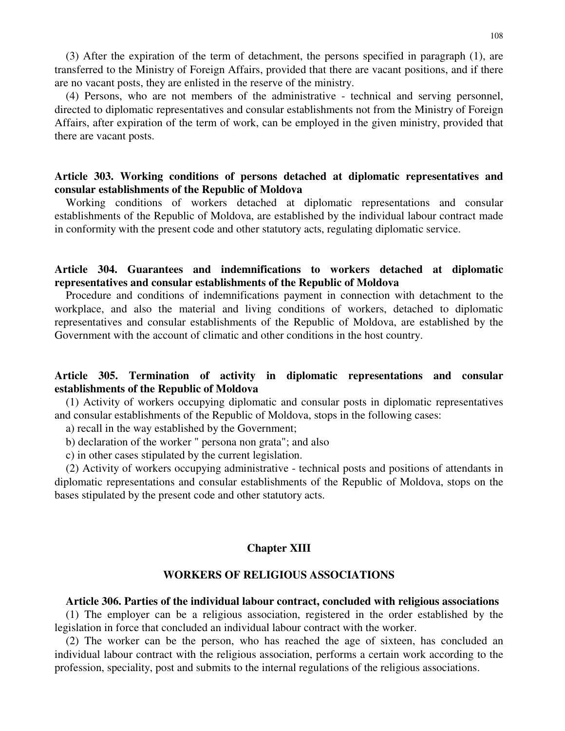(3) After the expiration of the term of detachment, the persons specified in paragraph (1), are transferred to the Ministry of Foreign Affairs, provided that there are vacant positions, and if there are no vacant posts, they are enlisted in the reserve of the ministry.

(4) Persons, who are not members of the administrative - technical and serving personnel, directed to diplomatic representatives and consular establishments not from the Ministry of Foreign Affairs, after expiration of the term of work, can be employed in the given ministry, provided that there are vacant posts.

**Article 303. Working conditions of persons detached at diplomatic representatives and consular establishments of the Republic of Moldova**

Working conditions of workers detached at diplomatic representations and consular establishments of the Republic of Moldova, are established by the individual labour contract made in conformity with the present code and other statutory acts, regulating diplomatic service.

**Article 304. Guarantees and indemnifications to workers detached at diplomatic representatives and consular establishments of the Republic of Moldova**

Procedure and conditions of indemnifications payment in connection with detachment to the workplace, and also the material and living conditions of workers, detached to diplomatic representatives and consular establishments of the Republic of Moldova, are established by the Government with the account of climatic and other conditions in the host country.

**Article 305. Termination of activity in diplomatic representations and consular establishments of the Republic of Moldova**

(1) Activity of workers occupying diplomatic and consular posts in diplomatic representatives and consular establishments of the Republic of Moldova, stops in the following cases:

a) recall in the way established by the Government;

b) declaration of the worker " persona non grata"; and also

c) in other cases stipulated by the current legislation.

(2) Activity of workers occupying administrative - technical posts and positions of attendants in diplomatic representations and consular establishments of the Republic of Moldova, stops on the bases stipulated by the present code and other statutory acts.

## Chapter XIII

## WORKERS OF RELIGIOUS ASSOCIATIONS

**Article 306. Parties of the individual labour contract, concluded with religious associations**

(1) The employer can be a religious association, registered in the order established by the legislation in force that concluded an individual labour contract with the worker.

(2) The worker can be the person, who has reached the age of sixteen, has concluded an individual labour contract with the religious association, performs a certain work according to the profession, speciality, post and submits to the internal regulations of the religious associations.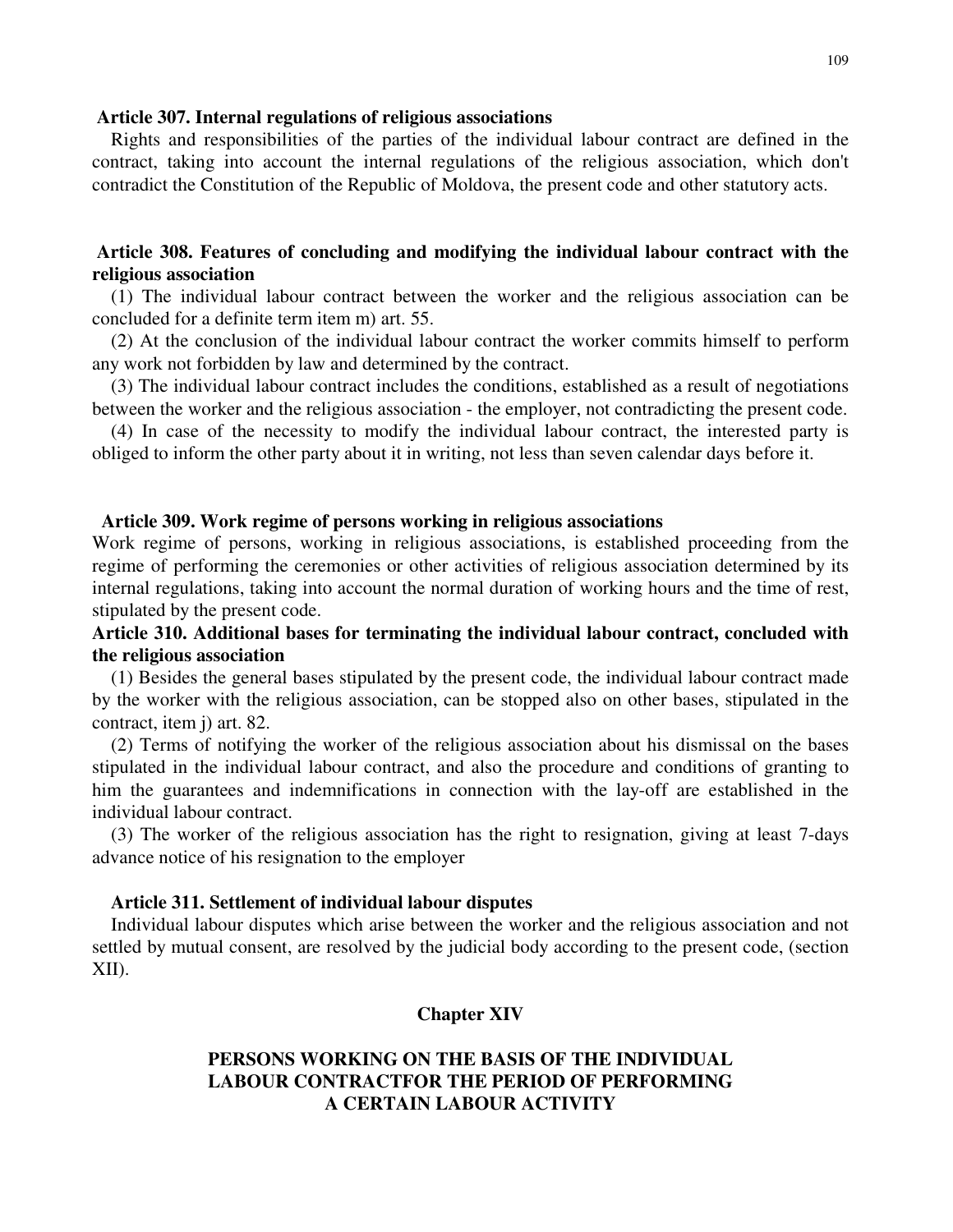**Article 307. Internal regulations of religious associations**

Rights and responsibilities of the parties of the individual labour contract are defined in the contract, taking into account the internal regulations of the religious association, which don't contradict the Constitution of the Republic of Moldova, the present code and other statutory acts.

**Article 308. Features of concluding and modifying the individual labour contract with the religious association**

(1) The individual labour contract between the worker and the religious association can be concluded for a definite term item m) art. 55.

(2) At the conclusion of the individual labour contract the worker commits himself to perform any work not forbidden by law and determined by the contract.

(3) The individual labour contract includes the conditions, established as a result of negotiations between the worker and the religious association - the employer, not contradicting the present code.

(4) In case of the necessity to modify the individual labour contract, the interested party is obliged to inform the other party about it in writing, not less than seven calendar days before it.

**Article 309. Work regime of persons working in religious associations**

Work regime of persons, working in religious associations, is established proceeding from the regime of performing the ceremonies or other activities of religious association determined by its internal regulations, taking into account the normal duration of working hours and the time of rest, stipulated by the present code.

**Article 310. Additional bases for terminating the individual labour contract, concluded with the religious association**

(1) Besides the general bases stipulated by the present code, the individual labour contract made by the worker with the religious association, can be stopped also on other bases, stipulated in the contract, item j) art. 82.

(2) Terms of notifying the worker of the religious association about his dismissal on the bases stipulated in the individual labour contract, and also the procedure and conditions of granting to him the guarantees and indemnifications in connection with the lay-off are established in the individual labour contract.

(3) The worker of the religious association has the right to resignation, giving at least 7-days advance notice of his resignation to the employer

**Article 311. Settlement of individual labour disputes**

Individual labour disputes which arise between the worker and the religious association and not settled by mutual consent, are resolved by the judicial body according to the present code, (section XII).

## Chapter XIV

## PERSONS WORKING ON THE BASIS OF THE INDIVIDUAL LABOUR CONTRACTFOR THE PERIOD OF PERFORMING A CERTAIN LABOUR ACTIVITY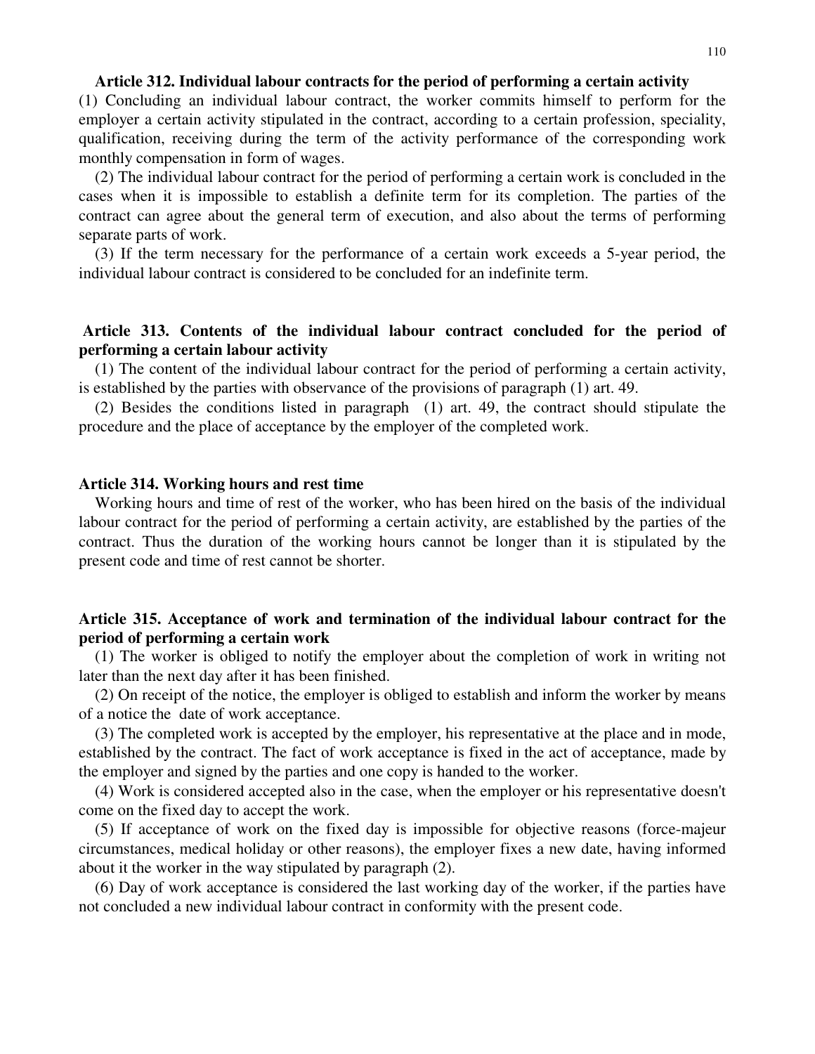**Article 312. Individual labour contracts for the period of performing a certain activity**

(1) Concluding an individual labour contract, the worker commits himself to perform for the employer a certain activity stipulated in the contract, according to a certain profession, speciality, qualification, receiving during the term of the activity performance of the corresponding work monthly compensation in form of wages.

(2) The individual labour contract for the period of performing a certain work is concluded in the cases when it is impossible to establish a definite term for its completion. The parties of the contract can agree about the general term of execution, and also about the terms of performing separate parts of work.

(3) If the term necessary for the performance of a certain work exceeds a 5-year period, the individual labour contract is considered to be concluded for an indefinite term.

**Article 313. Contents of the individual labour contract concluded for the period of performing a certain labour activity**

(1) The content of the individual labour contract for the period of performing a certain activity, is established by the parties with observance of the provisions of paragraph (1) art. 49.

(2) Besides the conditions listed in paragraph (1) art. 49, the contract should stipulate the procedure and the place of acceptance by the employer of the completed work.

**Article 314. Working hours and rest time**

Working hours and time of rest of the worker, who has been hired on the basis of the individual labour contract for the period of performing a certain activity, are established by the parties of the contract. Thus the duration of the working hours cannot be longer than it is stipulated by the present code and time of rest cannot be shorter.

**Article 315. Acceptance of work and termination of the individual labour contract for the period of performing a certain work**

(1) The worker is obliged to notify the employer about the completion of work in writing not later than the next day after it has been finished.

(2) On receipt of the notice, the employer is obliged to establish and inform the worker by means of a notice the date of work acceptance.

(3) The completed work is accepted by the employer, his representative at the place and in mode, established by the contract. The fact of work acceptance is fixed in the act of acceptance, made by the employer and signed by the parties and one copy is handed to the worker.

(4) Work is considered accepted also in the case, when the employer or his representative doesn't come on the fixed day to accept the work.

(5) If acceptance of work on the fixed day is impossible for objective reasons (force-majeur circumstances, medical holiday or other reasons), the employer fixes a new date, having informed about it the worker in the way stipulated by paragraph (2).

(6) Day of work acceptance is considered the last working day of the worker, if the parties have not concluded a new individual labour contract in conformity with the present code.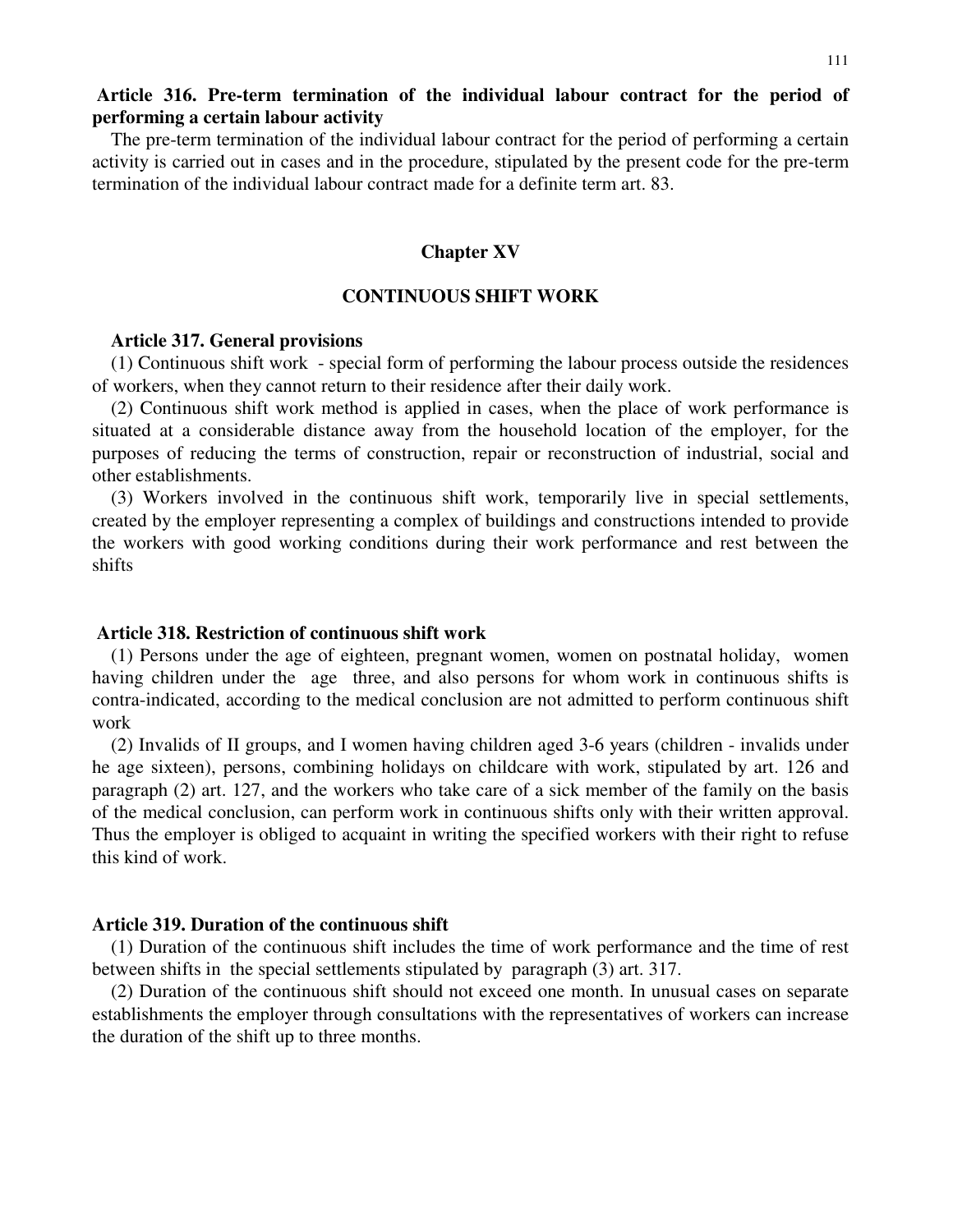**Article 316. Pre-term termination of the individual labour contract for the period of performing a certain labour activity**

The pre-term termination of the individual labour contract for the period of performing a certain activity is carried out in cases and in the procedure, stipulated by the present code for the pre-term termination of the individual labour contract made for a definite term art. 83.

## Chapter XV

## CONTINUOUS SHIFT WORK

**Article 317. General provisions**

(1) Continuous shift work - special form of performing the labour process outside the residences of workers, when they cannot return to their residence after their daily work.

(2) Continuous shift work method is applied in cases, when the place of work performance is situated at a considerable distance away from the household location of the employer, for the purposes of reducing the terms of construction, repair or reconstruction of industrial, social and other establishments.

(3) Workers involved in the continuous shift work, temporarily live in special settlements, created by the employer representing a complex of buildings and constructions intended to provide the workers with good working conditions during their work performance and rest between the shifts

**Article 318. Restriction of continuous shift work**

(1) Persons under the age of eighteen, pregnant women, women on postnatal holiday, women having children under the age three, and also persons for whom work in continuous shifts is contra-indicated, according to the medical conclusion are not admitted to perform continuous shift work

(2) Invalids of II groups, and I women having children aged 3-6 years (children - invalids under he age sixteen), persons, combining holidays on childcare with work, stipulated by art. 126 and paragraph (2) art. 127, and the workers who take care of a sick member of the family on the basis of the medical conclusion, can perform work in continuous shifts only with their written approval. Thus the employer is obliged to acquaint in writing the specified workers with their right to refuse this kind of work.

**Article 319. Duration of the continuous shift**

(1) Duration of the continuous shift includes the time of work performance and the time of rest between shifts in the special settlements stipulated by paragraph (3) art. 317.

(2) Duration of the continuous shift should not exceed one month. In unusual cases on separate establishments the employer through consultations with the representatives of workers can increase the duration of the shift up to three months.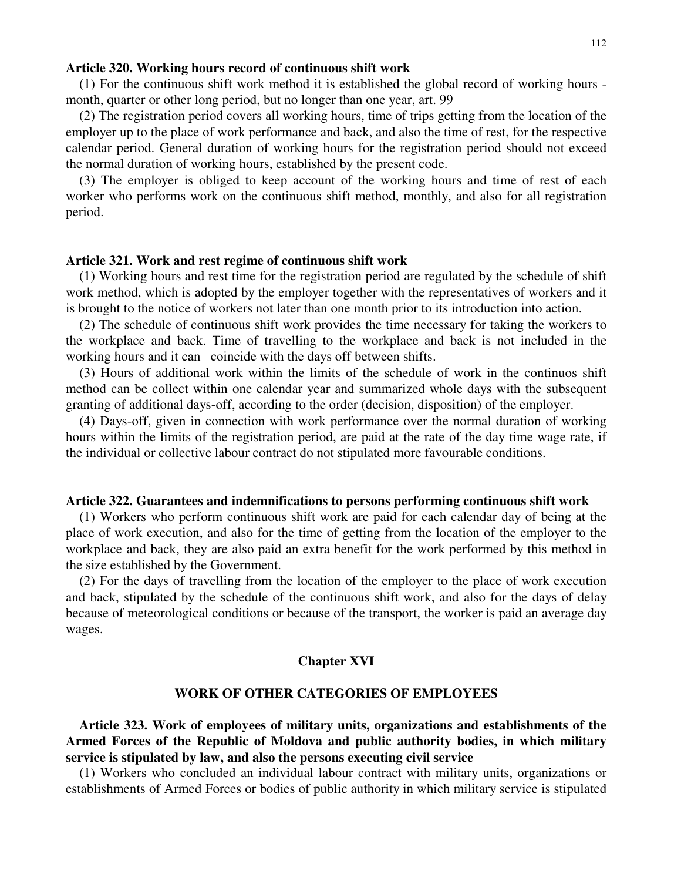**Article 320. Working hours record of continuous shift work**

(1) For the continuous shift work method it is established the global record of working hours - month, quarter or other long period, but no longer than one year, art. 99

(2) The registration period covers all working hours, time of trips getting from the location of the employer up to the place of work performance and back, and also the time of rest, for the respective calendar period. General duration of working hours for the registration period should not exceed the normal duration of working hours, established by the present code.

(3) The employer is obliged to keep account of the working hours and time of rest of each worker who performs work on the continuous shift method, monthly, and also for all registration period.

**Article 321. Work and rest regime of continuous shift work**

(1) Working hours and rest time for the registration period are regulated by the schedule of shift work method, which is adopted by the employer together with the representatives of workers and it is brought to the notice of workers not later than one month prior to its introduction into action.

(2) The schedule of continuous shift work provides the time necessary for taking the workers to the workplace and back. Time of travelling to the workplace and back is not included in the working hours and it can coincide with the days off between shifts.

(3) Hours of additional work within the limits of the schedule of work in the continuos shift method can be collect within one calendar year and summarized whole days with the subsequent granting of additional days-off, according to the order (decision, disposition) of the employer.

(4) Days-off, given in connection with work performance over the normal duration of working hours within the limits of the registration period, are paid at the rate of the day time wage rate, if the individual or collective labour contract do not stipulated more favourable conditions.

**Article 322. Guarantees and indemnifications to persons performing continuous shift work**

(1) Workers who perform continuous shift work are paid for each calendar day of being at the place of work execution, and also for the time of getting from the location of the employer to the workplace and back, they are also paid an extra benefit for the work performed by this method in the size established by the Government.

(2) For the days of travelling from the location of the employer to the place of work execution and back, stipulated by the schedule of the continuous shift work, and also for the days of delay because of meteorological conditions or because of the transport, the worker is paid an average day wages.

## Chapter XVI

## WORK OF OTHER CATEGORIES OF EMPLOYEES

**Article 323. Work of employees of military units, organizations and establishments of the Armed Forces of the Republic of Moldova and public authority bodies, in which military service is stipulated by law, and also the persons executing civil service**

(1) Workers who concluded an individual labour contract with military units, organizations or establishments of Armed Forces or bodies of public authority in which military service is stipulated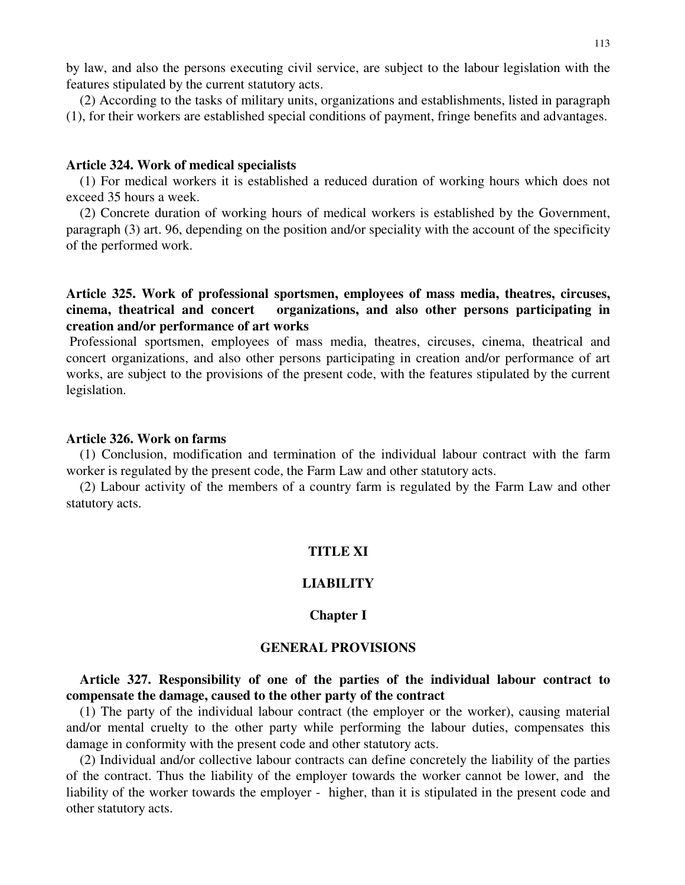by law, and also the persons executing civil service, are subject to the labour legislation with the features stipulated by the current statutory acts.

(2) According to the tasks of military units, organizations and establishments, listed in paragraph (1), for their workers are established special conditions of payment, fringe benefits and advantages.

**Article 324. Work of medical specialists**

(1) For medical workers it is established a reduced duration of working hours which does not exceed 35 hours a week.

(2) Concrete duration of working hours of medical workers is established by the Government, paragraph (3) art. 96, depending on the position and/or speciality with the account of the specificity of the performed work.

**Article 325. Work of professional sportsmen, employees of mass media, theatres, circuses, cinema, theatrical and concert organizations, and also other persons participating in creation and/or performance of art works**

Professional sportsmen, employees of mass media, theatres, circuses, cinema, theatrical and concert organizations, and also other persons participating in creation and/or performance of art works, are subject to the provisions of the present code, with the features stipulated by the current legislation.

**Article 326. Work on farms**

(1) Conclusion, modification and termination of the individual labour contract with the farm worker is regulated by the present code, the Farm Law and other statutory acts.

(2) Labour activity of the members of a country farm is regulated by the Farm Law and other statutory acts.

# TITLE XI

# LIABILITY

## Chapter I

## GENERAL PROVISIONS

**Article 327. Responsibility of one of the parties of the individual labour contract to compensate the damage, caused to the other party of the contract**

(1) The party of the individual labour contract (the employer or the worker), causing material and/or mental cruelty to the other party while performing the labour duties, compensates this damage in conformity with the present code and other statutory acts.

(2) Individual and/or collective labour contracts can define concretely the liability of the parties of the contract. Thus the liability of the employer towards the worker cannot be lower, and the liability of the worker towards the employer - higher, than it is stipulated in the present code and other statutory acts.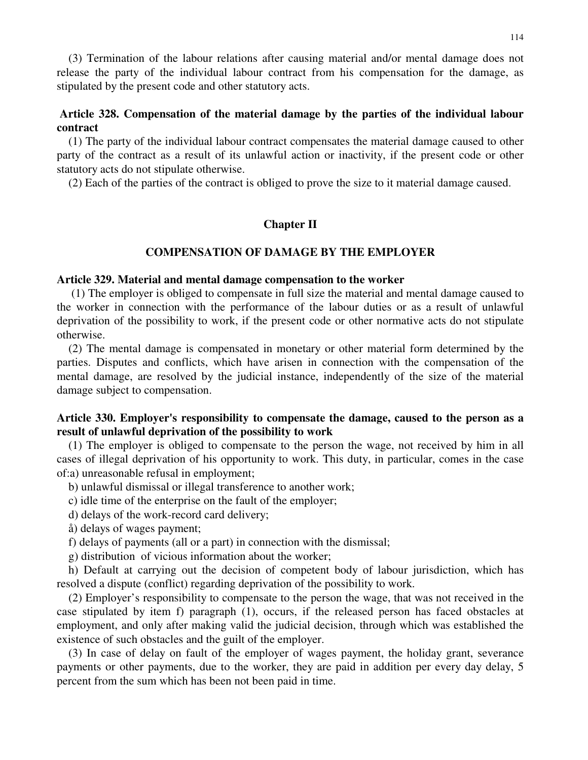(3) Termination of the labour relations after causing material and/or mental damage does not release the party of the individual labour contract from his compensation for the damage, as stipulated by the present code and other statutory acts.

**Article 328. Compensation of the material damage by the parties of the individual labour contract**

(1) The party of the individual labour contract compensates the material damage caused to other party of the contract as a result of its unlawful action or inactivity, if the present code or other statutory acts do not stipulate otherwise.

(2) Each of the parties of the contract is obliged to prove the size to it material damage caused.

## Chapter II

## COMPENSATION OF DAMAGE BY THE EMPLOYER

**Article 329. Material and mental damage compensation to the worker**

(1) The employer is obliged to compensate in full size the material and mental damage caused to the worker in connection with the performance of the labour duties or as a result of unlawful deprivation of the possibility to work, if the present code or other normative acts do not stipulate otherwise.

(2) The mental damage is compensated in monetary or other material form determined by the parties. Disputes and conflicts, which have arisen in connection with the compensation of the mental damage, are resolved by the judicial instance, independently of the size of the material damage subject to compensation.

**Article 330. Employer's responsibility to compensate the damage, caused to the person as a result of unlawful deprivation of the possibility to work**

(1) The employer is obliged to compensate to the person the wage, not received by him in all cases of illegal deprivation of his opportunity to work. This duty, in particular, comes in the case of:a) unreasonable refusal in employment;

b) unlawful dismissal or illegal transference to another work;

c) idle time of the enterprise on the fault of the employer;

d) delays of the work-record card delivery;

å) delays of wages payment;

f) delays of payments (all or a part) in connection with the dismissal;

g) distribution of vicious information about the worker;

h) Default at carrying out the decision of competent body of labour jurisdiction, which has resolved a dispute (conflict) regarding deprivation of the possibility to work.

(2) Employer's responsibility to compensate to the person the wage, that was not received in the case stipulated by item f) paragraph (1), occurs, if the released person has faced obstacles at employment, and only after making valid the judicial decision, through which was established the existence of such obstacles and the guilt of the employer.

(3) In case of delay on fault of the employer of wages payment, the holiday grant, severance payments or other payments, due to the worker, they are paid in addition per every day delay, 5 percent from the sum which has been not been paid in time.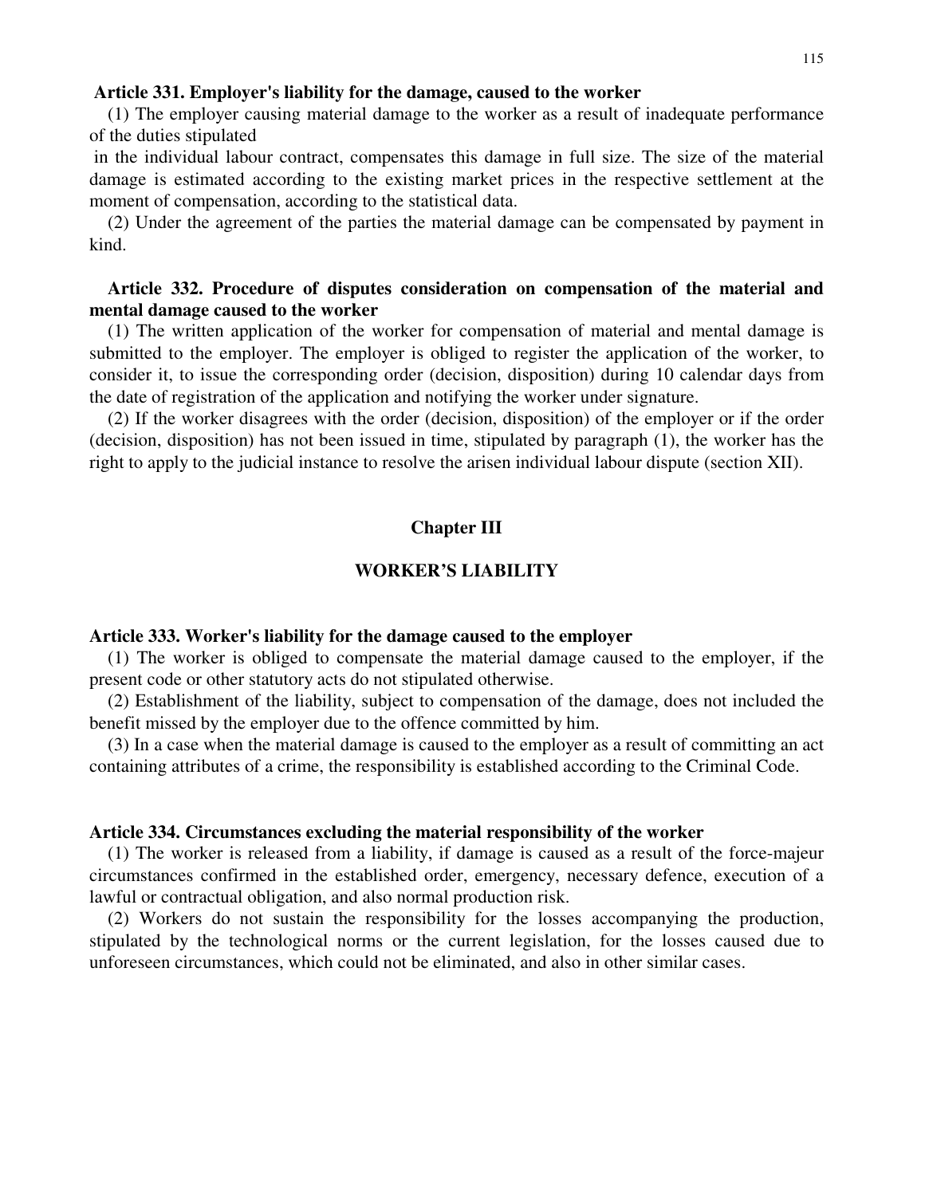**Article 331. Employer's liability for the damage, caused to the worker**

(1) The employer causing material damage to the worker as a result of inadequate performance of the duties stipulated in the individual labour contract, compensates this damage in full size. The size of the material damage is estimated according to the existing market prices in the respective settlement at the moment of compensation, according to the statistical data.

(2) Under the agreement of the parties the material damage can be compensated by payment in kind.

**Article 332. Procedure of disputes consideration on compensation of the material and mental damage caused to the worker**

(1) The written application of the worker for compensation of material and mental damage is submitted to the employer. The employer is obliged to register the application of the worker, to consider it, to issue the corresponding order (decision, disposition) during 10 calendar days from the date of registration of the application and notifying the worker under signature.

(2) If the worker disagrees with the order (decision, disposition) of the employer or if the order (decision, disposition) has not been issued in time, stipulated by paragraph (1), the worker has the right to apply to the judicial instance to resolve the arisen individual labour dispute (section XII).

## Chapter III

## WORKER'S LIABILITY

**Article 333. Worker's liability for the damage caused to the employer**

(1) The worker is obliged to compensate the material damage caused to the employer, if the present code or other statutory acts do not stipulated otherwise.

(2) Establishment of the liability, subject to compensation of the damage, does not included the benefit missed by the employer due to the offence committed by him.

(3) In a case when the material damage is caused to the employer as a result of committing an act containing attributes of a crime, the responsibility is established according to the Criminal Code.

**Article 334. Circumstances excluding the material responsibility of the worker**

(1) The worker is released from a liability, if damage is caused as a result of the force-majeur circumstances confirmed in the established order, emergency, necessary defence, execution of a lawful or contractual obligation, and also normal production risk.

(2) Workers do not sustain the responsibility for the losses accompanying the production, stipulated by the technological norms or the current legislation, for the losses caused due to unforeseen circumstances, which could not be eliminated, and also in other similar cases.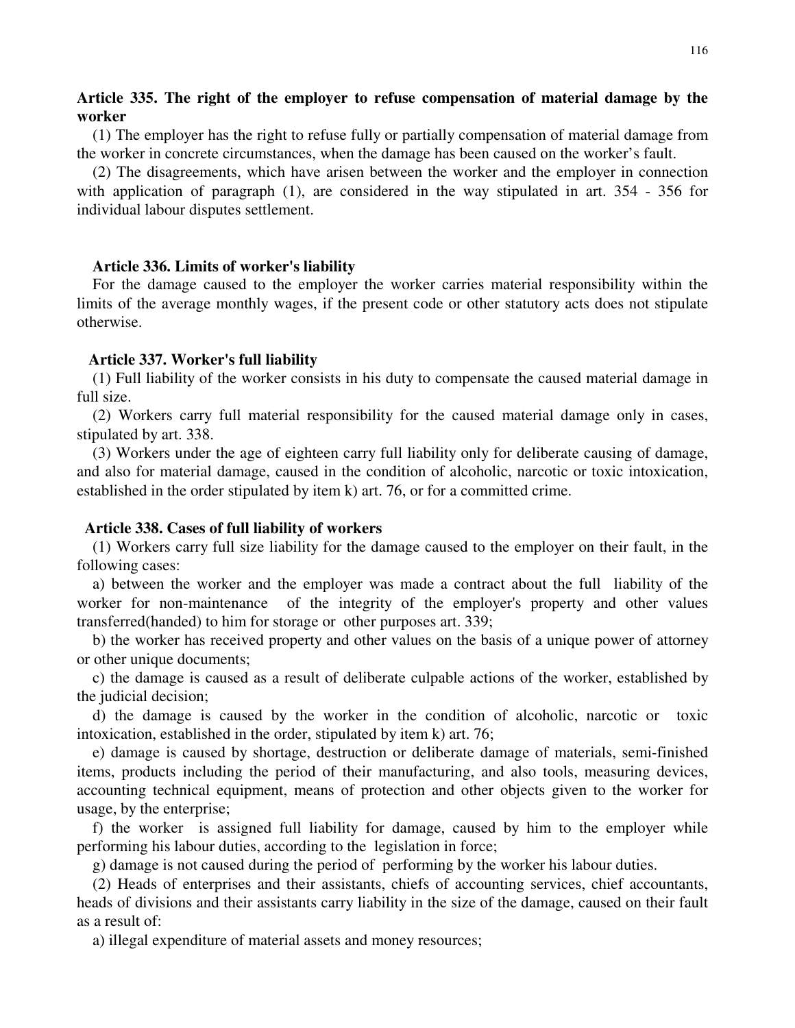**Article 335. The right of the employer to refuse compensation of material damage by the worker**

(1) The employer has the right to refuse fully or partially compensation of material damage from the worker in concrete circumstances, when the damage has been caused on the worker's fault.

(2) The disagreements, which have arisen between the worker and the employer in connection with application of paragraph (1), are considered in the way stipulated in art. 354 - 356 for individual labour disputes settlement.

**Article 336. Limits of worker's liability**

For the damage caused to the employer the worker carries material responsibility within the limits of the average monthly wages, if the present code or other statutory acts does not stipulate otherwise.

**Article 337. Worker's full liability**

(1) Full liability of the worker consists in his duty to compensate the caused material damage in full size.

(2) Workers carry full material responsibility for the caused material damage only in cases, stipulated by art. 338.

(3) Workers under the age of eighteen carry full liability only for deliberate causing of damage, and also for material damage, caused in the condition of alcoholic, narcotic or toxic intoxication, established in the order stipulated by item k) art. 76, or for a committed crime.

**Article 338. Cases of full liability of workers**

(1) Workers carry full size liability for the damage caused to the employer on their fault, in the following cases:

a) between the worker and the employer was made a contract about the full liability of the worker for non-maintenance of the integrity of the employer's property and other values transferred(handed) to him for storage or other purposes art. 339;

b) the worker has received property and other values on the basis of a unique power of attorney or other unique documents;

c) the damage is caused as a result of deliberate culpable actions of the worker, established by the judicial decision;

d) the damage is caused by the worker in the condition of alcoholic, narcotic or toxic intoxication, established in the order, stipulated by item k) art. 76;

e) damage is caused by shortage, destruction or deliberate damage of materials, semi-finished items, products including the period of their manufacturing, and also tools, measuring devices, accounting technical equipment, means of protection and other objects given to the worker for usage, by the enterprise;

f) the worker is assigned full liability for damage, caused by him to the employer while performing his labour duties, according to the legislation in force;

g) damage is not caused during the period of performing by the worker his labour duties.

(2) Heads of enterprises and their assistants, chiefs of accounting services, chief accountants, heads of divisions and their assistants carry liability in the size of the damage, caused on their fault as a result of:

a) illegal expenditure of material assets and money resources;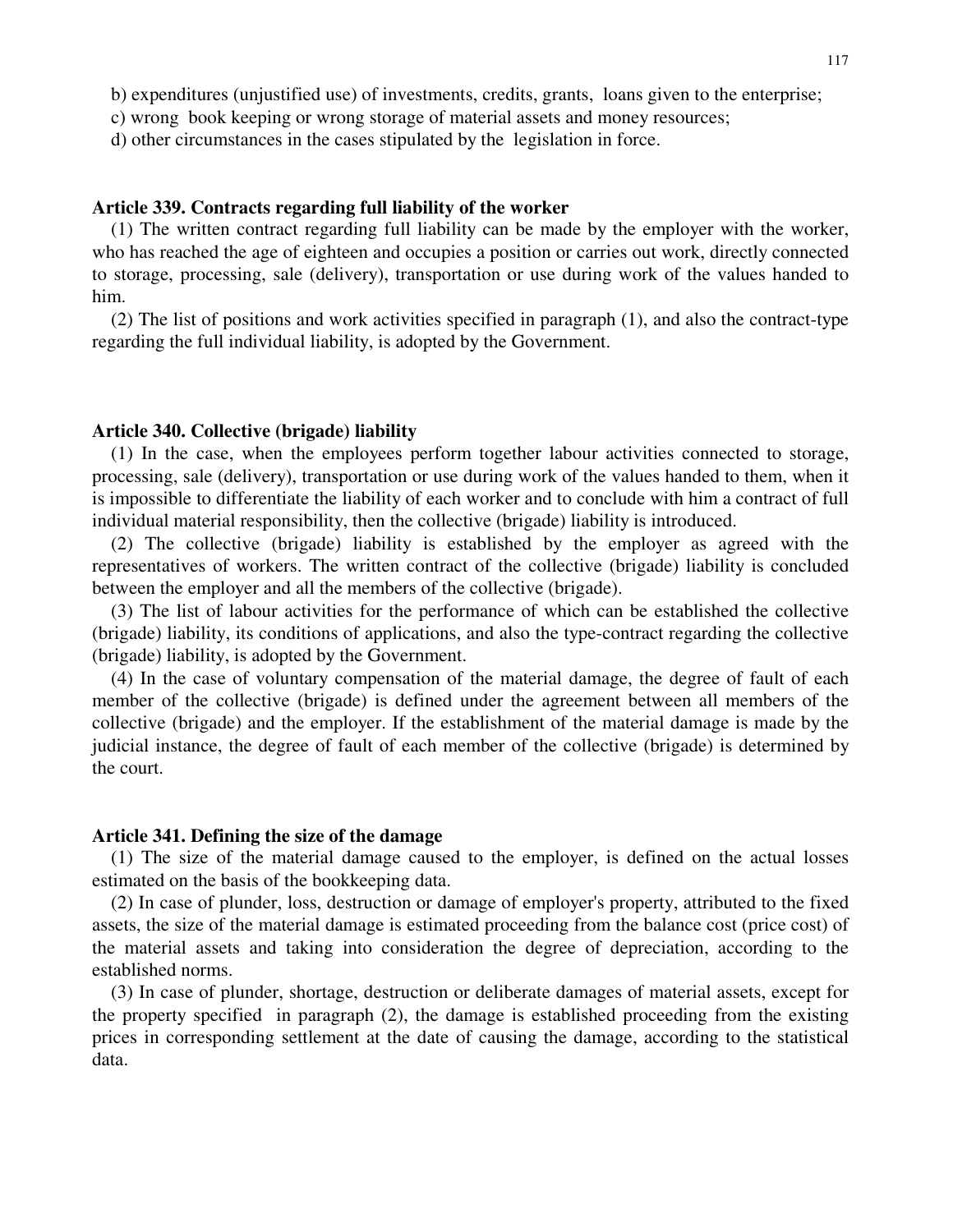b) expenditures (unjustified use) of investments, credits, grants, loans given to the enterprise;

c) wrong book keeping or wrong storage of material assets and money resources;

d) other circumstances in the cases stipulated by the legislation in force.

### Article 339. Contracts regarding full liability of the worker

(1) The written contract regarding full liability can be made by the employer with the worker, who has reached the age of eighteen and occupies a position or carries out work, directly connected to storage, processing, sale (delivery), transportation or use during work of the values handed to him.

(2) The list of positions and work activities specified in paragraph (1), and also the contract-type regarding the full individual liability, is adopted by the Government.

### Article 340. Collective (brigade) liability

(1) In the case, when the employees perform together labour activities connected to storage, processing, sale (delivery), transportation or use during work of the values handed to them, when it is impossible to differentiate the liability of each worker and to conclude with him a contract of full individual material responsibility, then the collective (brigade) liability is introduced.

(2) The collective (brigade) liability is established by the employer as agreed with the representatives of workers. The written contract of the collective (brigade) liability is concluded between the employer and all the members of the collective (brigade).

(3) The list of labour activities for the performance of which can be established the collective (brigade) liability, its conditions of applications, and also the type-contract regarding the collective (brigade) liability, is adopted by the Government.

(4) In the case of voluntary compensation of the material damage, the degree of fault of each member of the collective (brigade) is defined under the agreement between all members of the collective (brigade) and the employer. If the establishment of the material damage is made by the judicial instance, the degree of fault of each member of the collective (brigade) is determined by the court.

### Article 341. Defining the size of the damage

(1) The size of the material damage caused to the employer, is defined on the actual losses estimated on the basis of the bookkeeping data.

(2) In case of plunder, loss, destruction or damage of employer's property, attributed to the fixed assets, the size of the material damage is estimated proceeding from the balance cost (price cost) of the material assets and taking into consideration the degree of depreciation, according to the established norms.

(3) In case of plunder, shortage, destruction or deliberate damages of material assets, except for the property specified in paragraph (2), the damage is established proceeding from the existing prices in corresponding settlement at the date of causing the damage, according to the statistical data.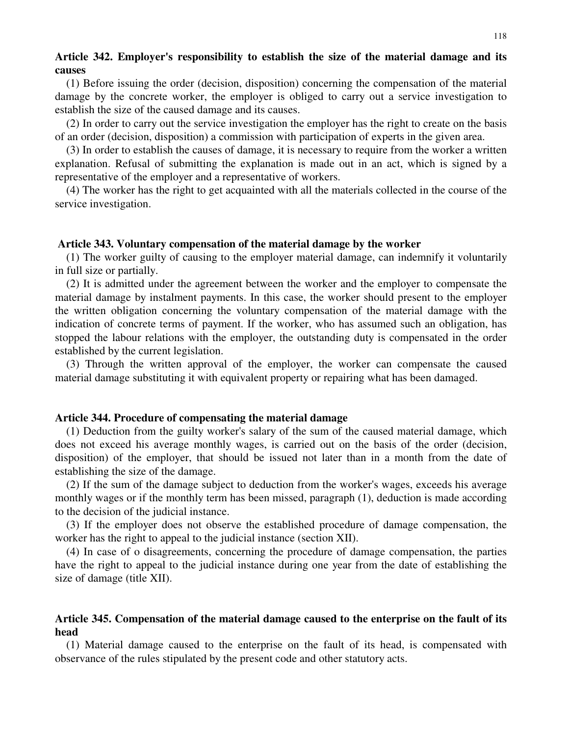**Article 342. Employer's responsibility to establish the size of the material damage and its causes**

(1) Before issuing the order (decision, disposition) concerning the compensation of the material damage by the concrete worker, the employer is obliged to carry out a service investigation to establish the size of the caused damage and its causes.

(2) In order to carry out the service investigation the employer has the right to create on the basis of an order (decision, disposition) a commission with participation of experts in the given area.

(3) In order to establish the causes of damage, it is necessary to require from the worker a written explanation. Refusal of submitting the explanation is made out in an act, which is signed by a representative of the employer and a representative of workers.

(4) The worker has the right to get acquainted with all the materials collected in the course of the service investigation.

**Article 343. Voluntary compensation of the material damage by the worker**

(1) The worker guilty of causing to the employer material damage, can indemnify it voluntarily in full size or partially.

(2) It is admitted under the agreement between the worker and the employer to compensate the material damage by instalment payments. In this case, the worker should present to the employer the written obligation concerning the voluntary compensation of the material damage with the indication of concrete terms of payment. If the worker, who has assumed such an obligation, has stopped the labour relations with the employer, the outstanding duty is compensated in the order established by the current legislation.

(3) Through the written approval of the employer, the worker can compensate the caused material damage substituting it with equivalent property or repairing what has been damaged.

**Article 344. Procedure of compensating the material damage**

(1) Deduction from the guilty worker's salary of the sum of the caused material damage, which does not exceed his average monthly wages, is carried out on the basis of the order (decision, disposition) of the employer, that should be issued not later than in a month from the date of establishing the size of the damage.

(2) If the sum of the damage subject to deduction from the worker's wages, exceeds his average monthly wages or if the monthly term has been missed, paragraph (1), deduction is made according to the decision of the judicial instance.

(3) If the employer does not observe the established procedure of damage compensation, the worker has the right to appeal to the judicial instance (section XII).

(4) In case of o disagreements, concerning the procedure of damage compensation, the parties have the right to appeal to the judicial instance during one year from the date of establishing the size of damage (title XII).

**Article 345. Compensation of the material damage caused to the enterprise on the fault of its head**

(1) Material damage caused to the enterprise on the fault of its head, is compensated with observance of the rules stipulated by the present code and other statutory acts.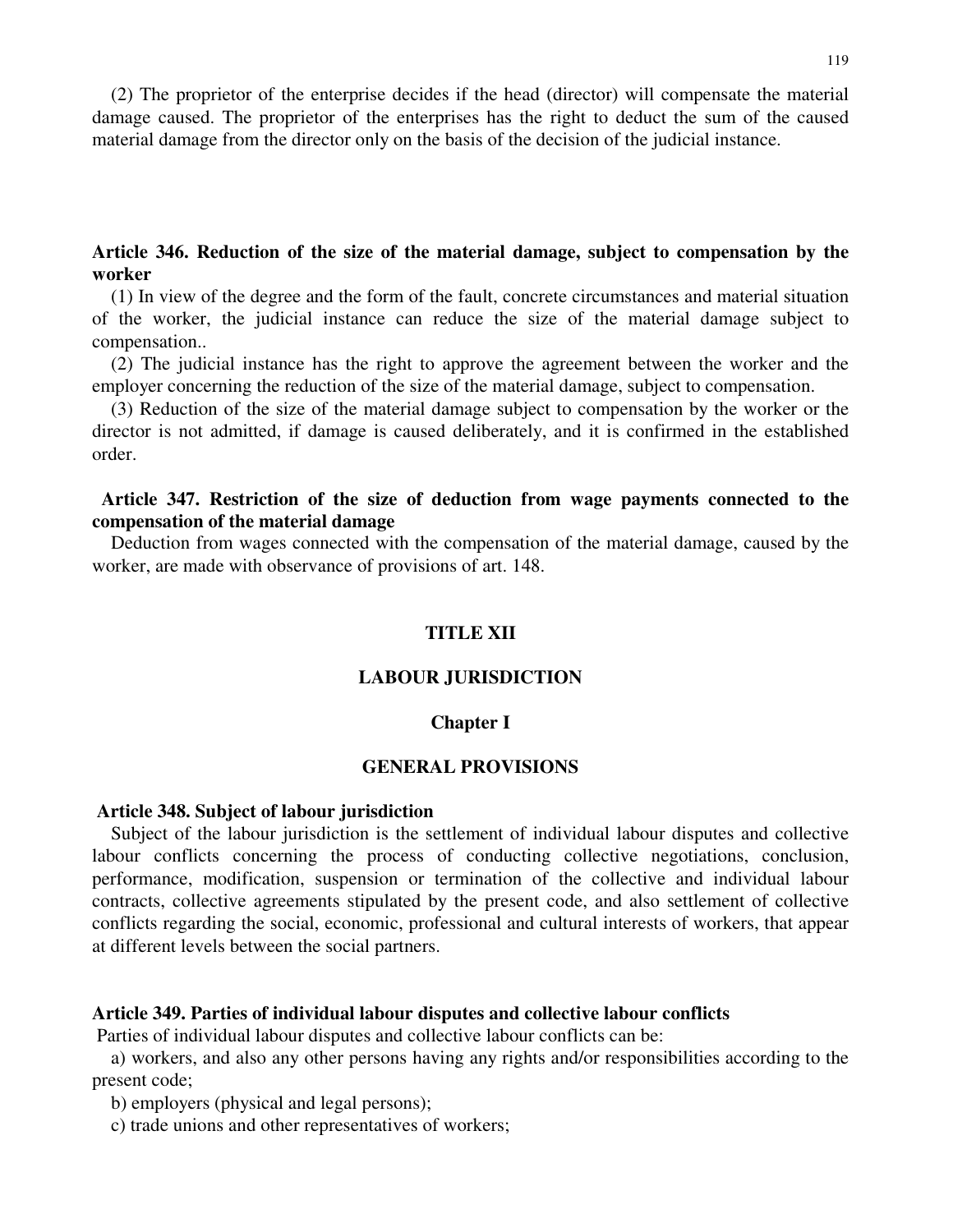(2) The proprietor of the enterprise decides if the head (director) will compensate the material damage caused. The proprietor of the enterprises has the right to deduct the sum of the caused material damage from the director only on the basis of the decision of the judicial instance.

**Article 346. Reduction of the size of the material damage, subject to compensation by the worker**

(1) In view of the degree and the form of the fault, concrete circumstances and material situation of the worker, the judicial instance can reduce the size of the material damage subject to compensation..

(2) The judicial instance has the right to approve the agreement between the worker and the employer concerning the reduction of the size of the material damage, subject to compensation.

(3) Reduction of the size of the material damage subject to compensation by the worker or the director is not admitted, if damage is caused deliberately, and it is confirmed in the established order.

**Article 347. Restriction of the size of deduction from wage payments connected to the compensation of the material damage**

Deduction from wages connected with the compensation of the material damage, caused by the worker, are made with observance of provisions of art. 148.

# TITLE XII

# LABOUR JURISDICTION

## Chapter I

## GENERAL PROVISIONS

**Article 348. Subject of labour jurisdiction**

Subject of the labour jurisdiction is the settlement of individual labour disputes and collective labour conflicts concerning the process of conducting collective negotiations, conclusion, performance, modification, suspension or termination of the collective and individual labour contracts, collective agreements stipulated by the present code, and also settlement of collective conflicts regarding the social, economic, professional and cultural interests of workers, that appear at different levels between the social partners.

**Article 349. Parties of individual labour disputes and collective labour conflicts**

Parties of individual labour disputes and collective labour conflicts can be:

a) workers, and also any other persons having any rights and/or responsibilities according to the present code;

b) employers (physical and legal persons);

c) trade unions and other representatives of workers;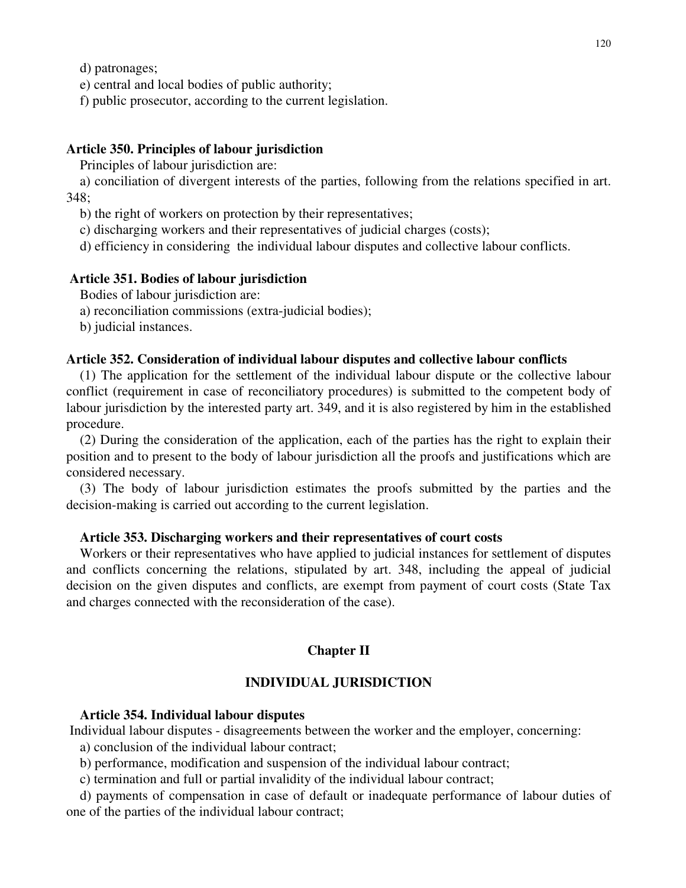d) patronages;

e) central and local bodies of public authority;

f) public prosecutor, according to the current legislation.

**Article 350. Principles of labour jurisdiction**

Principles of labour jurisdiction are:

a) conciliation of divergent interests of the parties, following from the relations specified in art. 348;

b) the right of workers on protection by their representatives;

c) discharging workers and their representatives of judicial charges (costs);

d) efficiency in considering the individual labour disputes and collective labour conflicts.

**Article 351. Bodies of labour jurisdiction**

Bodies of labour jurisdiction are:

a) reconciliation commissions (extra-judicial bodies);

b) judicial instances.

**Article 352. Consideration of individual labour disputes and collective labour conflicts**

(1) The application for the settlement of the individual labour dispute or the collective labour conflict (requirement in case of reconciliatory procedures) is submitted to the competent body of labour jurisdiction by the interested party art. 349, and it is also registered by him in the established procedure.

(2) During the consideration of the application, each of the parties has the right to explain their position and to present to the body of labour jurisdiction all the proofs and justifications which are considered necessary.

(3) The body of labour jurisdiction estimates the proofs submitted by the parties and the decision-making is carried out according to the current legislation.

**Article 353. Discharging workers and their representatives of court costs**

Workers or their representatives who have applied to judicial instances for settlement of disputes and conflicts concerning the relations, stipulated by art. 348, including the appeal of judicial decision on the given disputes and conflicts, are exempt from payment of court costs (State Tax and charges connected with the reconsideration of the case).

## Chapter II

## INDIVIDUAL JURISDICTION

**Article 354. Individual labour disputes**

Individual labour disputes - disagreements between the worker and the employer, concerning:

a) conclusion of the individual labour contract;

b) performance, modification and suspension of the individual labour contract;

c) termination and full or partial invalidity of the individual labour contract;

d) payments of compensation in case of default or inadequate performance of labour duties of one of the parties of the individual labour contract;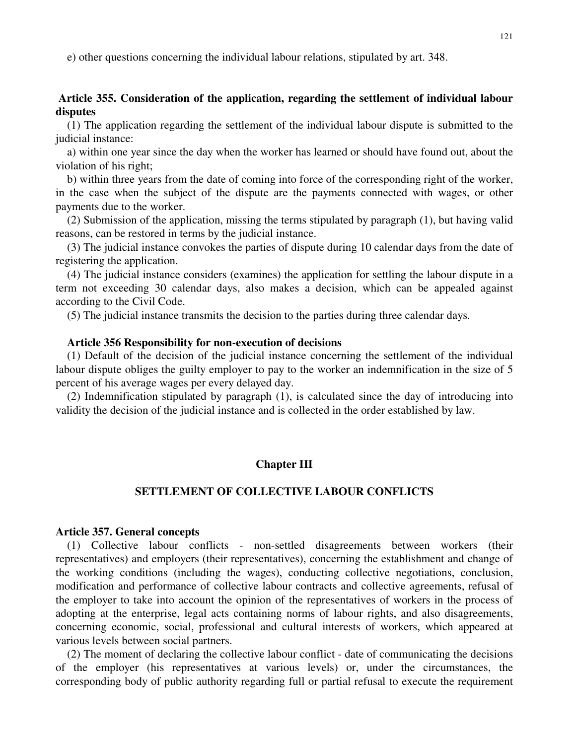e) other questions concerning the individual labour relations, stipulated by art. 348.

### Article 355. Consideration of the application, regarding the settlement of individual labour disputes

(1) The application regarding the settlement of the individual labour dispute is submitted to the judicial instance:

a) within one year since the day when the worker has learned or should have found out, about the violation of his right;

b) within three years from the date of coming into force of the corresponding right of the worker, in the case when the subject of the dispute are the payments connected with wages, or other payments due to the worker.

(2) Submission of the application, missing the terms stipulated by paragraph (1), but having valid reasons, can be restored in terms by the judicial instance.

(3) The judicial instance convokes the parties of dispute during 10 calendar days from the date of registering the application.

(4) The judicial instance considers (examines) the application for settling the labour dispute in a term not exceeding 30 calendar days, also makes a decision, which can be appealed against according to the Civil Code.

(5) The judicial instance transmits the decision to the parties during three calendar days.

### Article 356 Responsibility for non-execution of decisions

(1) Default of the decision of the judicial instance concerning the settlement of the individual labour dispute obliges the guilty employer to pay to the worker an indemnification in the size of 5 percent of his average wages per every delayed day.

(2) Indemnification stipulated by paragraph (1), is calculated since the day of introducing into validity the decision of the judicial instance and is collected in the order established by law.

## Chapter III

## SETTLEMENT OF COLLECTIVE LABOUR CONFLICTS

### Article 357. General concepts

(1) Collective labour conflicts - non-settled disagreements between workers (their representatives) and employers (their representatives), concerning the establishment and change of the working conditions (including the wages), conducting collective negotiations, conclusion, modification and performance of collective labour contracts and collective agreements, refusal of the employer to take into account the opinion of the representatives of workers in the process of adopting at the enterprise, legal acts containing norms of labour rights, and also disagreements, concerning economic, social, professional and cultural interests of workers, which appeared at various levels between social partners.

(2) The moment of declaring the collective labour conflict - date of communicating the decisions of the employer (his representatives at various levels) or, under the circumstances, the corresponding body of public authority regarding full or partial refusal to execute the requirement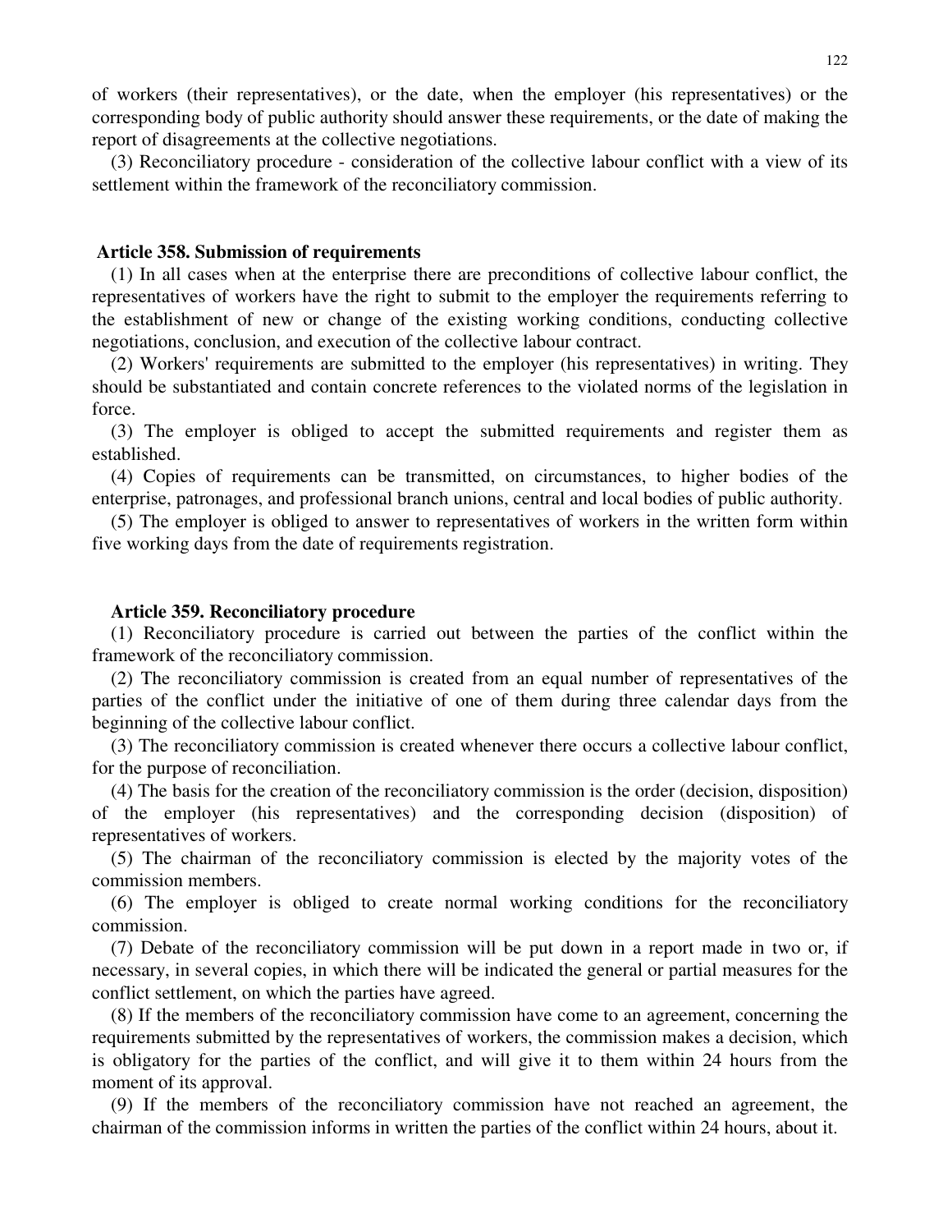of workers (their representatives), or the date, when the employer (his representatives) or the corresponding body of public authority should answer these requirements, or the date of making the report of disagreements at the collective negotiations.

(3) Reconciliatory procedure - consideration of the collective labour conflict with a view of its settlement within the framework of the reconciliatory commission.

### Article 358. Submission of requirements

(1) In all cases when at the enterprise there are preconditions of collective labour conflict, the representatives of workers have the right to submit to the employer the requirements referring to the establishment of new or change of the existing working conditions, conducting collective negotiations, conclusion, and execution of the collective labour contract.

(2) Workers' requirements are submitted to the employer (his representatives) in writing. They should be substantiated and contain concrete references to the violated norms of the legislation in force.

(3) The employer is obliged to accept the submitted requirements and register them as established.

(4) Copies of requirements can be transmitted, on circumstances, to higher bodies of the enterprise, patronages, and professional branch unions, central and local bodies of public authority.

(5) The employer is obliged to answer to representatives of workers in the written form within five working days from the date of requirements registration.

### Article 359. Reconciliatory procedure

(1) Reconciliatory procedure is carried out between the parties of the conflict within the framework of the reconciliatory commission.

(2) The reconciliatory commission is created from an equal number of representatives of the parties of the conflict under the initiative of one of them during three calendar days from the beginning of the collective labour conflict.

(3) The reconciliatory commission is created whenever there occurs a collective labour conflict, for the purpose of reconciliation.

(4) The basis for the creation of the reconciliatory commission is the order (decision, disposition) of the employer (his representatives) and the corresponding decision (disposition) of representatives of workers.

(5) The chairman of the reconciliatory commission is elected by the majority votes of the commission members.

(6) The employer is obliged to create normal working conditions for the reconciliatory commission.

(7) Debate of the reconciliatory commission will be put down in a report made in two or, if necessary, in several copies, in which there will be indicated the general or partial measures for the conflict settlement, on which the parties have agreed.

(8) If the members of the reconciliatory commission have come to an agreement, concerning the requirements submitted by the representatives of workers, the commission makes a decision, which is obligatory for the parties of the conflict, and will give it to them within 24 hours from the moment of its approval.

(9) If the members of the reconciliatory commission have not reached an agreement, the chairman of the commission informs in written the parties of the conflict within 24 hours, about it.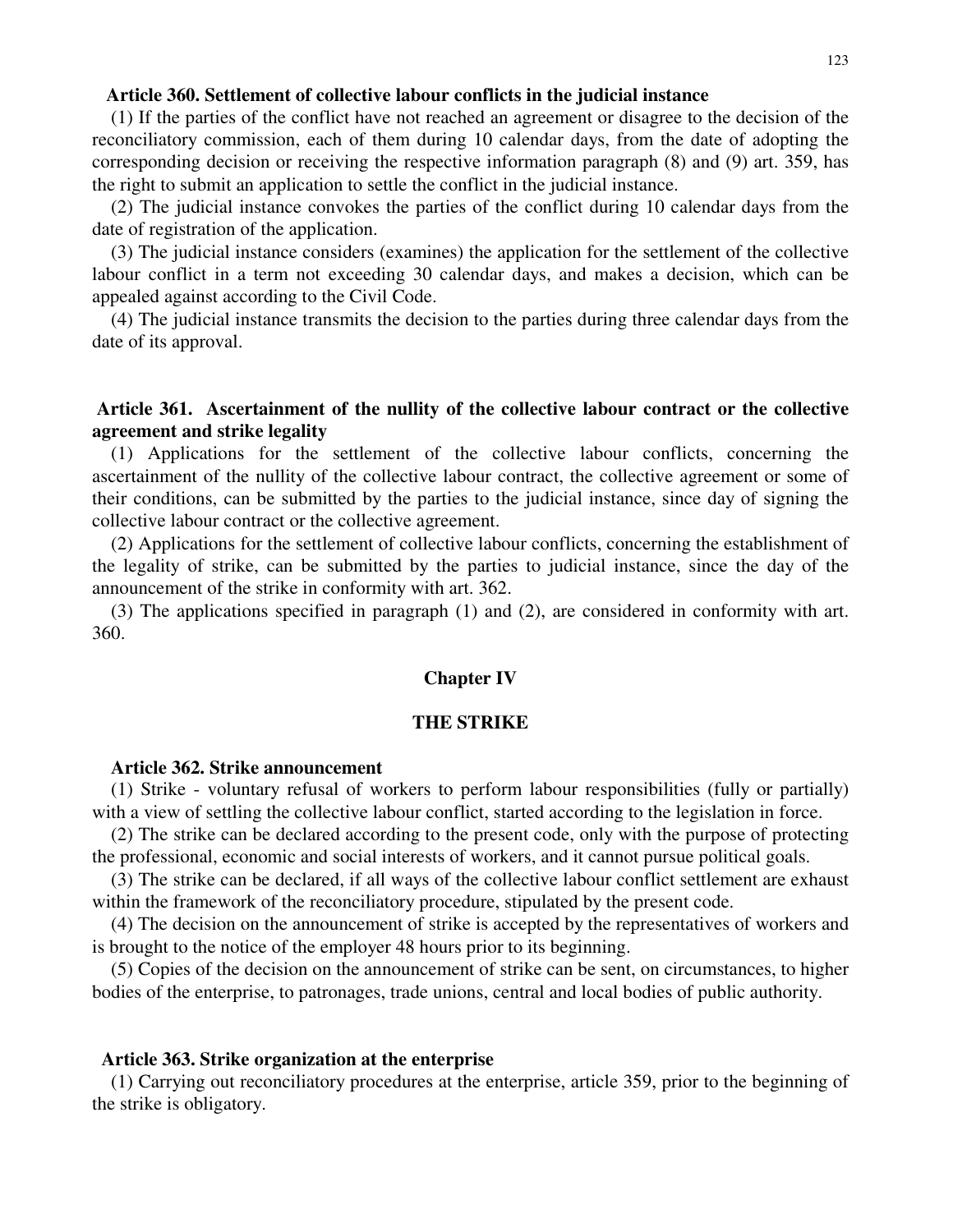**Article 360. Settlement of collective labour conflicts in the judicial instance**

(1) If the parties of the conflict have not reached an agreement or disagree to the decision of the reconciliatory commission, each of them during 10 calendar days, from the date of adopting the corresponding decision or receiving the respective information paragraph (8) and (9) art. 359, has the right to submit an application to settle the conflict in the judicial instance.

(2) The judicial instance convokes the parties of the conflict during 10 calendar days from the date of registration of the application.

(3) The judicial instance considers (examines) the application for the settlement of the collective labour conflict in a term not exceeding 30 calendar days, and makes a decision, which can be appealed against according to the Civil Code.

(4) The judicial instance transmits the decision to the parties during three calendar days from the date of its approval.

**Article 361. Ascertainment of the nullity of the collective labour contract or the collective agreement and strike legality**

(1) Applications for the settlement of the collective labour conflicts, concerning the ascertainment of the nullity of the collective labour contract, the collective agreement or some of their conditions, can be submitted by the parties to the judicial instance, since day of signing the collective labour contract or the collective agreement.

(2) Applications for the settlement of collective labour conflicts, concerning the establishment of the legality of strike, can be submitted by the parties to judicial instance, since the day of the announcement of the strike in conformity with art. 362.

(3) The applications specified in paragraph (1) and (2), are considered in conformity with art. 360.

## Chapter IV

## THE STRIKE

**Article 362. Strike announcement**

(1) Strike - voluntary refusal of workers to perform labour responsibilities (fully or partially) with a view of settling the collective labour conflict, started according to the legislation in force.

(2) The strike can be declared according to the present code, only with the purpose of protecting the professional, economic and social interests of workers, and it cannot pursue political goals.

(3) The strike can be declared, if all ways of the collective labour conflict settlement are exhaust within the framework of the reconciliatory procedure, stipulated by the present code.

(4) The decision on the announcement of strike is accepted by the representatives of workers and is brought to the notice of the employer 48 hours prior to its beginning.

(5) Copies of the decision on the announcement of strike can be sent, on circumstances, to higher bodies of the enterprise, to patronages, trade unions, central and local bodies of public authority.

**Article 363. Strike organization at the enterprise**

(1) Carrying out reconciliatory procedures at the enterprise, article 359, prior to the beginning of the strike is obligatory.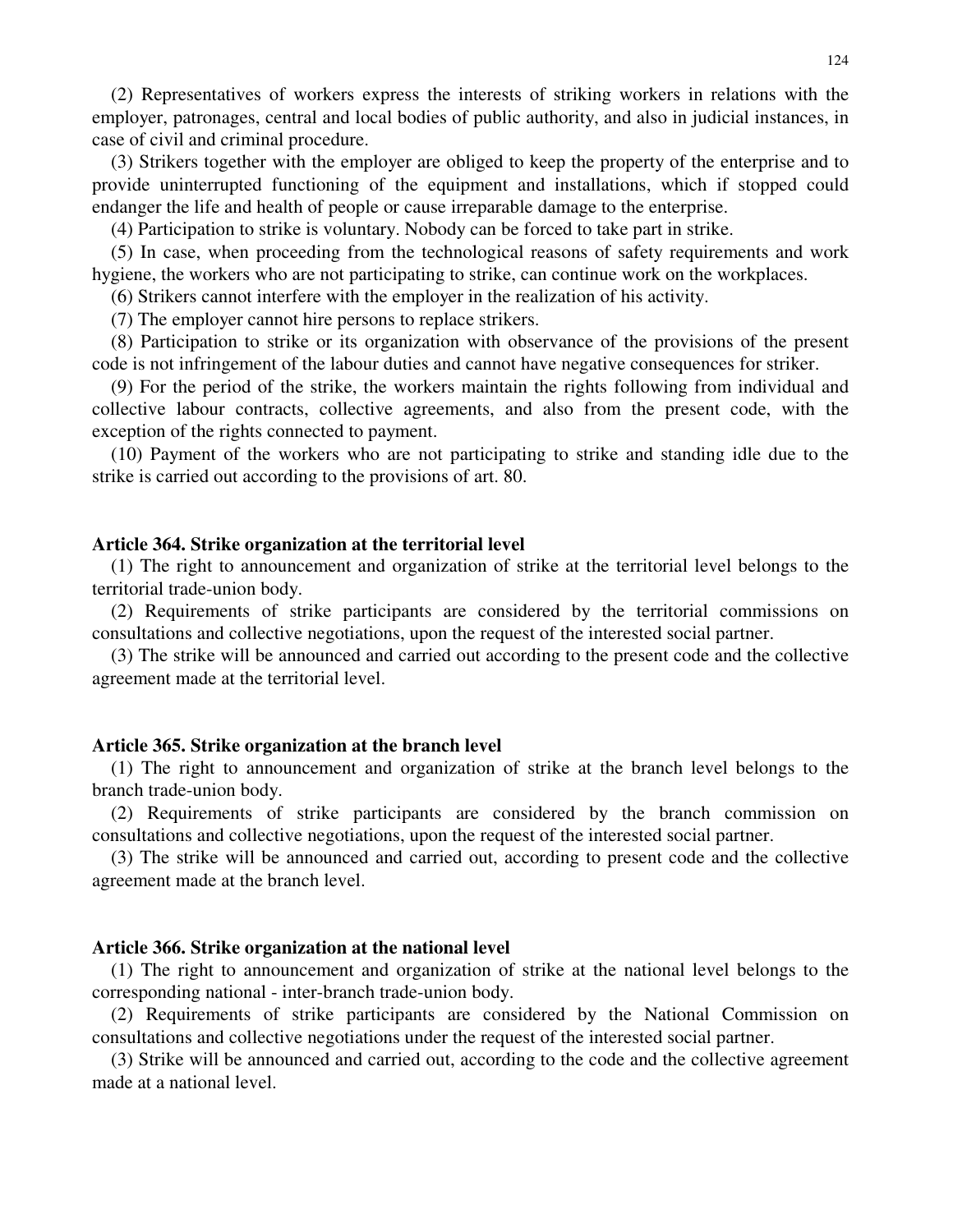(2) Representatives of workers express the interests of striking workers in relations with the employer, patronages, central and local bodies of public authority, and also in judicial instances, in case of civil and criminal procedure.

(3) Strikers together with the employer are obliged to keep the property of the enterprise and to provide uninterrupted functioning of the equipment and installations, which if stopped could endanger the life and health of people or cause irreparable damage to the enterprise.

(4) Participation to strike is voluntary. Nobody can be forced to take part in strike.

(5) In case, when proceeding from the technological reasons of safety requirements and work hygiene, the workers who are not participating to strike, can continue work on the workplaces.

(6) Strikers cannot interfere with the employer in the realization of his activity.

(7) The employer cannot hire persons to replace strikers.

(8) Participation to strike or its organization with observance of the provisions of the present code is not infringement of the labour duties and cannot have negative consequences for striker.

(9) For the period of the strike, the workers maintain the rights following from individual and collective labour contracts, collective agreements, and also from the present code, with the exception of the rights connected to payment.

(10) Payment of the workers who are not participating to strike and standing idle due to the strike is carried out according to the provisions of art. 80.

**Article 364. Strike organization at the territorial level**

(1) The right to announcement and organization of strike at the territorial level belongs to the territorial trade-union body.

(2) Requirements of strike participants are considered by the territorial commissions on consultations and collective negotiations, upon the request of the interested social partner.

(3) The strike will be announced and carried out according to the present code and the collective agreement made at the territorial level.

**Article 365. Strike organization at the branch level**

(1) The right to announcement and organization of strike at the branch level belongs to the branch trade-union body.

(2) Requirements of strike participants are considered by the branch commission on consultations and collective negotiations, upon the request of the interested social partner.

(3) The strike will be announced and carried out, according to present code and the collective agreement made at the branch level.

**Article 366. Strike organization at the national level**

(1) The right to announcement and organization of strike at the national level belongs to the corresponding national - inter-branch trade-union body.

(2) Requirements of strike participants are considered by the National Commission on consultations and collective negotiations under the request of the interested social partner.

(3) Strike will be announced and carried out, according to the code and the collective agreement made at a national level.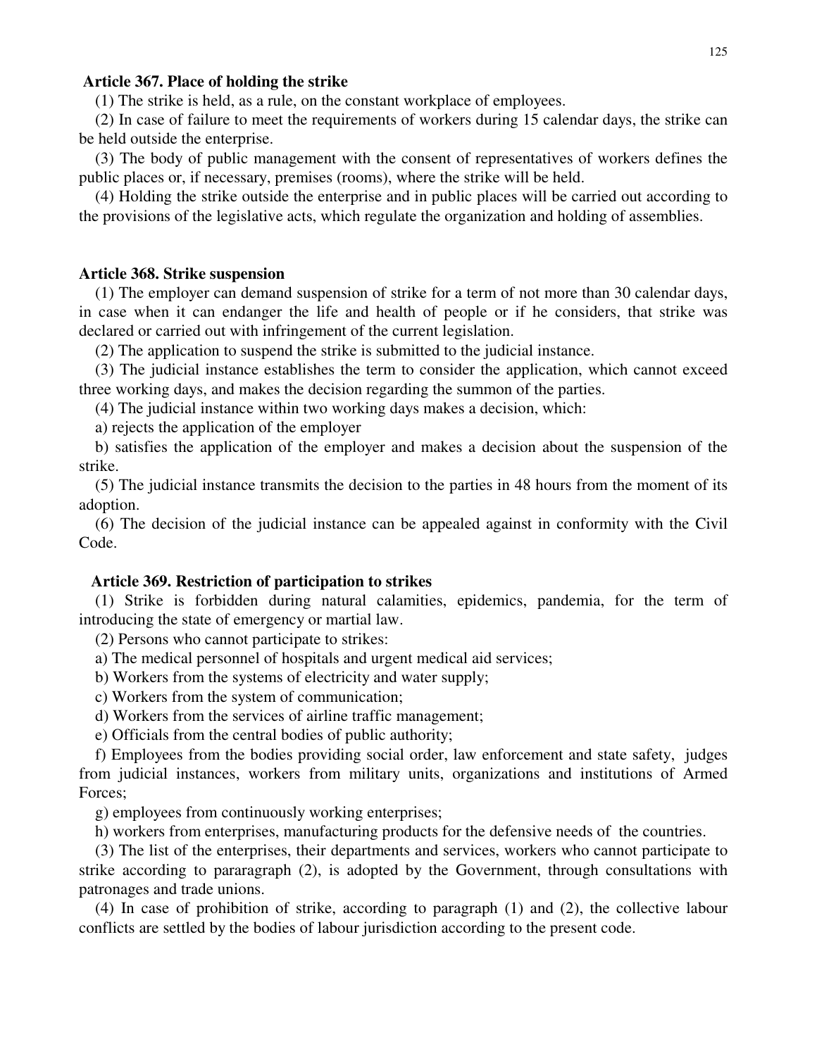**Article 367. Place of holding the strike**

(1) The strike is held, as a rule, on the constant workplace of employees.

(2) In case of failure to meet the requirements of workers during 15 calendar days, the strike can be held outside the enterprise.

(3) The body of public management with the consent of representatives of workers defines the public places or, if necessary, premises (rooms), where the strike will be held.

(4) Holding the strike outside the enterprise and in public places will be carried out according to the provisions of the legislative acts, which regulate the organization and holding of assemblies.

**Article 368. Strike suspension**

(1) The employer can demand suspension of strike for a term of not more than 30 calendar days, in case when it can endanger the life and health of people or if he considers, that strike was declared or carried out with infringement of the current legislation.

(2) The application to suspend the strike is submitted to the judicial instance.

(3) The judicial instance establishes the term to consider the application, which cannot exceed three working days, and makes the decision regarding the summon of the parties.

(4) The judicial instance within two working days makes a decision, which:

a) rejects the application of the employer

b) satisfies the application of the employer and makes a decision about the suspension of the strike.

(5) The judicial instance transmits the decision to the parties in 48 hours from the moment of its adoption.

(6) The decision of the judicial instance can be appealed against in conformity with the Civil Code.

**Article 369. Restriction of participation to strikes**

(1) Strike is forbidden during natural calamities, epidemics, pandemia, for the term of introducing the state of emergency or martial law.

(2) Persons who cannot participate to strikes:

a) The medical personnel of hospitals and urgent medical aid services;

b) Workers from the systems of electricity and water supply;

c) Workers from the system of communication;

d) Workers from the services of airline traffic management;

e) Officials from the central bodies of public authority;

f) Employees from the bodies providing social order, law enforcement and state safety, judges from judicial instances, workers from military units, organizations and institutions of Armed Forces;

g) employees from continuously working enterprises;

h) workers from enterprises, manufacturing products for the defensive needs of the countries.

(3) The list of the enterprises, their departments and services, workers who cannot participate to strike according to pararagraph (2), is adopted by the Government, through consultations with patronages and trade unions.

(4) In case of prohibition of strike, according to paragraph (1) and (2), the collective labour conflicts are settled by the bodies of labour jurisdiction according to the present code.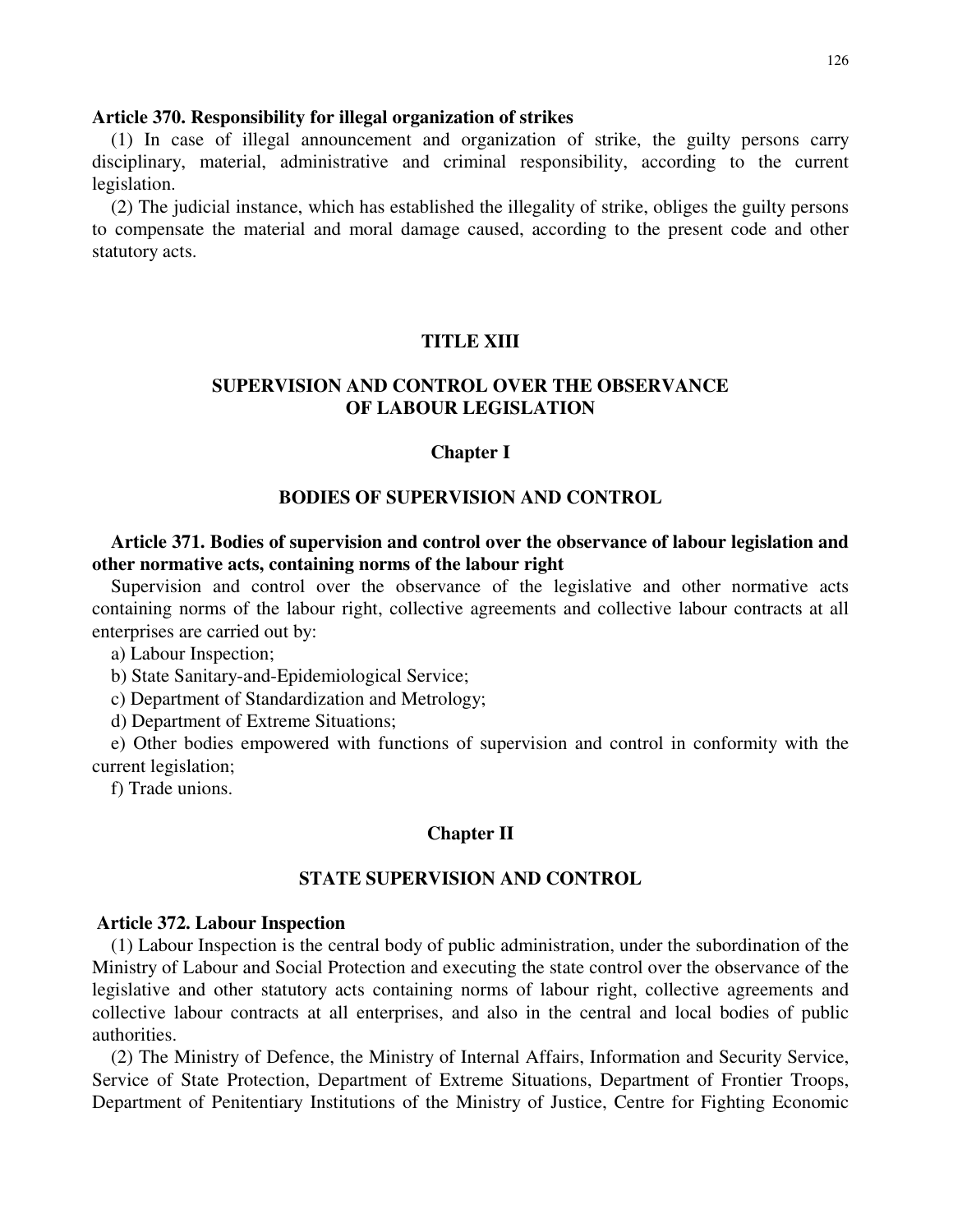**Article 370. Responsibility for illegal organization of strikes**

(1) In case of illegal announcement and organization of strike, the guilty persons carry disciplinary, material, administrative and criminal responsibility, according to the current legislation.

(2) The judicial instance, which has established the illegality of strike, obliges the guilty persons to compensate the material and moral damage caused, according to the present code and other statutory acts.

# TITLE XIII

# SUPERVISION AND CONTROL OVER THE OBSERVANCE OF LABOUR LEGISLATION

## Chapter I

## BODIES OF SUPERVISION AND CONTROL

**Article 371. Bodies of supervision and control over the observance of labour legislation and other normative acts, containing norms of the labour right**

Supervision and control over the observance of the legislative and other normative acts containing norms of the labour right, collective agreements and collective labour contracts at all enterprises are carried out by:

a) Labour Inspection;

b) State Sanitary-and-Epidemiological Service;

c) Department of Standardization and Metrology;

d) Department of Extreme Situations;

e) Other bodies empowered with functions of supervision and control in conformity with the current legislation;

f) Trade unions.

## Chapter II

## STATE SUPERVISION AND CONTROL

**Article 372. Labour Inspection**

(1) Labour Inspection is the central body of public administration, under the subordination of the Ministry of Labour and Social Protection and executing the state control over the observance of the legislative and other statutory acts containing norms of labour right, collective agreements and collective labour contracts at all enterprises, and also in the central and local bodies of public authorities.

(2) The Ministry of Defence, the Ministry of Internal Affairs, Information and Security Service, Service of State Protection, Department of Extreme Situations, Department of Frontier Troops, Department of Penitentiary Institutions of the Ministry of Justice, Centre for Fighting Economic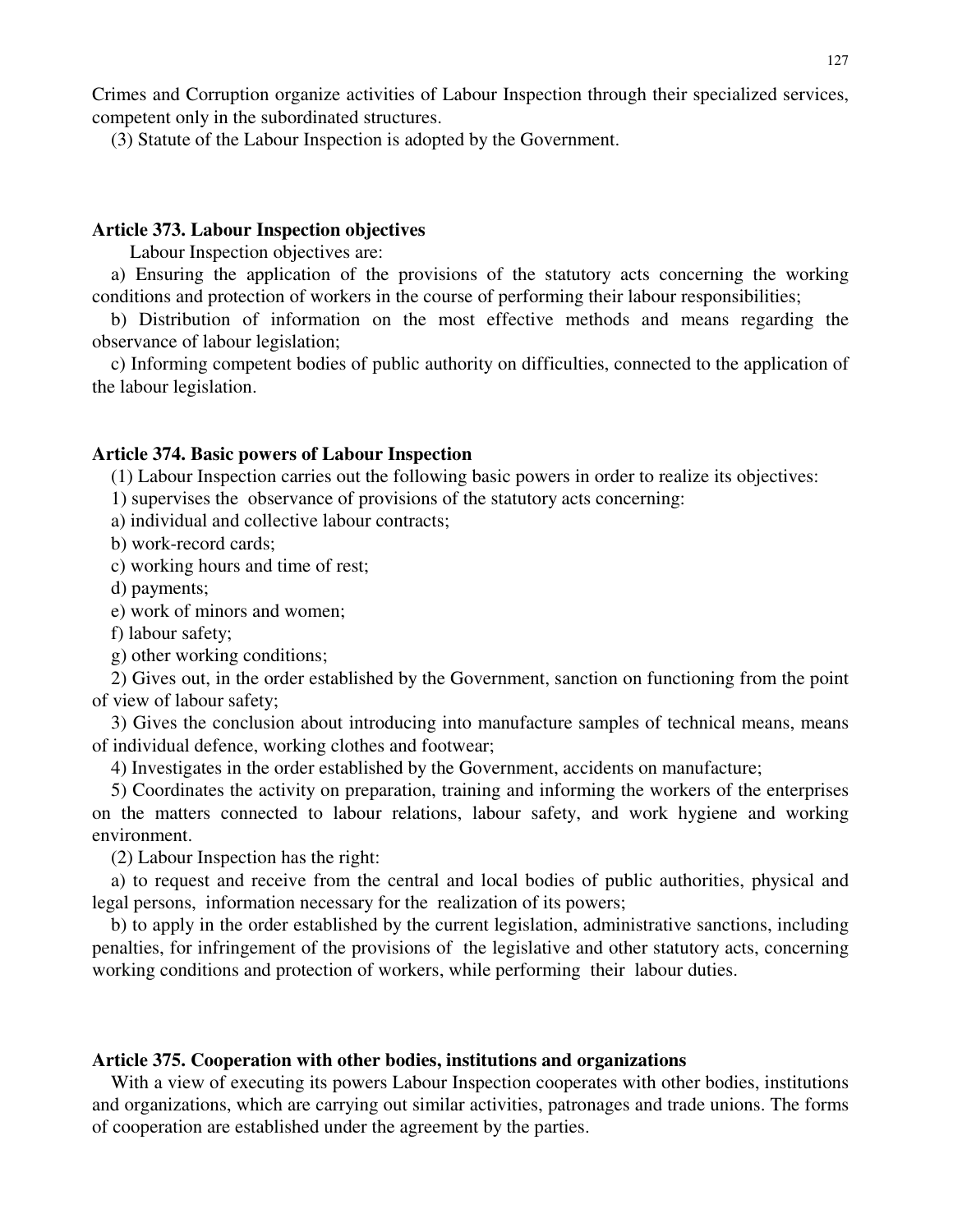Crimes and Corruption organize activities of Labour Inspection through their specialized services, competent only in the subordinated structures.

(3) Statute of the Labour Inspection is adopted by the Government.

**Article 373. Labour Inspection objectives**

Labour Inspection objectives are:

a) Ensuring the application of the provisions of the statutory acts concerning the working conditions and protection of workers in the course of performing their labour responsibilities;

b) Distribution of information on the most effective methods and means regarding the observance of labour legislation;

c) Informing competent bodies of public authority on difficulties, connected to the application of the labour legislation.

**Article 374. Basic powers of Labour Inspection**

(1) Labour Inspection carries out the following basic powers in order to realize its objectives:

1) supervises the observance of provisions of the statutory acts concerning:

a) individual and collective labour contracts;

b) work-record cards;

c) working hours and time of rest;

d) payments;

e) work of minors and women;

f) labour safety;

g) other working conditions;

2) Gives out, in the order established by the Government, sanction on functioning from the point of view of labour safety;

3) Gives the conclusion about introducing into manufacture samples of technical means, means of individual defence, working clothes and footwear;

4) Investigates in the order established by the Government, accidents on manufacture;

5) Coordinates the activity on preparation, training and informing the workers of the enterprises on the matters connected to labour relations, labour safety, and work hygiene and working environment.

(2) Labour Inspection has the right:

a) to request and receive from the central and local bodies of public authorities, physical and legal persons, information necessary for the realization of its powers;

b) to apply in the order established by the current legislation, administrative sanctions, including penalties, for infringement of the provisions of the legislative and other statutory acts, concerning working conditions and protection of workers, while performing their labour duties.

**Article 375. Cooperation with other bodies, institutions and organizations**

With a view of executing its powers Labour Inspection cooperates with other bodies, institutions and organizations, which are carrying out similar activities, patronages and trade unions. The forms of cooperation are established under the agreement by the parties.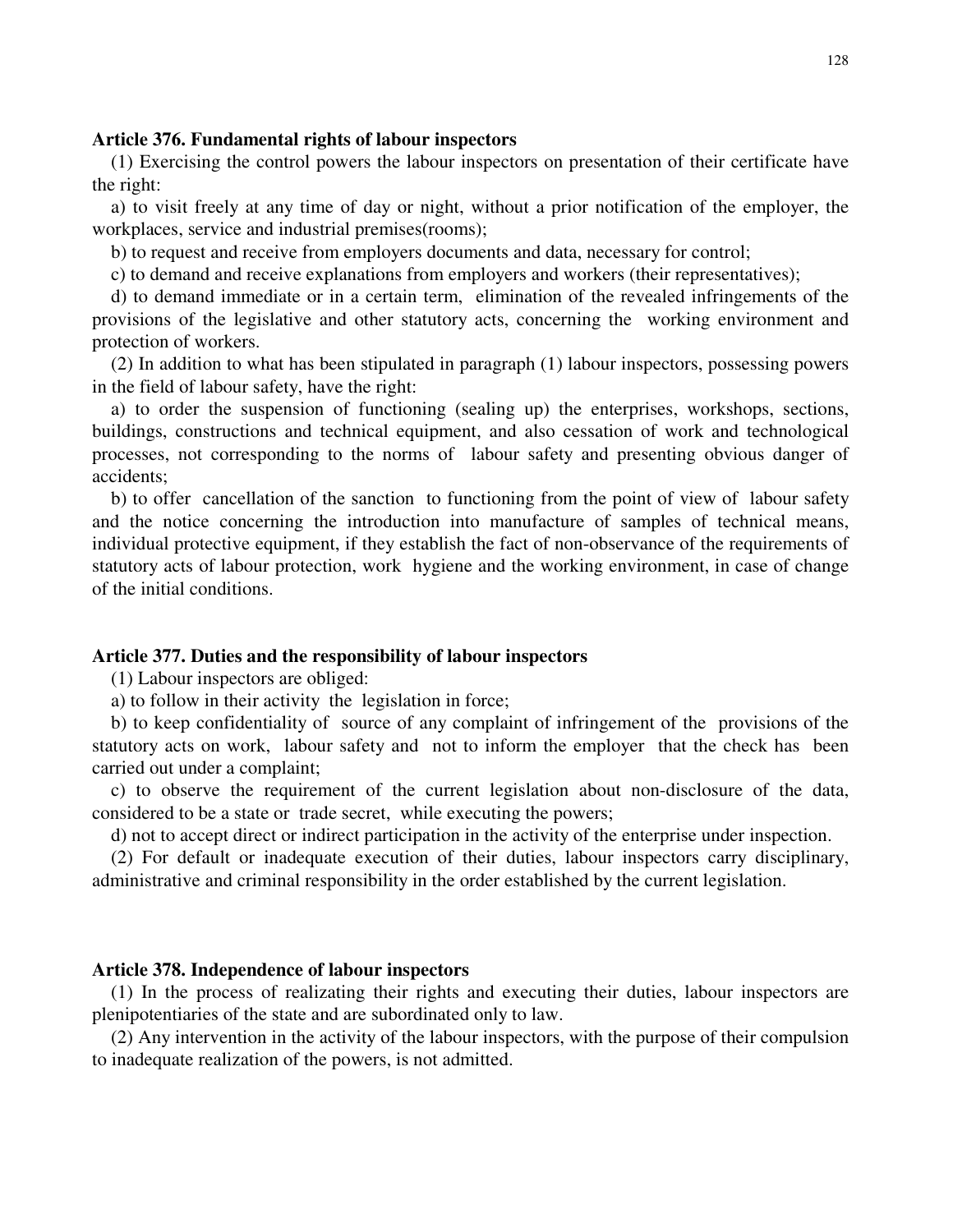**Article 376. Fundamental rights of labour inspectors**

(1) Exercising the control powers the labour inspectors on presentation of their certificate have the right:

a) to visit freely at any time of day or night, without a prior notification of the employer, the workplaces, service and industrial premises(rooms);

b) to request and receive from employers documents and data, necessary for control;

c) to demand and receive explanations from employers and workers (their representatives);

d) to demand immediate or in a certain term, elimination of the revealed infringements of the provisions of the legislative and other statutory acts, concerning the working environment and protection of workers.

(2) In addition to what has been stipulated in paragraph (1) labour inspectors, possessing powers in the field of labour safety, have the right:

a) to order the suspension of functioning (sealing up) the enterprises, workshops, sections, buildings, constructions and technical equipment, and also cessation of work and technological processes, not corresponding to the norms of labour safety and presenting obvious danger of accidents;

b) to offer cancellation of the sanction to functioning from the point of view of labour safety and the notice concerning the introduction into manufacture of samples of technical means, individual protective equipment, if they establish the fact of non-observance of the requirements of statutory acts of labour protection, work hygiene and the working environment, in case of change of the initial conditions.

**Article 377. Duties and the responsibility of labour inspectors**

(1) Labour inspectors are obliged:

a) to follow in their activity the legislation in force;

b) to keep confidentiality of source of any complaint of infringement of the provisions of the statutory acts on work, labour safety and not to inform the employer that the check has been carried out under a complaint;

c) to observe the requirement of the current legislation about non-disclosure of the data, considered to be a state or trade secret, while executing the powers;

d) not to accept direct or indirect participation in the activity of the enterprise under inspection.

(2) For default or inadequate execution of their duties, labour inspectors carry disciplinary, administrative and criminal responsibility in the order established by the current legislation.

**Article 378. Independence of labour inspectors**

(1) In the process of realizating their rights and executing their duties, labour inspectors are plenipotentiaries of the state and are subordinated only to law.

(2) Any intervention in the activity of the labour inspectors, with the purpose of their compulsion to inadequate realization of the powers, is not admitted.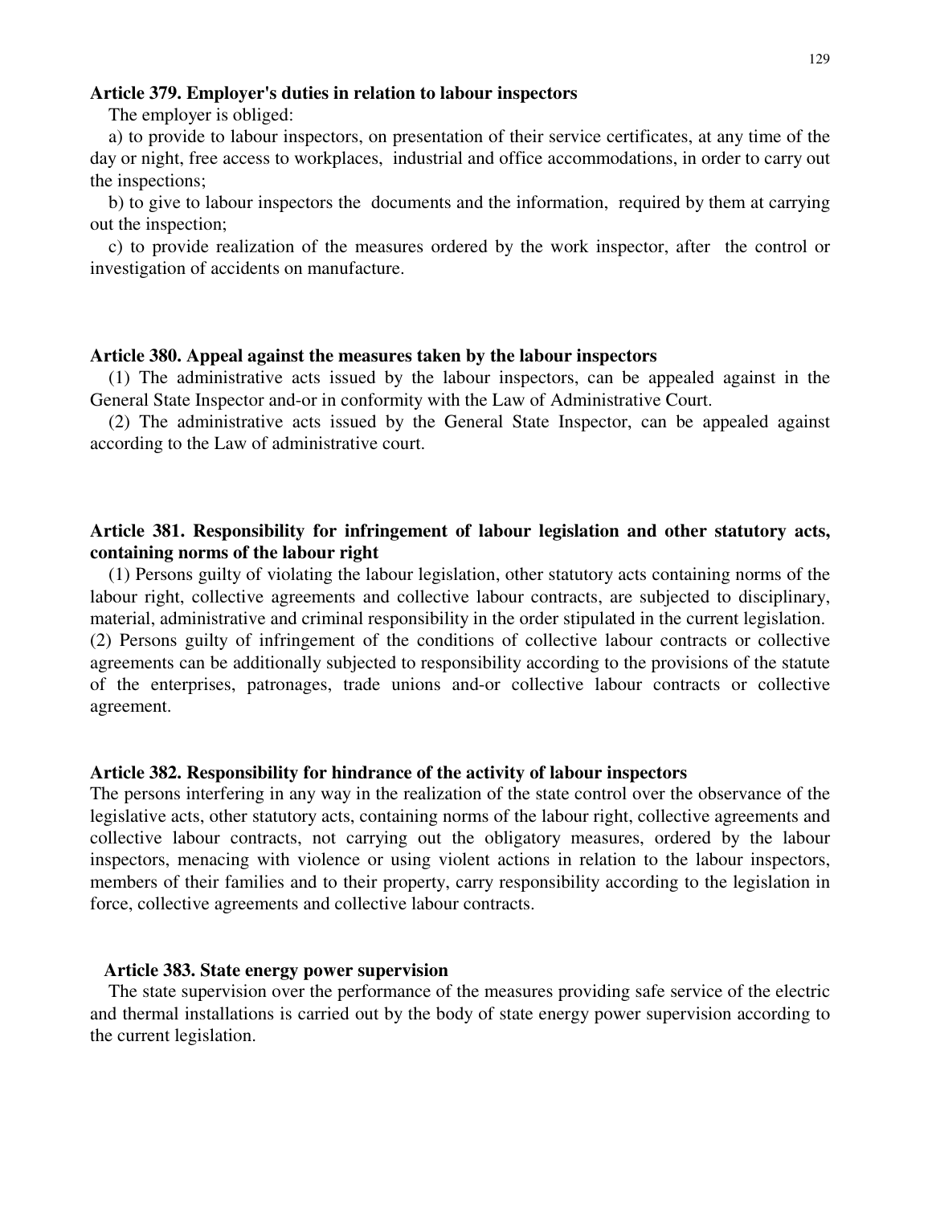**Article 379. Employer's duties in relation to labour inspectors**

The employer is obliged:

a) to provide to labour inspectors, on presentation of their service certificates, at any time of the day or night, free access to workplaces, industrial and office accommodations, in order to carry out the inspections;

b) to give to labour inspectors the documents and the information, required by them at carrying out the inspection;

c) to provide realization of the measures ordered by the work inspector, after the control or investigation of accidents on manufacture.

**Article 380. Appeal against the measures taken by the labour inspectors**

(1) The administrative acts issued by the labour inspectors, can be appealed against in the General State Inspector and-or in conformity with the Law of Administrative Court.

(2) The administrative acts issued by the General State Inspector, can be appealed against according to the Law of administrative court.

**Article 381. Responsibility for infringement of labour legislation and other statutory acts, containing norms of the labour right**

(1) Persons guilty of violating the labour legislation, other statutory acts containing norms of the labour right, collective agreements and collective labour contracts, are subjected to disciplinary, material, administrative and criminal responsibility in the order stipulated in the current legislation.

(2) Persons guilty of infringement of the conditions of collective labour contracts or collective agreements can be additionally subjected to responsibility according to the provisions of the statute of the enterprises, patronages, trade unions and-or collective labour contracts or collective agreement.

**Article 382. Responsibility for hindrance of the activity of labour inspectors**

The persons interfering in any way in the realization of the state control over the observance of the legislative acts, other statutory acts, containing norms of the labour right, collective agreements and collective labour contracts, not carrying out the obligatory measures, ordered by the labour inspectors, menacing with violence or using violent actions in relation to the labour inspectors, members of their families and to their property, carry responsibility according to the legislation in force, collective agreements and collective labour contracts.

**Article 383. State energy power supervision**

The state supervision over the performance of the measures providing safe service of the electric and thermal installations is carried out by the body of state energy power supervision according to the current legislation.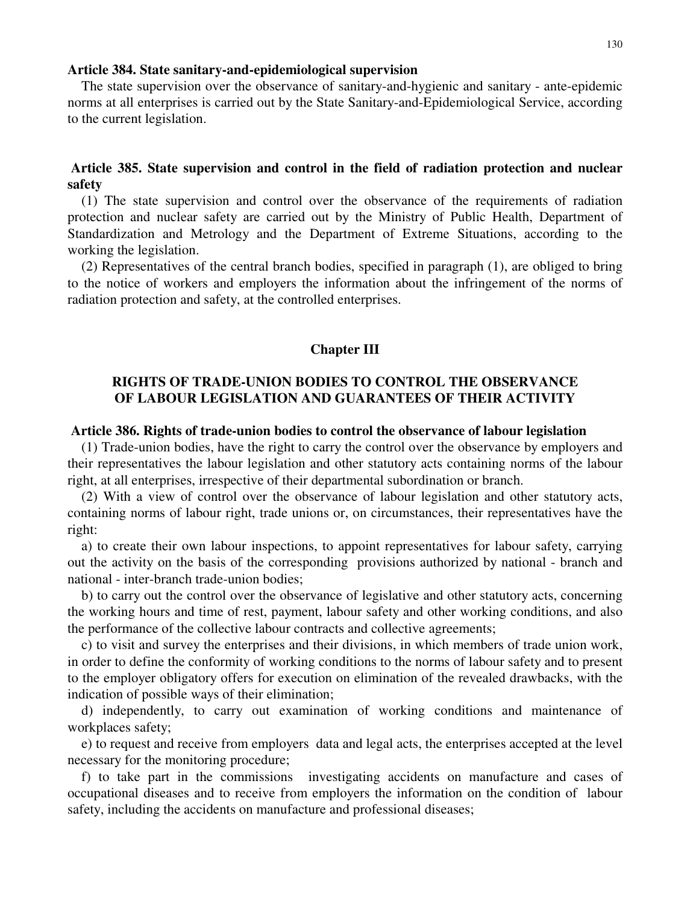**Article 384. State sanitary-and-epidemiological supervision**

The state supervision over the observance of sanitary-and-hygienic and sanitary - ante-epidemic norms at all enterprises is carried out by the State Sanitary-and-Epidemiological Service, according to the current legislation.

**Article 385. State supervision and control in the field of radiation protection and nuclear safety**

(1) The state supervision and control over the observance of the requirements of radiation protection and nuclear safety are carried out by the Ministry of Public Health, Department of Standardization and Metrology and the Department of Extreme Situations, according to the working the legislation.

(2) Representatives of the central branch bodies, specified in paragraph (1), are obliged to bring to the notice of workers and employers the information about the infringement of the norms of radiation protection and safety, at the controlled enterprises.

## Chapter III

## RIGHTS OF TRADE-UNION BODIES TO CONTROL THE OBSERVANCE OF LABOUR LEGISLATION AND GUARANTEES OF THEIR ACTIVITY

**Article 386. Rights of trade-union bodies to control the observance of labour legislation**

(1) Trade-union bodies, have the right to carry the control over the observance by employers and their representatives the labour legislation and other statutory acts containing norms of the labour right, at all enterprises, irrespective of their departmental subordination or branch.

(2) With a view of control over the observance of labour legislation and other statutory acts, containing norms of labour right, trade unions or, on circumstances, their representatives have the right:

a) to create their own labour inspections, to appoint representatives for labour safety, carrying out the activity on the basis of the corresponding provisions authorized by national - branch and national - inter-branch trade-union bodies;

b) to carry out the control over the observance of legislative and other statutory acts, concerning the working hours and time of rest, payment, labour safety and other working conditions, and also the performance of the collective labour contracts and collective agreements;

c) to visit and survey the enterprises and their divisions, in which members of trade union work, in order to define the conformity of working conditions to the norms of labour safety and to present to the employer obligatory offers for execution on elimination of the revealed drawbacks, with the indication of possible ways of their elimination;

d) independently, to carry out examination of working conditions and maintenance of workplaces safety;

e) to request and receive from employers data and legal acts, the enterprises accepted at the level necessary for the monitoring procedure;

f) to take part in the commissions investigating accidents on manufacture and cases of occupational diseases and to receive from employers the information on the condition of labour safety, including the accidents on manufacture and professional diseases;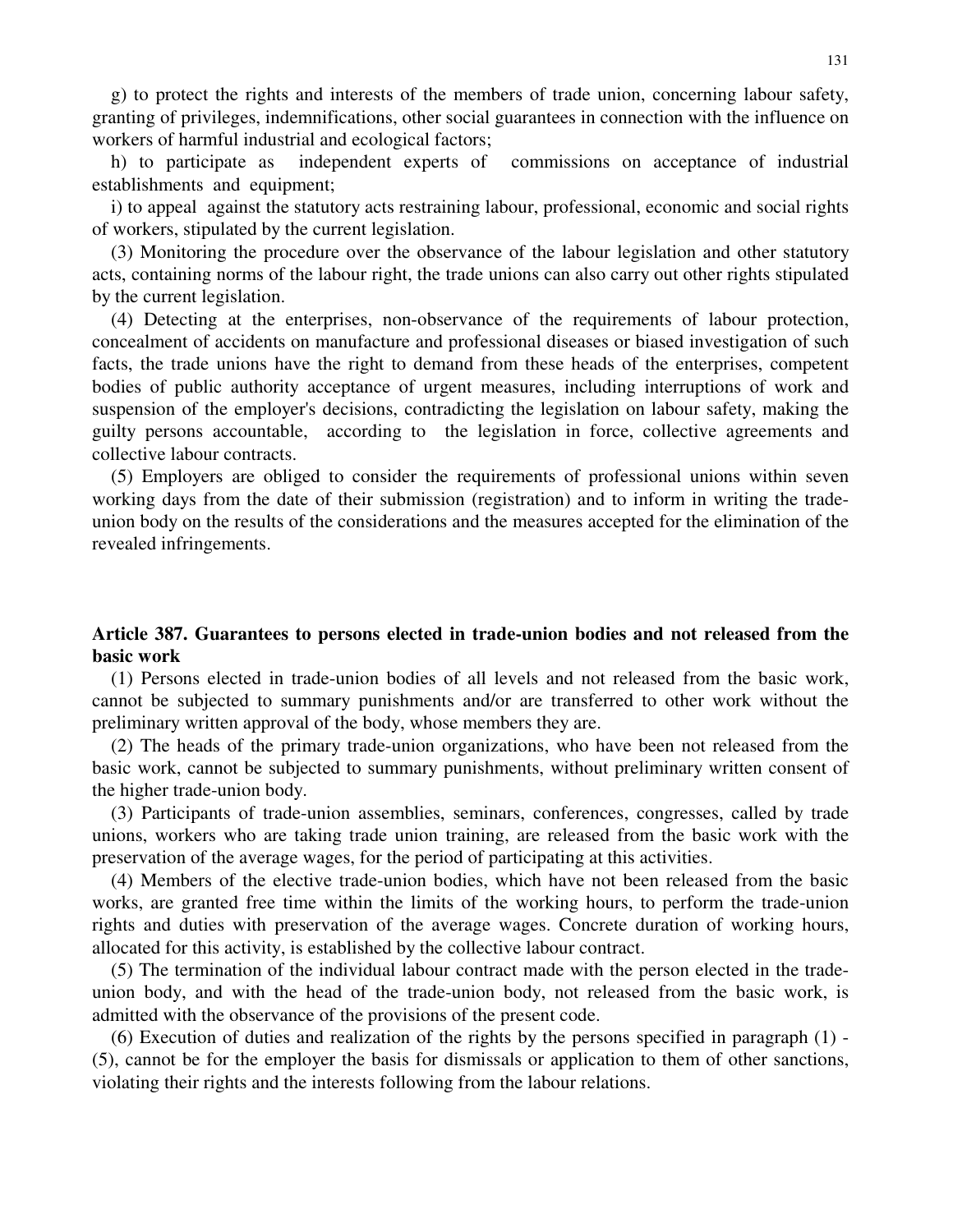g) to protect the rights and interests of the members of trade union, concerning labour safety, granting of privileges, indemnifications, other social guarantees in connection with the influence on workers of harmful industrial and ecological factors;

h) to participate as independent experts of commissions on acceptance of industrial establishments and equipment;

i) to appeal against the statutory acts restraining labour, professional, economic and social rights of workers, stipulated by the current legislation.

(3) Monitoring the procedure over the observance of the labour legislation and other statutory acts, containing norms of the labour right, the trade unions can also carry out other rights stipulated by the current legislation.

(4) Detecting at the enterprises, non-observance of the requirements of labour protection, concealment of accidents on manufacture and professional diseases or biased investigation of such facts, the trade unions have the right to demand from these heads of the enterprises, competent bodies of public authority acceptance of urgent measures, including interruptions of work and suspension of the employer's decisions, contradicting the legislation on labour safety, making the guilty persons accountable, according to the legislation in force, collective agreements and collective labour contracts.

(5) Employers are obliged to consider the requirements of professional unions within seven working days from the date of their submission (registration) and to inform in writing the trade-union body on the results of the considerations and the measures accepted for the elimination of the revealed infringements.

**Article 387. Guarantees to persons elected in trade-union bodies and not released from the basic work**

(1) Persons elected in trade-union bodies of all levels and not released from the basic work, cannot be subjected to summary punishments and/or are transferred to other work without the preliminary written approval of the body, whose members they are.

(2) The heads of the primary trade-union organizations, who have been not released from the basic work, cannot be subjected to summary punishments, without preliminary written consent of the higher trade-union body.

(3) Participants of trade-union assemblies, seminars, conferences, congresses, called by trade unions, workers who are taking trade union training, are released from the basic work with the preservation of the average wages, for the period of participating at this activities.

(4) Members of the elective trade-union bodies, which have not been released from the basic works, are granted free time within the limits of the working hours, to perform the trade-union rights and duties with preservation of the average wages. Concrete duration of working hours, allocated for this activity, is established by the collective labour contract.

(5) The termination of the individual labour contract made with the person elected in the trade-union body, and with the head of the trade-union body, not released from the basic work, is admitted with the observance of the provisions of the present code.

(6) Execution of duties and realization of the rights by the persons specified in paragraph (1) - (5), cannot be for the employer the basis for dismissals or application to them of other sanctions, violating their rights and the interests following from the labour relations.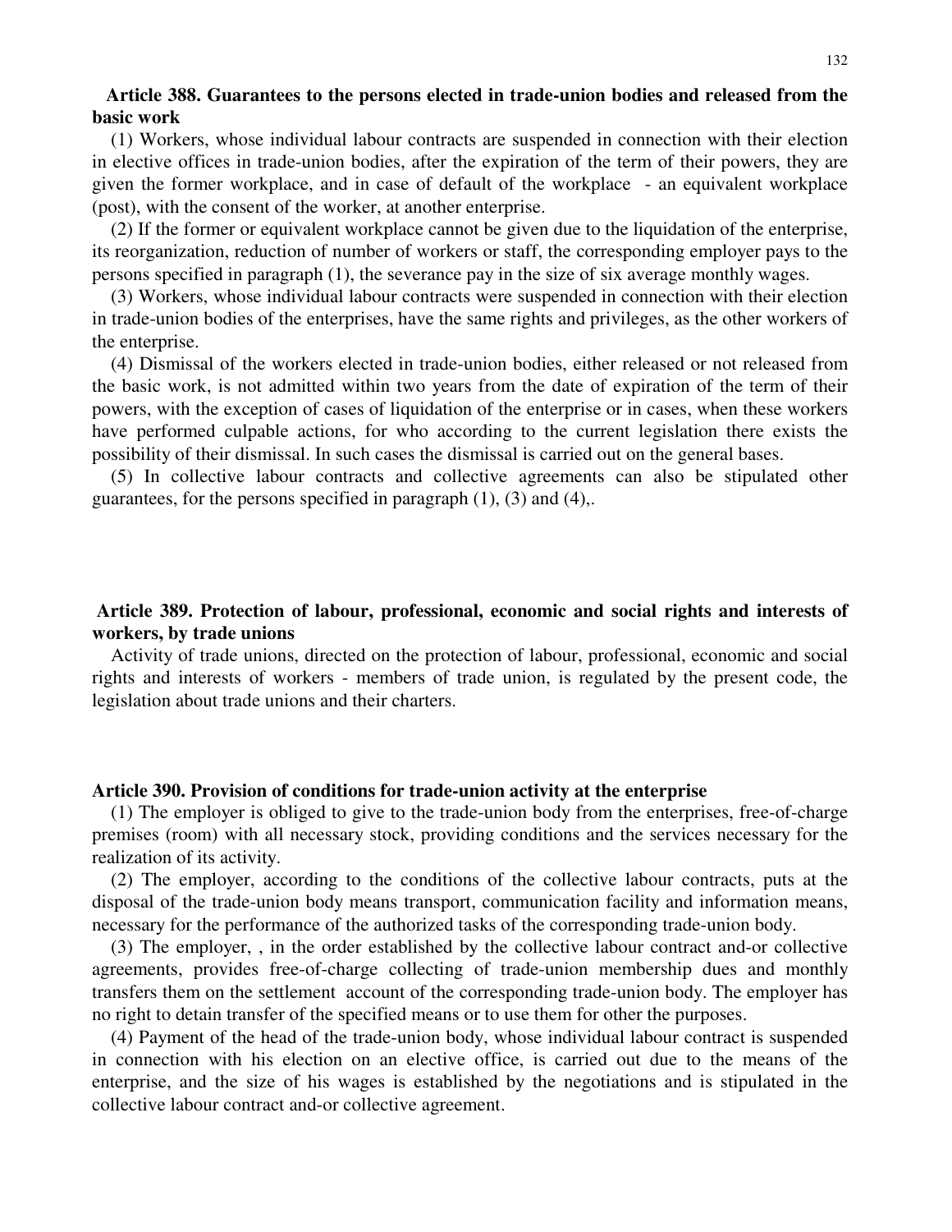## Article 388. Guarantees to the persons elected in trade-union bodies and released from the basic work

(1) Workers, whose individual labour contracts are suspended in connection with their election in elective offices in trade-union bodies, after the expiration of the term of their powers, they are given the former workplace, and in case of default of the workplace - an equivalent workplace (post), with the consent of the worker, at another enterprise.

(2) If the former or equivalent workplace cannot be given due to the liquidation of the enterprise, its reorganization, reduction of number of workers or staff, the corresponding employer pays to the persons specified in paragraph (1), the severance pay in the size of six average monthly wages.

(3) Workers, whose individual labour contracts were suspended in connection with their election in trade-union bodies of the enterprises, have the same rights and privileges, as the other workers of the enterprise.

(4) Dismissal of the workers elected in trade-union bodies, either released or not released from the basic work, is not admitted within two years from the date of expiration of the term of their powers, with the exception of cases of liquidation of the enterprise or in cases, when these workers have performed culpable actions, for who according to the current legislation there exists the possibility of their dismissal. In such cases the dismissal is carried out on the general bases.

(5) In collective labour contracts and collective agreements can also be stipulated other guarantees, for the persons specified in paragraph (1), (3) and (4),.

## Article 389. Protection of labour, professional, economic and social rights and interests of workers, by trade unions

Activity of trade unions, directed on the protection of labour, professional, economic and social rights and interests of workers - members of trade union, is regulated by the present code, the legislation about trade unions and their charters.

## Article 390. Provision of conditions for trade-union activity at the enterprise

(1) The employer is obliged to give to the trade-union body from the enterprises, free-of-charge premises (room) with all necessary stock, providing conditions and the services necessary for the realization of its activity.

(2) The employer, according to the conditions of the collective labour contracts, puts at the disposal of the trade-union body means transport, communication facility and information means, necessary for the performance of the authorized tasks of the corresponding trade-union body.

(3) The employer, , in the order established by the collective labour contract and-or collective agreements, provides free-of-charge collecting of trade-union membership dues and monthly transfers them on the settlement account of the corresponding trade-union body. The employer has no right to detain transfer of the specified means or to use them for other the purposes.

(4) Payment of the head of the trade-union body, whose individual labour contract is suspended in connection with his election on an elective office, is carried out due to the means of the enterprise, and the size of his wages is established by the negotiations and is stipulated in the collective labour contract and-or collective agreement.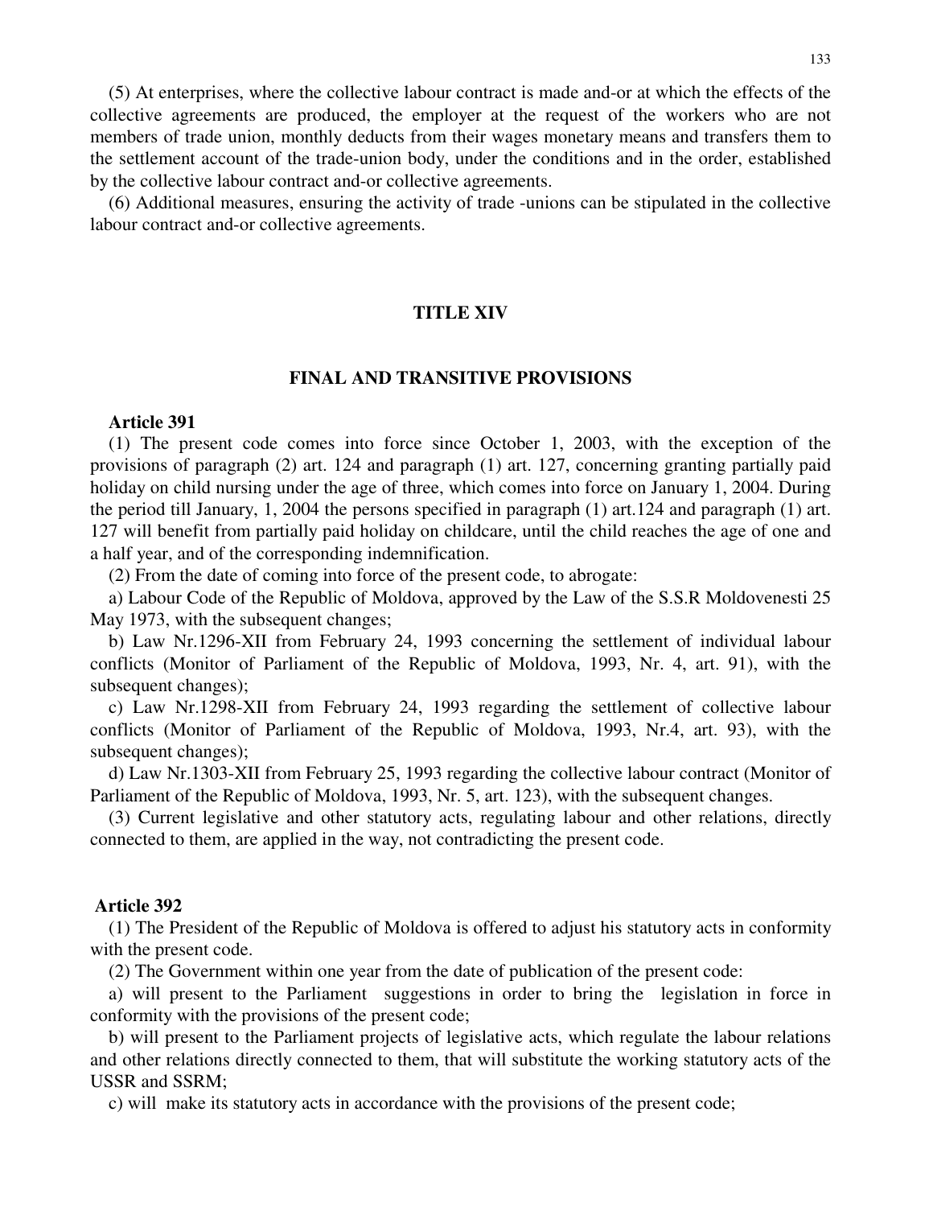(5) At enterprises, where the collective labour contract is made and-or at which the effects of the collective agreements are produced, the employer at the request of the workers who are not members of trade union, monthly deducts from their wages monetary means and transfers them to the settlement account of the trade-union body, under the conditions and in the order, established by the collective labour contract and-or collective agreements.

(6) Additional measures, ensuring the activity of trade -unions can be stipulated in the collective labour contract and-or collective agreements.

# TITLE XIV

## FINAL AND TRANSITIVE PROVISIONS

**Article 391**

(1) The present code comes into force since October 1, 2003, with the exception of the provisions of paragraph (2) art. 124 and paragraph (1) art. 127, concerning granting partially paid holiday on child nursing under the age of three, which comes into force on January 1, 2004. During the period till January, 1, 2004 the persons specified in paragraph (1) art.124 and paragraph (1) art. 127 will benefit from partially paid holiday on childcare, until the child reaches the age of one and a half year, and of the corresponding indemnification.

(2) From the date of coming into force of the present code, to abrogate:

a) Labour Code of the Republic of Moldova, approved by the Law of the S.S.R Moldovenesti 25 May 1973, with the subsequent changes;

b) Law Nr.1296-XII from February 24, 1993 concerning the settlement of individual labour conflicts (Monitor of Parliament of the Republic of Moldova, 1993, Nr. 4, art. 91), with the subsequent changes);

c) Law Nr.1298-XII from February 24, 1993 regarding the settlement of collective labour conflicts (Monitor of Parliament of the Republic of Moldova, 1993, Nr.4, art. 93), with the subsequent changes);

d) Law Nr.1303-XII from February 25, 1993 regarding the collective labour contract (Monitor of Parliament of the Republic of Moldova, 1993, Nr. 5, art. 123), with the subsequent changes.

(3) Current legislative and other statutory acts, regulating labour and other relations, directly connected to them, are applied in the way, not contradicting the present code.

**Article 392**

(1) The President of the Republic of Moldova is offered to adjust his statutory acts in conformity with the present code.

(2) The Government within one year from the date of publication of the present code:

a) will present to the Parliament suggestions in order to bring the legislation in force in conformity with the provisions of the present code;

b) will present to the Parliament projects of legislative acts, which regulate the labour relations and other relations directly connected to them, that will substitute the working statutory acts of the USSR and SSRM;

c) will make its statutory acts in accordance with the provisions of the present code;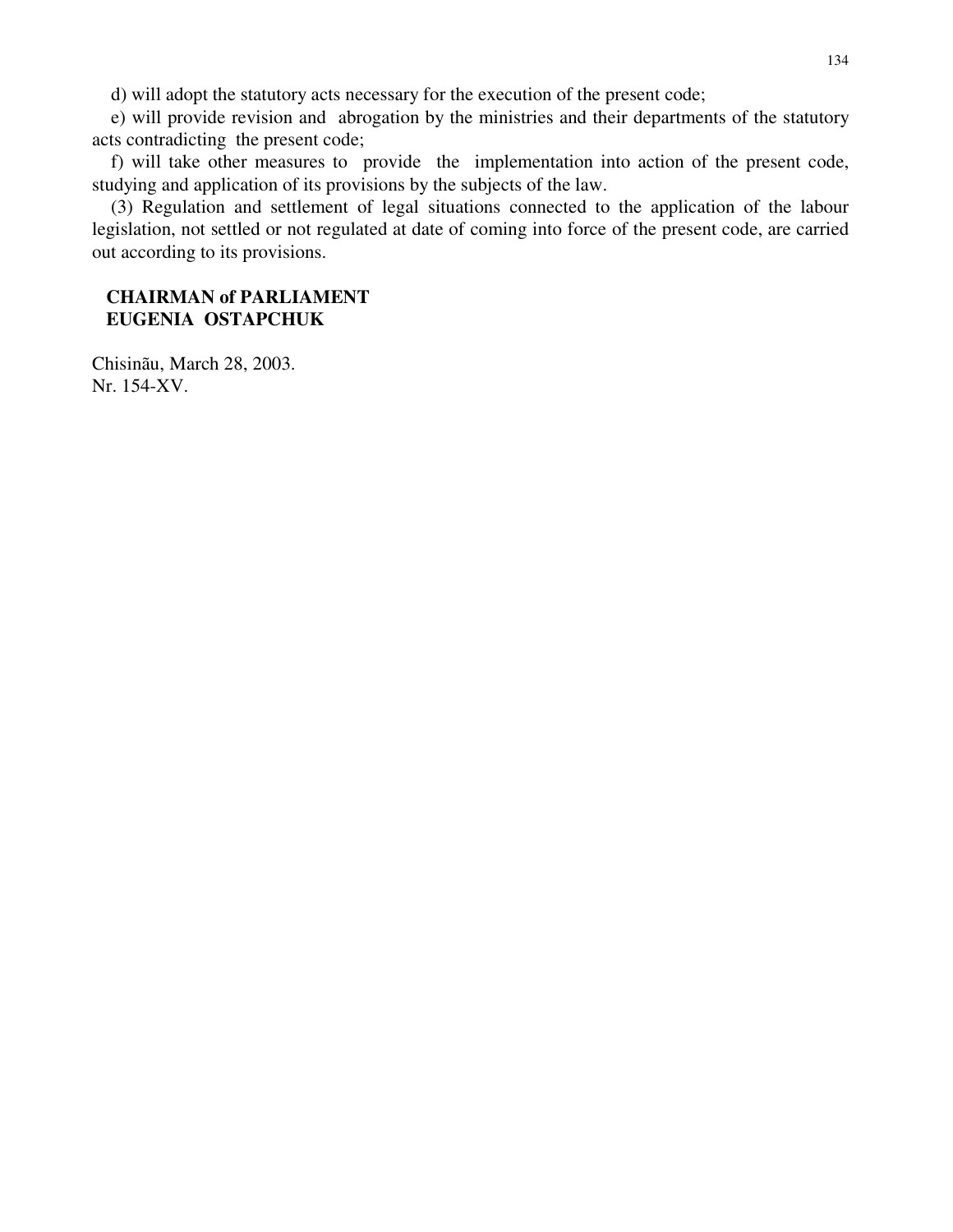d) will adopt the statutory acts necessary for the execution of the present code;

e) will provide revision and abrogation by the ministries and their departments of the statutory acts contradicting the present code;

f) will take other measures to provide the implementation into action of the present code, studying and application of its provisions by the subjects of the law.

(3) Regulation and settlement of legal situations connected to the application of the labour legislation, not settled or not regulated at date of coming into force of the present code, are carried out according to its provisions.

**CHAIRMAN of PARLIAMENT**
**EUGENIA OSTAPCHUK**

Chisinãu, March 28, 2003.
Nr. 154-XV.